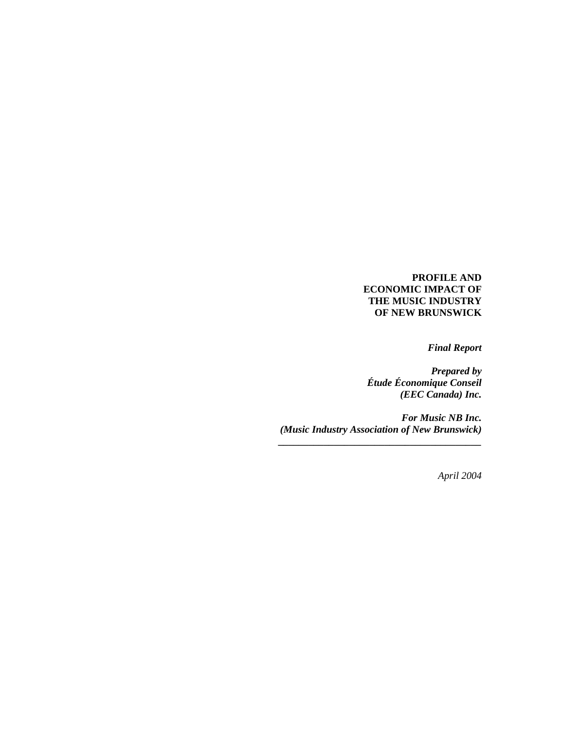# PROFILE AND ECONOMIC IMPACT OF THE MUSIC INDUSTRY OF NEW BRUNSWICK

***Final Report***

***Prepared by***
***Étude Économique Conseil***
***(EEC Canada) Inc.***

***For Music NB Inc.***
***(Music Industry Association of New Brunswick)***

---

*April 2004*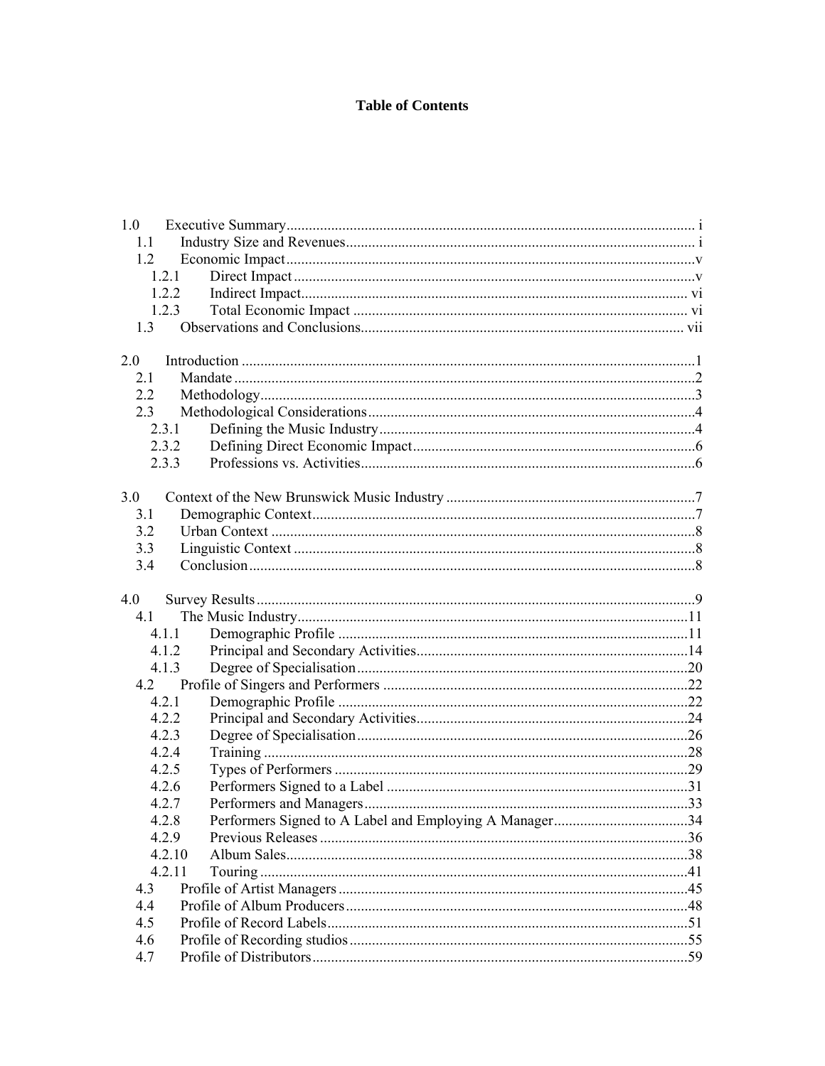# Table of Contents

1.0 Executive Summary ..... i
- 1.1 Industry Size and Revenues ..... i
- 1.2 Economic Impact ..... v
  - 1.2.1 Direct Impact ..... v
  - 1.2.2 Indirect Impact ..... vi
  - 1.2.3 Total Economic Impact ..... vi
- 1.3 Observations and Conclusions ..... vii

2.0 Introduction ..... 1
- 2.1 Mandate ..... 2
- 2.2 Methodology ..... 3
- 2.3 Methodological Considerations ..... 4
  - 2.3.1 Defining the Music Industry ..... 4
  - 2.3.2 Defining Direct Economic Impact ..... 6
  - 2.3.3 Professions vs. Activities ..... 6

3.0 Context of the New Brunswick Music Industry ..... 7
- 3.1 Demographic Context ..... 7
- 3.2 Urban Context ..... 8
- 3.3 Linguistic Context ..... 8
- 3.4 Conclusion ..... 8

4.0 Survey Results ..... 9
- 4.1 The Music Industry ..... 11
  - 4.1.1 Demographic Profile ..... 11
  - 4.1.2 Principal and Secondary Activities ..... 14
  - 4.1.3 Degree of Specialisation ..... 20
- 4.2 Profile of Singers and Performers ..... 22
  - 4.2.1 Demographic Profile ..... 22
  - 4.2.2 Principal and Secondary Activities ..... 24
  - 4.2.3 Degree of Specialisation ..... 26
  - 4.2.4 Training ..... 28
  - 4.2.5 Types of Performers ..... 29
  - 4.2.6 Performers Signed to a Label ..... 31
  - 4.2.7 Performers and Managers ..... 33
  - 4.2.8 Performers Signed to A Label and Employing A Manager ..... 34
  - 4.2.9 Previous Releases ..... 36
  - 4.2.10 Album Sales ..... 38
  - 4.2.11 Touring ..... 41
- 4.3 Profile of Artist Managers ..... 45
- 4.4 Profile of Album Producers ..... 48
- 4.5 Profile of Record Labels ..... 51
- 4.6 Profile of Recording studios ..... 55
- 4.7 Profile of Distributors ..... 59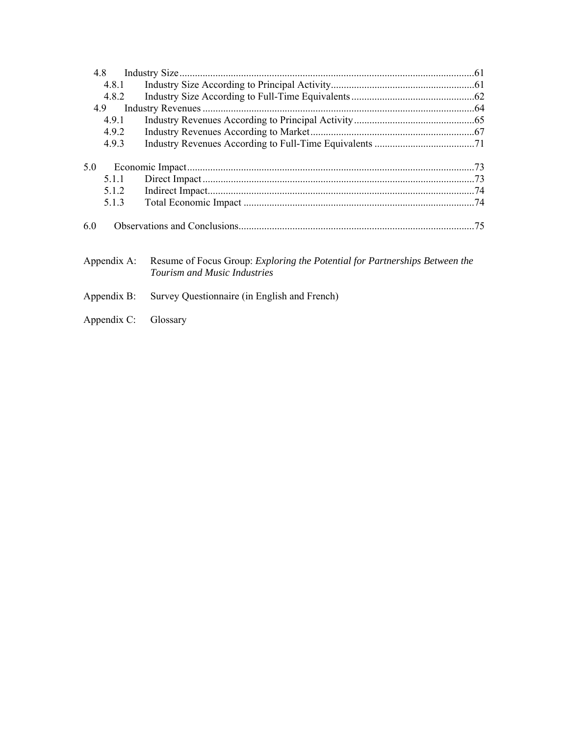4.8 Industry Size ......................................................................................................61
 4.8.1 Industry Size According to Principal Activity........................................................61
 4.8.2 Industry Size According to Full-Time Equivalents ................................................62
4.9 Industry Revenues ..................................................................................................64
 4.9.1 Industry Revenues According to Principal Activity ...............................................65
 4.9.2 Industry Revenues According to Market................................................................67
 4.9.3 Industry Revenues According to Full-Time Equivalents .......................................71

5.0 Economic Impact......................................................................................................73
 5.1.1 Direct Impact ..........................................................................................................73
 5.1.2 Indirect Impact........................................................................................................74
 5.1.3 Total Economic Impact ..........................................................................................74

6.0 Observations and Conclusions..................................................................................75

Appendix A: Resume of Focus Group: *Exploring the Potential for Partnerships Between the Tourism and Music Industries*

Appendix B: Survey Questionnaire (in English and French)

Appendix C: Glossary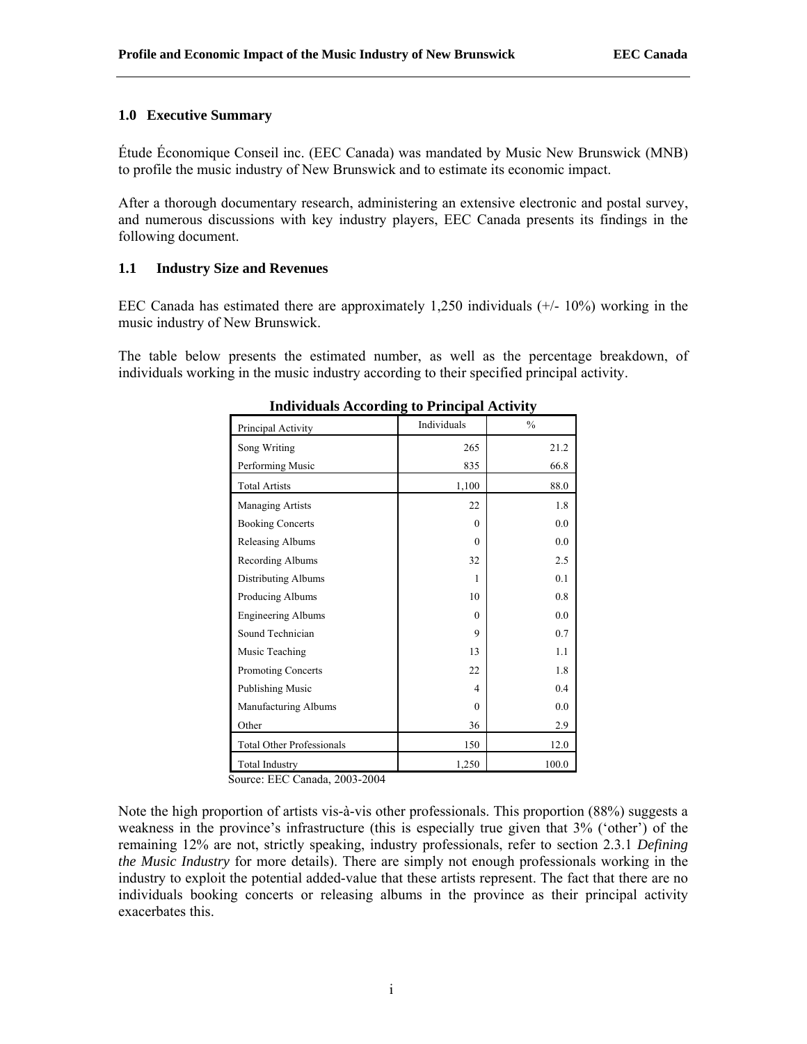## 1.0 Executive Summary

Étude Économique Conseil inc. (EEC Canada) was mandated by Music New Brunswick (MNB) to profile the music industry of New Brunswick and to estimate its economic impact.

After a thorough documentary research, administering an extensive electronic and postal survey, and numerous discussions with key industry players, EEC Canada presents its findings in the following document.

### 1.1 Industry Size and Revenues

EEC Canada has estimated there are approximately 1,250 individuals (+/- 10%) working in the music industry of New Brunswick.

The table below presents the estimated number, as well as the percentage breakdown, of individuals working in the music industry according to their specified principal activity.

**Individuals According to Principal Activity**

| Principal Activity | Individuals | % |
|---|---|---|
| Song Writing | 265 | 21.2 |
| Performing Music | 835 | 66.8 |
| Total Artists | 1,100 | 88.0 |
| Managing Artists | 22 | 1.8 |
| Booking Concerts | 0 | 0.0 |
| Releasing Albums | 0 | 0.0 |
| Recording Albums | 32 | 2.5 |
| Distributing Albums | 1 | 0.1 |
| Producing Albums | 10 | 0.8 |
| Engineering Albums | 0 | 0.0 |
| Sound Technician | 9 | 0.7 |
| Music Teaching | 13 | 1.1 |
| Promoting Concerts | 22 | 1.8 |
| Publishing Music | 4 | 0.4 |
| Manufacturing Albums | 0 | 0.0 |
| Other | 36 | 2.9 |
| Total Other Professionals | 150 | 12.0 |
| Total Industry | 1,250 | 100.0 |

Source: EEC Canada, 2003-2004

Note the high proportion of artists vis-à-vis other professionals. This proportion (88%) suggests a weakness in the province's infrastructure (this is especially true given that 3% ('other') of the remaining 12% are not, strictly speaking, industry professionals, refer to section 2.3.1 *Defining the Music Industry* for more details). There are simply not enough professionals working in the industry to exploit the potential added-value that these artists represent. The fact that there are no individuals booking concerts or releasing albums in the province as their principal activity exacerbates this.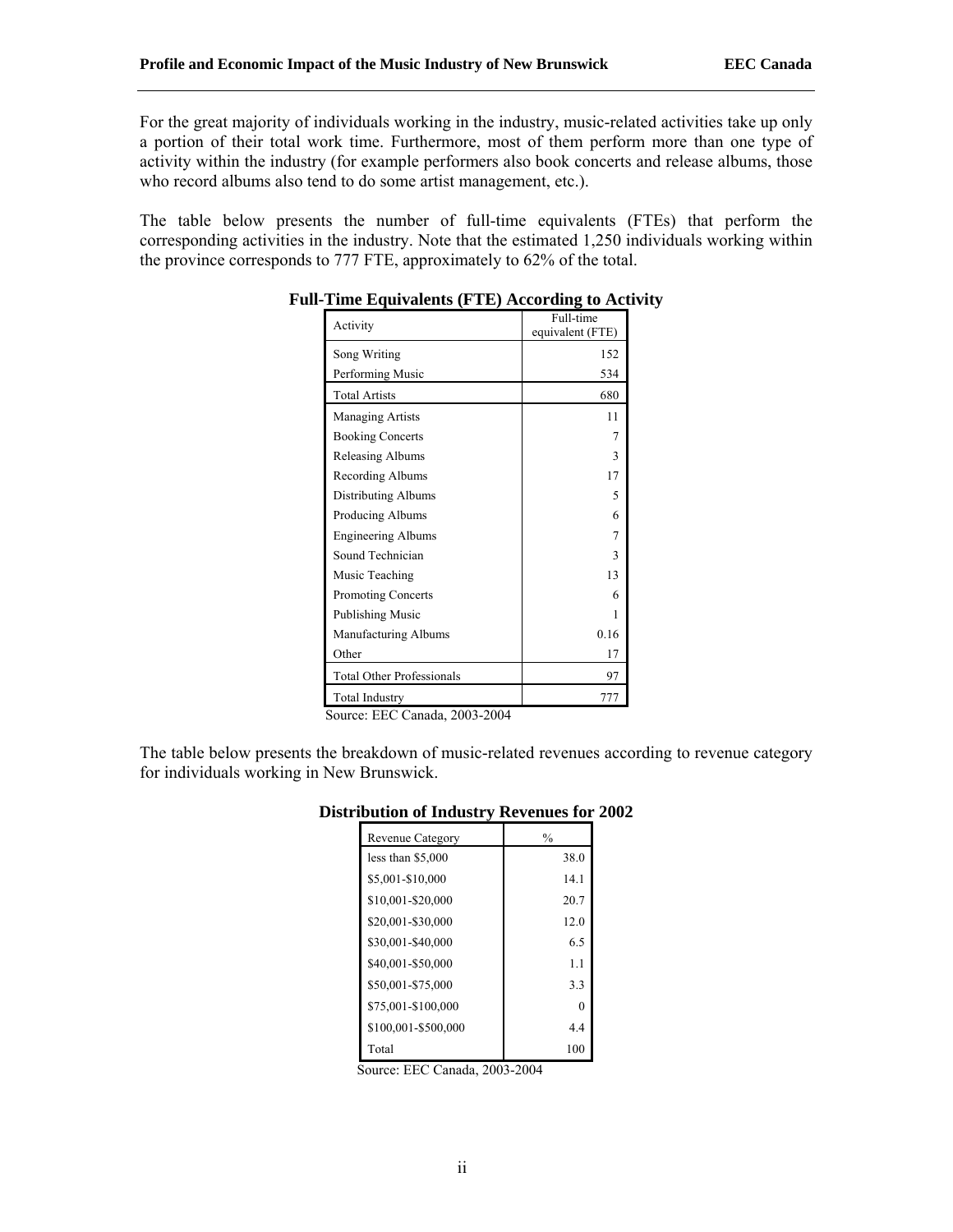For the great majority of individuals working in the industry, music-related activities take up only a portion of their total work time. Furthermore, most of them perform more than one type of activity within the industry (for example performers also book concerts and release albums, those who record albums also tend to do some artist management, etc.).

The table below presents the number of full-time equivalents (FTEs) that perform the corresponding activities in the industry. Note that the estimated 1,250 individuals working within the province corresponds to 777 FTE, approximately to 62% of the total.

**Full-Time Equivalents (FTE) According to Activity**

| Activity | Full-time equivalent (FTE) |
|---|---|
| Song Writing | 152 |
| Performing Music | 534 |
| Total Artists | 680 |
| Managing Artists | 11 |
| Booking Concerts | 7 |
| Releasing Albums | 3 |
| Recording Albums | 17 |
| Distributing Albums | 5 |
| Producing Albums | 6 |
| Engineering Albums | 7 |
| Sound Technician | 3 |
| Music Teaching | 13 |
| Promoting Concerts | 6 |
| Publishing Music | 1 |
| Manufacturing Albums | 0.16 |
| Other | 17 |
| Total Other Professionals | 97 |
| Total Industry | 777 |

Source: EEC Canada, 2003-2004

The table below presents the breakdown of music-related revenues according to revenue category for individuals working in New Brunswick.

**Distribution of Industry Revenues for 2002**

| Revenue Category | % |
|---|---|
| less than $5,000 | 38.0 |
| $5,001-$10,000 | 14.1 |
| $10,001-$20,000 | 20.7 |
| $20,001-$30,000 | 12.0 |
| $30,001-$40,000 | 6.5 |
| $40,001-$50,000 | 1.1 |
| $50,001-$75,000 | 3.3 |
| $75,001-$100,000 | 0 |
| $100,001-$500,000 | 4.4 |
| Total | 100 |

Source: EEC Canada, 2003-2004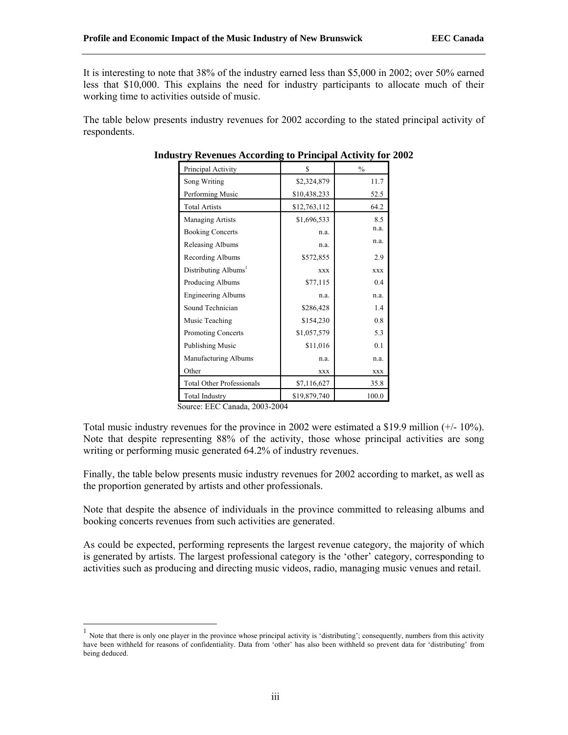It is interesting to note that 38% of the industry earned less than $5,000 in 2002; over 50% earned less that $10,000. This explains the need for industry participants to allocate much of their working time to activities outside of music.

The table below presents industry revenues for 2002 according to the stated principal activity of respondents.

**Industry Revenues According to Principal Activity for 2002**

| Principal Activity | $ | % |
|---|---|---|
| Song Writing | $2,324,879 | 11.7 |
| Performing Music | $10,438,233 | 52.5 |
| Total Artists | $12,763,112 | 64.2 |
| Managing Artists | $1,696,533 | 8.5 |
| Booking Concerts | n.a. | n.a. |
| Releasing Albums | n.a. | n.a. |
| Recording Albums | $572,855 | 2.9 |
| Distributing Albums[1] | xxx | xxx |
| Producing Albums | $77,115 | 0.4 |
| Engineering Albums | n.a. | n.a. |
| Sound Technician | $286,428 | 1.4 |
| Music Teaching | $154,230 | 0.8 |
| Promoting Concerts | $1,057,579 | 5.3 |
| Publishing Music | $11,016 | 0.1 |
| Manufacturing Albums | n.a. | n.a. |
| Other | xxx | xxx |
| Total Other Professionals | $7,116,627 | 35.8 |
| Total Industry | $19,879,740 | 100.0 |

Source: EEC Canada, 2003-2004

Total music industry revenues for the province in 2002 were estimated a $19.9 million (+/- 10%). Note that despite representing 88% of the activity, those whose principal activities are song writing or performing music generated 64.2% of industry revenues.

Finally, the table below presents music industry revenues for 2002 according to market, as well as the proportion generated by artists and other professionals.

Note that despite the absence of individuals in the province committed to releasing albums and booking concerts revenues from such activities are generated.

As could be expected, performing represents the largest revenue category, the majority of which is generated by artists. The largest professional category is the 'other' category, corresponding to activities such as producing and directing music videos, radio, managing music venues and retail.

[1] Note that there is only one player in the province whose principal activity is 'distributing'; consequently, numbers from this activity have been withheld for reasons of confidentiality. Data from 'other' has also been withheld so prevent data for 'distributing' from being deduced.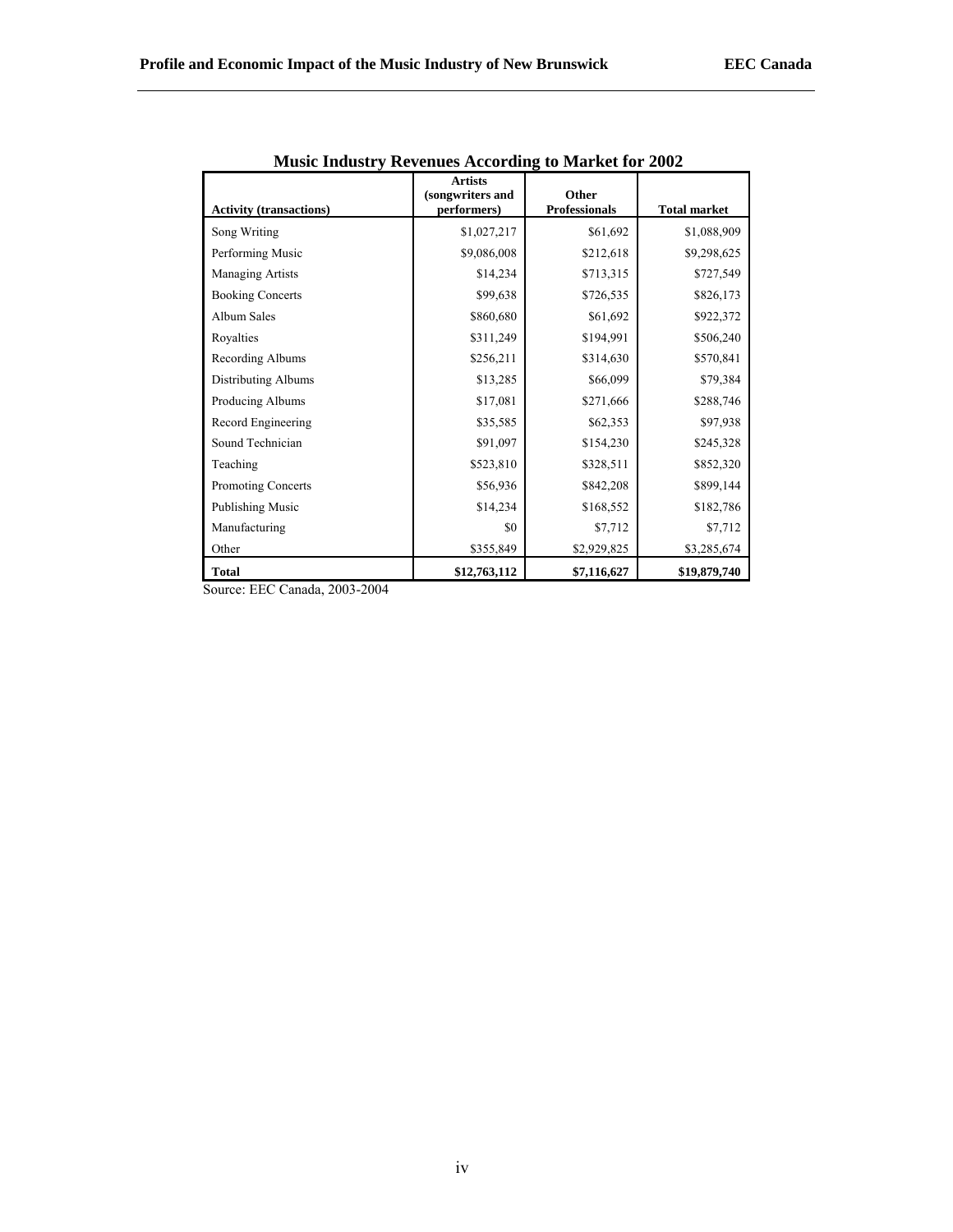**Music Industry Revenues According to Market for 2002**

| Activity (transactions) | Artists (songwriters and performers) | Other Professionals | Total market |
|---|---|---|---|
| Song Writing | $1,027,217 | $61,692 | $1,088,909 |
| Performing Music | $9,086,008 | $212,618 | $9,298,625 |
| Managing Artists | $14,234 | $713,315 | $727,549 |
| Booking Concerts | $99,638 | $726,535 | $826,173 |
| Album Sales | $860,680 | $61,692 | $922,372 |
| Royalties | $311,249 | $194,991 | $506,240 |
| Recording Albums | $256,211 | $314,630 | $570,841 |
| Distributing Albums | $13,285 | $66,099 | $79,384 |
| Producing Albums | $17,081 | $271,666 | $288,746 |
| Record Engineering | $35,585 | $62,353 | $97,938 |
| Sound Technician | $91,097 | $154,230 | $245,328 |
| Teaching | $523,810 | $328,511 | $852,320 |
| Promoting Concerts | $56,936 | $842,208 | $899,144 |
| Publishing Music | $14,234 | $168,552 | $182,786 |
| Manufacturing | $0 | $7,712 | $7,712 |
| Other | $355,849 | $2,929,825 | $3,285,674 |
| **Total** | **$12,763,112** | **$7,116,627** | **$19,879,740** |

Source: EEC Canada, 2003-2004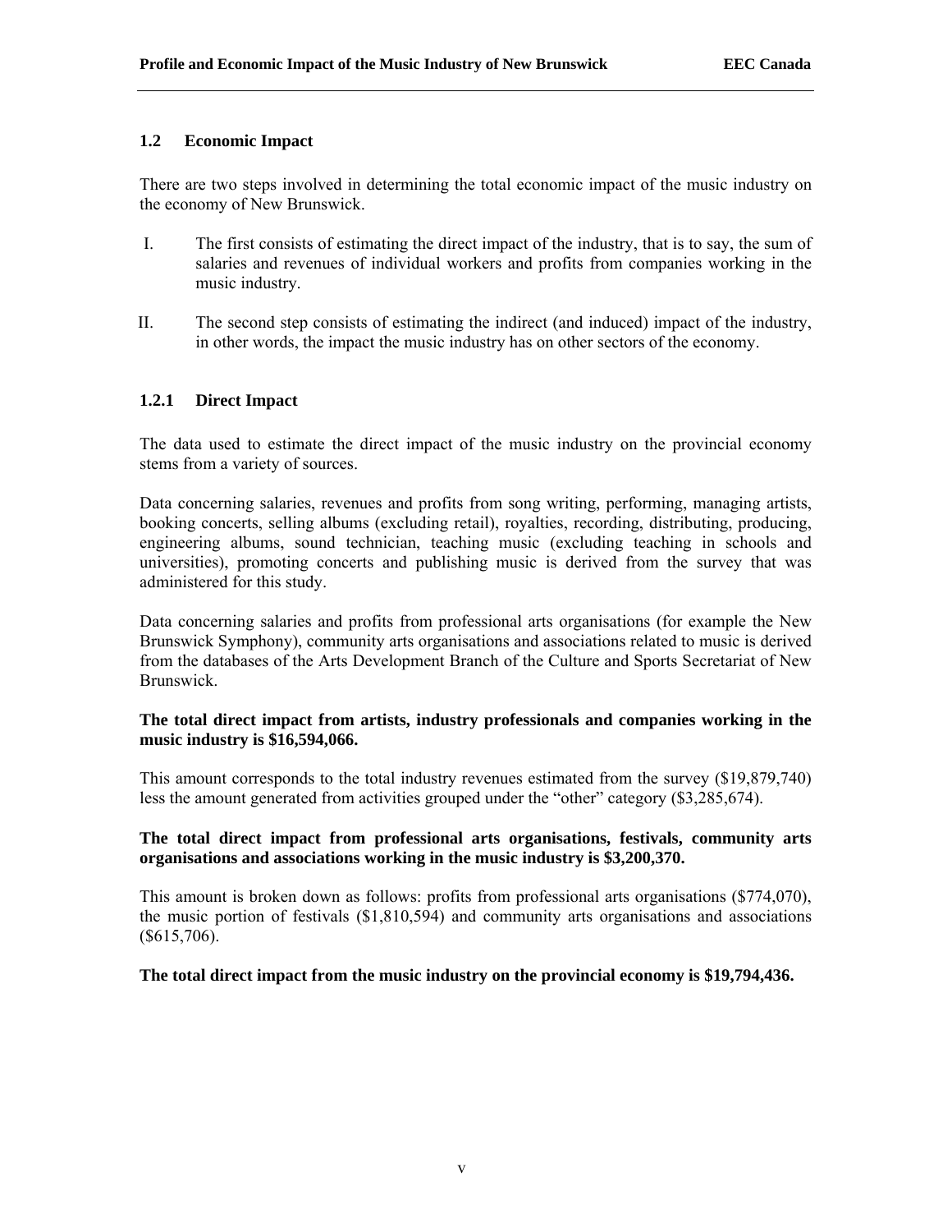## 1.2 Economic Impact

There are two steps involved in determining the total economic impact of the music industry on the economy of New Brunswick.

I. The first consists of estimating the direct impact of the industry, that is to say, the sum of salaries and revenues of individual workers and profits from companies working in the music industry.

II. The second step consists of estimating the indirect (and induced) impact of the industry, in other words, the impact the music industry has on other sectors of the economy.

### 1.2.1 Direct Impact

The data used to estimate the direct impact of the music industry on the provincial economy stems from a variety of sources.

Data concerning salaries, revenues and profits from song writing, performing, managing artists, booking concerts, selling albums (excluding retail), royalties, recording, distributing, producing, engineering albums, sound technician, teaching music (excluding teaching in schools and universities), promoting concerts and publishing music is derived from the survey that was administered for this study.

Data concerning salaries and profits from professional arts organisations (for example the New Brunswick Symphony), community arts organisations and associations related to music is derived from the databases of the Arts Development Branch of the Culture and Sports Secretariat of New Brunswick.

**The total direct impact from artists, industry professionals and companies working in the music industry is $16,594,066.**

This amount corresponds to the total industry revenues estimated from the survey ($19,879,740) less the amount generated from activities grouped under the "other" category ($3,285,674).

**The total direct impact from professional arts organisations, festivals, community arts organisations and associations working in the music industry is $3,200,370.**

This amount is broken down as follows: profits from professional arts organisations ($774,070), the music portion of festivals ($1,810,594) and community arts organisations and associations ($615,706).

**The total direct impact from the music industry on the provincial economy is $19,794,436.**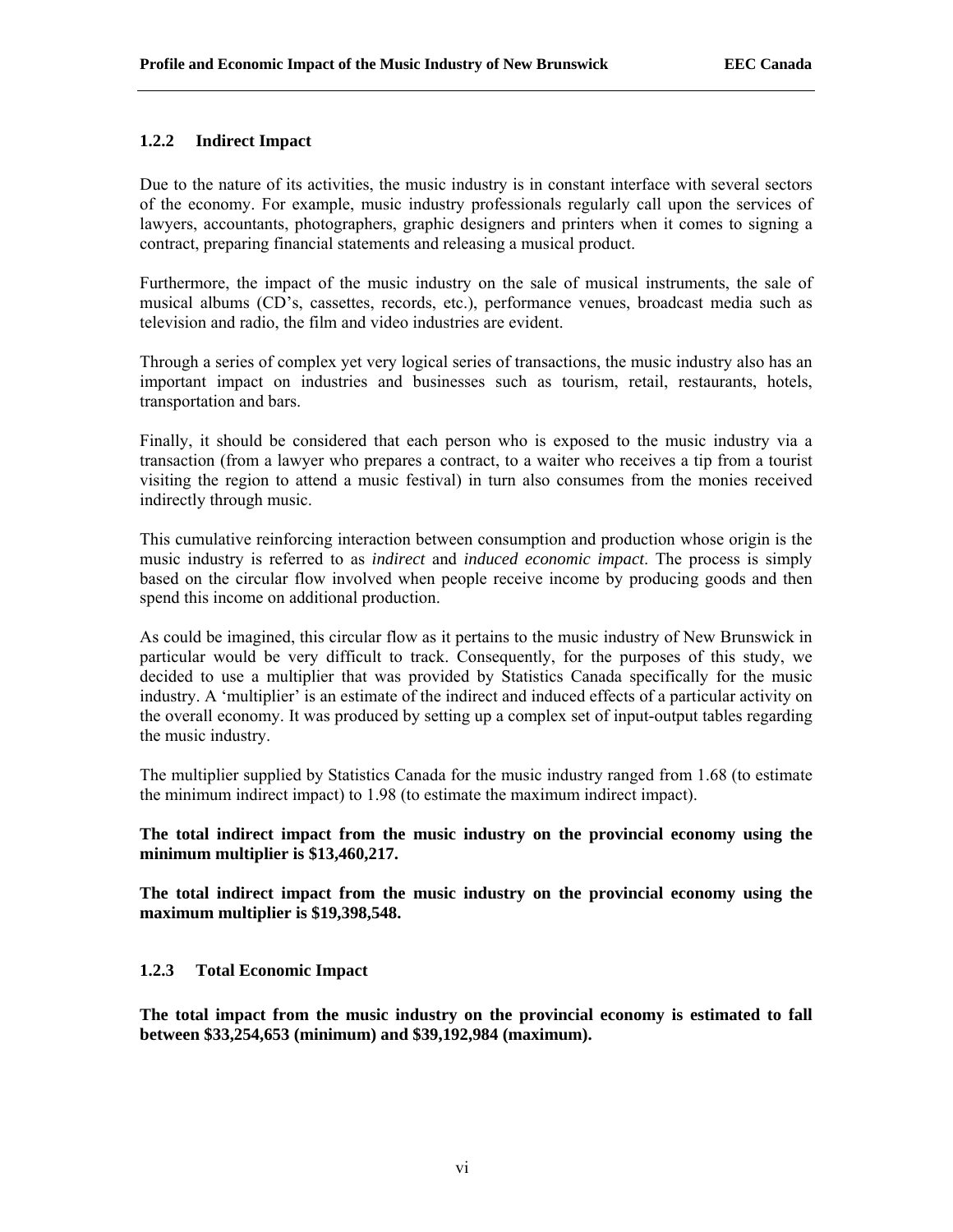### 1.2.2 Indirect Impact

Due to the nature of its activities, the music industry is in constant interface with several sectors of the economy. For example, music industry professionals regularly call upon the services of lawyers, accountants, photographers, graphic designers and printers when it comes to signing a contract, preparing financial statements and releasing a musical product.

Furthermore, the impact of the music industry on the sale of musical instruments, the sale of musical albums (CD's, cassettes, records, etc.), performance venues, broadcast media such as television and radio, the film and video industries are evident.

Through a series of complex yet very logical series of transactions, the music industry also has an important impact on industries and businesses such as tourism, retail, restaurants, hotels, transportation and bars.

Finally, it should be considered that each person who is exposed to the music industry via a transaction (from a lawyer who prepares a contract, to a waiter who receives a tip from a tourist visiting the region to attend a music festival) in turn also consumes from the monies received indirectly through music.

This cumulative reinforcing interaction between consumption and production whose origin is the music industry is referred to as *indirect* and *induced economic impact*. The process is simply based on the circular flow involved when people receive income by producing goods and then spend this income on additional production.

As could be imagined, this circular flow as it pertains to the music industry of New Brunswick in particular would be very difficult to track. Consequently, for the purposes of this study, we decided to use a multiplier that was provided by Statistics Canada specifically for the music industry. A 'multiplier' is an estimate of the indirect and induced effects of a particular activity on the overall economy. It was produced by setting up a complex set of input-output tables regarding the music industry.

The multiplier supplied by Statistics Canada for the music industry ranged from 1.68 (to estimate the minimum indirect impact) to 1.98 (to estimate the maximum indirect impact).

**The total indirect impact from the music industry on the provincial economy using the minimum multiplier is $13,460,217.**

**The total indirect impact from the music industry on the provincial economy using the maximum multiplier is $19,398,548.**

### 1.2.3 Total Economic Impact

**The total impact from the music industry on the provincial economy is estimated to fall between $33,254,653 (minimum) and $39,192,984 (maximum).**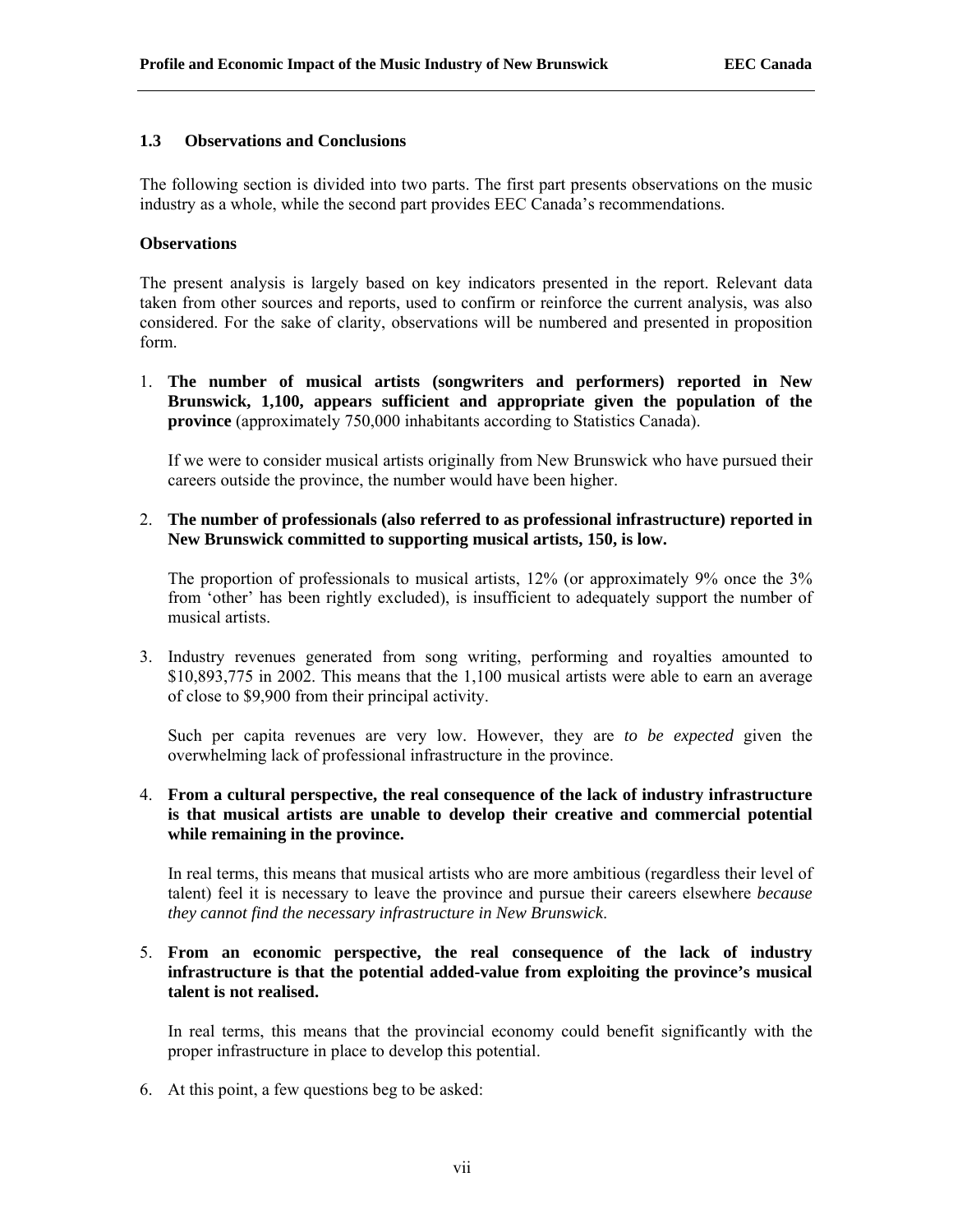## 1.3 Observations and Conclusions

The following section is divided into two parts. The first part presents observations on the music industry as a whole, while the second part provides EEC Canada's recommendations.

**Observations**

The present analysis is largely based on key indicators presented in the report. Relevant data taken from other sources and reports, used to confirm or reinforce the current analysis, was also considered. For the sake of clarity, observations will be numbered and presented in proposition form.

1. **The number of musical artists (songwriters and performers) reported in New Brunswick, 1,100, appears sufficient and appropriate given the population of the province** (approximately 750,000 inhabitants according to Statistics Canada).

   If we were to consider musical artists originally from New Brunswick who have pursued their careers outside the province, the number would have been higher.

2. **The number of professionals (also referred to as professional infrastructure) reported in New Brunswick committed to supporting musical artists, 150, is low.**

   The proportion of professionals to musical artists, 12% (or approximately 9% once the 3% from 'other' has been rightly excluded), is insufficient to adequately support the number of musical artists.

3. Industry revenues generated from song writing, performing and royalties amounted to $10,893,775 in 2002. This means that the 1,100 musical artists were able to earn an average of close to $9,900 from their principal activity.

   Such per capita revenues are very low. However, they are *to be expected* given the overwhelming lack of professional infrastructure in the province.

4. **From a cultural perspective, the real consequence of the lack of industry infrastructure is that musical artists are unable to develop their creative and commercial potential while remaining in the province.**

   In real terms, this means that musical artists who are more ambitious (regardless their level of talent) feel it is necessary to leave the province and pursue their careers elsewhere *because they cannot find the necessary infrastructure in New Brunswick*.

5. **From an economic perspective, the real consequence of the lack of industry infrastructure is that the potential added-value from exploiting the province's musical talent is not realised.**

   In real terms, this means that the provincial economy could benefit significantly with the proper infrastructure in place to develop this potential.

6. At this point, a few questions beg to be asked: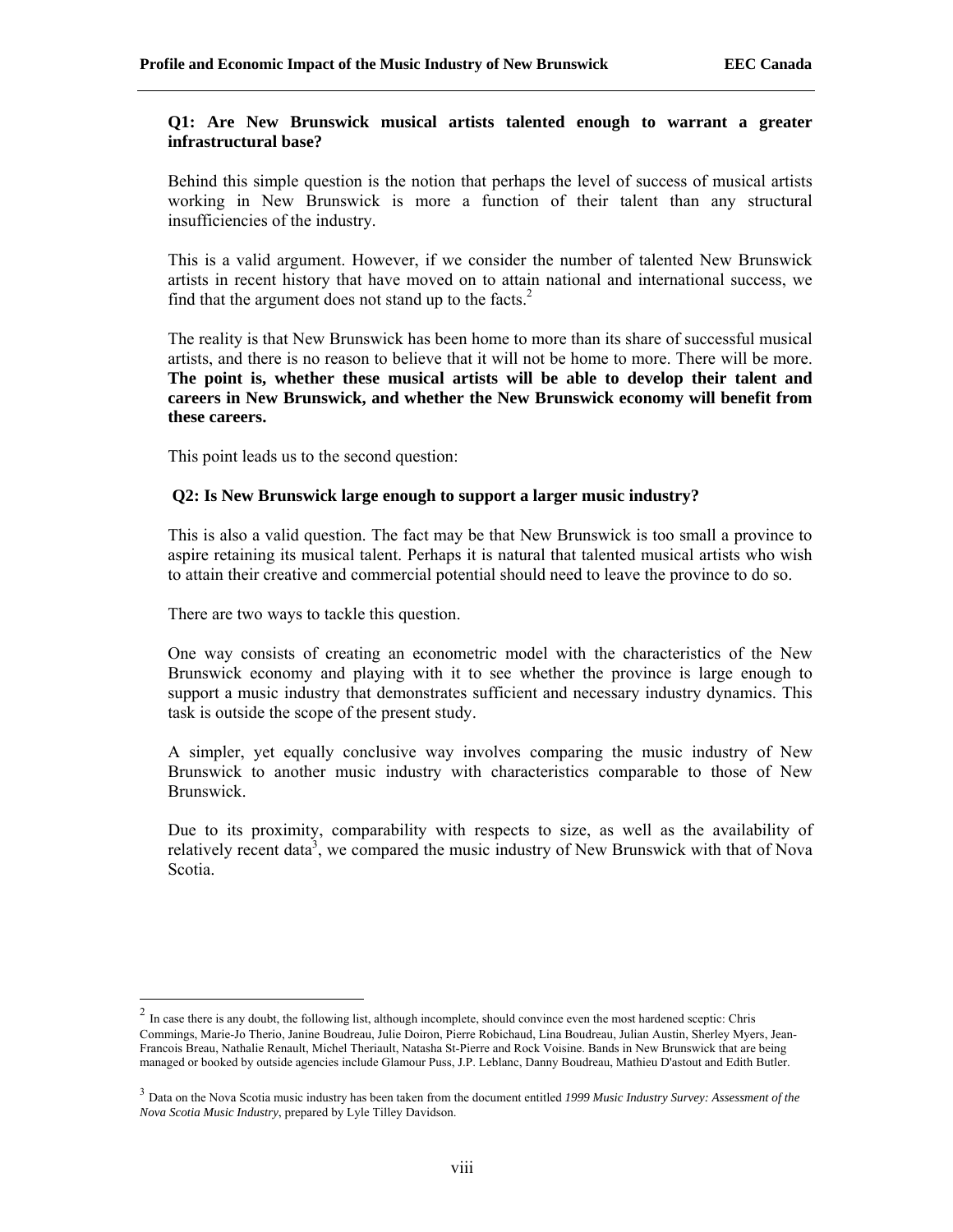**Q1: Are New Brunswick musical artists talented enough to warrant a greater infrastructural base?**

Behind this simple question is the notion that perhaps the level of success of musical artists working in New Brunswick is more a function of their talent than any structural insufficiencies of the industry.

This is a valid argument. However, if we consider the number of talented New Brunswick artists in recent history that have moved on to attain national and international success, we find that the argument does not stand up to the facts.[2]

The reality is that New Brunswick has been home to more than its share of successful musical artists, and there is no reason to believe that it will not be home to more. There will be more. **The point is, whether these musical artists will be able to develop their talent and careers in New Brunswick, and whether the New Brunswick economy will benefit from these careers.**

This point leads us to the second question:

**Q2: Is New Brunswick large enough to support a larger music industry?**

This is also a valid question. The fact may be that New Brunswick is too small a province to aspire retaining its musical talent. Perhaps it is natural that talented musical artists who wish to attain their creative and commercial potential should need to leave the province to do so.

There are two ways to tackle this question.

One way consists of creating an econometric model with the characteristics of the New Brunswick economy and playing with it to see whether the province is large enough to support a music industry that demonstrates sufficient and necessary industry dynamics. This task is outside the scope of the present study.

A simpler, yet equally conclusive way involves comparing the music industry of New Brunswick to another music industry with characteristics comparable to those of New Brunswick.

Due to its proximity, comparability with respects to size, as well as the availability of relatively recent data[3], we compared the music industry of New Brunswick with that of Nova Scotia.

---

[2] In case there is any doubt, the following list, although incomplete, should convince even the most hardened sceptic: Chris Commings, Marie-Jo Therio, Janine Boudreau, Julie Doiron, Pierre Robichaud, Lina Boudreau, Julian Austin, Sherley Myers, Jean-Francois Breau, Nathalie Renault, Michel Theriault, Natasha St-Pierre and Rock Voisine. Bands in New Brunswick that are being managed or booked by outside agencies include Glamour Puss, J.P. Leblanc, Danny Boudreau, Mathieu D'astout and Edith Butler.

[3] Data on the Nova Scotia music industry has been taken from the document entitled *1999 Music Industry Survey: Assessment of the Nova Scotia Music Industry*, prepared by Lyle Tilley Davidson.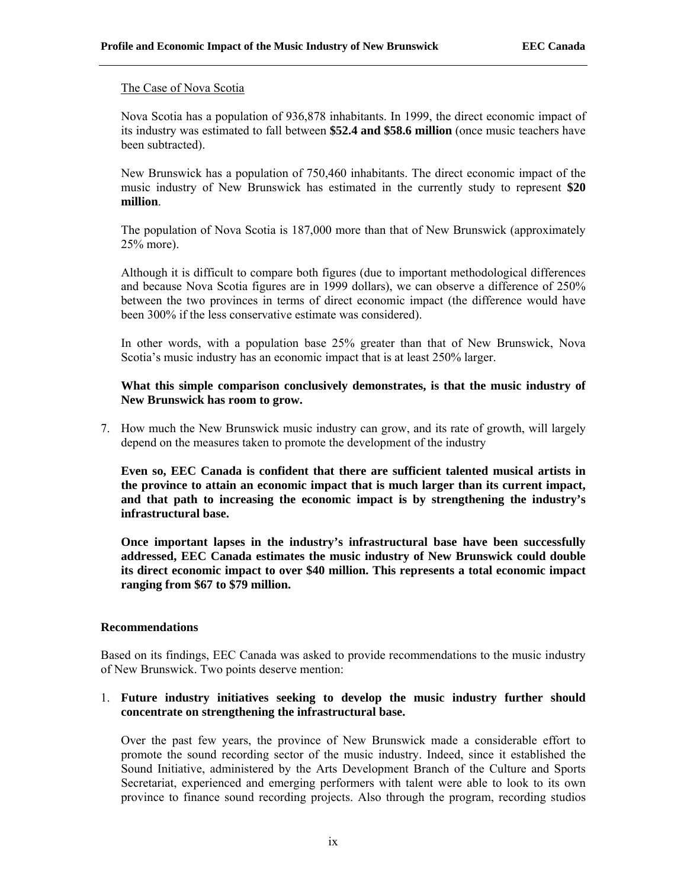The Case of Nova Scotia

Nova Scotia has a population of 936,878 inhabitants. In 1999, the direct economic impact of its industry was estimated to fall between **$52.4 and $58.6 million** (once music teachers have been subtracted).

New Brunswick has a population of 750,460 inhabitants. The direct economic impact of the music industry of New Brunswick has estimated in the currently study to represent **$20 million**.

The population of Nova Scotia is 187,000 more than that of New Brunswick (approximately 25% more).

Although it is difficult to compare both figures (due to important methodological differences and because Nova Scotia figures are in 1999 dollars), we can observe a difference of 250% between the two provinces in terms of direct economic impact (the difference would have been 300% if the less conservative estimate was considered).

In other words, with a population base 25% greater than that of New Brunswick, Nova Scotia's music industry has an economic impact that is at least 250% larger.

**What this simple comparison conclusively demonstrates, is that the music industry of New Brunswick has room to grow.**

7. How much the New Brunswick music industry can grow, and its rate of growth, will largely depend on the measures taken to promote the development of the industry

   **Even so, EEC Canada is confident that there are sufficient talented musical artists in the province to attain an economic impact that is much larger than its current impact, and that path to increasing the economic impact is by strengthening the industry's infrastructural base.**

   **Once important lapses in the industry's infrastructural base have been successfully addressed, EEC Canada estimates the music industry of New Brunswick could double its direct economic impact to over $40 million. This represents a total economic impact ranging from $67 to $79 million.**

**Recommendations**

Based on its findings, EEC Canada was asked to provide recommendations to the music industry of New Brunswick. Two points deserve mention:

1. **Future industry initiatives seeking to develop the music industry further should concentrate on strengthening the infrastructural base.**

   Over the past few years, the province of New Brunswick made a considerable effort to promote the sound recording sector of the music industry. Indeed, since it established the Sound Initiative, administered by the Arts Development Branch of the Culture and Sports Secretariat, experienced and emerging performers with talent were able to look to its own province to finance sound recording projects. Also through the program, recording studios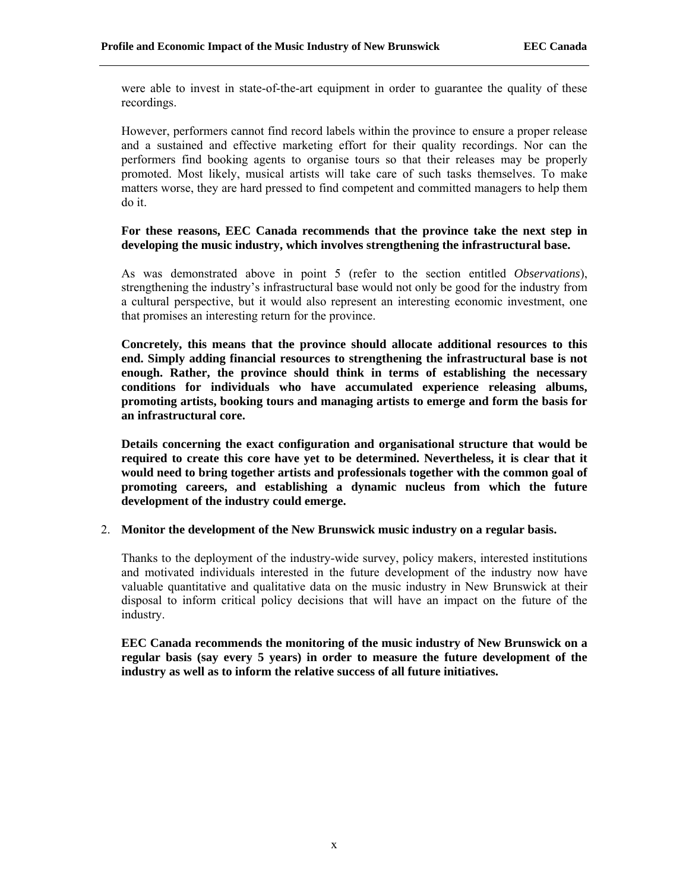were able to invest in state-of-the-art equipment in order to guarantee the quality of these recordings.

However, performers cannot find record labels within the province to ensure a proper release and a sustained and effective marketing effort for their quality recordings. Nor can the performers find booking agents to organise tours so that their releases may be properly promoted. Most likely, musical artists will take care of such tasks themselves. To make matters worse, they are hard pressed to find competent and committed managers to help them do it.

**For these reasons, EEC Canada recommends that the province take the next step in developing the music industry, which involves strengthening the infrastructural base.**

As was demonstrated above in point 5 (refer to the section entitled *Observations*), strengthening the industry's infrastructural base would not only be good for the industry from a cultural perspective, but it would also represent an interesting economic investment, one that promises an interesting return for the province.

**Concretely, this means that the province should allocate additional resources to this end. Simply adding financial resources to strengthening the infrastructural base is not enough. Rather, the province should think in terms of establishing the necessary conditions for individuals who have accumulated experience releasing albums, promoting artists, booking tours and managing artists to emerge and form the basis for an infrastructural core.**

**Details concerning the exact configuration and organisational structure that would be required to create this core have yet to be determined. Nevertheless, it is clear that it would need to bring together artists and professionals together with the common goal of promoting careers, and establishing a dynamic nucleus from which the future development of the industry could emerge.**

2. **Monitor the development of the New Brunswick music industry on a regular basis.**

   Thanks to the deployment of the industry-wide survey, policy makers, interested institutions and motivated individuals interested in the future development of the industry now have valuable quantitative and qualitative data on the music industry in New Brunswick at their disposal to inform critical policy decisions that will have an impact on the future of the industry.

   **EEC Canada recommends the monitoring of the music industry of New Brunswick on a regular basis (say every 5 years) in order to measure the future development of the industry as well as to inform the relative success of all future initiatives.**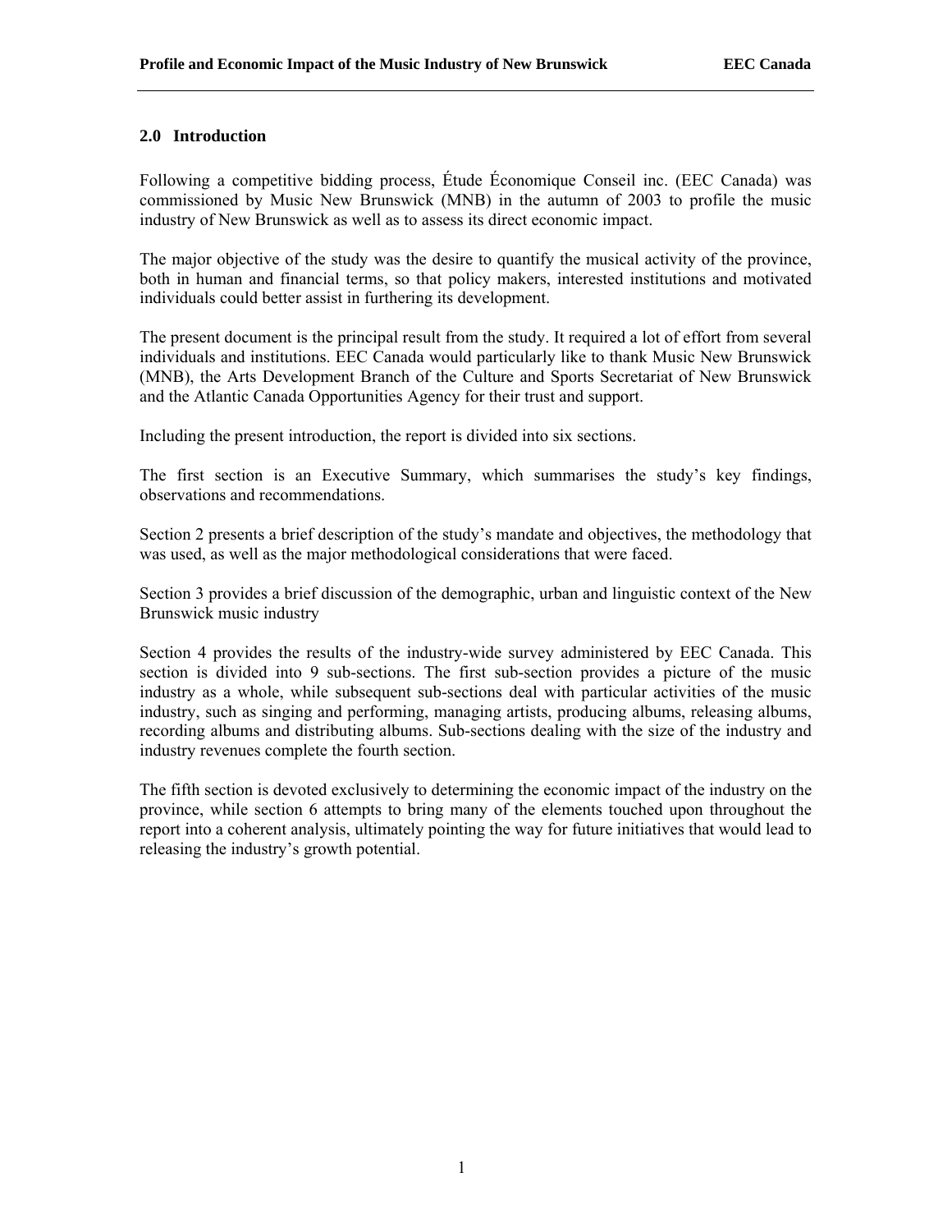## 2.0 Introduction

Following a competitive bidding process, Étude Économique Conseil inc. (EEC Canada) was commissioned by Music New Brunswick (MNB) in the autumn of 2003 to profile the music industry of New Brunswick as well as to assess its direct economic impact.

The major objective of the study was the desire to quantify the musical activity of the province, both in human and financial terms, so that policy makers, interested institutions and motivated individuals could better assist in furthering its development.

The present document is the principal result from the study. It required a lot of effort from several individuals and institutions. EEC Canada would particularly like to thank Music New Brunswick (MNB), the Arts Development Branch of the Culture and Sports Secretariat of New Brunswick and the Atlantic Canada Opportunities Agency for their trust and support.

Including the present introduction, the report is divided into six sections.

The first section is an Executive Summary, which summarises the study's key findings, observations and recommendations.

Section 2 presents a brief description of the study's mandate and objectives, the methodology that was used, as well as the major methodological considerations that were faced.

Section 3 provides a brief discussion of the demographic, urban and linguistic context of the New Brunswick music industry

Section 4 provides the results of the industry-wide survey administered by EEC Canada. This section is divided into 9 sub-sections. The first sub-section provides a picture of the music industry as a whole, while subsequent sub-sections deal with particular activities of the music industry, such as singing and performing, managing artists, producing albums, releasing albums, recording albums and distributing albums. Sub-sections dealing with the size of the industry and industry revenues complete the fourth section.

The fifth section is devoted exclusively to determining the economic impact of the industry on the province, while section 6 attempts to bring many of the elements touched upon throughout the report into a coherent analysis, ultimately pointing the way for future initiatives that would lead to releasing the industry's growth potential.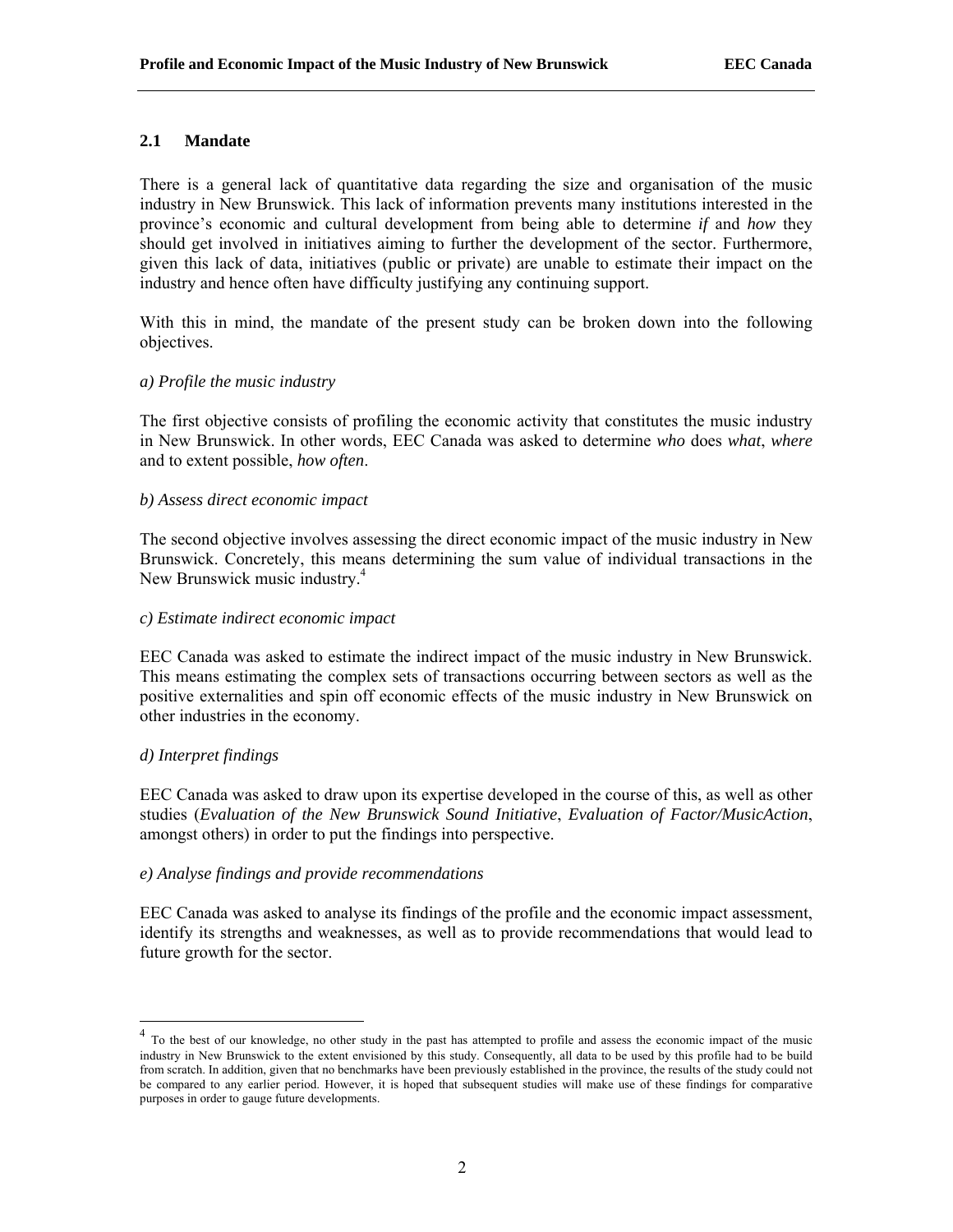## 2.1 Mandate

There is a general lack of quantitative data regarding the size and organisation of the music industry in New Brunswick. This lack of information prevents many institutions interested in the province's economic and cultural development from being able to determine *if* and *how* they should get involved in initiatives aiming to further the development of the sector. Furthermore, given this lack of data, initiatives (public or private) are unable to estimate their impact on the industry and hence often have difficulty justifying any continuing support.

With this in mind, the mandate of the present study can be broken down into the following objectives.

*a) Profile the music industry*

The first objective consists of profiling the economic activity that constitutes the music industry in New Brunswick. In other words, EEC Canada was asked to determine *who* does *what*, *where* and to extent possible, *how often*.

*b) Assess direct economic impact*

The second objective involves assessing the direct economic impact of the music industry in New Brunswick. Concretely, this means determining the sum value of individual transactions in the New Brunswick music industry.[4]

*c) Estimate indirect economic impact*

EEC Canada was asked to estimate the indirect impact of the music industry in New Brunswick. This means estimating the complex sets of transactions occurring between sectors as well as the positive externalities and spin off economic effects of the music industry in New Brunswick on other industries in the economy.

*d) Interpret findings*

EEC Canada was asked to draw upon its expertise developed in the course of this, as well as other studies (*Evaluation of the New Brunswick Sound Initiative*, *Evaluation of Factor/MusicAction*, amongst others) in order to put the findings into perspective.

*e) Analyse findings and provide recommendations*

EEC Canada was asked to analyse its findings of the profile and the economic impact assessment, identify its strengths and weaknesses, as well as to provide recommendations that would lead to future growth for the sector.

---

[4] To the best of our knowledge, no other study in the past has attempted to profile and assess the economic impact of the music industry in New Brunswick to the extent envisioned by this study. Consequently, all data to be used by this profile had to be build from scratch. In addition, given that no benchmarks have been previously established in the province, the results of the study could not be compared to any earlier period. However, it is hoped that subsequent studies will make use of these findings for comparative purposes in order to gauge future developments.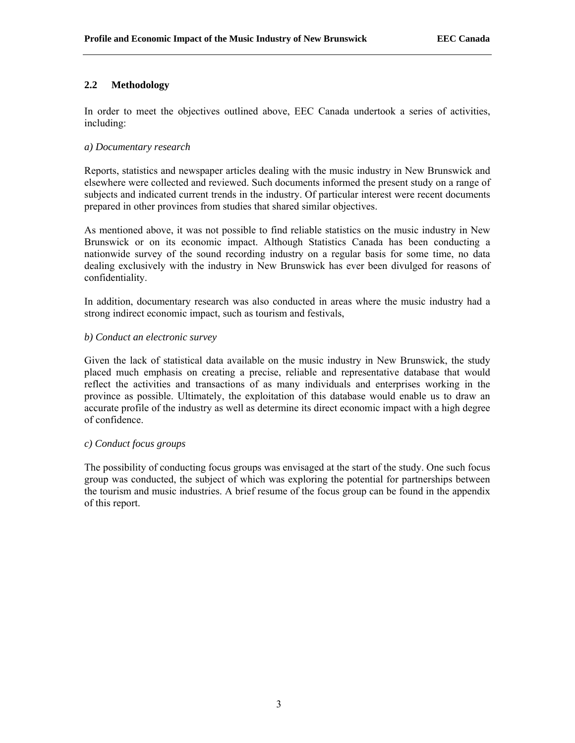## 2.2 Methodology

In order to meet the objectives outlined above, EEC Canada undertook a series of activities, including:

*a) Documentary research*

Reports, statistics and newspaper articles dealing with the music industry in New Brunswick and elsewhere were collected and reviewed. Such documents informed the present study on a range of subjects and indicated current trends in the industry. Of particular interest were recent documents prepared in other provinces from studies that shared similar objectives.

As mentioned above, it was not possible to find reliable statistics on the music industry in New Brunswick or on its economic impact. Although Statistics Canada has been conducting a nationwide survey of the sound recording industry on a regular basis for some time, no data dealing exclusively with the industry in New Brunswick has ever been divulged for reasons of confidentiality.

In addition, documentary research was also conducted in areas where the music industry had a strong indirect economic impact, such as tourism and festivals,

*b) Conduct an electronic survey*

Given the lack of statistical data available on the music industry in New Brunswick, the study placed much emphasis on creating a precise, reliable and representative database that would reflect the activities and transactions of as many individuals and enterprises working in the province as possible. Ultimately, the exploitation of this database would enable us to draw an accurate profile of the industry as well as determine its direct economic impact with a high degree of confidence.

*c) Conduct focus groups*

The possibility of conducting focus groups was envisaged at the start of the study. One such focus group was conducted, the subject of which was exploring the potential for partnerships between the tourism and music industries. A brief resume of the focus group can be found in the appendix of this report.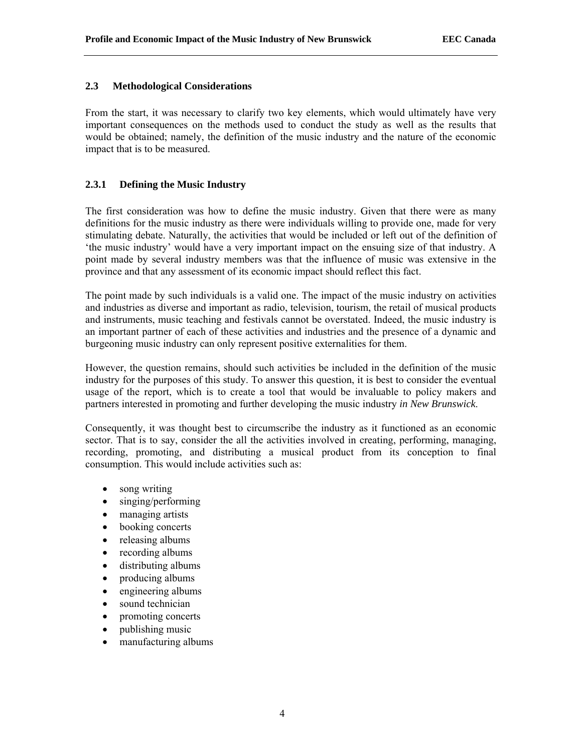## 2.3 Methodological Considerations

From the start, it was necessary to clarify two key elements, which would ultimately have very important consequences on the methods used to conduct the study as well as the results that would be obtained; namely, the definition of the music industry and the nature of the economic impact that is to be measured.

### 2.3.1 Defining the Music Industry

The first consideration was how to define the music industry. Given that there were as many definitions for the music industry as there were individuals willing to provide one, made for very stimulating debate. Naturally, the activities that would be included or left out of the definition of 'the music industry' would have a very important impact on the ensuing size of that industry. A point made by several industry members was that the influence of music was extensive in the province and that any assessment of its economic impact should reflect this fact.

The point made by such individuals is a valid one. The impact of the music industry on activities and industries as diverse and important as radio, television, tourism, the retail of musical products and instruments, music teaching and festivals cannot be overstated. Indeed, the music industry is an important partner of each of these activities and industries and the presence of a dynamic and burgeoning music industry can only represent positive externalities for them.

However, the question remains, should such activities be included in the definition of the music industry for the purposes of this study. To answer this question, it is best to consider the eventual usage of the report, which is to create a tool that would be invaluable to policy makers and partners interested in promoting and further developing the music industry *in New Brunswick*.

Consequently, it was thought best to circumscribe the industry as it functioned as an economic sector. That is to say, consider the all the activities involved in creating, performing, managing, recording, promoting, and distributing a musical product from its conception to final consumption. This would include activities such as:

- song writing
- singing/performing
- managing artists
- booking concerts
- releasing albums
- recording albums
- distributing albums
- producing albums
- engineering albums
- sound technician
- promoting concerts
- publishing music
- manufacturing albums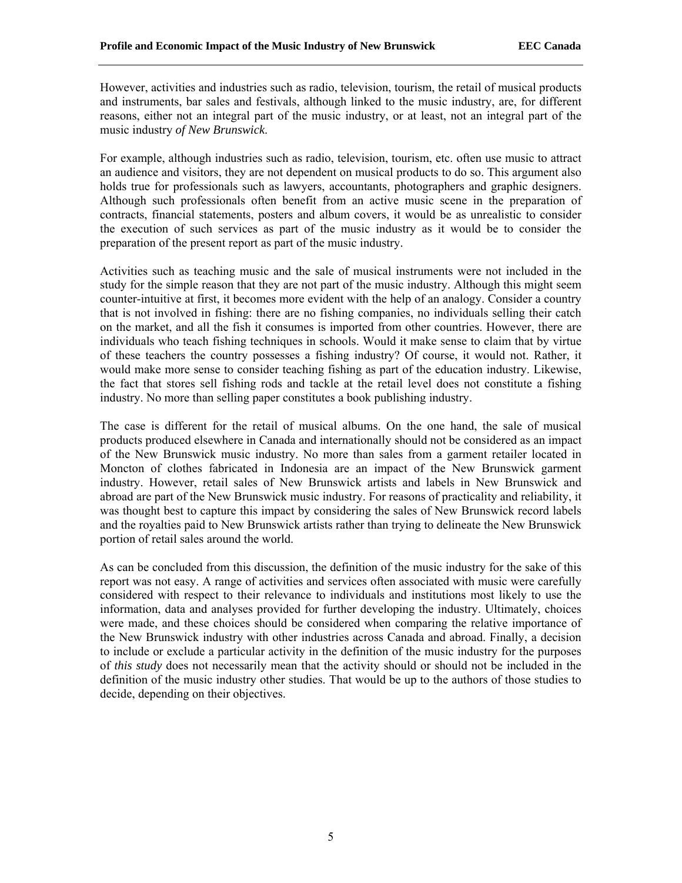However, activities and industries such as radio, television, tourism, the retail of musical products and instruments, bar sales and festivals, although linked to the music industry, are, for different reasons, either not an integral part of the music industry, or at least, not an integral part of the music industry *of New Brunswick.*

For example, although industries such as radio, television, tourism, etc. often use music to attract an audience and visitors, they are not dependent on musical products to do so. This argument also holds true for professionals such as lawyers, accountants, photographers and graphic designers. Although such professionals often benefit from an active music scene in the preparation of contracts, financial statements, posters and album covers, it would be as unrealistic to consider the execution of such services as part of the music industry as it would be to consider the preparation of the present report as part of the music industry.

Activities such as teaching music and the sale of musical instruments were not included in the study for the simple reason that they are not part of the music industry. Although this might seem counter-intuitive at first, it becomes more evident with the help of an analogy. Consider a country that is not involved in fishing: there are no fishing companies, no individuals selling their catch on the market, and all the fish it consumes is imported from other countries. However, there are individuals who teach fishing techniques in schools. Would it make sense to claim that by virtue of these teachers the country possesses a fishing industry? Of course, it would not. Rather, it would make more sense to consider teaching fishing as part of the education industry. Likewise, the fact that stores sell fishing rods and tackle at the retail level does not constitute a fishing industry. No more than selling paper constitutes a book publishing industry.

The case is different for the retail of musical albums. On the one hand, the sale of musical products produced elsewhere in Canada and internationally should not be considered as an impact of the New Brunswick music industry. No more than sales from a garment retailer located in Moncton of clothes fabricated in Indonesia are an impact of the New Brunswick garment industry. However, retail sales of New Brunswick artists and labels in New Brunswick and abroad are part of the New Brunswick music industry. For reasons of practicality and reliability, it was thought best to capture this impact by considering the sales of New Brunswick record labels and the royalties paid to New Brunswick artists rather than trying to delineate the New Brunswick portion of retail sales around the world.

As can be concluded from this discussion, the definition of the music industry for the sake of this report was not easy. A range of activities and services often associated with music were carefully considered with respect to their relevance to individuals and institutions most likely to use the information, data and analyses provided for further developing the industry. Ultimately, choices were made, and these choices should be considered when comparing the relative importance of the New Brunswick industry with other industries across Canada and abroad. Finally, a decision to include or exclude a particular activity in the definition of the music industry for the purposes of *this study* does not necessarily mean that the activity should or should not be included in the definition of the music industry other studies. That would be up to the authors of those studies to decide, depending on their objectives.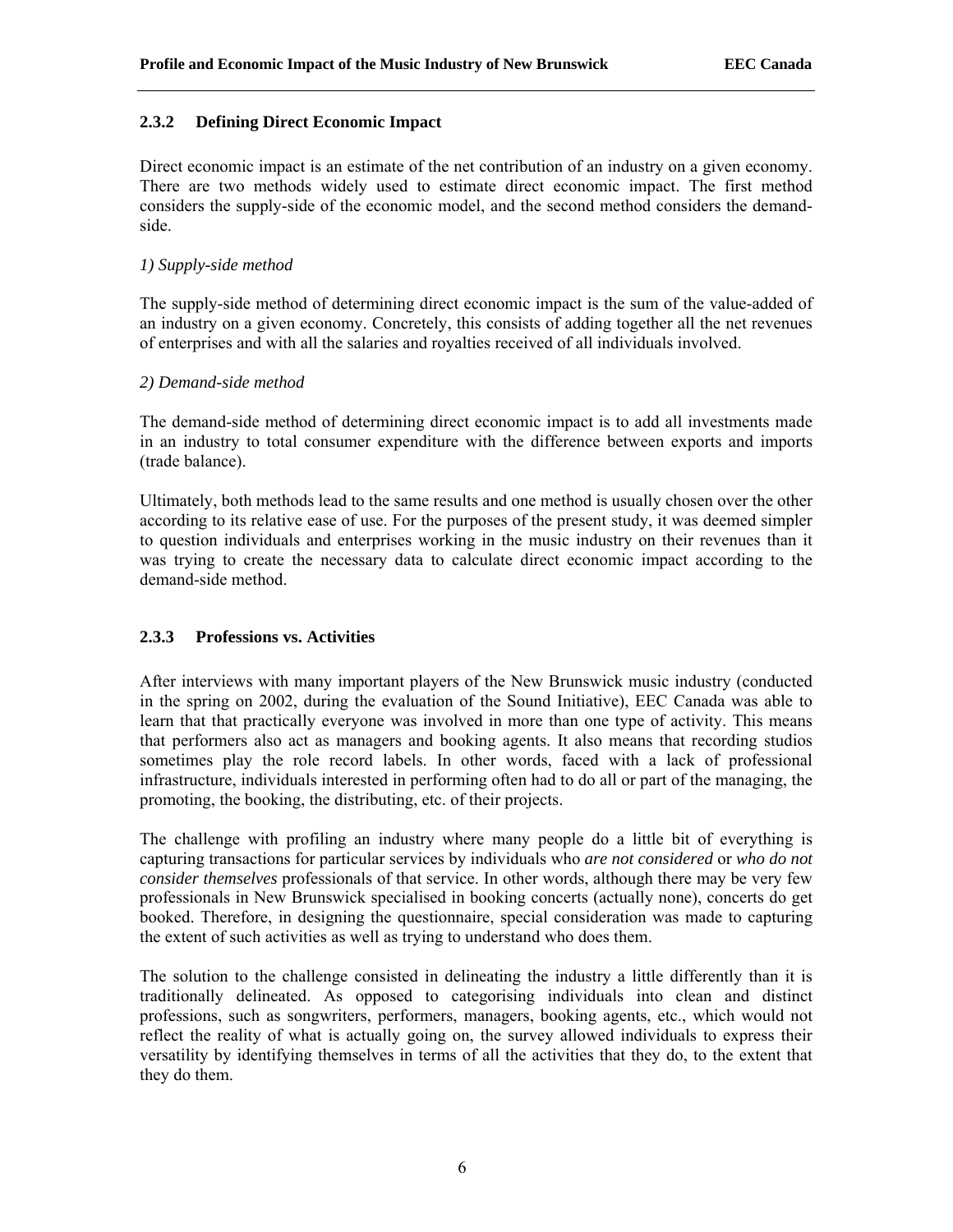### 2.3.2 Defining Direct Economic Impact

Direct economic impact is an estimate of the net contribution of an industry on a given economy. There are two methods widely used to estimate direct economic impact. The first method considers the supply-side of the economic model, and the second method considers the demand-side.

*1) Supply-side method*

The supply-side method of determining direct economic impact is the sum of the value-added of an industry on a given economy. Concretely, this consists of adding together all the net revenues of enterprises and with all the salaries and royalties received of all individuals involved.

*2) Demand-side method*

The demand-side method of determining direct economic impact is to add all investments made in an industry to total consumer expenditure with the difference between exports and imports (trade balance).

Ultimately, both methods lead to the same results and one method is usually chosen over the other according to its relative ease of use. For the purposes of the present study, it was deemed simpler to question individuals and enterprises working in the music industry on their revenues than it was trying to create the necessary data to calculate direct economic impact according to the demand-side method.

### 2.3.3 Professions vs. Activities

After interviews with many important players of the New Brunswick music industry (conducted in the spring on 2002, during the evaluation of the Sound Initiative), EEC Canada was able to learn that that practically everyone was involved in more than one type of activity. This means that performers also act as managers and booking agents. It also means that recording studios sometimes play the role record labels. In other words, faced with a lack of professional infrastructure, individuals interested in performing often had to do all or part of the managing, the promoting, the booking, the distributing, etc. of their projects.

The challenge with profiling an industry where many people do a little bit of everything is capturing transactions for particular services by individuals who *are not considered* or *who do not consider themselves* professionals of that service. In other words, although there may be very few professionals in New Brunswick specialised in booking concerts (actually none), concerts do get booked. Therefore, in designing the questionnaire, special consideration was made to capturing the extent of such activities as well as trying to understand who does them.

The solution to the challenge consisted in delineating the industry a little differently than it is traditionally delineated. As opposed to categorising individuals into clean and distinct professions, such as songwriters, performers, managers, booking agents, etc., which would not reflect the reality of what is actually going on, the survey allowed individuals to express their versatility by identifying themselves in terms of all the activities that they do, to the extent that they do them.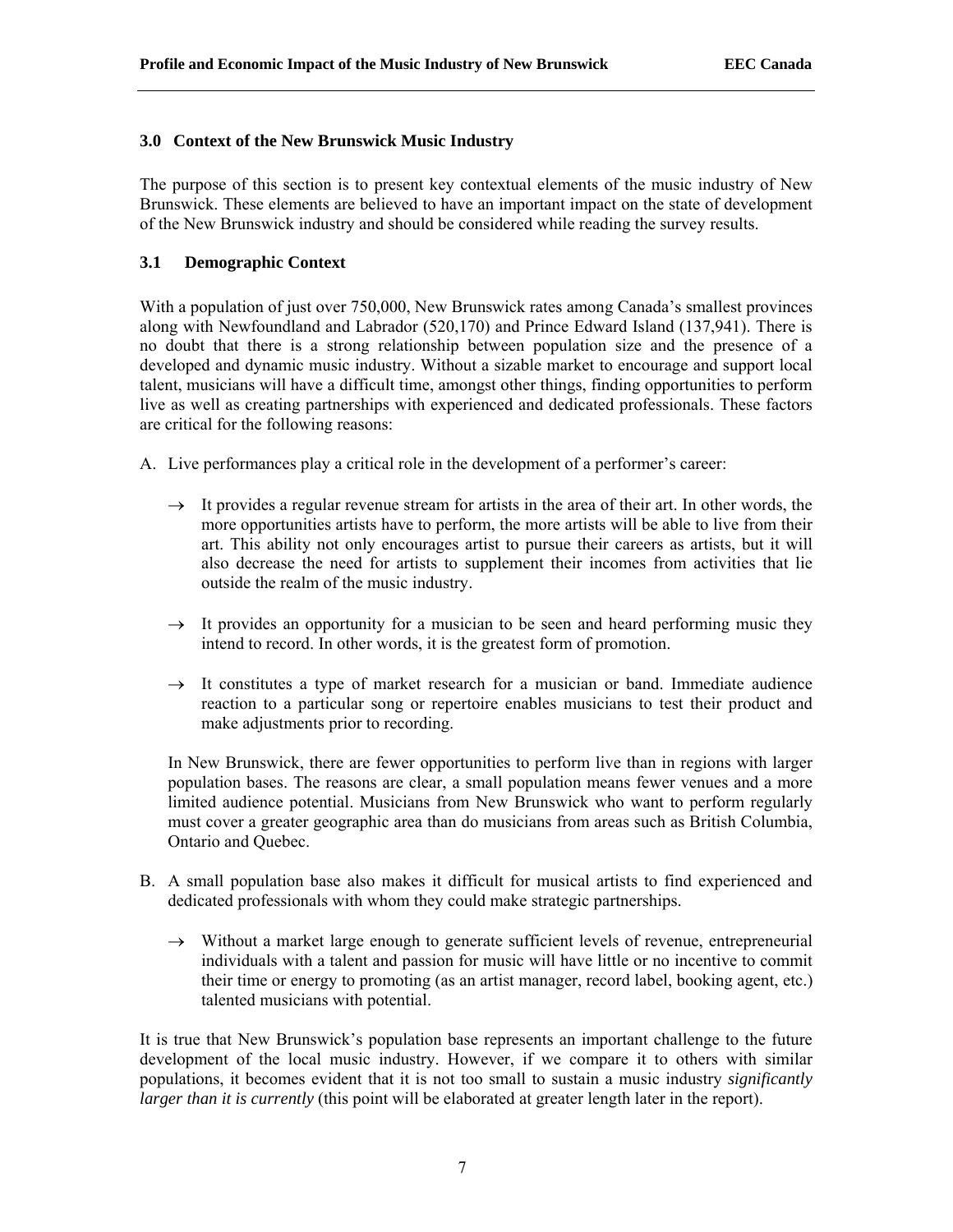## 3.0 Context of the New Brunswick Music Industry

The purpose of this section is to present key contextual elements of the music industry of New Brunswick. These elements are believed to have an important impact on the state of development of the New Brunswick industry and should be considered while reading the survey results.

### 3.1 Demographic Context

With a population of just over 750,000, New Brunswick rates among Canada's smallest provinces along with Newfoundland and Labrador (520,170) and Prince Edward Island (137,941). There is no doubt that there is a strong relationship between population size and the presence of a developed and dynamic music industry. Without a sizable market to encourage and support local talent, musicians will have a difficult time, amongst other things, finding opportunities to perform live as well as creating partnerships with experienced and dedicated professionals. These factors are critical for the following reasons:

A. Live performances play a critical role in the development of a performer's career:

   → It provides a regular revenue stream for artists in the area of their art. In other words, the more opportunities artists have to perform, the more artists will be able to live from their art. This ability not only encourages artist to pursue their careers as artists, but it will also decrease the need for artists to supplement their incomes from activities that lie outside the realm of the music industry.

   → It provides an opportunity for a musician to be seen and heard performing music they intend to record. In other words, it is the greatest form of promotion.

   → It constitutes a type of market research for a musician or band. Immediate audience reaction to a particular song or repertoire enables musicians to test their product and make adjustments prior to recording.

   In New Brunswick, there are fewer opportunities to perform live than in regions with larger population bases. The reasons are clear, a small population means fewer venues and a more limited audience potential. Musicians from New Brunswick who want to perform regularly must cover a greater geographic area than do musicians from areas such as British Columbia, Ontario and Quebec.

B. A small population base also makes it difficult for musical artists to find experienced and dedicated professionals with whom they could make strategic partnerships.

   → Without a market large enough to generate sufficient levels of revenue, entrepreneurial individuals with a talent and passion for music will have little or no incentive to commit their time or energy to promoting (as an artist manager, record label, booking agent, etc.) talented musicians with potential.

It is true that New Brunswick's population base represents an important challenge to the future development of the local music industry. However, if we compare it to others with similar populations, it becomes evident that it is not too small to sustain a music industry *significantly larger than it is currently* (this point will be elaborated at greater length later in the report).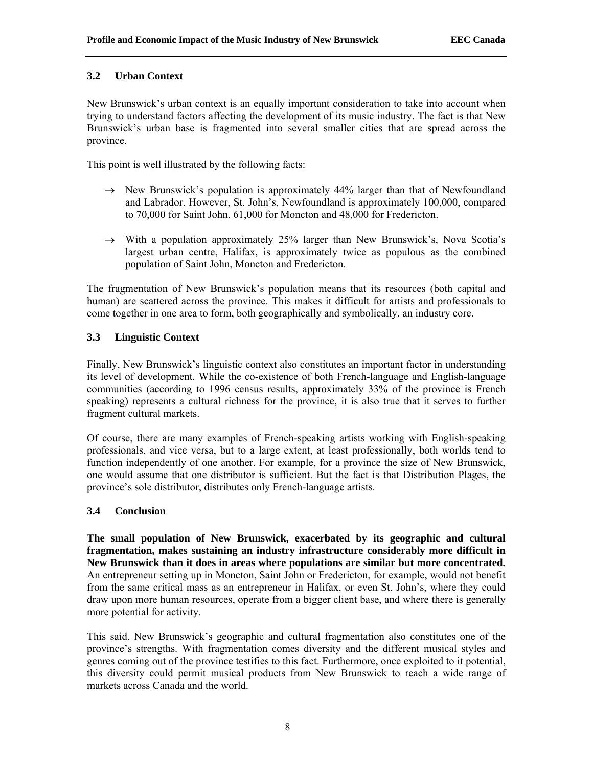## 3.2 Urban Context

New Brunswick's urban context is an equally important consideration to take into account when trying to understand factors affecting the development of its music industry. The fact is that New Brunswick's urban base is fragmented into several smaller cities that are spread across the province.

This point is well illustrated by the following facts:

→ New Brunswick's population is approximately 44% larger than that of Newfoundland and Labrador. However, St. John's, Newfoundland is approximately 100,000, compared to 70,000 for Saint John, 61,000 for Moncton and 48,000 for Fredericton.

→ With a population approximately 25% larger than New Brunswick's, Nova Scotia's largest urban centre, Halifax, is approximately twice as populous as the combined population of Saint John, Moncton and Fredericton.

The fragmentation of New Brunswick's population means that its resources (both capital and human) are scattered across the province. This makes it difficult for artists and professionals to come together in one area to form, both geographically and symbolically, an industry core.

## 3.3 Linguistic Context

Finally, New Brunswick's linguistic context also constitutes an important factor in understanding its level of development. While the co-existence of both French-language and English-language communities (according to 1996 census results, approximately 33% of the province is French speaking) represents a cultural richness for the province, it is also true that it serves to further fragment cultural markets.

Of course, there are many examples of French-speaking artists working with English-speaking professionals, and vice versa, but to a large extent, at least professionally, both worlds tend to function independently of one another. For example, for a province the size of New Brunswick, one would assume that one distributor is sufficient. But the fact is that Distribution Plages, the province's sole distributor, distributes only French-language artists.

## 3.4 Conclusion

**The small population of New Brunswick, exacerbated by its geographic and cultural fragmentation, makes sustaining an industry infrastructure considerably more difficult in New Brunswick than it does in areas where populations are similar but more concentrated.** An entrepreneur setting up in Moncton, Saint John or Fredericton, for example, would not benefit from the same critical mass as an entrepreneur in Halifax, or even St. John's, where they could draw upon more human resources, operate from a bigger client base, and where there is generally more potential for activity.

This said, New Brunswick's geographic and cultural fragmentation also constitutes one of the province's strengths. With fragmentation comes diversity and the different musical styles and genres coming out of the province testifies to this fact. Furthermore, once exploited to it potential, this diversity could permit musical products from New Brunswick to reach a wide range of markets across Canada and the world.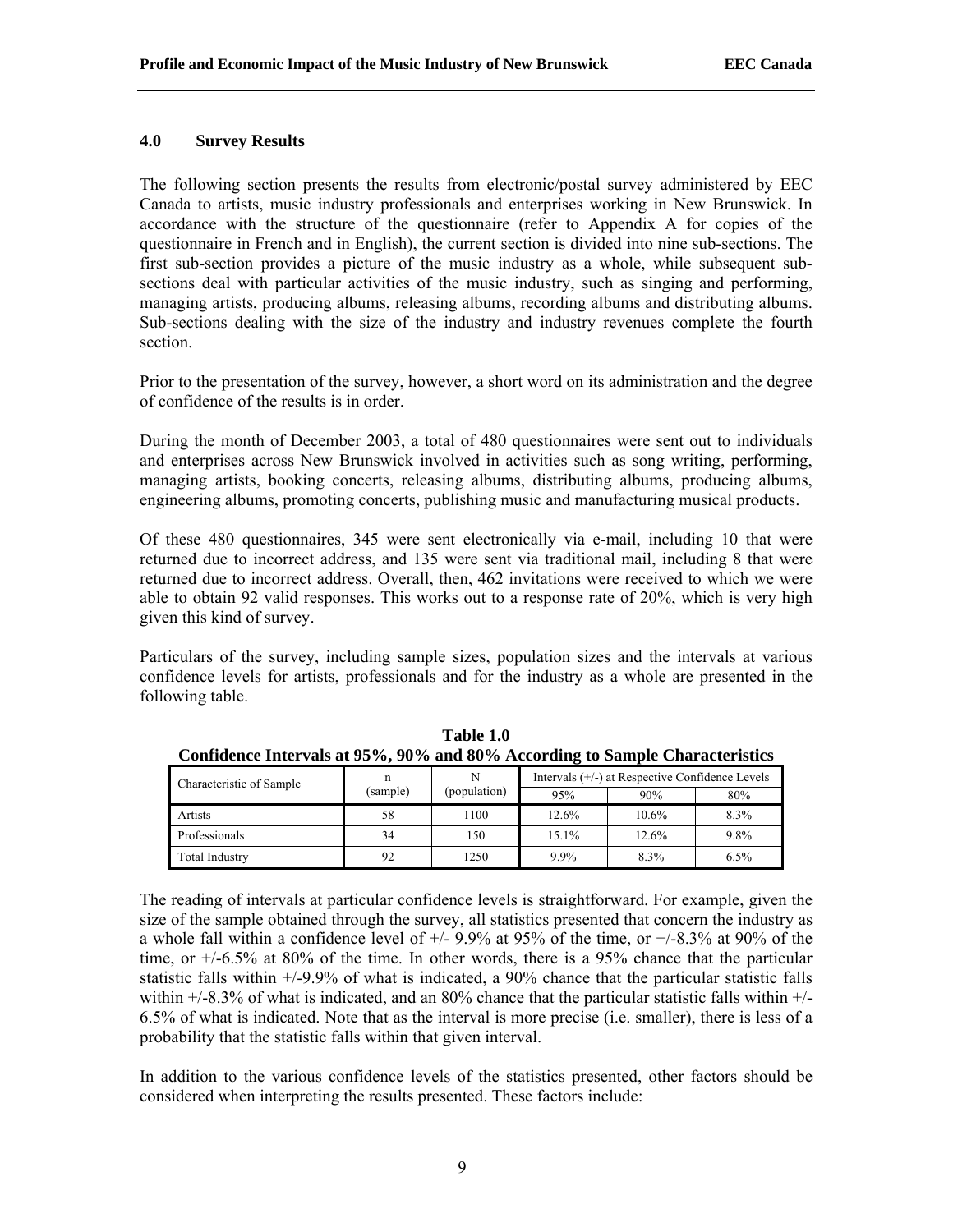## 4.0 Survey Results

The following section presents the results from electronic/postal survey administered by EEC Canada to artists, music industry professionals and enterprises working in New Brunswick. In accordance with the structure of the questionnaire (refer to Appendix A for copies of the questionnaire in French and in English), the current section is divided into nine sub-sections. The first sub-section provides a picture of the music industry as a whole, while subsequent sub-sections deal with particular activities of the music industry, such as singing and performing, managing artists, producing albums, releasing albums, recording albums and distributing albums. Sub-sections dealing with the size of the industry and industry revenues complete the fourth section.

Prior to the presentation of the survey, however, a short word on its administration and the degree of confidence of the results is in order.

During the month of December 2003, a total of 480 questionnaires were sent out to individuals and enterprises across New Brunswick involved in activities such as song writing, performing, managing artists, booking concerts, releasing albums, distributing albums, producing albums, engineering albums, promoting concerts, publishing music and manufacturing musical products.

Of these 480 questionnaires, 345 were sent electronically via e-mail, including 10 that were returned due to incorrect address, and 135 were sent via traditional mail, including 8 that were returned due to incorrect address. Overall, then, 462 invitations were received to which we were able to obtain 92 valid responses. This works out to a response rate of 20%, which is very high given this kind of survey.

Particulars of the survey, including sample sizes, population sizes and the intervals at various confidence levels for artists, professionals and for the industry as a whole are presented in the following table.

**Table 1.0**
**Confidence Intervals at 95%, 90% and 80% According to Sample Characteristics**

| Characteristic of Sample | n (sample) | N (population) | Intervals (+/-) at Respective Confidence Levels | | |
|---|---|---|---|---|---|
| | | | 95% | 90% | 80% |
| Artists | 58 | 1100 | 12.6% | 10.6% | 8.3% |
| Professionals | 34 | 150 | 15.1% | 12.6% | 9.8% |
| Total Industry | 92 | 1250 | 9.9% | 8.3% | 6.5% |

The reading of intervals at particular confidence levels is straightforward. For example, given the size of the sample obtained through the survey, all statistics presented that concern the industry as a whole fall within a confidence level of +/- 9.9% at 95% of the time, or +/-8.3% at 90% of the time, or +/-6.5% at 80% of the time. In other words, there is a 95% chance that the particular statistic falls within +/-9.9% of what is indicated, a 90% chance that the particular statistic falls within +/-8.3% of what is indicated, and an 80% chance that the particular statistic falls within +/- 6.5% of what is indicated. Note that as the interval is more precise (i.e. smaller), there is less of a probability that the statistic falls within that given interval.

In addition to the various confidence levels of the statistics presented, other factors should be considered when interpreting the results presented. These factors include: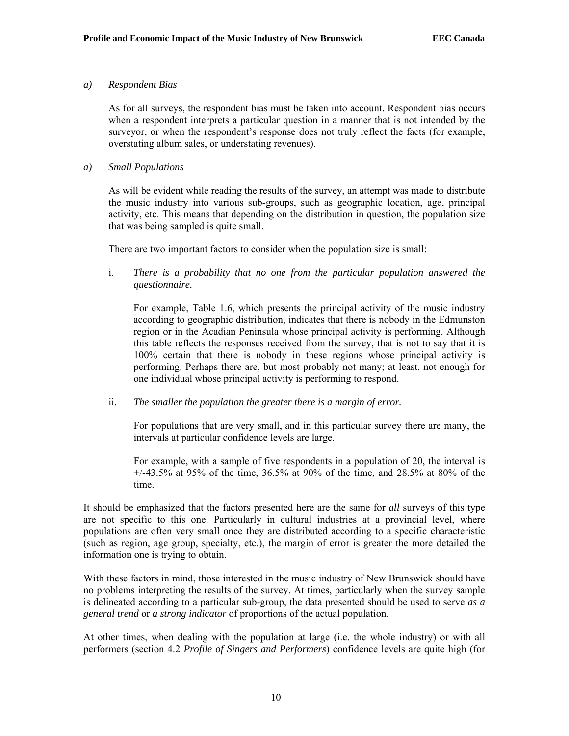*a) Respondent Bias*

As for all surveys, the respondent bias must be taken into account. Respondent bias occurs when a respondent interprets a particular question in a manner that is not intended by the surveyor, or when the respondent's response does not truly reflect the facts (for example, overstating album sales, or understating revenues).

*a) Small Populations*

As will be evident while reading the results of the survey, an attempt was made to distribute the music industry into various sub-groups, such as geographic location, age, principal activity, etc. This means that depending on the distribution in question, the population size that was being sampled is quite small.

There are two important factors to consider when the population size is small:

i. *There is a probability that no one from the particular population answered the questionnaire.*

   For example, Table 1.6, which presents the principal activity of the music industry according to geographic distribution, indicates that there is nobody in the Edmunston region or in the Acadian Peninsula whose principal activity is performing. Although this table reflects the responses received from the survey, that is not to say that it is 100% certain that there is nobody in these regions whose principal activity is performing. Perhaps there are, but most probably not many; at least, not enough for one individual whose principal activity is performing to respond.

ii. *The smaller the population the greater there is a margin of error.*

   For populations that are very small, and in this particular survey there are many, the intervals at particular confidence levels are large.

   For example, with a sample of five respondents in a population of 20, the interval is +/-43.5% at 95% of the time, 36.5% at 90% of the time, and 28.5% at 80% of the time.

It should be emphasized that the factors presented here are the same for *all* surveys of this type are not specific to this one. Particularly in cultural industries at a provincial level, where populations are often very small once they are distributed according to a specific characteristic (such as region, age group, specialty, etc.), the margin of error is greater the more detailed the information one is trying to obtain.

With these factors in mind, those interested in the music industry of New Brunswick should have no problems interpreting the results of the survey. At times, particularly when the survey sample is delineated according to a particular sub-group, the data presented should be used to serve *as a general trend* or *a strong indicator* of proportions of the actual population.

At other times, when dealing with the population at large (i.e. the whole industry) or with all performers (section 4.2 *Profile of Singers and Performers*) confidence levels are quite high (for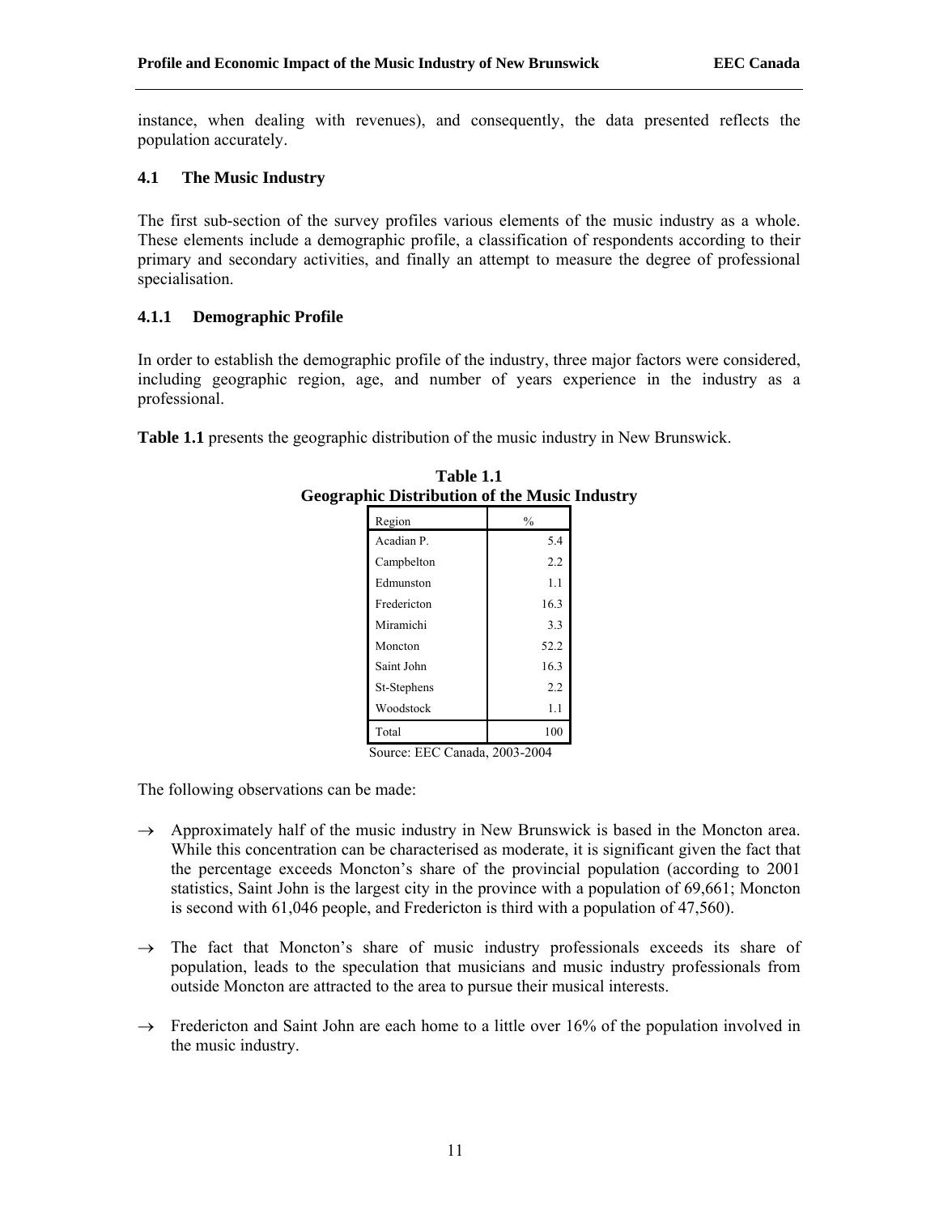instance, when dealing with revenues), and consequently, the data presented reflects the population accurately.

### 4.1 The Music Industry

The first sub-section of the survey profiles various elements of the music industry as a whole. These elements include a demographic profile, a classification of respondents according to their primary and secondary activities, and finally an attempt to measure the degree of professional specialisation.

#### 4.1.1 Demographic Profile

In order to establish the demographic profile of the industry, three major factors were considered, including geographic region, age, and number of years experience in the industry as a professional.

**Table 1.1** presents the geographic distribution of the music industry in New Brunswick.

**Table 1.1**
**Geographic Distribution of the Music Industry**

| Region | % |
|---|---|
| Acadian P. | 5.4 |
| Campbelton | 2.2 |
| Edmunston | 1.1 |
| Fredericton | 16.3 |
| Miramichi | 3.3 |
| Moncton | 52.2 |
| Saint John | 16.3 |
| St-Stephens | 2.2 |
| Woodstock | 1.1 |
| Total | 100 |

Source: EEC Canada, 2003-2004

The following observations can be made:

→ Approximately half of the music industry in New Brunswick is based in the Moncton area. While this concentration can be characterised as moderate, it is significant given the fact that the percentage exceeds Moncton's share of the provincial population (according to 2001 statistics, Saint John is the largest city in the province with a population of 69,661; Moncton is second with 61,046 people, and Fredericton is third with a population of 47,560).

→ The fact that Moncton's share of music industry professionals exceeds its share of population, leads to the speculation that musicians and music industry professionals from outside Moncton are attracted to the area to pursue their musical interests.

→ Fredericton and Saint John are each home to a little over 16% of the population involved in the music industry.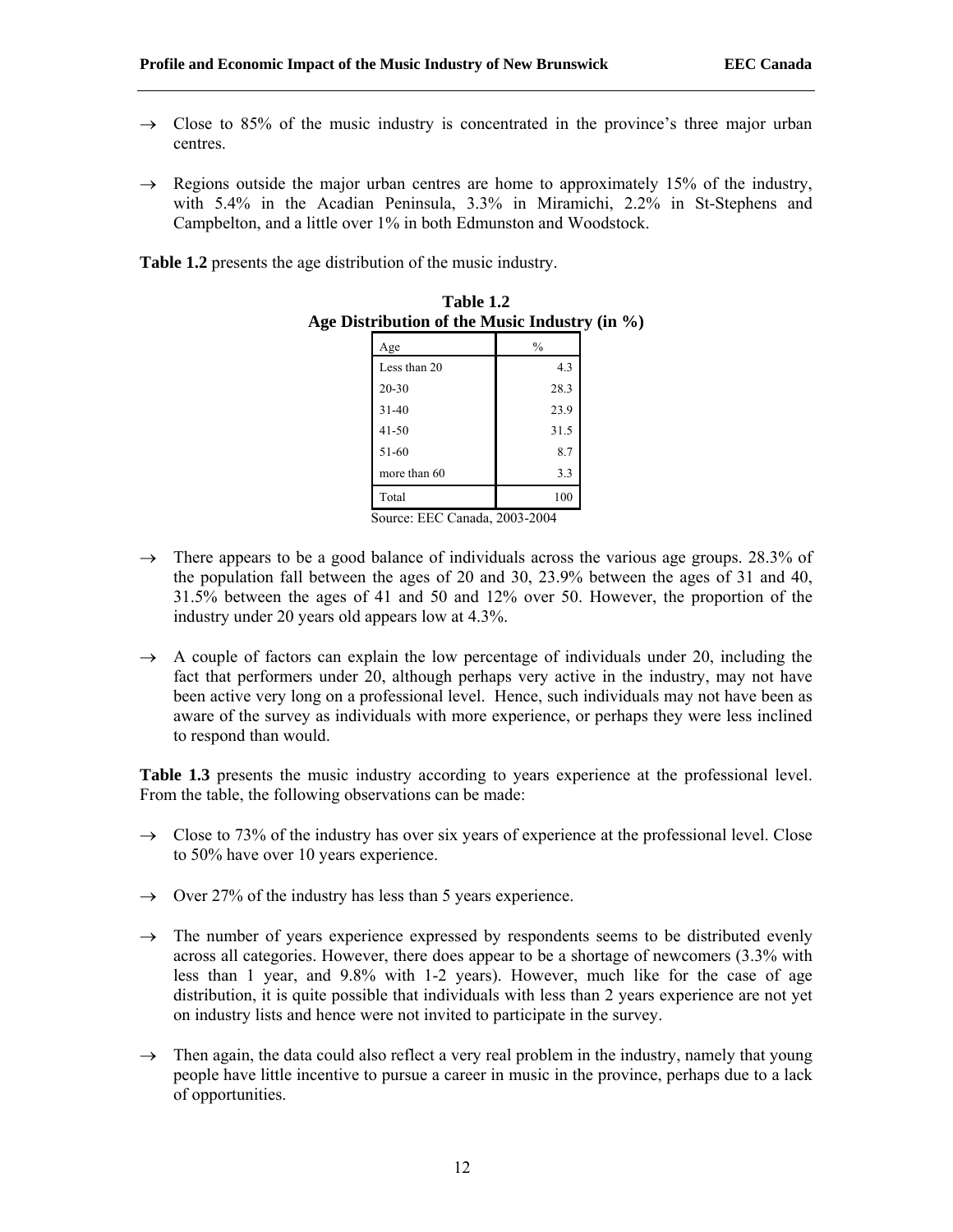→ Close to 85% of the music industry is concentrated in the province's three major urban centres.

→ Regions outside the major urban centres are home to approximately 15% of the industry, with 5.4% in the Acadian Peninsula, 3.3% in Miramichi, 2.2% in St-Stephens and Campbelton, and a little over 1% in both Edmunston and Woodstock.

**Table 1.2** presents the age distribution of the music industry.

**Table 1.2**
**Age Distribution of the Music Industry (in %)**

| Age | % |
|---|---|
| Less than 20 | 4.3 |
| 20-30 | 28.3 |
| 31-40 | 23.9 |
| 41-50 | 31.5 |
| 51-60 | 8.7 |
| more than 60 | 3.3 |
| Total | 100 |

Source: EEC Canada, 2003-2004

→ There appears to be a good balance of individuals across the various age groups. 28.3% of the population fall between the ages of 20 and 30, 23.9% between the ages of 31 and 40, 31.5% between the ages of 41 and 50 and 12% over 50. However, the proportion of the industry under 20 years old appears low at 4.3%.

→ A couple of factors can explain the low percentage of individuals under 20, including the fact that performers under 20, although perhaps very active in the industry, may not have been active very long on a professional level. Hence, such individuals may not have been as aware of the survey as individuals with more experience, or perhaps they were less inclined to respond than would.

**Table 1.3** presents the music industry according to years experience at the professional level. From the table, the following observations can be made:

→ Close to 73% of the industry has over six years of experience at the professional level. Close to 50% have over 10 years experience.

→ Over 27% of the industry has less than 5 years experience.

→ The number of years experience expressed by respondents seems to be distributed evenly across all categories. However, there does appear to be a shortage of newcomers (3.3% with less than 1 year, and 9.8% with 1-2 years). However, much like for the case of age distribution, it is quite possible that individuals with less than 2 years experience are not yet on industry lists and hence were not invited to participate in the survey.

→ Then again, the data could also reflect a very real problem in the industry, namely that young people have little incentive to pursue a career in music in the province, perhaps due to a lack of opportunities.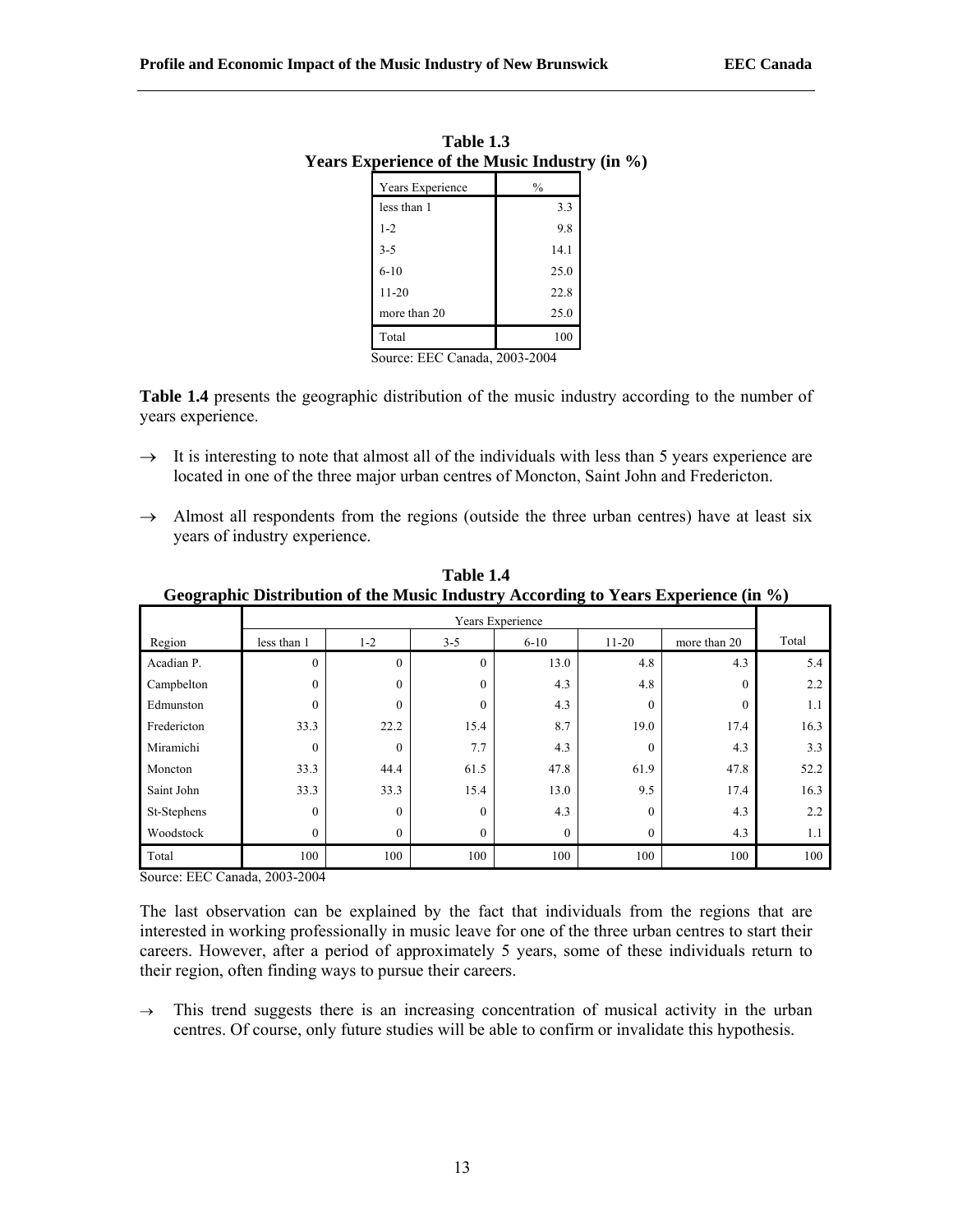**Table 1.3**
**Years Experience of the Music Industry (in %)**

| Years Experience | % |
|---|---|
| less than 1 | 3.3 |
| 1-2 | 9.8 |
| 3-5 | 14.1 |
| 6-10 | 25.0 |
| 11-20 | 22.8 |
| more than 20 | 25.0 |
| Total | 100 |

Source: EEC Canada, 2003-2004

**Table 1.4** presents the geographic distribution of the music industry according to the number of years experience.

→ It is interesting to note that almost all of the individuals with less than 5 years experience are located in one of the three major urban centres of Moncton, Saint John and Fredericton.

→ Almost all respondents from the regions (outside the three urban centres) have at least six years of industry experience.

**Table 1.4**
**Geographic Distribution of the Music Industry According to Years Experience (in %)**

| | Years Experience | | | | | | |
|---|---|---|---|---|---|---|---|
| Region | less than 1 | 1-2 | 3-5 | 6-10 | 11-20 | more than 20 | Total |
| Acadian P. | 0 | 0 | 0 | 13.0 | 4.8 | 4.3 | 5.4 |
| Campbelton | 0 | 0 | 0 | 4.3 | 4.8 | 0 | 2.2 |
| Edmunston | 0 | 0 | 0 | 4.3 | 0 | 0 | 1.1 |
| Fredericton | 33.3 | 22.2 | 15.4 | 8.7 | 19.0 | 17.4 | 16.3 |
| Miramichi | 0 | 0 | 7.7 | 4.3 | 0 | 4.3 | 3.3 |
| Moncton | 33.3 | 44.4 | 61.5 | 47.8 | 61.9 | 47.8 | 52.2 |
| Saint John | 33.3 | 33.3 | 15.4 | 13.0 | 9.5 | 17.4 | 16.3 |
| St-Stephens | 0 | 0 | 0 | 4.3 | 0 | 4.3 | 2.2 |
| Woodstock | 0 | 0 | 0 | 0 | 0 | 4.3 | 1.1 |
| Total | 100 | 100 | 100 | 100 | 100 | 100 | 100 |

Source: EEC Canada, 2003-2004

The last observation can be explained by the fact that individuals from the regions that are interested in working professionally in music leave for one of the three urban centres to start their careers. However, after a period of approximately 5 years, some of these individuals return to their region, often finding ways to pursue their careers.

→ This trend suggests there is an increasing concentration of musical activity in the urban centres. Of course, only future studies will be able to confirm or invalidate this hypothesis.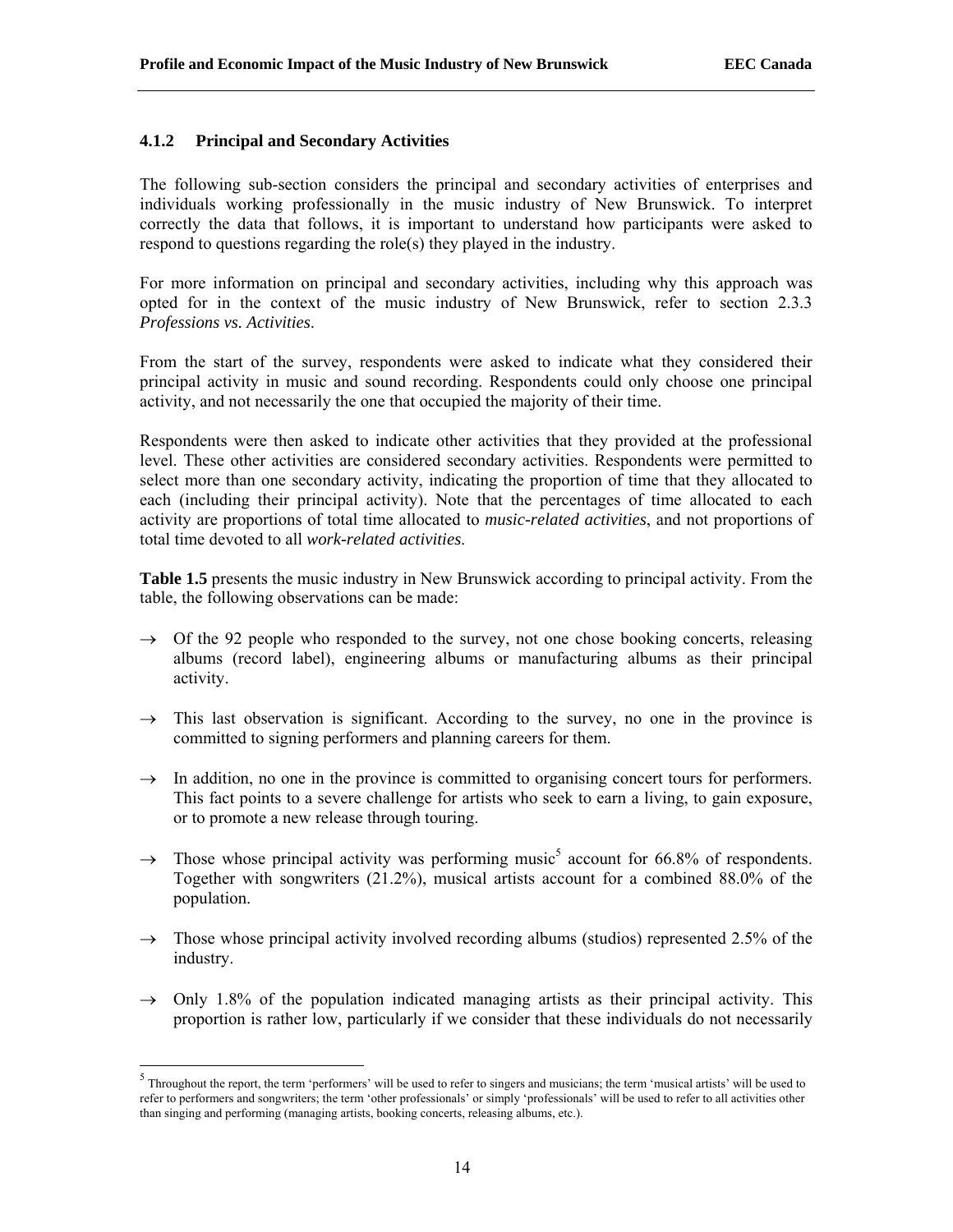### 4.1.2 Principal and Secondary Activities

The following sub-section considers the principal and secondary activities of enterprises and individuals working professionally in the music industry of New Brunswick. To interpret correctly the data that follows, it is important to understand how participants were asked to respond to questions regarding the role(s) they played in the industry.

For more information on principal and secondary activities, including why this approach was opted for in the context of the music industry of New Brunswick, refer to section 2.3.3 *Professions vs. Activities*.

From the start of the survey, respondents were asked to indicate what they considered their principal activity in music and sound recording. Respondents could only choose one principal activity, and not necessarily the one that occupied the majority of their time.

Respondents were then asked to indicate other activities that they provided at the professional level. These other activities are considered secondary activities. Respondents were permitted to select more than one secondary activity, indicating the proportion of time that they allocated to each (including their principal activity). Note that the percentages of time allocated to each activity are proportions of total time allocated to *music-related activities*, and not proportions of total time devoted to all *work-related activities*.

**Table 1.5** presents the music industry in New Brunswick according to principal activity. From the table, the following observations can be made:

- → Of the 92 people who responded to the survey, not one chose booking concerts, releasing albums (record label), engineering albums or manufacturing albums as their principal activity.
- → This last observation is significant. According to the survey, no one in the province is committed to signing performers and planning careers for them.
- → In addition, no one in the province is committed to organising concert tours for performers. This fact points to a severe challenge for artists who seek to earn a living, to gain exposure, or to promote a new release through touring.
- → Those whose principal activity was performing music[5] account for 66.8% of respondents. Together with songwriters (21.2%), musical artists account for a combined 88.0% of the population.
- → Those whose principal activity involved recording albums (studios) represented 2.5% of the industry.
- → Only 1.8% of the population indicated managing artists as their principal activity. This proportion is rather low, particularly if we consider that these individuals do not necessarily

[5] Throughout the report, the term 'performers' will be used to refer to singers and musicians; the term 'musical artists' will be used to refer to performers and songwriters; the term 'other professionals' or simply 'professionals' will be used to refer to all activities other than singing and performing (managing artists, booking concerts, releasing albums, etc.).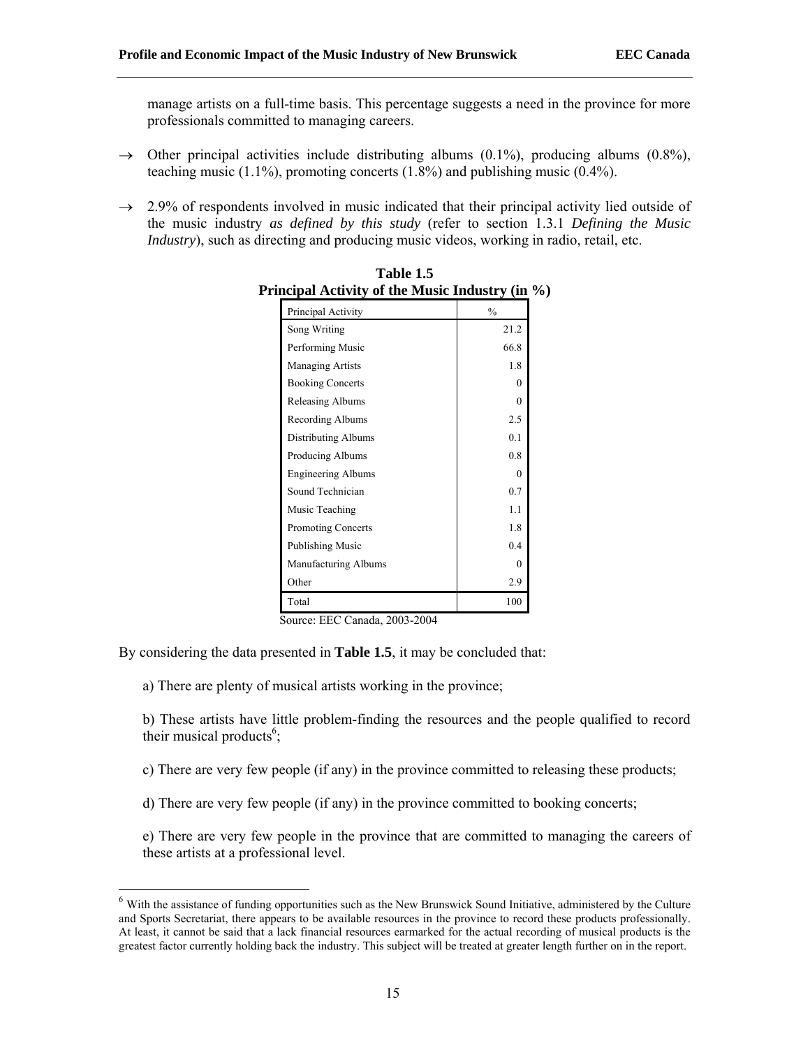manage artists on a full-time basis. This percentage suggests a need in the province for more professionals committed to managing careers.

→ Other principal activities include distributing albums (0.1%), producing albums (0.8%), teaching music (1.1%), promoting concerts (1.8%) and publishing music (0.4%).

→ 2.9% of respondents involved in music indicated that their principal activity lied outside of the music industry *as defined by this study* (refer to section 1.3.1 *Defining the Music Industry*), such as directing and producing music videos, working in radio, retail, etc.

**Table 1.5**
**Principal Activity of the Music Industry (in %)**

| Principal Activity | % |
|---|---|
| Song Writing | 21.2 |
| Performing Music | 66.8 |
| Managing Artists | 1.8 |
| Booking Concerts | 0 |
| Releasing Albums | 0 |
| Recording Albums | 2.5 |
| Distributing Albums | 0.1 |
| Producing Albums | 0.8 |
| Engineering Albums | 0 |
| Sound Technician | 0.7 |
| Music Teaching | 1.1 |
| Promoting Concerts | 1.8 |
| Publishing Music | 0.4 |
| Manufacturing Albums | 0 |
| Other | 2.9 |
| Total | 100 |

Source: EEC Canada, 2003-2004

By considering the data presented in **Table 1.5**, it may be concluded that:

a) There are plenty of musical artists working in the province;

b) These artists have little problem-finding the resources and the people qualified to record their musical products[6];

c) There are very few people (if any) in the province committed to releasing these products;

d) There are very few people (if any) in the province committed to booking concerts;

e) There are very few people in the province that are committed to managing the careers of these artists at a professional level.

[6] With the assistance of funding opportunities such as the New Brunswick Sound Initiative, administered by the Culture and Sports Secretariat, there appears to be available resources in the province to record these products professionally. At least, it cannot be said that a lack financial resources earmarked for the actual recording of musical products is the greatest factor currently holding back the industry. This subject will be treated at greater length further on in the report.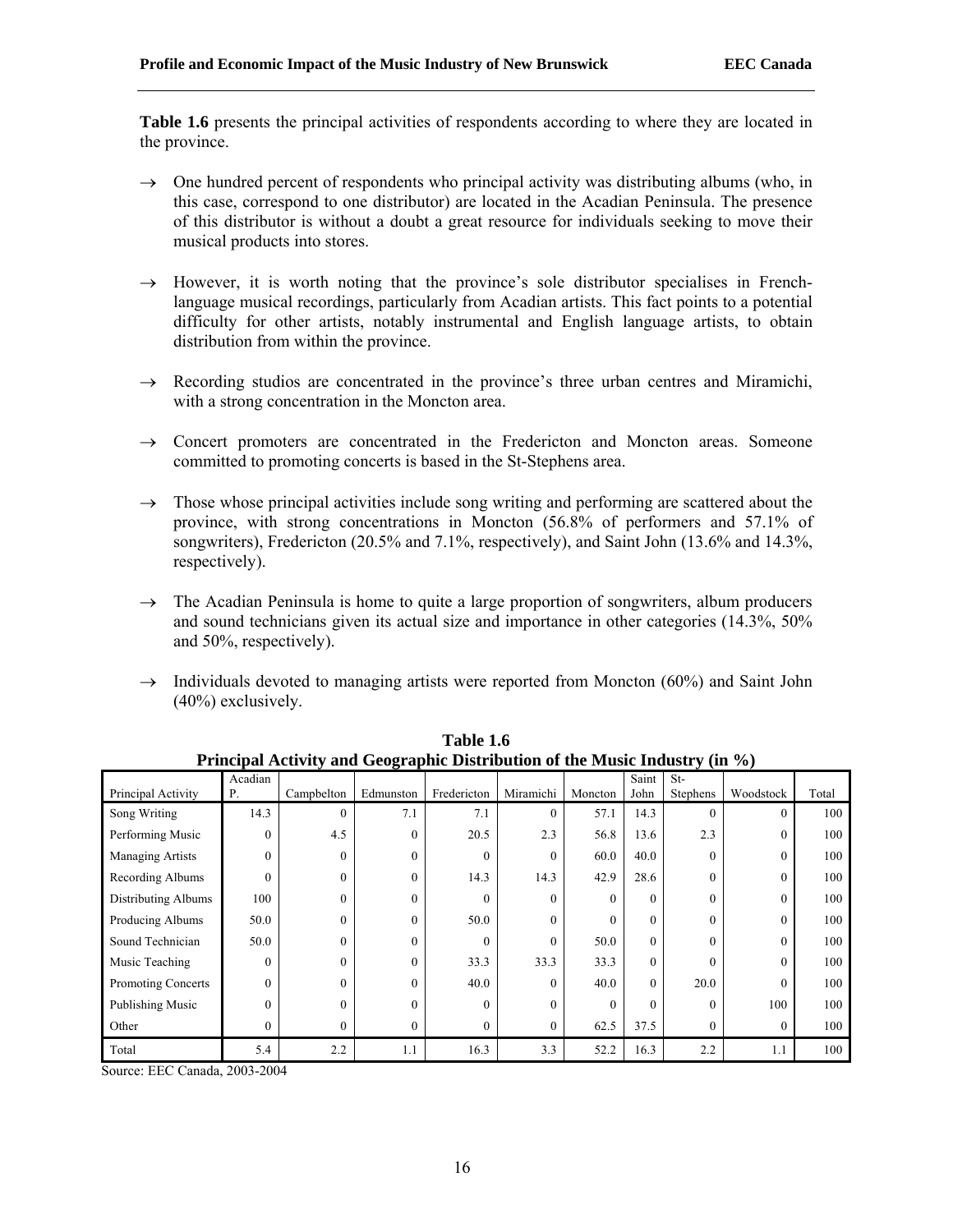**Table 1.6** presents the principal activities of respondents according to where they are located in the province.

→ One hundred percent of respondents who principal activity was distributing albums (who, in this case, correspond to one distributor) are located in the Acadian Peninsula. The presence of this distributor is without a doubt a great resource for individuals seeking to move their musical products into stores.

→ However, it is worth noting that the province's sole distributor specialises in French-language musical recordings, particularly from Acadian artists. This fact points to a potential difficulty for other artists, notably instrumental and English language artists, to obtain distribution from within the province.

→ Recording studios are concentrated in the province's three urban centres and Miramichi, with a strong concentration in the Moncton area.

→ Concert promoters are concentrated in the Fredericton and Moncton areas. Someone committed to promoting concerts is based in the St-Stephens area.

→ Those whose principal activities include song writing and performing are scattered about the province, with strong concentrations in Moncton (56.8% of performers and 57.1% of songwriters), Fredericton (20.5% and 7.1%, respectively), and Saint John (13.6% and 14.3%, respectively).

→ The Acadian Peninsula is home to quite a large proportion of songwriters, album producers and sound technicians given its actual size and importance in other categories (14.3%, 50% and 50%, respectively).

→ Individuals devoted to managing artists were reported from Moncton (60%) and Saint John (40%) exclusively.

**Table 1.6**
**Principal Activity and Geographic Distribution of the Music Industry (in %)**

| Principal Activity | Acadian P. | Campbelton | Edmunston | Fredericton | Miramichi | Moncton | Saint John | St-Stephens | Woodstock | Total |
|---|---|---|---|---|---|---|---|---|---|---|
| Song Writing | 14.3 | 0 | 7.1 | 7.1 | 0 | 57.1 | 14.3 | 0 | 0 | 100 |
| Performing Music | 0 | 4.5 | 0 | 20.5 | 2.3 | 56.8 | 13.6 | 2.3 | 0 | 100 |
| Managing Artists | 0 | 0 | 0 | 0 | 0 | 60.0 | 40.0 | 0 | 0 | 100 |
| Recording Albums | 0 | 0 | 0 | 14.3 | 14.3 | 42.9 | 28.6 | 0 | 0 | 100 |
| Distributing Albums | 100 | 0 | 0 | 0 | 0 | 0 | 0 | 0 | 0 | 100 |
| Producing Albums | 50.0 | 0 | 0 | 50.0 | 0 | 0 | 0 | 0 | 0 | 100 |
| Sound Technician | 50.0 | 0 | 0 | 0 | 0 | 50.0 | 0 | 0 | 0 | 100 |
| Music Teaching | 0 | 0 | 0 | 33.3 | 33.3 | 33.3 | 0 | 0 | 0 | 100 |
| Promoting Concerts | 0 | 0 | 0 | 40.0 | 0 | 40.0 | 0 | 20.0 | 0 | 100 |
| Publishing Music | 0 | 0 | 0 | 0 | 0 | 0 | 0 | 0 | 100 | 100 |
| Other | 0 | 0 | 0 | 0 | 0 | 62.5 | 37.5 | 0 | 0 | 100 |
| Total | 5.4 | 2.2 | 1.1 | 16.3 | 3.3 | 52.2 | 16.3 | 2.2 | 1.1 | 100 |

Source: EEC Canada, 2003-2004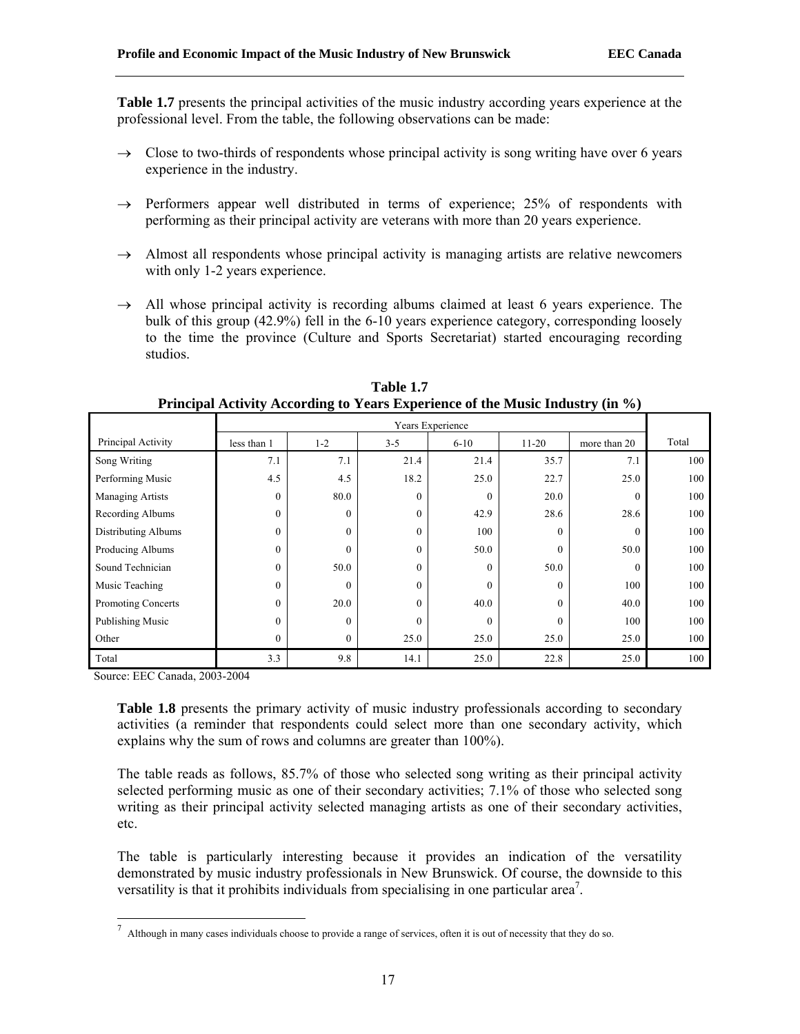**Table 1.7** presents the principal activities of the music industry according years experience at the professional level. From the table, the following observations can be made:

→ Close to two-thirds of respondents whose principal activity is song writing have over 6 years experience in the industry.

→ Performers appear well distributed in terms of experience; 25% of respondents with performing as their principal activity are veterans with more than 20 years experience.

→ Almost all respondents whose principal activity is managing artists are relative newcomers with only 1-2 years experience.

→ All whose principal activity is recording albums claimed at least 6 years experience. The bulk of this group (42.9%) fell in the 6-10 years experience category, corresponding loosely to the time the province (Culture and Sports Secretariat) started encouraging recording studios.

**Table 1.7**
**Principal Activity According to Years Experience of the Music Industry (in %)**

| | Years Experience | | | | | | |
|---|---|---|---|---|---|---|---|
| Principal Activity | less than 1 | 1-2 | 3-5 | 6-10 | 11-20 | more than 20 | Total |
| Song Writing | 7.1 | 7.1 | 21.4 | 21.4 | 35.7 | 7.1 | 100 |
| Performing Music | 4.5 | 4.5 | 18.2 | 25.0 | 22.7 | 25.0 | 100 |
| Managing Artists | 0 | 80.0 | 0 | 0 | 20.0 | 0 | 100 |
| Recording Albums | 0 | 0 | 0 | 42.9 | 28.6 | 28.6 | 100 |
| Distributing Albums | 0 | 0 | 0 | 100 | 0 | 0 | 100 |
| Producing Albums | 0 | 0 | 0 | 50.0 | 0 | 50.0 | 100 |
| Sound Technician | 0 | 50.0 | 0 | 0 | 50.0 | 0 | 100 |
| Music Teaching | 0 | 0 | 0 | 0 | 0 | 100 | 100 |
| Promoting Concerts | 0 | 20.0 | 0 | 40.0 | 0 | 40.0 | 100 |
| Publishing Music | 0 | 0 | 0 | 0 | 0 | 100 | 100 |
| Other | 0 | 0 | 25.0 | 25.0 | 25.0 | 25.0 | 100 |
| Total | 3.3 | 9.8 | 14.1 | 25.0 | 22.8 | 25.0 | 100 |

Source: EEC Canada, 2003-2004

**Table 1.8** presents the primary activity of music industry professionals according to secondary activities (a reminder that respondents could select more than one secondary activity, which explains why the sum of rows and columns are greater than 100%).

The table reads as follows, 85.7% of those who selected song writing as their principal activity selected performing music as one of their secondary activities; 7.1% of those who selected song writing as their principal activity selected managing artists as one of their secondary activities, etc.

The table is particularly interesting because it provides an indication of the versatility demonstrated by music industry professionals in New Brunswick. Of course, the downside to this versatility is that it prohibits individuals from specialising in one particular area[7].

[7] Although in many cases individuals choose to provide a range of services, often it is out of necessity that they do so.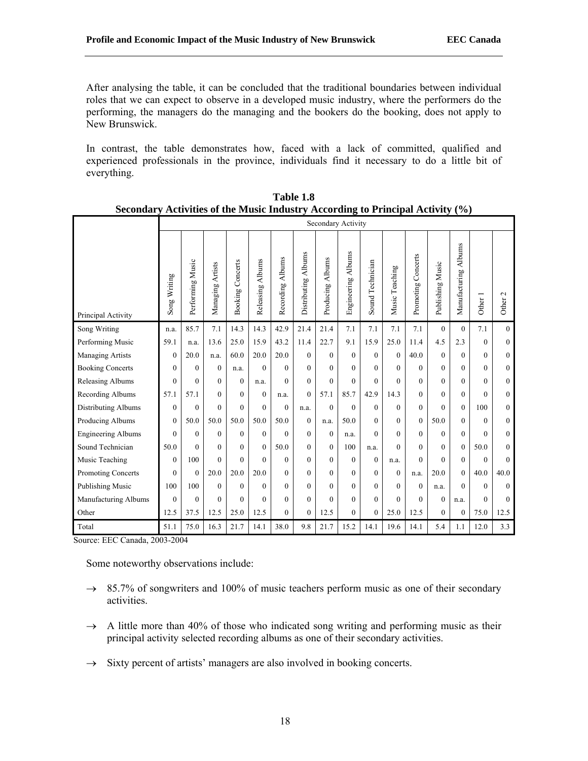After analysing the table, it can be concluded that the traditional boundaries between individual roles that we can expect to observe in a developed music industry, where the performers do the performing, the managers do the managing and the bookers do the booking, does not apply to New Brunswick.

In contrast, the table demonstrates how, faced with a lack of committed, qualified and experienced professionals in the province, individuals find it necessary to do a little bit of everything.

**Table 1.8**
**Secondary Activities of the Music Industry According to Principal Activity (%)**

| | Secondary Activity | | | | | | | | | | | | | | | |
|---|---|---|---|---|---|---|---|---|---|---|---|---|---|---|---|---|
| Principal Activity | Song Writing | Performing Music | Managing Artists | Booking Concerts | Releasing Albums | Recording Albums | Distributing Albums | Producing Albums | Engineering Albums | Sound Technician | Music Teaching | Promoting Concerts | Publishing Music | Manufacturing Albums | Other 1 | Other 2 |
| Song Writing | n.a. | 85.7 | 7.1 | 14.3 | 14.3 | 42.9 | 21.4 | 21.4 | 7.1 | 7.1 | 7.1 | 7.1 | 0 | 0 | 7.1 | 0 |
| Performing Music | 59.1 | n.a. | 13.6 | 25.0 | 15.9 | 43.2 | 11.4 | 22.7 | 9.1 | 15.9 | 25.0 | 11.4 | 4.5 | 2.3 | 0 | 0 |
| Managing Artists | 0 | 20.0 | n.a. | 60.0 | 20.0 | 20.0 | 0 | 0 | 0 | 0 | 0 | 40.0 | 0 | 0 | 0 | 0 |
| Booking Concerts | 0 | 0 | 0 | n.a. | 0 | 0 | 0 | 0 | 0 | 0 | 0 | 0 | 0 | 0 | 0 | 0 |
| Releasing Albums | 0 | 0 | 0 | 0 | n.a. | 0 | 0 | 0 | 0 | 0 | 0 | 0 | 0 | 0 | 0 | 0 |
| Recording Albums | 57.1 | 57.1 | 0 | 0 | 0 | n.a. | 0 | 57.1 | 85.7 | 42.9 | 14.3 | 0 | 0 | 0 | 0 | 0 |
| Distributing Albums | 0 | 0 | 0 | 0 | 0 | 0 | n.a. | 0 | 0 | 0 | 0 | 0 | 0 | 0 | 100 | 0 |
| Producing Albums | 0 | 50.0 | 50.0 | 50.0 | 50.0 | 50.0 | 0 | n.a. | 50.0 | 0 | 0 | 0 | 50.0 | 0 | 0 | 0 |
| Engineering Albums | 0 | 0 | 0 | 0 | 0 | 0 | 0 | 0 | n.a. | 0 | 0 | 0 | 0 | 0 | 0 | 0 |
| Sound Technician | 50.0 | 0 | 0 | 0 | 0 | 50.0 | 0 | 0 | 100 | n.a. | 0 | 0 | 0 | 0 | 50.0 | 0 |
| Music Teaching | 0 | 100 | 0 | 0 | 0 | 0 | 0 | 0 | 0 | 0 | n.a. | 0 | 0 | 0 | 0 | 0 |
| Promoting Concerts | 0 | 0 | 20.0 | 20.0 | 20.0 | 0 | 0 | 0 | 0 | 0 | 0 | n.a. | 20.0 | 0 | 40.0 | 40.0 |
| Publishing Music | 100 | 100 | 0 | 0 | 0 | 0 | 0 | 0 | 0 | 0 | 0 | 0 | n.a. | 0 | 0 | 0 |
| Manufacturing Albums | 0 | 0 | 0 | 0 | 0 | 0 | 0 | 0 | 0 | 0 | 0 | 0 | 0 | n.a. | 0 | 0 |
| Other | 12.5 | 37.5 | 12.5 | 25.0 | 12.5 | 0 | 0 | 12.5 | 0 | 0 | 25.0 | 12.5 | 0 | 0 | 75.0 | 12.5 |
| Total | 51.1 | 75.0 | 16.3 | 21.7 | 14.1 | 38.0 | 9.8 | 21.7 | 15.2 | 14.1 | 19.6 | 14.1 | 5.4 | 1.1 | 12.0 | 3.3 |

Source: EEC Canada, 2003-2004

Some noteworthy observations include:

- → 85.7% of songwriters and 100% of music teachers perform music as one of their secondary activities.
- → A little more than 40% of those who indicated song writing and performing music as their principal activity selected recording albums as one of their secondary activities.
- → Sixty percent of artists' managers are also involved in booking concerts.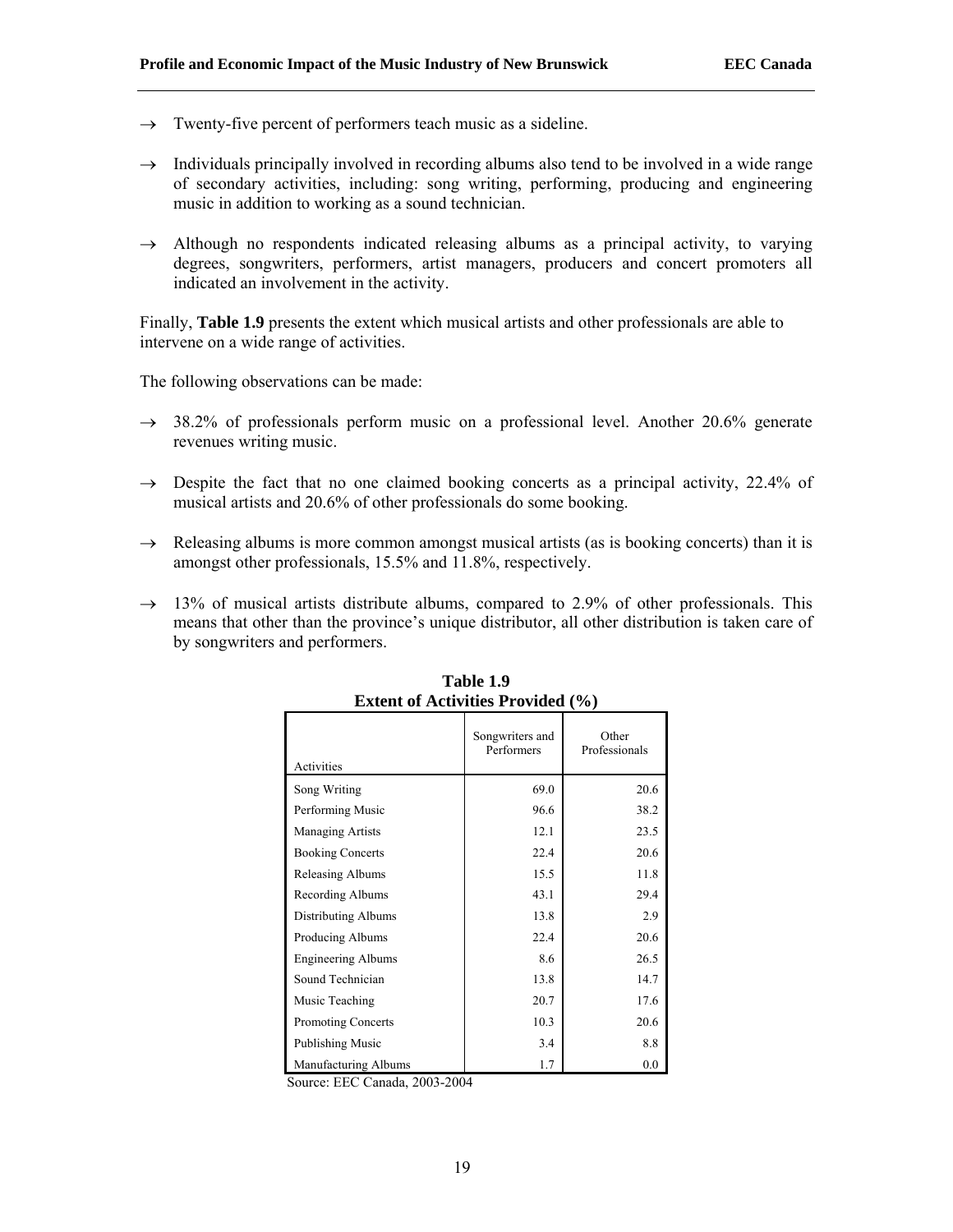- → Twenty-five percent of performers teach music as a sideline.
- → Individuals principally involved in recording albums also tend to be involved in a wide range of secondary activities, including: song writing, performing, producing and engineering music in addition to working as a sound technician.
- → Although no respondents indicated releasing albums as a principal activity, to varying degrees, songwriters, performers, artist managers, producers and concert promoters all indicated an involvement in the activity.

Finally, **Table 1.9** presents the extent which musical artists and other professionals are able to intervene on a wide range of activities.

The following observations can be made:

- → 38.2% of professionals perform music on a professional level. Another 20.6% generate revenues writing music.
- → Despite the fact that no one claimed booking concerts as a principal activity, 22.4% of musical artists and 20.6% of other professionals do some booking.
- → Releasing albums is more common amongst musical artists (as is booking concerts) than it is amongst other professionals, 15.5% and 11.8%, respectively.
- → 13% of musical artists distribute albums, compared to 2.9% of other professionals. This means that other than the province's unique distributor, all other distribution is taken care of by songwriters and performers.

**Table 1.9**
**Extent of Activities Provided (%)**

| Activities | Songwriters and Performers | Other Professionals |
|---|---|---|
| Song Writing | 69.0 | 20.6 |
| Performing Music | 96.6 | 38.2 |
| Managing Artists | 12.1 | 23.5 |
| Booking Concerts | 22.4 | 20.6 |
| Releasing Albums | 15.5 | 11.8 |
| Recording Albums | 43.1 | 29.4 |
| Distributing Albums | 13.8 | 2.9 |
| Producing Albums | 22.4 | 20.6 |
| Engineering Albums | 8.6 | 26.5 |
| Sound Technician | 13.8 | 14.7 |
| Music Teaching | 20.7 | 17.6 |
| Promoting Concerts | 10.3 | 20.6 |
| Publishing Music | 3.4 | 8.8 |
| Manufacturing Albums | 1.7 | 0.0 |

Source: EEC Canada, 2003-2004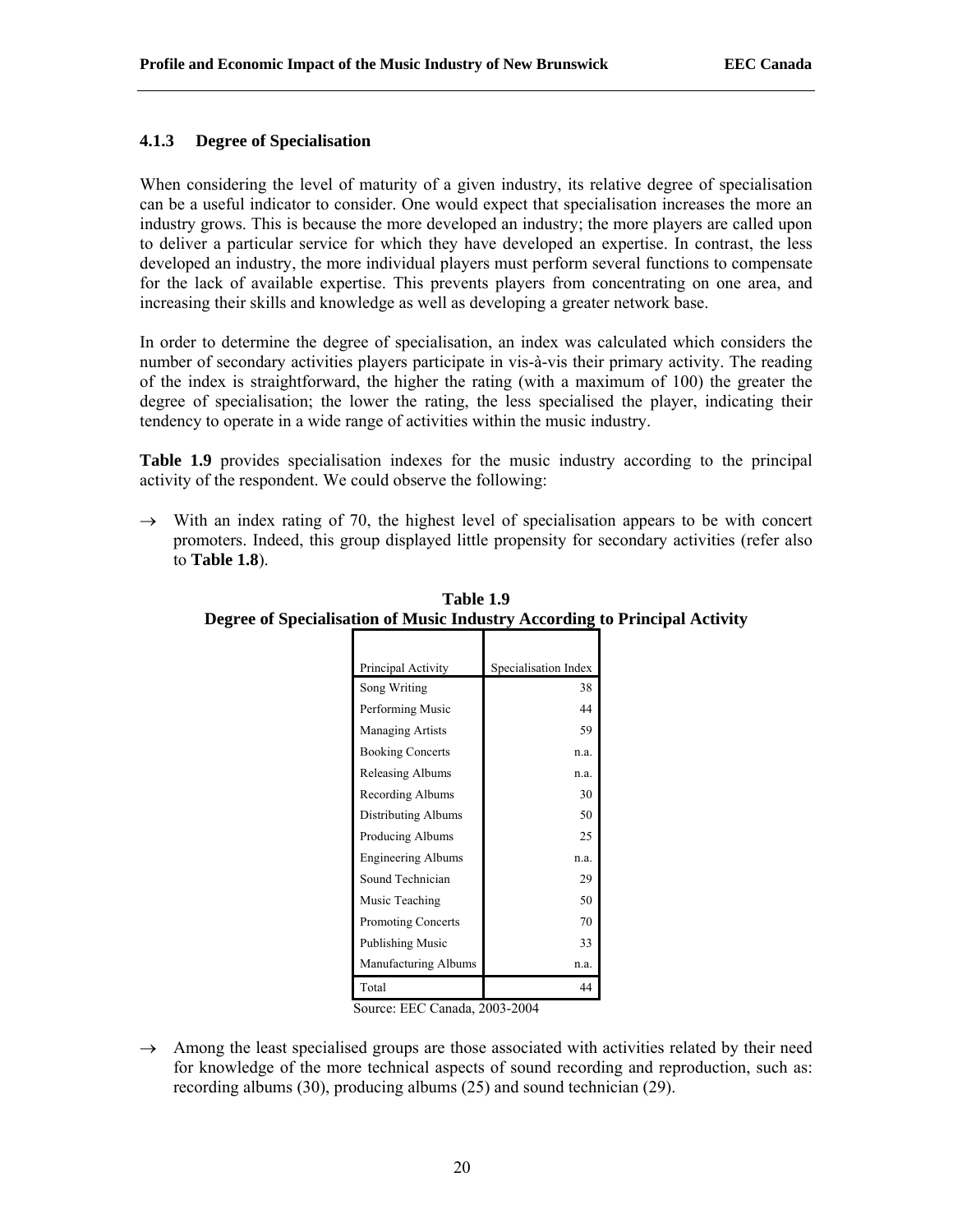### 4.1.3 Degree of Specialisation

When considering the level of maturity of a given industry, its relative degree of specialisation can be a useful indicator to consider. One would expect that specialisation increases the more an industry grows. This is because the more developed an industry; the more players are called upon to deliver a particular service for which they have developed an expertise. In contrast, the less developed an industry, the more individual players must perform several functions to compensate for the lack of available expertise. This prevents players from concentrating on one area, and increasing their skills and knowledge as well as developing a greater network base.

In order to determine the degree of specialisation, an index was calculated which considers the number of secondary activities players participate in vis-à-vis their primary activity. The reading of the index is straightforward, the higher the rating (with a maximum of 100) the greater the degree of specialisation; the lower the rating, the less specialised the player, indicating their tendency to operate in a wide range of activities within the music industry.

**Table 1.9** provides specialisation indexes for the music industry according to the principal activity of the respondent. We could observe the following:

→ With an index rating of 70, the highest level of specialisation appears to be with concert promoters. Indeed, this group displayed little propensity for secondary activities (refer also to **Table 1.8**).

**Table 1.9**
**Degree of Specialisation of Music Industry According to Principal Activity**

| Principal Activity | Specialisation Index |
|---|---|
| Song Writing | 38 |
| Performing Music | 44 |
| Managing Artists | 59 |
| Booking Concerts | n.a. |
| Releasing Albums | n.a. |
| Recording Albums | 30 |
| Distributing Albums | 50 |
| Producing Albums | 25 |
| Engineering Albums | n.a. |
| Sound Technician | 29 |
| Music Teaching | 50 |
| Promoting Concerts | 70 |
| Publishing Music | 33 |
| Manufacturing Albums | n.a. |
| Total | 44 |

Source: EEC Canada, 2003-2004

→ Among the least specialised groups are those associated with activities related by their need for knowledge of the more technical aspects of sound recording and reproduction, such as: recording albums (30), producing albums (25) and sound technician (29).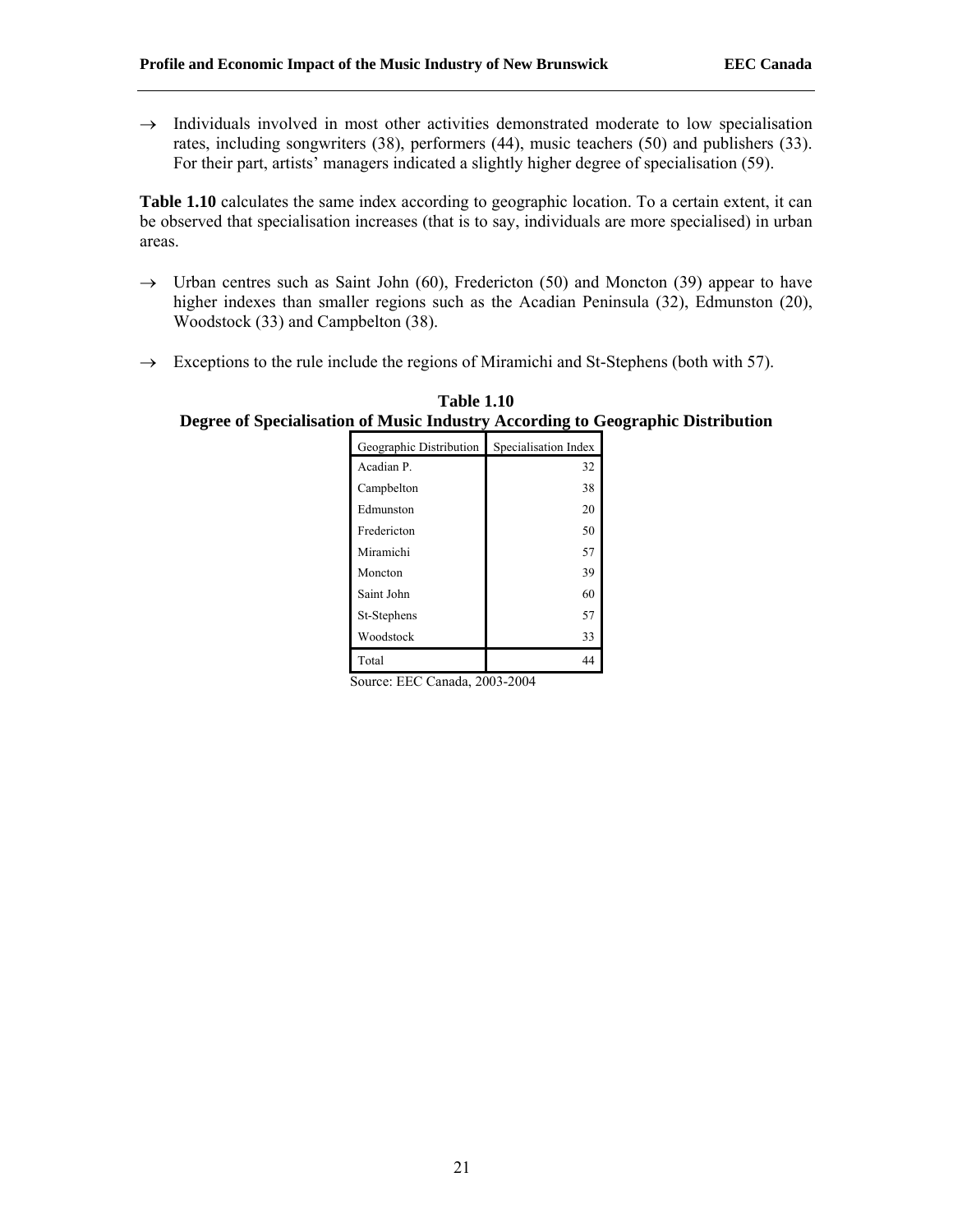→ Individuals involved in most other activities demonstrated moderate to low specialisation rates, including songwriters (38), performers (44), music teachers (50) and publishers (33). For their part, artists' managers indicated a slightly higher degree of specialisation (59).

**Table 1.10** calculates the same index according to geographic location. To a certain extent, it can be observed that specialisation increases (that is to say, individuals are more specialised) in urban areas.

→ Urban centres such as Saint John (60), Fredericton (50) and Moncton (39) appear to have higher indexes than smaller regions such as the Acadian Peninsula (32), Edmunston (20), Woodstock (33) and Campbelton (38).

→ Exceptions to the rule include the regions of Miramichi and St-Stephens (both with 57).

**Table 1.10**
**Degree of Specialisation of Music Industry According to Geographic Distribution**

| Geographic Distribution | Specialisation Index |
|---|---|
| Acadian P. | 32 |
| Campbelton | 38 |
| Edmunston | 20 |
| Fredericton | 50 |
| Miramichi | 57 |
| Moncton | 39 |
| Saint John | 60 |
| St-Stephens | 57 |
| Woodstock | 33 |
| Total | 44 |

Source: EEC Canada, 2003-2004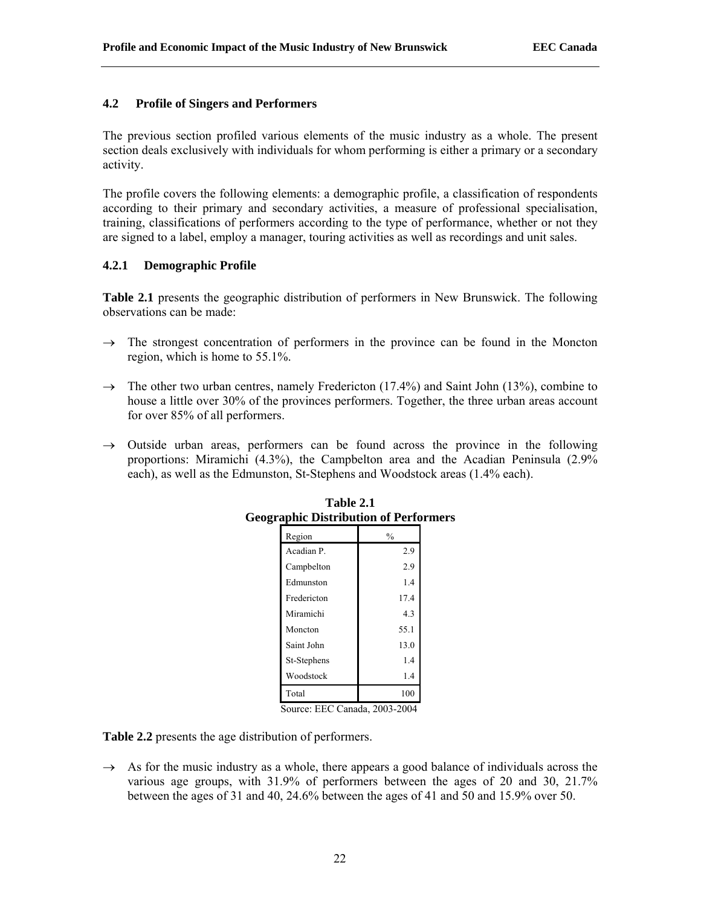### 4.2 Profile of Singers and Performers

The previous section profiled various elements of the music industry as a whole. The present section deals exclusively with individuals for whom performing is either a primary or a secondary activity.

The profile covers the following elements: a demographic profile, a classification of respondents according to their primary and secondary activities, a measure of professional specialisation, training, classifications of performers according to the type of performance, whether or not they are signed to a label, employ a manager, touring activities as well as recordings and unit sales.

#### 4.2.1 Demographic Profile

**Table 2.1** presents the geographic distribution of performers in New Brunswick. The following observations can be made:

→ The strongest concentration of performers in the province can be found in the Moncton region, which is home to 55.1%.

→ The other two urban centres, namely Fredericton (17.4%) and Saint John (13%), combine to house a little over 30% of the provinces performers. Together, the three urban areas account for over 85% of all performers.

→ Outside urban areas, performers can be found across the province in the following proportions: Miramichi (4.3%), the Campbelton area and the Acadian Peninsula (2.9% each), as well as the Edmunston, St-Stephens and Woodstock areas (1.4% each).

**Table 2.1**
**Geographic Distribution of Performers**

| Region | % |
|---|---|
| Acadian P. | 2.9 |
| Campbelton | 2.9 |
| Edmunston | 1.4 |
| Fredericton | 17.4 |
| Miramichi | 4.3 |
| Moncton | 55.1 |
| Saint John | 13.0 |
| St-Stephens | 1.4 |
| Woodstock | 1.4 |
| Total | 100 |

Source: EEC Canada, 2003-2004

**Table 2.2** presents the age distribution of performers.

→ As for the music industry as a whole, there appears a good balance of individuals across the various age groups, with 31.9% of performers between the ages of 20 and 30, 21.7% between the ages of 31 and 40, 24.6% between the ages of 41 and 50 and 15.9% over 50.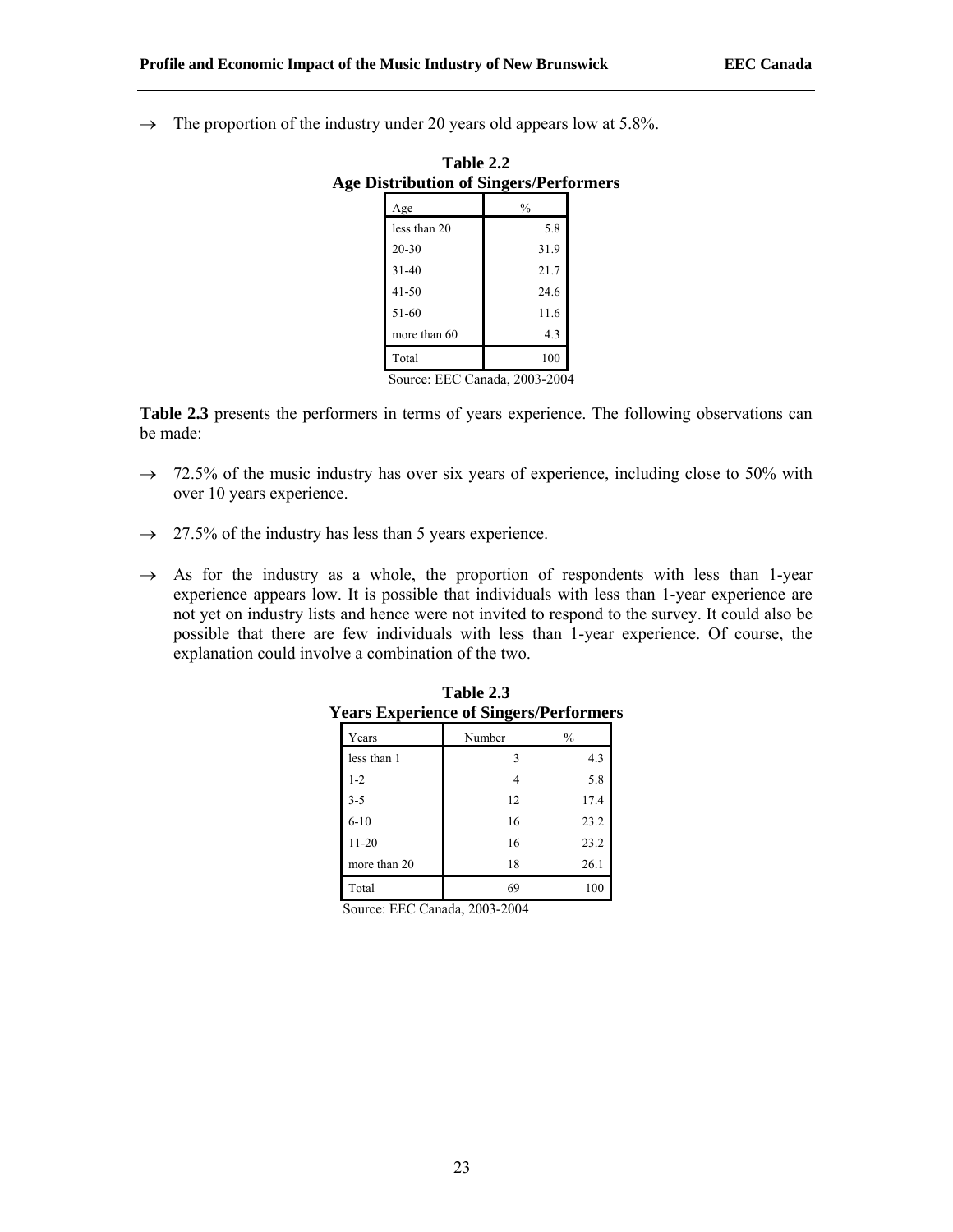→ The proportion of the industry under 20 years old appears low at 5.8%.

**Table 2.2**
**Age Distribution of Singers/Performers**

| Age | % |
|---|---|
| less than 20 | 5.8 |
| 20-30 | 31.9 |
| 31-40 | 21.7 |
| 41-50 | 24.6 |
| 51-60 | 11.6 |
| more than 60 | 4.3 |
| Total | 100 |

Source: EEC Canada, 2003-2004

**Table 2.3** presents the performers in terms of years experience. The following observations can be made:

→ 72.5% of the music industry has over six years of experience, including close to 50% with over 10 years experience.

→ 27.5% of the industry has less than 5 years experience.

→ As for the industry as a whole, the proportion of respondents with less than 1-year experience appears low. It is possible that individuals with less than 1-year experience are not yet on industry lists and hence were not invited to respond to the survey. It could also be possible that there are few individuals with less than 1-year experience. Of course, the explanation could involve a combination of the two.

**Table 2.3**
**Years Experience of Singers/Performers**

| Years | Number | % |
|---|---|---|
| less than 1 | 3 | 4.3 |
| 1-2 | 4 | 5.8 |
| 3-5 | 12 | 17.4 |
| 6-10 | 16 | 23.2 |
| 11-20 | 16 | 23.2 |
| more than 20 | 18 | 26.1 |
| Total | 69 | 100 |

Source: EEC Canada, 2003-2004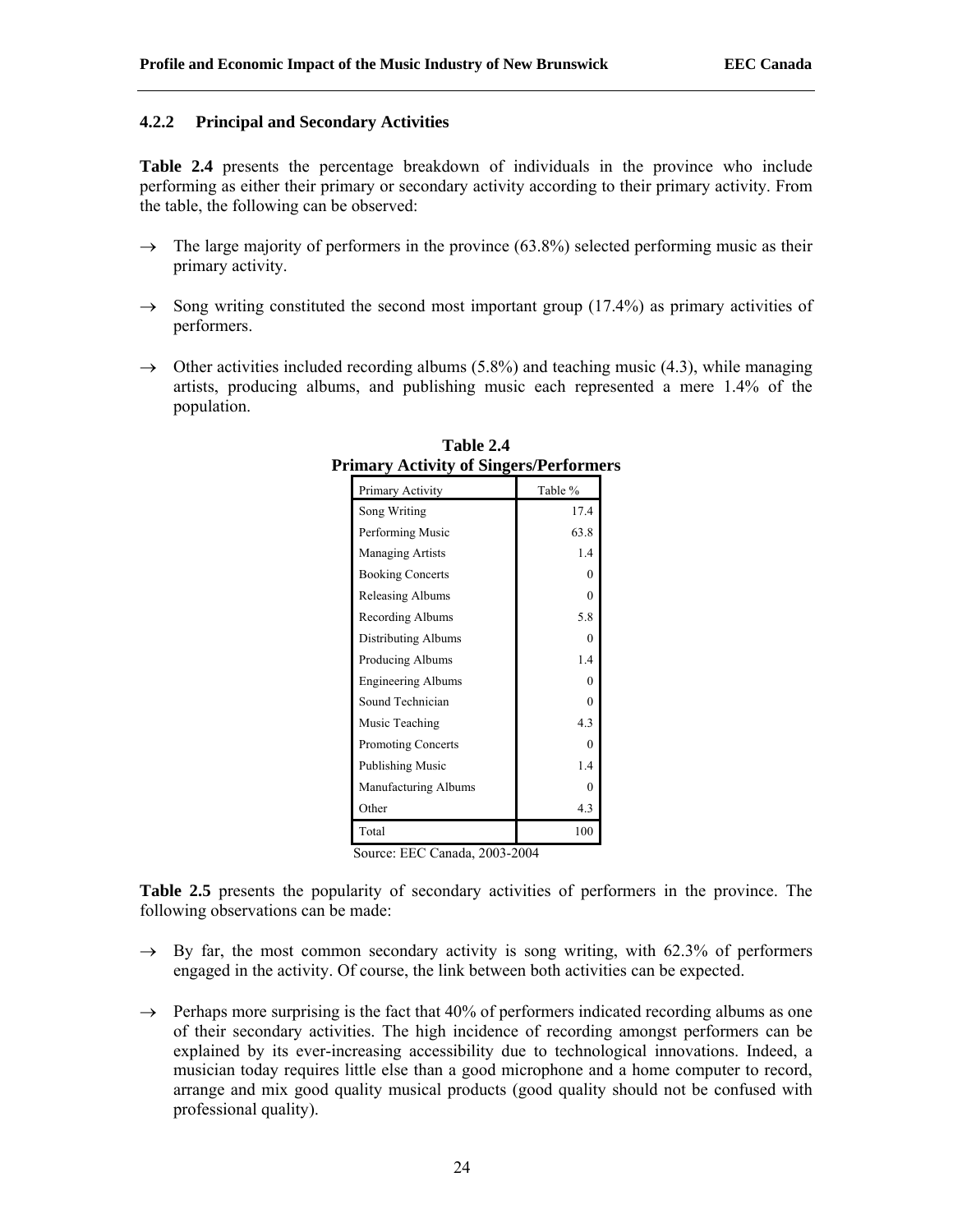### 4.2.2 Principal and Secondary Activities

**Table 2.4** presents the percentage breakdown of individuals in the province who include performing as either their primary or secondary activity according to their primary activity. From the table, the following can be observed:

→ The large majority of performers in the province (63.8%) selected performing music as their primary activity.

→ Song writing constituted the second most important group (17.4%) as primary activities of performers.

→ Other activities included recording albums (5.8%) and teaching music (4.3), while managing artists, producing albums, and publishing music each represented a mere 1.4% of the population.

**Table 2.4**
**Primary Activity of Singers/Performers**

| Primary Activity | Table % |
|---|---|
| Song Writing | 17.4 |
| Performing Music | 63.8 |
| Managing Artists | 1.4 |
| Booking Concerts | 0 |
| Releasing Albums | 0 |
| Recording Albums | 5.8 |
| Distributing Albums | 0 |
| Producing Albums | 1.4 |
| Engineering Albums | 0 |
| Sound Technician | 0 |
| Music Teaching | 4.3 |
| Promoting Concerts | 0 |
| Publishing Music | 1.4 |
| Manufacturing Albums | 0 |
| Other | 4.3 |
| Total | 100 |

Source: EEC Canada, 2003-2004

**Table 2.5** presents the popularity of secondary activities of performers in the province. The following observations can be made:

→ By far, the most common secondary activity is song writing, with 62.3% of performers engaged in the activity. Of course, the link between both activities can be expected.

→ Perhaps more surprising is the fact that 40% of performers indicated recording albums as one of their secondary activities. The high incidence of recording amongst performers can be explained by its ever-increasing accessibility due to technological innovations. Indeed, a musician today requires little else than a good microphone and a home computer to record, arrange and mix good quality musical products (good quality should not be confused with professional quality).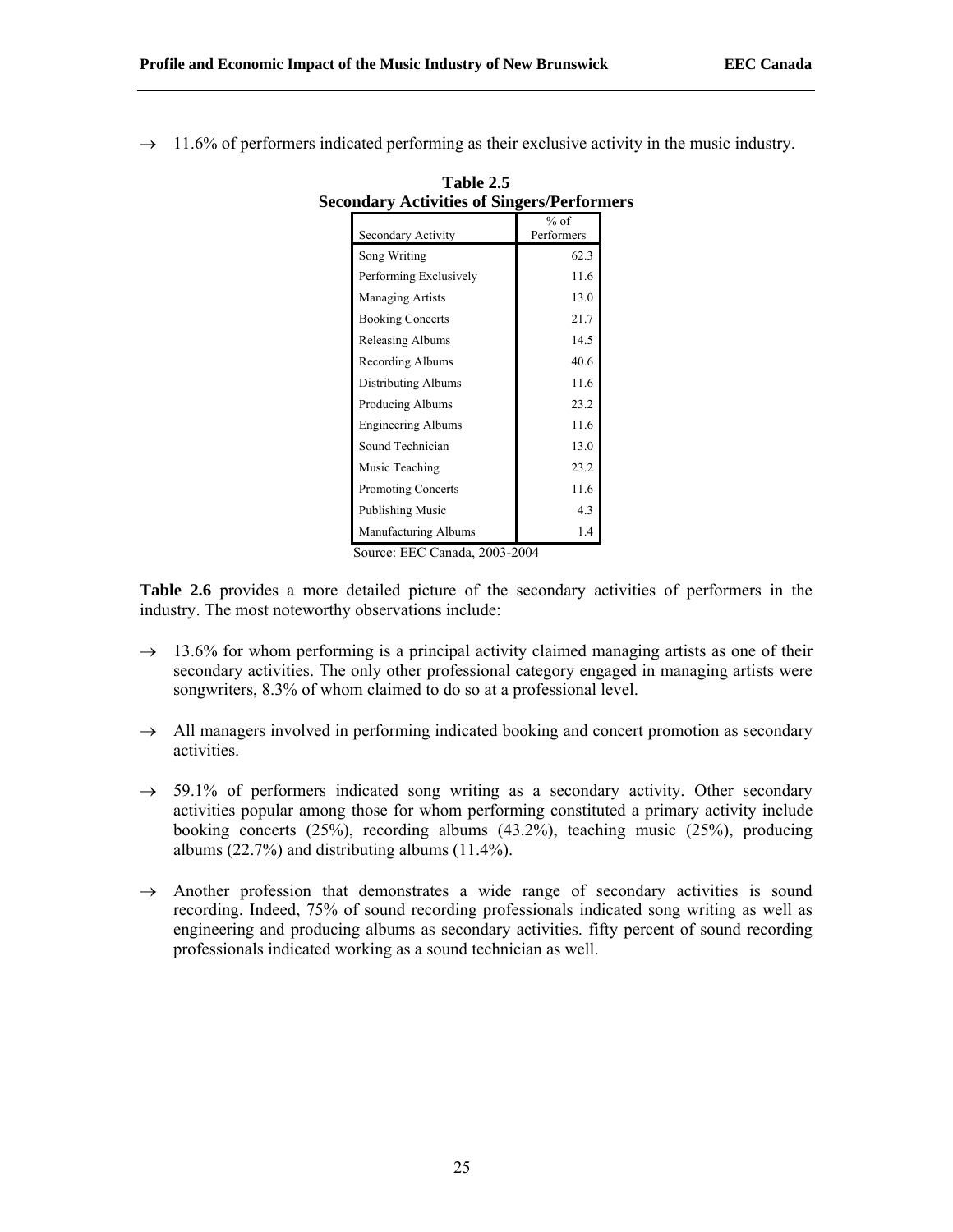→ 11.6% of performers indicated performing as their exclusive activity in the music industry.

**Table 2.5**
**Secondary Activities of Singers/Performers**

| Secondary Activity | % of Performers |
|---|---|
| Song Writing | 62.3 |
| Performing Exclusively | 11.6 |
| Managing Artists | 13.0 |
| Booking Concerts | 21.7 |
| Releasing Albums | 14.5 |
| Recording Albums | 40.6 |
| Distributing Albums | 11.6 |
| Producing Albums | 23.2 |
| Engineering Albums | 11.6 |
| Sound Technician | 13.0 |
| Music Teaching | 23.2 |
| Promoting Concerts | 11.6 |
| Publishing Music | 4.3 |
| Manufacturing Albums | 1.4 |

Source: EEC Canada, 2003-2004

**Table 2.6** provides a more detailed picture of the secondary activities of performers in the industry. The most noteworthy observations include:

→ 13.6% for whom performing is a principal activity claimed managing artists as one of their secondary activities. The only other professional category engaged in managing artists were songwriters, 8.3% of whom claimed to do so at a professional level.

→ All managers involved in performing indicated booking and concert promotion as secondary activities.

→ 59.1% of performers indicated song writing as a secondary activity. Other secondary activities popular among those for whom performing constituted a primary activity include booking concerts (25%), recording albums (43.2%), teaching music (25%), producing albums (22.7%) and distributing albums (11.4%).

→ Another profession that demonstrates a wide range of secondary activities is sound recording. Indeed, 75% of sound recording professionals indicated song writing as well as engineering and producing albums as secondary activities. fifty percent of sound recording professionals indicated working as a sound technician as well.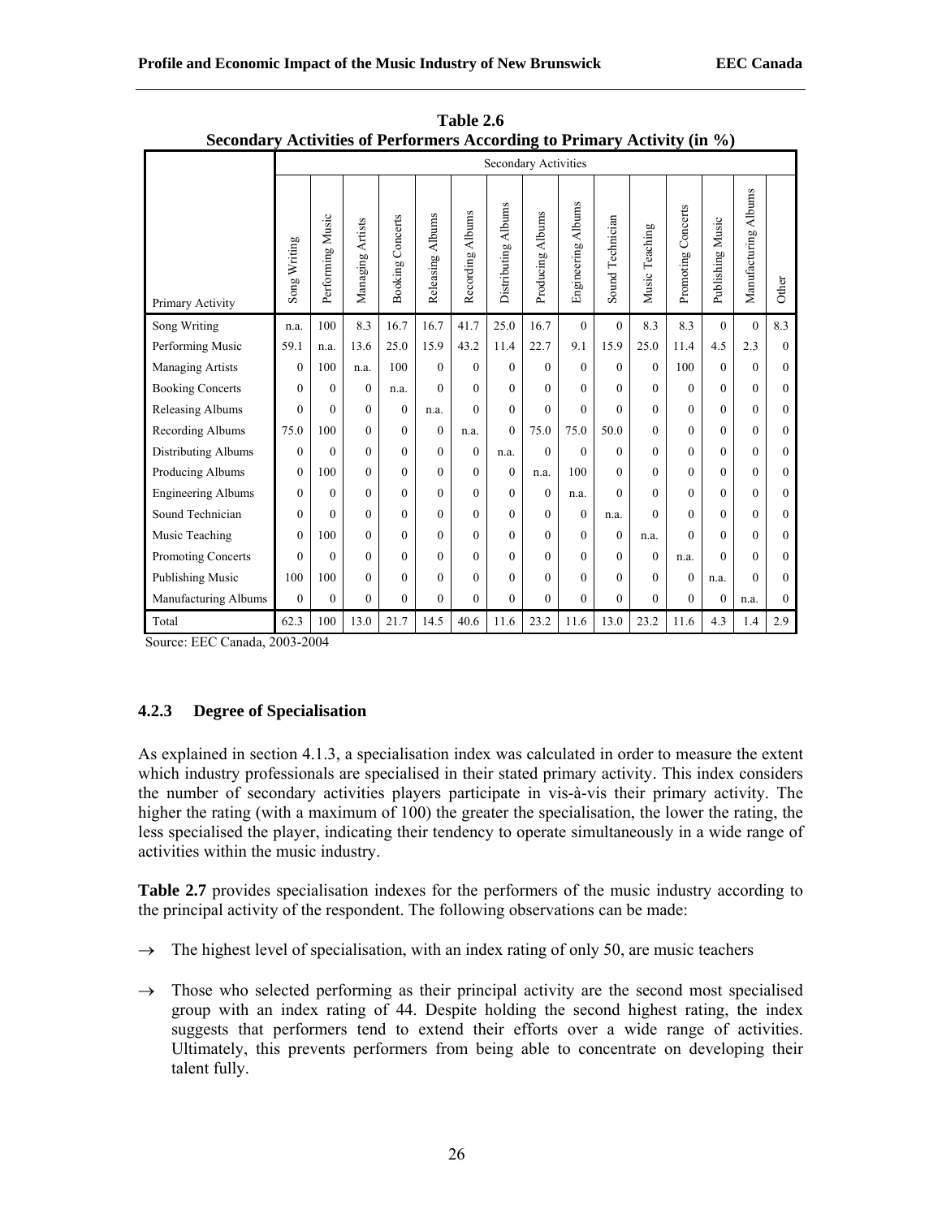**Table 2.6**
**Secondary Activities of Performers According to Primary Activity (in %)**

| | Secondary Activities | | | | | | | | | | | | | | |
|---|---|---|---|---|---|---|---|---|---|---|---|---|---|---|---|
| Primary Activity | Song Writing | Performing Music | Managing Artists | Booking Concerts | Releasing Albums | Recording Albums | Distributing Albums | Producing Albums | Engineering Albums | Sound Technician | Music Teaching | Promoting Concerts | Publishing Music | Manufacturing Albums | Other |
| Song Writing | n.a. | 100 | 8.3 | 16.7 | 16.7 | 41.7 | 25.0 | 16.7 | 0 | 0 | 8.3 | 8.3 | 0 | 0 | 8.3 |
| Performing Music | 59.1 | n.a. | 13.6 | 25.0 | 15.9 | 43.2 | 11.4 | 22.7 | 9.1 | 15.9 | 25.0 | 11.4 | 4.5 | 2.3 | 0 |
| Managing Artists | 0 | 100 | n.a. | 100 | 0 | 0 | 0 | 0 | 0 | 0 | 0 | 100 | 0 | 0 | 0 |
| Booking Concerts | 0 | 0 | 0 | n.a. | 0 | 0 | 0 | 0 | 0 | 0 | 0 | 0 | 0 | 0 | 0 |
| Releasing Albums | 0 | 0 | 0 | 0 | n.a. | 0 | 0 | 0 | 0 | 0 | 0 | 0 | 0 | 0 | 0 |
| Recording Albums | 75.0 | 100 | 0 | 0 | 0 | n.a. | 0 | 75.0 | 75.0 | 50.0 | 0 | 0 | 0 | 0 | 0 |
| Distributing Albums | 0 | 0 | 0 | 0 | 0 | 0 | n.a. | 0 | 0 | 0 | 0 | 0 | 0 | 0 | 0 |
| Producing Albums | 0 | 100 | 0 | 0 | 0 | 0 | 0 | n.a. | 100 | 0 | 0 | 0 | 0 | 0 | 0 |
| Engineering Albums | 0 | 0 | 0 | 0 | 0 | 0 | 0 | 0 | n.a. | 0 | 0 | 0 | 0 | 0 | 0 |
| Sound Technician | 0 | 0 | 0 | 0 | 0 | 0 | 0 | 0 | 0 | n.a. | 0 | 0 | 0 | 0 | 0 |
| Music Teaching | 0 | 100 | 0 | 0 | 0 | 0 | 0 | 0 | 0 | 0 | n.a. | 0 | 0 | 0 | 0 |
| Promoting Concerts | 0 | 0 | 0 | 0 | 0 | 0 | 0 | 0 | 0 | 0 | 0 | n.a. | 0 | 0 | 0 |
| Publishing Music | 100 | 100 | 0 | 0 | 0 | 0 | 0 | 0 | 0 | 0 | 0 | 0 | n.a. | 0 | 0 |
| Manufacturing Albums | 0 | 0 | 0 | 0 | 0 | 0 | 0 | 0 | 0 | 0 | 0 | 0 | 0 | n.a. | 0 |
| Total | 62.3 | 100 | 13.0 | 21.7 | 14.5 | 40.6 | 11.6 | 23.2 | 11.6 | 13.0 | 23.2 | 11.6 | 4.3 | 1.4 | 2.9 |

Source: EEC Canada, 2003-2004

### 4.2.3 Degree of Specialisation

As explained in section 4.1.3, a specialisation index was calculated in order to measure the extent which industry professionals are specialised in their stated primary activity. This index considers the number of secondary activities players participate in vis-à-vis their primary activity. The higher the rating (with a maximum of 100) the greater the specialisation, the lower the rating, the less specialised the player, indicating their tendency to operate simultaneously in a wide range of activities within the music industry.

**Table 2.7** provides specialisation indexes for the performers of the music industry according to the principal activity of the respondent. The following observations can be made:

→ The highest level of specialisation, with an index rating of only 50, are music teachers

→ Those who selected performing as their principal activity are the second most specialised group with an index rating of 44. Despite holding the second highest rating, the index suggests that performers tend to extend their efforts over a wide range of activities. Ultimately, this prevents performers from being able to concentrate on developing their talent fully.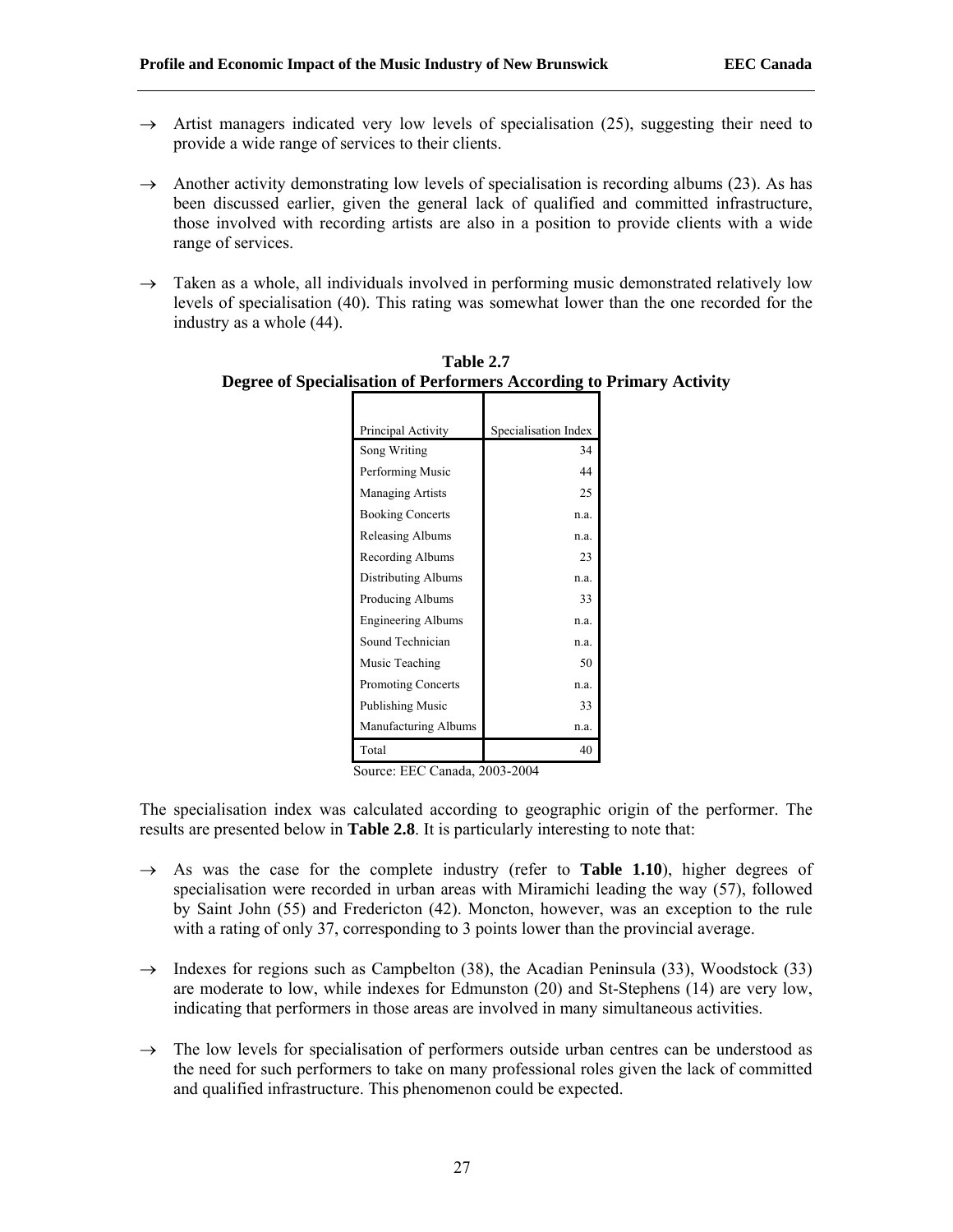→ Artist managers indicated very low levels of specialisation (25), suggesting their need to provide a wide range of services to their clients.

→ Another activity demonstrating low levels of specialisation is recording albums (23). As has been discussed earlier, given the general lack of qualified and committed infrastructure, those involved with recording artists are also in a position to provide clients with a wide range of services.

→ Taken as a whole, all individuals involved in performing music demonstrated relatively low levels of specialisation (40). This rating was somewhat lower than the one recorded for the industry as a whole (44).

**Table 2.7**
**Degree of Specialisation of Performers According to Primary Activity**

| Principal Activity | Specialisation Index |
|---|---|
| Song Writing | 34 |
| Performing Music | 44 |
| Managing Artists | 25 |
| Booking Concerts | n.a. |
| Releasing Albums | n.a. |
| Recording Albums | 23 |
| Distributing Albums | n.a. |
| Producing Albums | 33 |
| Engineering Albums | n.a. |
| Sound Technician | n.a. |
| Music Teaching | 50 |
| Promoting Concerts | n.a. |
| Publishing Music | 33 |
| Manufacturing Albums | n.a. |
| Total | 40 |

Source: EEC Canada, 2003-2004

The specialisation index was calculated according to geographic origin of the performer. The results are presented below in **Table 2.8**. It is particularly interesting to note that:

→ As was the case for the complete industry (refer to **Table 1.10**), higher degrees of specialisation were recorded in urban areas with Miramichi leading the way (57), followed by Saint John (55) and Fredericton (42). Moncton, however, was an exception to the rule with a rating of only 37, corresponding to 3 points lower than the provincial average.

→ Indexes for regions such as Campbelton (38), the Acadian Peninsula (33), Woodstock (33) are moderate to low, while indexes for Edmunston (20) and St-Stephens (14) are very low, indicating that performers in those areas are involved in many simultaneous activities.

→ The low levels for specialisation of performers outside urban centres can be understood as the need for such performers to take on many professional roles given the lack of committed and qualified infrastructure. This phenomenon could be expected.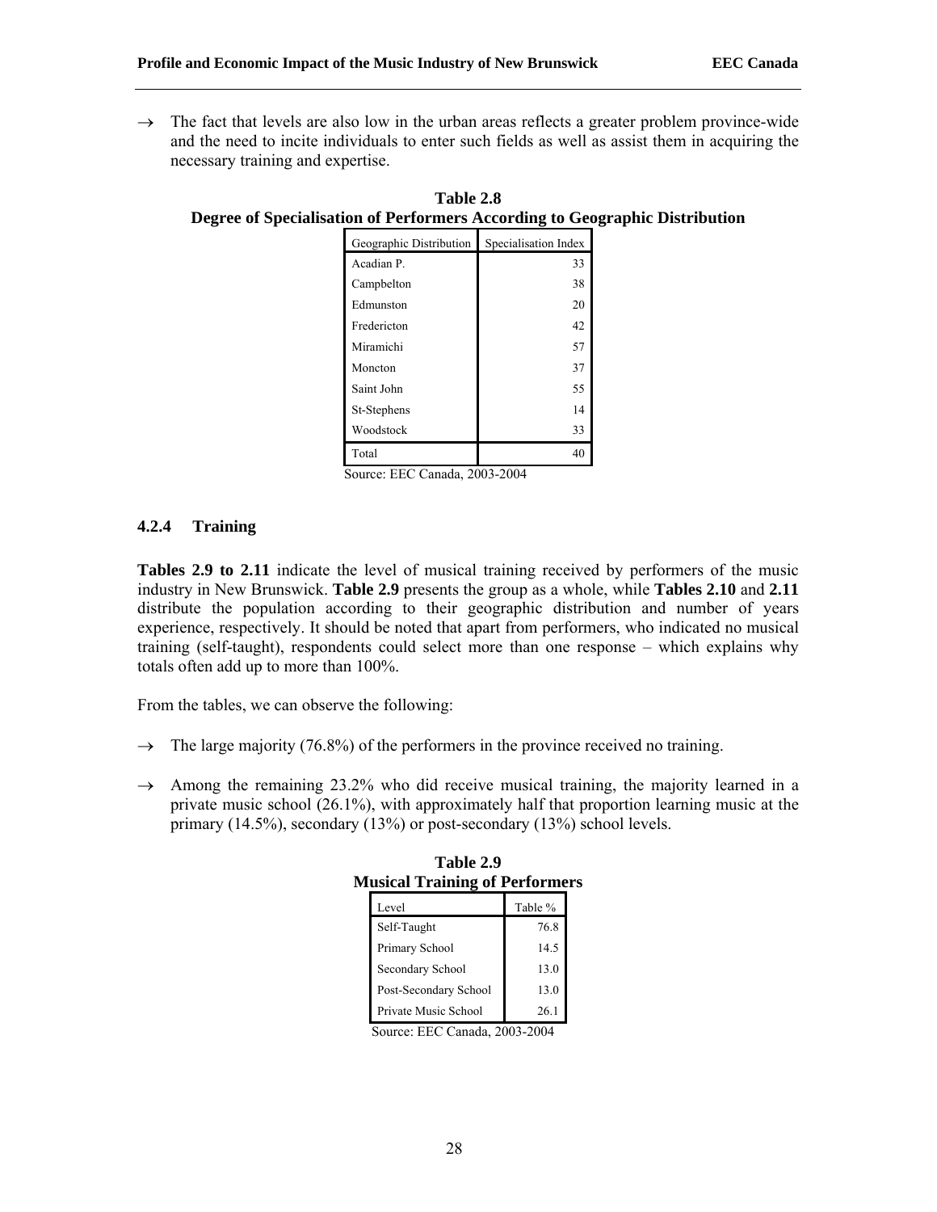→ The fact that levels are also low in the urban areas reflects a greater problem province-wide and the need to incite individuals to enter such fields as well as assist them in acquiring the necessary training and expertise.

**Table 2.8**
**Degree of Specialisation of Performers According to Geographic Distribution**

| Geographic Distribution | Specialisation Index |
|---|---|
| Acadian P. | 33 |
| Campbelton | 38 |
| Edmunston | 20 |
| Fredericton | 42 |
| Miramichi | 57 |
| Moncton | 37 |
| Saint John | 55 |
| St-Stephens | 14 |
| Woodstock | 33 |
| Total | 40 |

Source: EEC Canada, 2003-2004

### 4.2.4 Training

**Tables 2.9 to 2.11** indicate the level of musical training received by performers of the music industry in New Brunswick. **Table 2.9** presents the group as a whole, while **Tables 2.10** and **2.11** distribute the population according to their geographic distribution and number of years experience, respectively. It should be noted that apart from performers, who indicated no musical training (self-taught), respondents could select more than one response – which explains why totals often add up to more than 100%.

From the tables, we can observe the following:

→ The large majority (76.8%) of the performers in the province received no training.

→ Among the remaining 23.2% who did receive musical training, the majority learned in a private music school (26.1%), with approximately half that proportion learning music at the primary (14.5%), secondary (13%) or post-secondary (13%) school levels.

**Table 2.9**
**Musical Training of Performers**

| Level | Table % |
|---|---|
| Self-Taught | 76.8 |
| Primary School | 14.5 |
| Secondary School | 13.0 |
| Post-Secondary School | 13.0 |
| Private Music School | 26.1 |

Source: EEC Canada, 2003-2004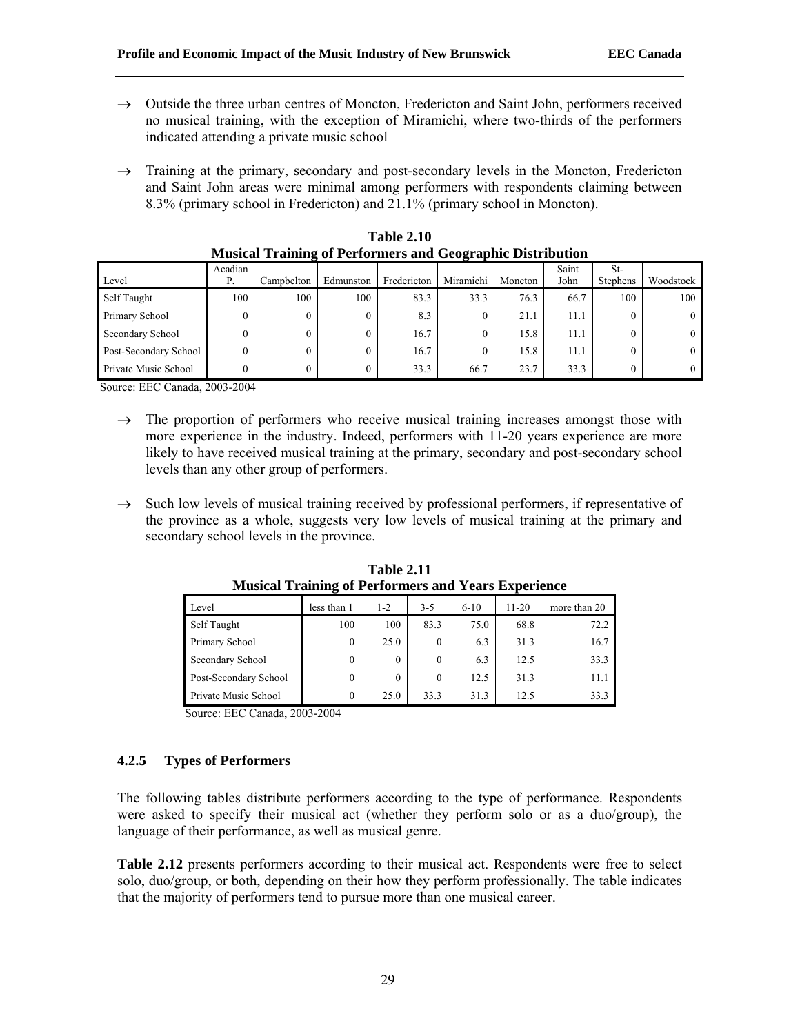- → Outside the three urban centres of Moncton, Fredericton and Saint John, performers received no musical training, with the exception of Miramichi, where two-thirds of the performers indicated attending a private music school

- → Training at the primary, secondary and post-secondary levels in the Moncton, Fredericton and Saint John areas were minimal among performers with respondents claiming between 8.3% (primary school in Fredericton) and 21.1% (primary school in Moncton).

**Table 2.10**
**Musical Training of Performers and Geographic Distribution**

| Level | Acadian P. | Campbelton | Edmunston | Fredericton | Miramichi | Moncton | Saint John | St-Stephens | Woodstock |
|---|---|---|---|---|---|---|---|---|---|
| Self Taught | 100 | 100 | 100 | 83.3 | 33.3 | 76.3 | 66.7 | 100 | 100 |
| Primary School | 0 | 0 | 0 | 8.3 | 0 | 21.1 | 11.1 | 0 | 0 |
| Secondary School | 0 | 0 | 0 | 16.7 | 0 | 15.8 | 11.1 | 0 | 0 |
| Post-Secondary School | 0 | 0 | 0 | 16.7 | 0 | 15.8 | 11.1 | 0 | 0 |
| Private Music School | 0 | 0 | 0 | 33.3 | 66.7 | 23.7 | 33.3 | 0 | 0 |

Source: EEC Canada, 2003-2004

- → The proportion of performers who receive musical training increases amongst those with more experience in the industry. Indeed, performers with 11-20 years experience are more likely to have received musical training at the primary, secondary and post-secondary school levels than any other group of performers.

- → Such low levels of musical training received by professional performers, if representative of the province as a whole, suggests very low levels of musical training at the primary and secondary school levels in the province.

**Table 2.11**
**Musical Training of Performers and Years Experience**

| Level | less than 1 | 1-2 | 3-5 | 6-10 | 11-20 | more than 20 |
|---|---|---|---|---|---|---|
| Self Taught | 100 | 100 | 83.3 | 75.0 | 68.8 | 72.2 |
| Primary School | 0 | 25.0 | 0 | 6.3 | 31.3 | 16.7 |
| Secondary School | 0 | 0 | 0 | 6.3 | 12.5 | 33.3 |
| Post-Secondary School | 0 | 0 | 0 | 12.5 | 31.3 | 11.1 |
| Private Music School | 0 | 25.0 | 33.3 | 31.3 | 12.5 | 33.3 |

Source: EEC Canada, 2003-2004

### 4.2.5 Types of Performers

The following tables distribute performers according to the type of performance. Respondents were asked to specify their musical act (whether they perform solo or as a duo/group), the language of their performance, as well as musical genre.

**Table 2.12** presents performers according to their musical act. Respondents were free to select solo, duo/group, or both, depending on their how they perform professionally. The table indicates that the majority of performers tend to pursue more than one musical career.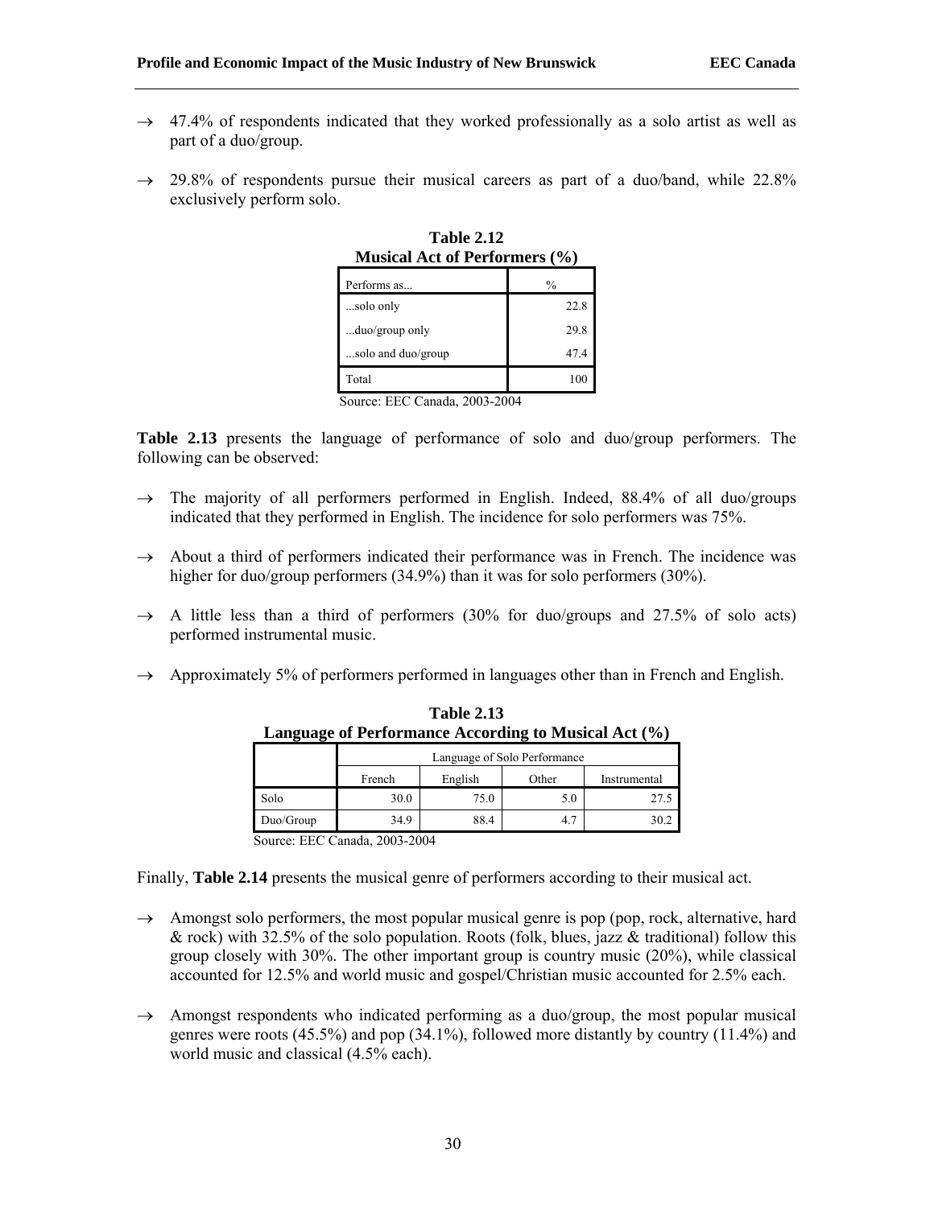→ 47.4% of respondents indicated that they worked professionally as a solo artist as well as part of a duo/group.

→ 29.8% of respondents pursue their musical careers as part of a duo/band, while 22.8% exclusively perform solo.

**Table 2.12**
**Musical Act of Performers (%)**

| Performs as... | % |
|---|---|
| ...solo only | 22.8 |
| ...duo/group only | 29.8 |
| ...solo and duo/group | 47.4 |
| Total | 100 |

Source: EEC Canada, 2003-2004

**Table 2.13** presents the language of performance of solo and duo/group performers. The following can be observed:

→ The majority of all performers performed in English. Indeed, 88.4% of all duo/groups indicated that they performed in English. The incidence for solo performers was 75%.

→ About a third of performers indicated their performance was in French. The incidence was higher for duo/group performers (34.9%) than it was for solo performers (30%).

→ A little less than a third of performers (30% for duo/groups and 27.5% of solo acts) performed instrumental music.

→ Approximately 5% of performers performed in languages other than in French and English.

**Table 2.13**
**Language of Performance According to Musical Act (%)**

| | Language of Solo Performance | | | |
|---|---|---|---|---|
| | French | English | Other | Instrumental |
| Solo | 30.0 | 75.0 | 5.0 | 27.5 |
| Duo/Group | 34.9 | 88.4 | 4.7 | 30.2 |

Source: EEC Canada, 2003-2004

Finally, **Table 2.14** presents the musical genre of performers according to their musical act.

→ Amongst solo performers, the most popular musical genre is pop (pop, rock, alternative, hard & rock) with 32.5% of the solo population. Roots (folk, blues, jazz & traditional) follow this group closely with 30%. The other important group is country music (20%), while classical accounted for 12.5% and world music and gospel/Christian music accounted for 2.5% each.

→ Amongst respondents who indicated performing as a duo/group, the most popular musical genres were roots (45.5%) and pop (34.1%), followed more distantly by country (11.4%) and world music and classical (4.5% each).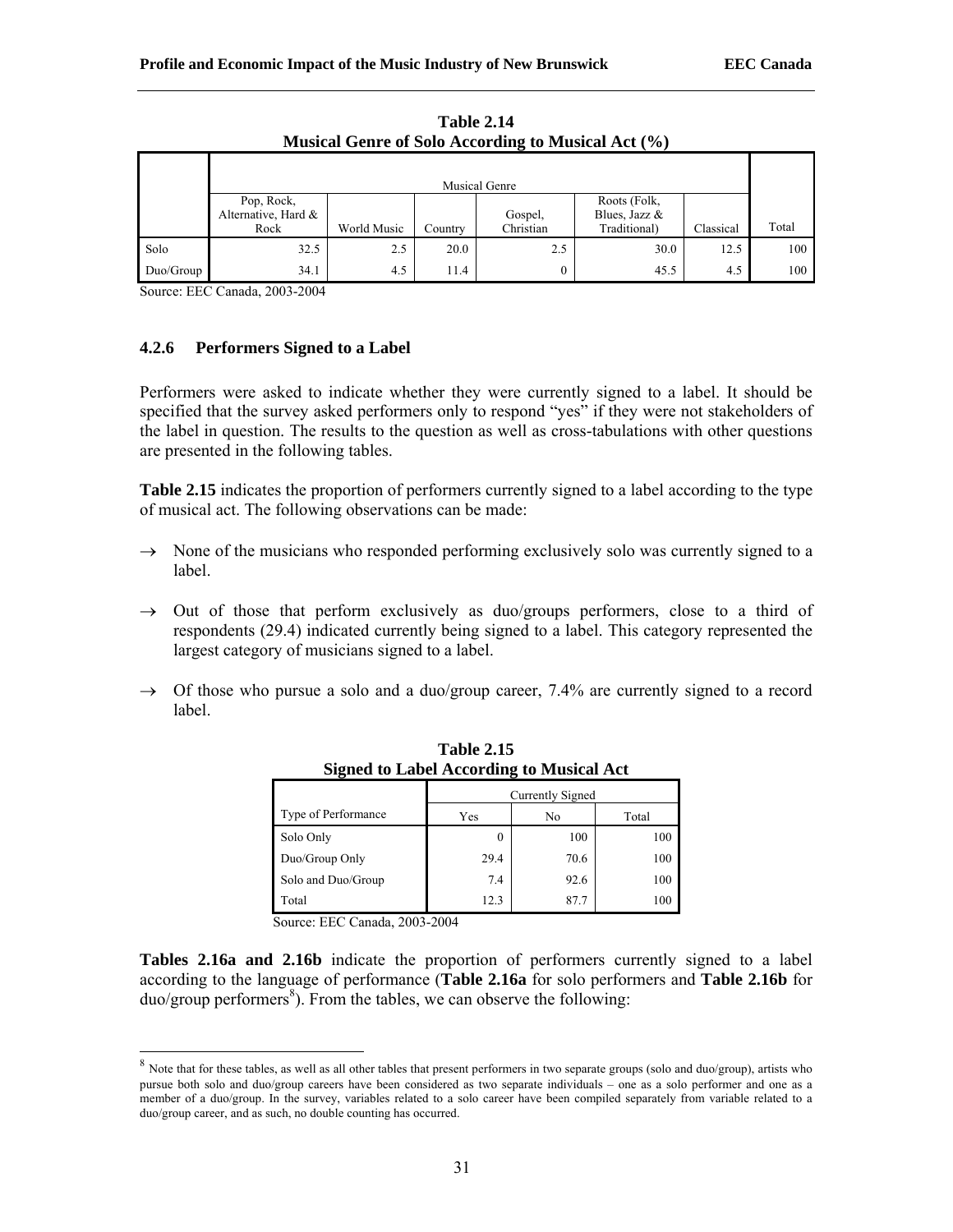**Table 2.14**
**Musical Genre of Solo According to Musical Act (%)**

| | Musical Genre | | | | | | |
|---|---|---|---|---|---|---|---|
| | Pop, Rock, Alternative, Hard & Rock | World Music | Country | Gospel, Christian | Roots (Folk, Blues, Jazz & Traditional) | Classical | Total |
| Solo | 32.5 | 2.5 | 20.0 | 2.5 | 30.0 | 12.5 | 100 |
| Duo/Group | 34.1 | 4.5 | 11.4 | 0 | 45.5 | 4.5 | 100 |

Source: EEC Canada, 2003-2004

### 4.2.6 Performers Signed to a Label

Performers were asked to indicate whether they were currently signed to a label. It should be specified that the survey asked performers only to respond "yes" if they were not stakeholders of the label in question. The results to the question as well as cross-tabulations with other questions are presented in the following tables.

**Table 2.15** indicates the proportion of performers currently signed to a label according to the type of musical act. The following observations can be made:

- → None of the musicians who responded performing exclusively solo was currently signed to a label.
- → Out of those that perform exclusively as duo/groups performers, close to a third of respondents (29.4) indicated currently being signed to a label. This category represented the largest category of musicians signed to a label.
- → Of those who pursue a solo and a duo/group career, 7.4% are currently signed to a record label.

**Table 2.15**
**Signed to Label According to Musical Act**

| | Currently Signed | | |
|---|---|---|---|
| Type of Performance | Yes | No | Total |
| Solo Only | 0 | 100 | 100 |
| Duo/Group Only | 29.4 | 70.6 | 100 |
| Solo and Duo/Group | 7.4 | 92.6 | 100 |
| Total | 12.3 | 87.7 | 100 |

Source: EEC Canada, 2003-2004

**Tables 2.16a and 2.16b** indicate the proportion of performers currently signed to a label according to the language of performance (**Table 2.16a** for solo performers and **Table 2.16b** for duo/group performers[8]). From the tables, we can observe the following:

[8] Note that for these tables, as well as all other tables that present performers in two separate groups (solo and duo/group), artists who pursue both solo and duo/group careers have been considered as two separate individuals – one as a solo performer and one as a member of a duo/group. In the survey, variables related to a solo career have been compiled separately from variable related to a duo/group career, and as such, no double counting has occurred.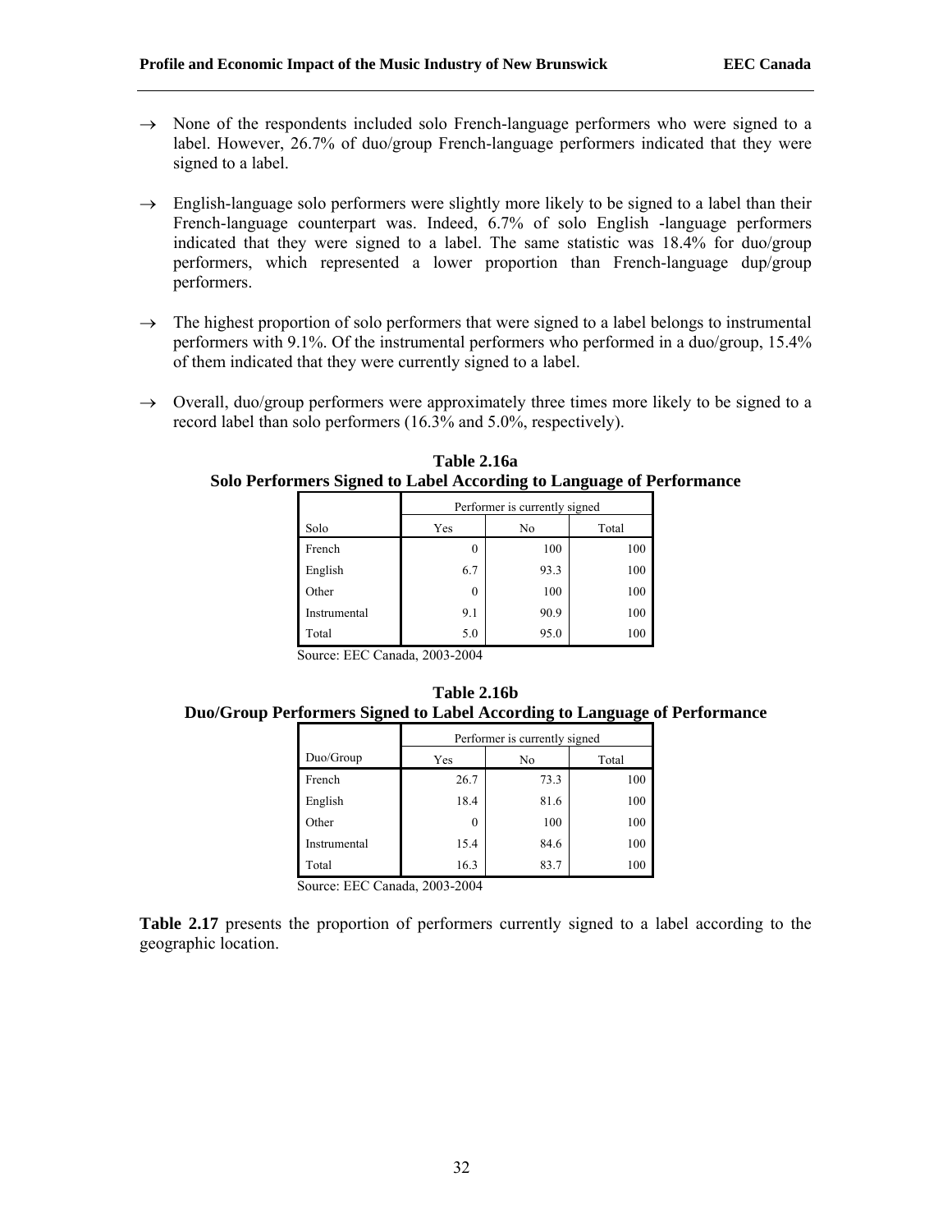- → None of the respondents included solo French-language performers who were signed to a label. However, 26.7% of duo/group French-language performers indicated that they were signed to a label.

- → English-language solo performers were slightly more likely to be signed to a label than their French-language counterpart was. Indeed, 6.7% of solo English -language performers indicated that they were signed to a label. The same statistic was 18.4% for duo/group performers, which represented a lower proportion than French-language dup/group performers.

- → The highest proportion of solo performers that were signed to a label belongs to instrumental performers with 9.1%. Of the instrumental performers who performed in a duo/group, 15.4% of them indicated that they were currently signed to a label.

- → Overall, duo/group performers were approximately three times more likely to be signed to a record label than solo performers (16.3% and 5.0%, respectively).

**Table 2.16a**
**Solo Performers Signed to Label According to Language of Performance**

| | Performer is currently signed | | |
|---|---|---|---|
| Solo | Yes | No | Total |
| French | 0 | 100 | 100 |
| English | 6.7 | 93.3 | 100 |
| Other | 0 | 100 | 100 |
| Instrumental | 9.1 | 90.9 | 100 |
| Total | 5.0 | 95.0 | 100 |

Source: EEC Canada, 2003-2004

**Table 2.16b**
**Duo/Group Performers Signed to Label According to Language of Performance**

| | Performer is currently signed | | |
|---|---|---|---|
| Duo/Group | Yes | No | Total |
| French | 26.7 | 73.3 | 100 |
| English | 18.4 | 81.6 | 100 |
| Other | 0 | 100 | 100 |
| Instrumental | 15.4 | 84.6 | 100 |
| Total | 16.3 | 83.7 | 100 |

Source: EEC Canada, 2003-2004

**Table 2.17** presents the proportion of performers currently signed to a label according to the geographic location.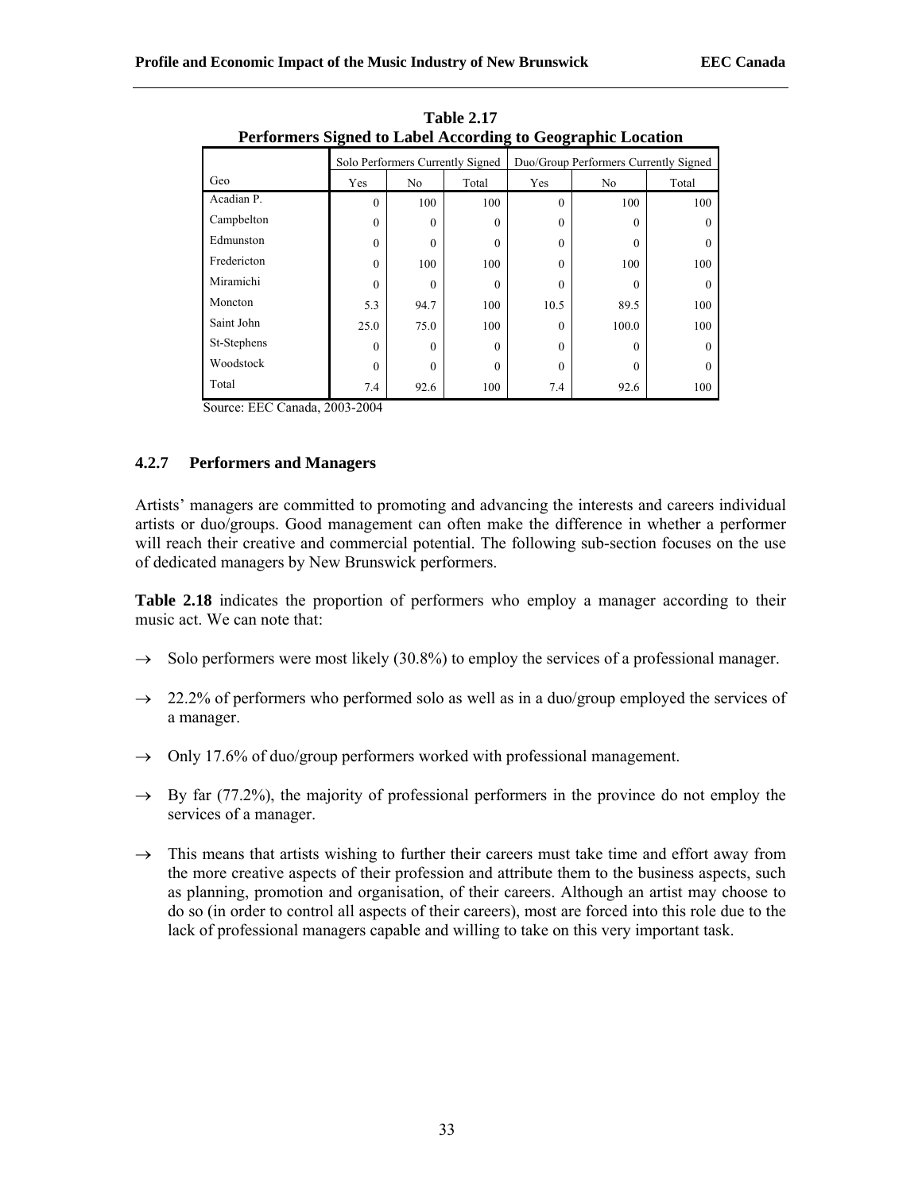**Table 2.17**
**Performers Signed to Label According to Geographic Location**

| | Solo Performers Currently Signed | | | Duo/Group Performers Currently Signed | | |
|---|---|---|---|---|---|---|
| Geo | Yes | No | Total | Yes | No | Total |
| Acadian P. | 0 | 100 | 100 | 0 | 100 | 100 |
| Campbelton | 0 | 0 | 0 | 0 | 0 | 0 |
| Edmunston | 0 | 0 | 0 | 0 | 0 | 0 |
| Fredericton | 0 | 100 | 100 | 0 | 100 | 100 |
| Miramichi | 0 | 0 | 0 | 0 | 0 | 0 |
| Moncton | 5.3 | 94.7 | 100 | 10.5 | 89.5 | 100 |
| Saint John | 25.0 | 75.0 | 100 | 0 | 100.0 | 100 |
| St-Stephens | 0 | 0 | 0 | 0 | 0 | 0 |
| Woodstock | 0 | 0 | 0 | 0 | 0 | 0 |
| Total | 7.4 | 92.6 | 100 | 7.4 | 92.6 | 100 |

Source: EEC Canada, 2003-2004

### 4.2.7 Performers and Managers

Artists' managers are committed to promoting and advancing the interests and careers individual artists or duo/groups. Good management can often make the difference in whether a performer will reach their creative and commercial potential. The following sub-section focuses on the use of dedicated managers by New Brunswick performers.

**Table 2.18** indicates the proportion of performers who employ a manager according to their music act. We can note that:

→ Solo performers were most likely (30.8%) to employ the services of a professional manager.

→ 22.2% of performers who performed solo as well as in a duo/group employed the services of a manager.

→ Only 17.6% of duo/group performers worked with professional management.

→ By far (77.2%), the majority of professional performers in the province do not employ the services of a manager.

→ This means that artists wishing to further their careers must take time and effort away from the more creative aspects of their profession and attribute them to the business aspects, such as planning, promotion and organisation, of their careers. Although an artist may choose to do so (in order to control all aspects of their careers), most are forced into this role due to the lack of professional managers capable and willing to take on this very important task.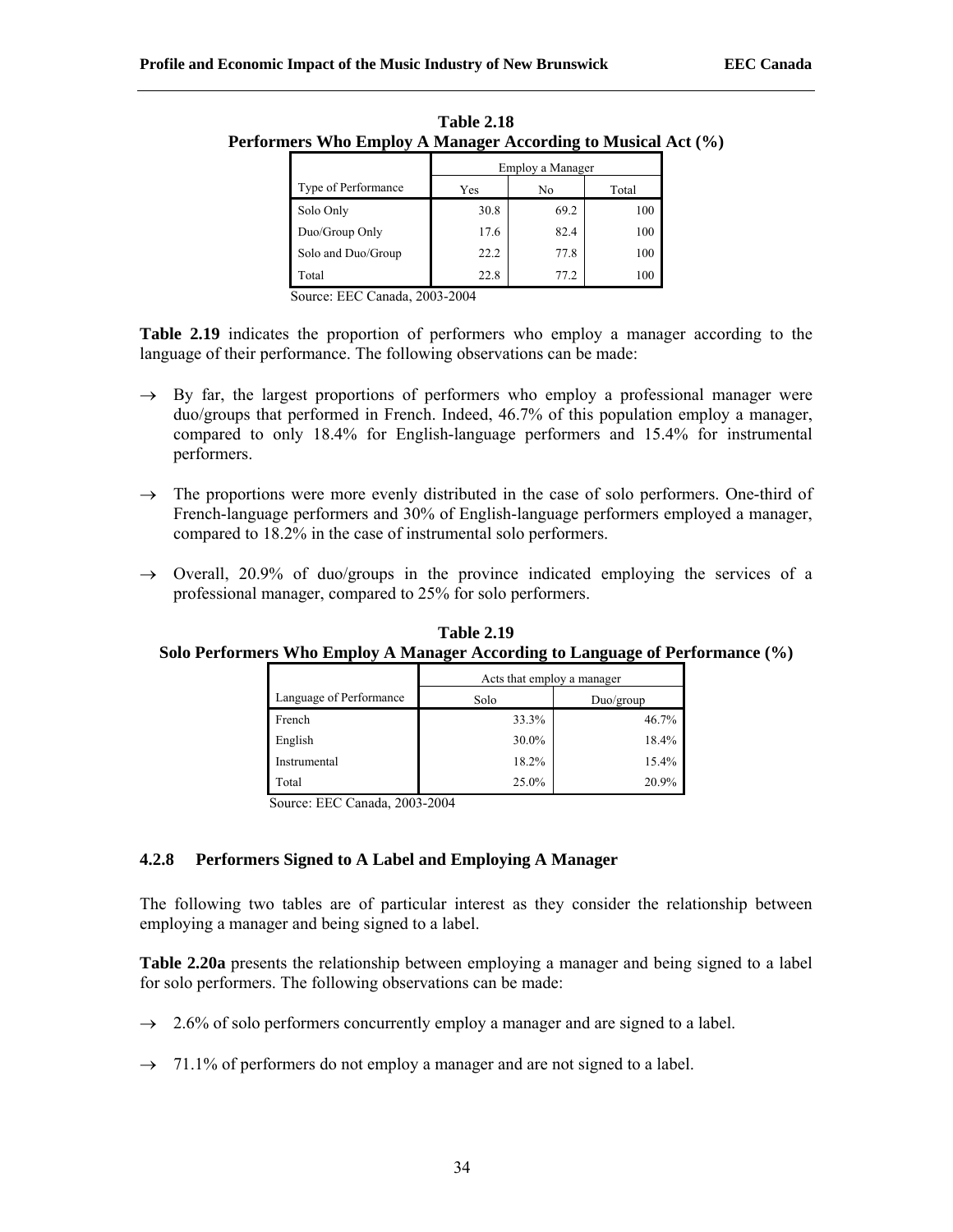**Table 2.18**
**Performers Who Employ A Manager According to Musical Act (%)**

| | Employ a Manager | | |
|---|---|---|---|
| Type of Performance | Yes | No | Total |
| Solo Only | 30.8 | 69.2 | 100 |
| Duo/Group Only | 17.6 | 82.4 | 100 |
| Solo and Duo/Group | 22.2 | 77.8 | 100 |
| Total | 22.8 | 77.2 | 100 |

Source: EEC Canada, 2003-2004

**Table 2.19** indicates the proportion of performers who employ a manager according to the language of their performance. The following observations can be made:

→ By far, the largest proportions of performers who employ a professional manager were duo/groups that performed in French. Indeed, 46.7% of this population employ a manager, compared to only 18.4% for English-language performers and 15.4% for instrumental performers.

→ The proportions were more evenly distributed in the case of solo performers. One-third of French-language performers and 30% of English-language performers employed a manager, compared to 18.2% in the case of instrumental solo performers.

→ Overall, 20.9% of duo/groups in the province indicated employing the services of a professional manager, compared to 25% for solo performers.

**Table 2.19**
**Solo Performers Who Employ A Manager According to Language of Performance (%)**

| | Acts that employ a manager | |
|---|---|---|
| Language of Performance | Solo | Duo/group |
| French | 33.3% | 46.7% |
| English | 30.0% | 18.4% |
| Instrumental | 18.2% | 15.4% |
| Total | 25.0% | 20.9% |

Source: EEC Canada, 2003-2004

### 4.2.8 Performers Signed to A Label and Employing A Manager

The following two tables are of particular interest as they consider the relationship between employing a manager and being signed to a label.

**Table 2.20a** presents the relationship between employing a manager and being signed to a label for solo performers. The following observations can be made:

→ 2.6% of solo performers concurrently employ a manager and are signed to a label.

→ 71.1% of performers do not employ a manager and are not signed to a label.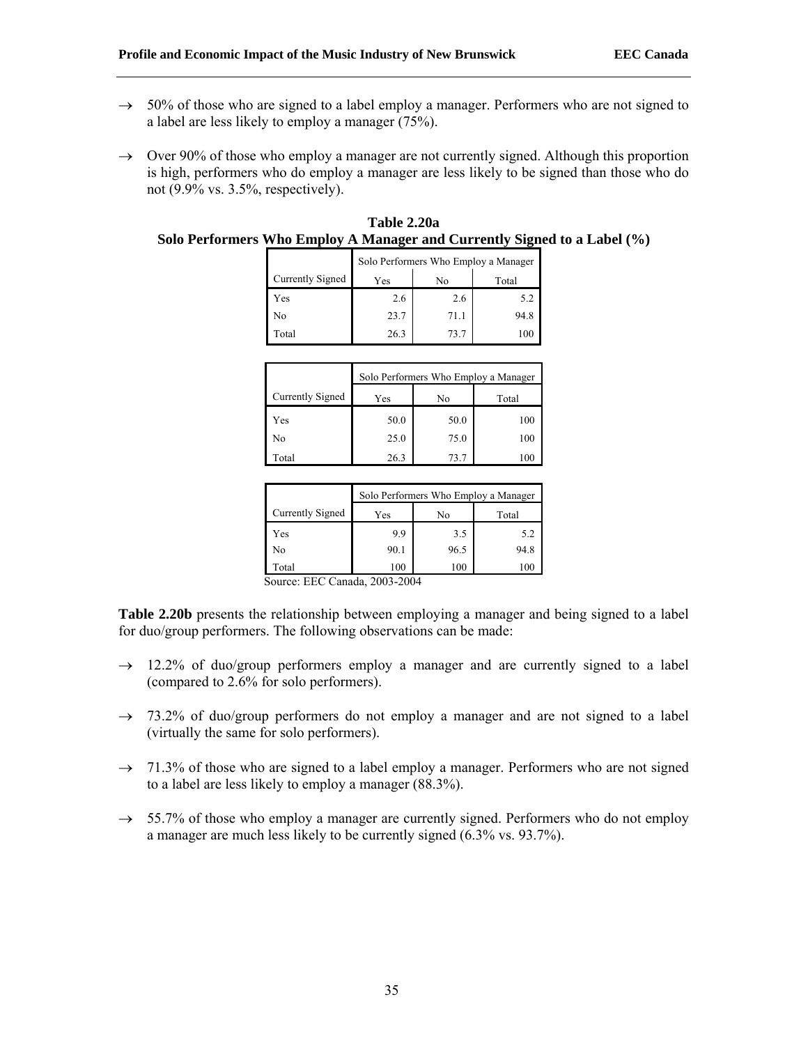→ 50% of those who are signed to a label employ a manager. Performers who are not signed to a label are less likely to employ a manager (75%).

→ Over 90% of those who employ a manager are not currently signed. Although this proportion is high, performers who do employ a manager are less likely to be signed than those who do not (9.9% vs. 3.5%, respectively).

**Table 2.20a**
**Solo Performers Who Employ A Manager and Currently Signed to a Label (%)**

| | Solo Performers Who Employ a Manager | | |
|---|---|---|---|
| Currently Signed | Yes | No | Total |
| Yes | 2.6 | 2.6 | 5.2 |
| No | 23.7 | 71.1 | 94.8 |
| Total | 26.3 | 73.7 | 100 |

| | Solo Performers Who Employ a Manager | | |
|---|---|---|---|
| Currently Signed | Yes | No | Total |
| Yes | 50.0 | 50.0 | 100 |
| No | 25.0 | 75.0 | 100 |
| Total | 26.3 | 73.7 | 100 |

| | Solo Performers Who Employ a Manager | | |
|---|---|---|---|
| Currently Signed | Yes | No | Total |
| Yes | 9.9 | 3.5 | 5.2 |
| No | 90.1 | 96.5 | 94.8 |
| Total | 100 | 100 | 100 |

Source: EEC Canada, 2003-2004

**Table 2.20b** presents the relationship between employing a manager and being signed to a label for duo/group performers. The following observations can be made:

→ 12.2% of duo/group performers employ a manager and are currently signed to a label (compared to 2.6% for solo performers).

→ 73.2% of duo/group performers do not employ a manager and are not signed to a label (virtually the same for solo performers).

→ 71.3% of those who are signed to a label employ a manager. Performers who are not signed to a label are less likely to employ a manager (88.3%).

→ 55.7% of those who employ a manager are currently signed. Performers who do not employ a manager are much less likely to be currently signed (6.3% vs. 93.7%).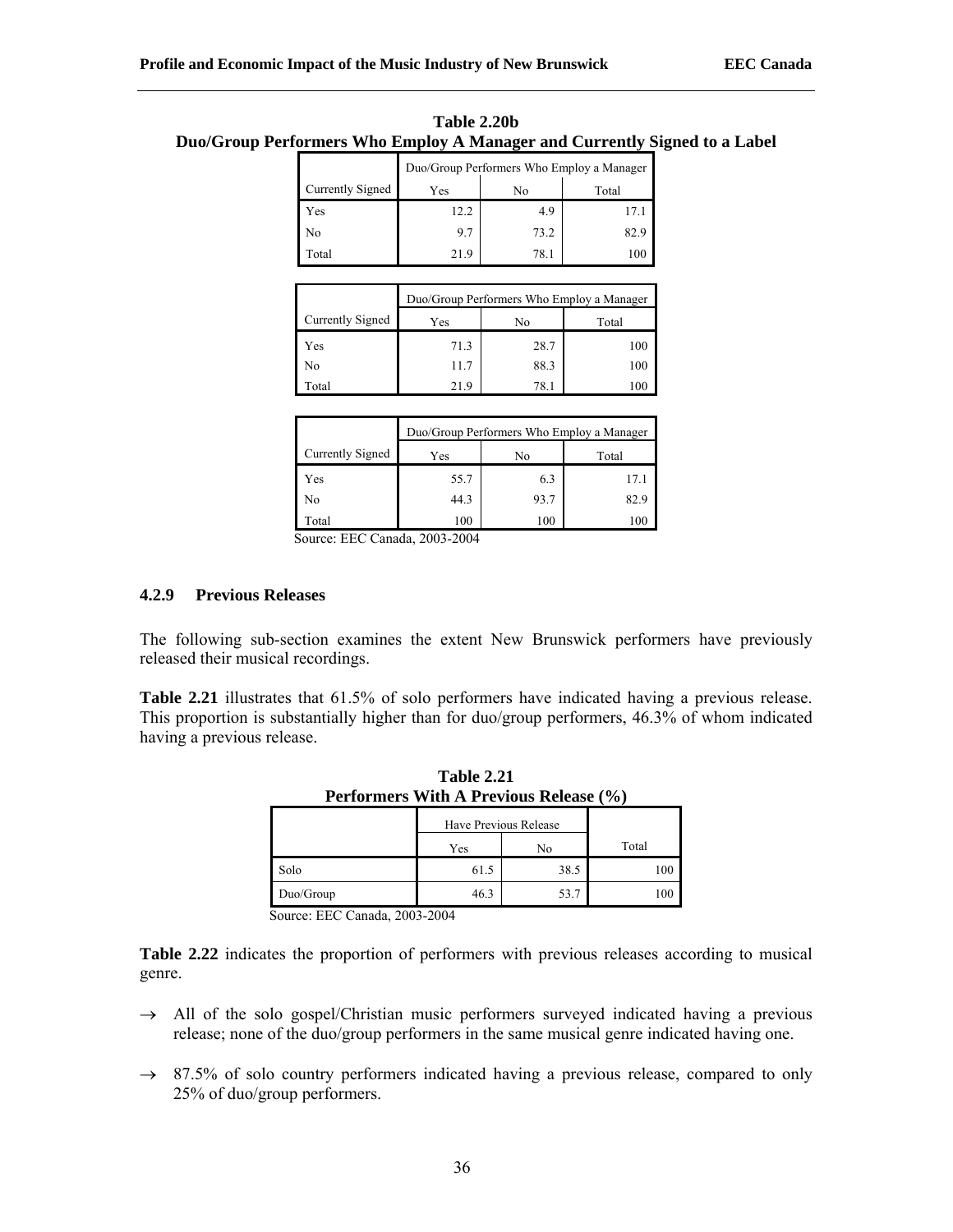**Table 2.20b**
**Duo/Group Performers Who Employ A Manager and Currently Signed to a Label**

| | Duo/Group Performers Who Employ a Manager | | |
|---|---|---|---|
| Currently Signed | Yes | No | Total |
| Yes | 12.2 | 4.9 | 17.1 |
| No | 9.7 | 73.2 | 82.9 |
| Total | 21.9 | 78.1 | 100 |

| | Duo/Group Performers Who Employ a Manager | | |
|---|---|---|---|
| Currently Signed | Yes | No | Total |
| Yes | 71.3 | 28.7 | 100 |
| No | 11.7 | 88.3 | 100 |
| Total | 21.9 | 78.1 | 100 |

| | Duo/Group Performers Who Employ a Manager | | |
|---|---|---|---|
| Currently Signed | Yes | No | Total |
| Yes | 55.7 | 6.3 | 17.1 |
| No | 44.3 | 93.7 | 82.9 |
| Total | 100 | 100 | 100 |

Source: EEC Canada, 2003-2004

### 4.2.9 Previous Releases

The following sub-section examines the extent New Brunswick performers have previously released their musical recordings.

**Table 2.21** illustrates that 61.5% of solo performers have indicated having a previous release. This proportion is substantially higher than for duo/group performers, 46.3% of whom indicated having a previous release.

**Table 2.21**
**Performers With A Previous Release (%)**

| | Have Previous Release | | |
|---|---|---|---|
| | Yes | No | Total |
| Solo | 61.5 | 38.5 | 100 |
| Duo/Group | 46.3 | 53.7 | 100 |

Source: EEC Canada, 2003-2004

**Table 2.22** indicates the proportion of performers with previous releases according to musical genre.

→ All of the solo gospel/Christian music performers surveyed indicated having a previous release; none of the duo/group performers in the same musical genre indicated having one.

→ 87.5% of solo country performers indicated having a previous release, compared to only 25% of duo/group performers.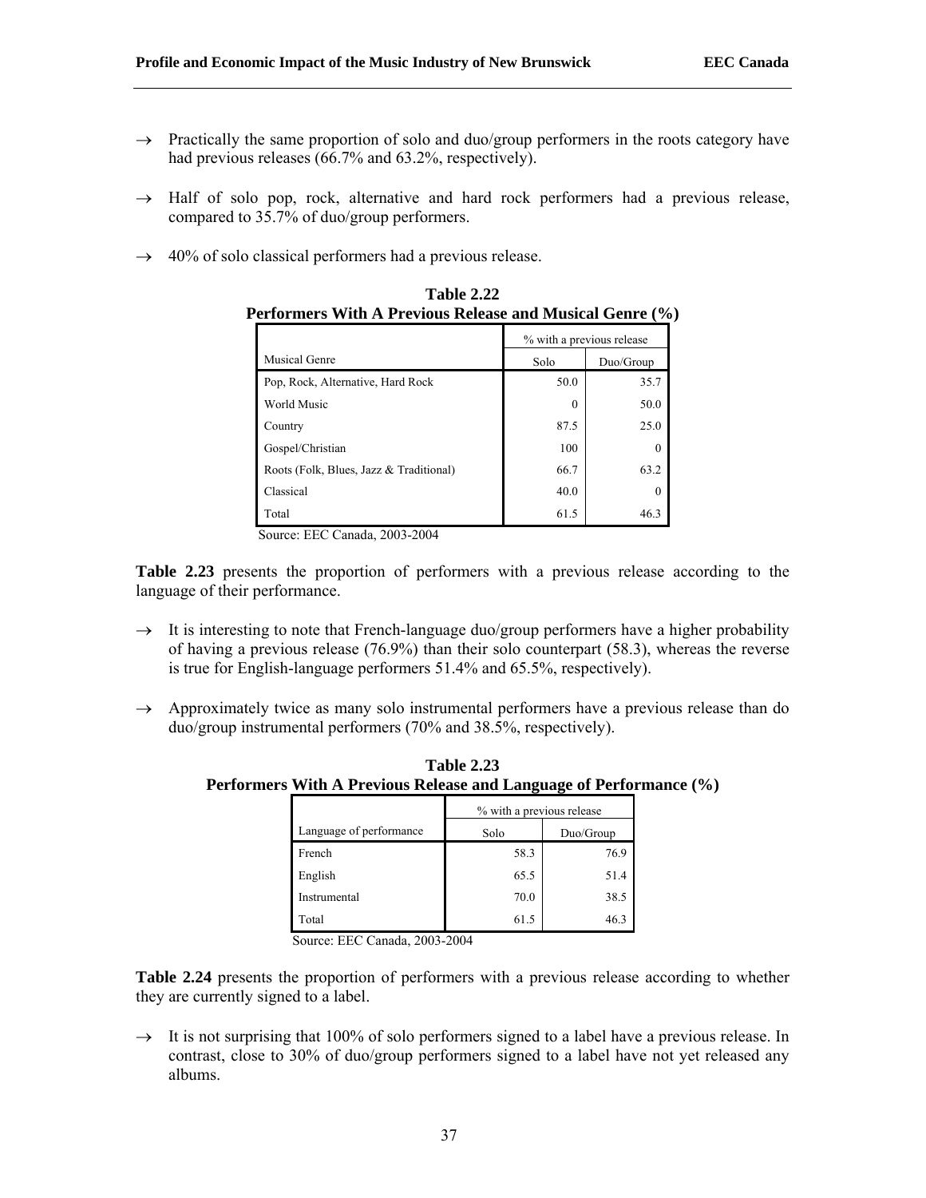→ Practically the same proportion of solo and duo/group performers in the roots category have had previous releases (66.7% and 63.2%, respectively).

→ Half of solo pop, rock, alternative and hard rock performers had a previous release, compared to 35.7% of duo/group performers.

→ 40% of solo classical performers had a previous release.

**Table 2.22**
**Performers With A Previous Release and Musical Genre (%)**

| | % with a previous release | |
|---|---|---|
| Musical Genre | Solo | Duo/Group |
| Pop, Rock, Alternative, Hard Rock | 50.0 | 35.7 |
| World Music | 0 | 50.0 |
| Country | 87.5 | 25.0 |
| Gospel/Christian | 100 | 0 |
| Roots (Folk, Blues, Jazz & Traditional) | 66.7 | 63.2 |
| Classical | 40.0 | 0 |
| Total | 61.5 | 46.3 |

Source: EEC Canada, 2003-2004

**Table 2.23** presents the proportion of performers with a previous release according to the language of their performance.

→ It is interesting to note that French-language duo/group performers have a higher probability of having a previous release (76.9%) than their solo counterpart (58.3), whereas the reverse is true for English-language performers 51.4% and 65.5%, respectively).

→ Approximately twice as many solo instrumental performers have a previous release than do duo/group instrumental performers (70% and 38.5%, respectively).

**Table 2.23**
**Performers With A Previous Release and Language of Performance (%)**

| | % with a previous release | |
|---|---|---|
| Language of performance | Solo | Duo/Group |
| French | 58.3 | 76.9 |
| English | 65.5 | 51.4 |
| Instrumental | 70.0 | 38.5 |
| Total | 61.5 | 46.3 |

Source: EEC Canada, 2003-2004

**Table 2.24** presents the proportion of performers with a previous release according to whether they are currently signed to a label.

→ It is not surprising that 100% of solo performers signed to a label have a previous release. In contrast, close to 30% of duo/group performers signed to a label have not yet released any albums.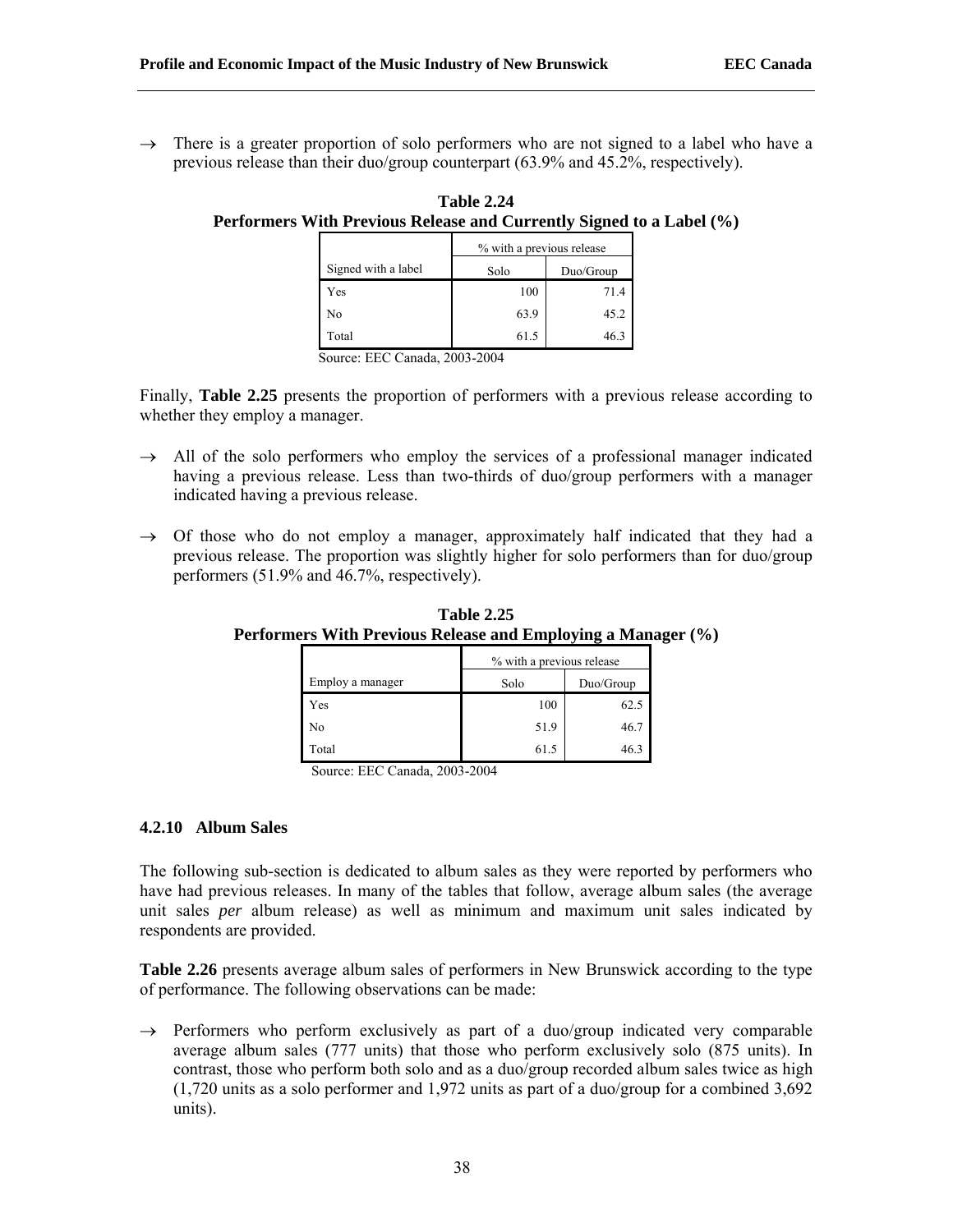→ There is a greater proportion of solo performers who are not signed to a label who have a previous release than their duo/group counterpart (63.9% and 45.2%, respectively).

**Table 2.24**
**Performers With Previous Release and Currently Signed to a Label (%)**

| | % with a previous release | |
|---|---|---|
| Signed with a label | Solo | Duo/Group |
| Yes | 100 | 71.4 |
| No | 63.9 | 45.2 |
| Total | 61.5 | 46.3 |

Source: EEC Canada, 2003-2004

Finally, **Table 2.25** presents the proportion of performers with a previous release according to whether they employ a manager.

→ All of the solo performers who employ the services of a professional manager indicated having a previous release. Less than two-thirds of duo/group performers with a manager indicated having a previous release.

→ Of those who do not employ a manager, approximately half indicated that they had a previous release. The proportion was slightly higher for solo performers than for duo/group performers (51.9% and 46.7%, respectively).

**Table 2.25**
**Performers With Previous Release and Employing a Manager (%)**

| | % with a previous release | |
|---|---|---|
| Employ a manager | Solo | Duo/Group |
| Yes | 100 | 62.5 |
| No | 51.9 | 46.7 |
| Total | 61.5 | 46.3 |

Source: EEC Canada, 2003-2004

#### 4.2.10 Album Sales

The following sub-section is dedicated to album sales as they were reported by performers who have had previous releases. In many of the tables that follow, average album sales (the average unit sales *per* album release) as well as minimum and maximum unit sales indicated by respondents are provided.

**Table 2.26** presents average album sales of performers in New Brunswick according to the type of performance. The following observations can be made:

→ Performers who perform exclusively as part of a duo/group indicated very comparable average album sales (777 units) that those who perform exclusively solo (875 units). In contrast, those who perform both solo and as a duo/group recorded album sales twice as high (1,720 units as a solo performer and 1,972 units as part of a duo/group for a combined 3,692 units).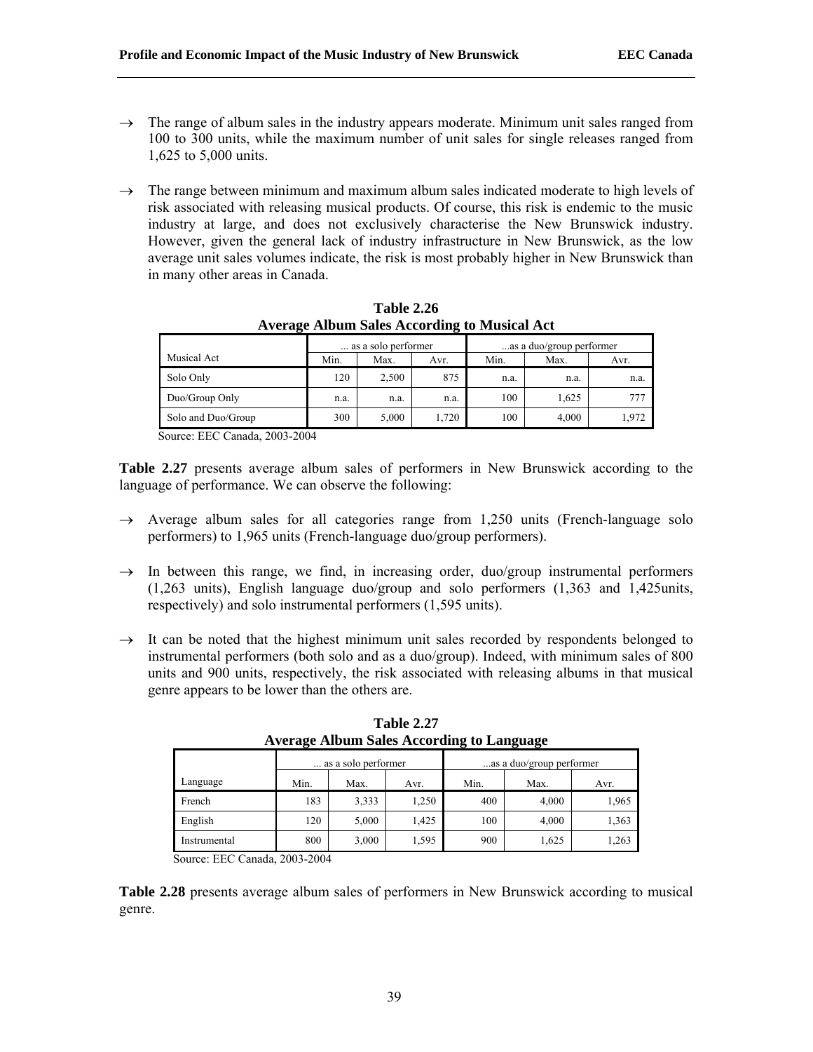→ The range of album sales in the industry appears moderate. Minimum unit sales ranged from 100 to 300 units, while the maximum number of unit sales for single releases ranged from 1,625 to 5,000 units.

→ The range between minimum and maximum album sales indicated moderate to high levels of risk associated with releasing musical products. Of course, this risk is endemic to the music industry at large, and does not exclusively characterise the New Brunswick industry. However, given the general lack of industry infrastructure in New Brunswick, as the low average unit sales volumes indicate, the risk is most probably higher in New Brunswick than in many other areas in Canada.

**Table 2.26**
**Average Album Sales According to Musical Act**

| | ... as a solo performer | | | ...as a duo/group performer | | |
|---|---|---|---|---|---|---|
| Musical Act | Min. | Max. | Avr. | Min. | Max. | Avr. |
| Solo Only | 120 | 2,500 | 875 | n.a. | n.a. | n.a. |
| Duo/Group Only | n.a. | n.a. | n.a. | 100 | 1,625 | 777 |
| Solo and Duo/Group | 300 | 5,000 | 1,720 | 100 | 4,000 | 1,972 |

Source: EEC Canada, 2003-2004

**Table 2.27** presents average album sales of performers in New Brunswick according to the language of performance. We can observe the following:

→ Average album sales for all categories range from 1,250 units (French-language solo performers) to 1,965 units (French-language duo/group performers).

→ In between this range, we find, in increasing order, duo/group instrumental performers (1,263 units), English language duo/group and solo performers (1,363 and 1,425units, respectively) and solo instrumental performers (1,595 units).

→ It can be noted that the highest minimum unit sales recorded by respondents belonged to instrumental performers (both solo and as a duo/group). Indeed, with minimum sales of 800 units and 900 units, respectively, the risk associated with releasing albums in that musical genre appears to be lower than the others are.

**Table 2.27**
**Average Album Sales According to Language**

| | ... as a solo performer | | | ...as a duo/group performer | | |
|---|---|---|---|---|---|---|
| Language | Min. | Max. | Avr. | Min. | Max. | Avr. |
| French | 183 | 3,333 | 1,250 | 400 | 4,000 | 1,965 |
| English | 120 | 5,000 | 1,425 | 100 | 4,000 | 1,363 |
| Instrumental | 800 | 3,000 | 1,595 | 900 | 1,625 | 1,263 |

Source: EEC Canada, 2003-2004

**Table 2.28** presents average album sales of performers in New Brunswick according to musical genre.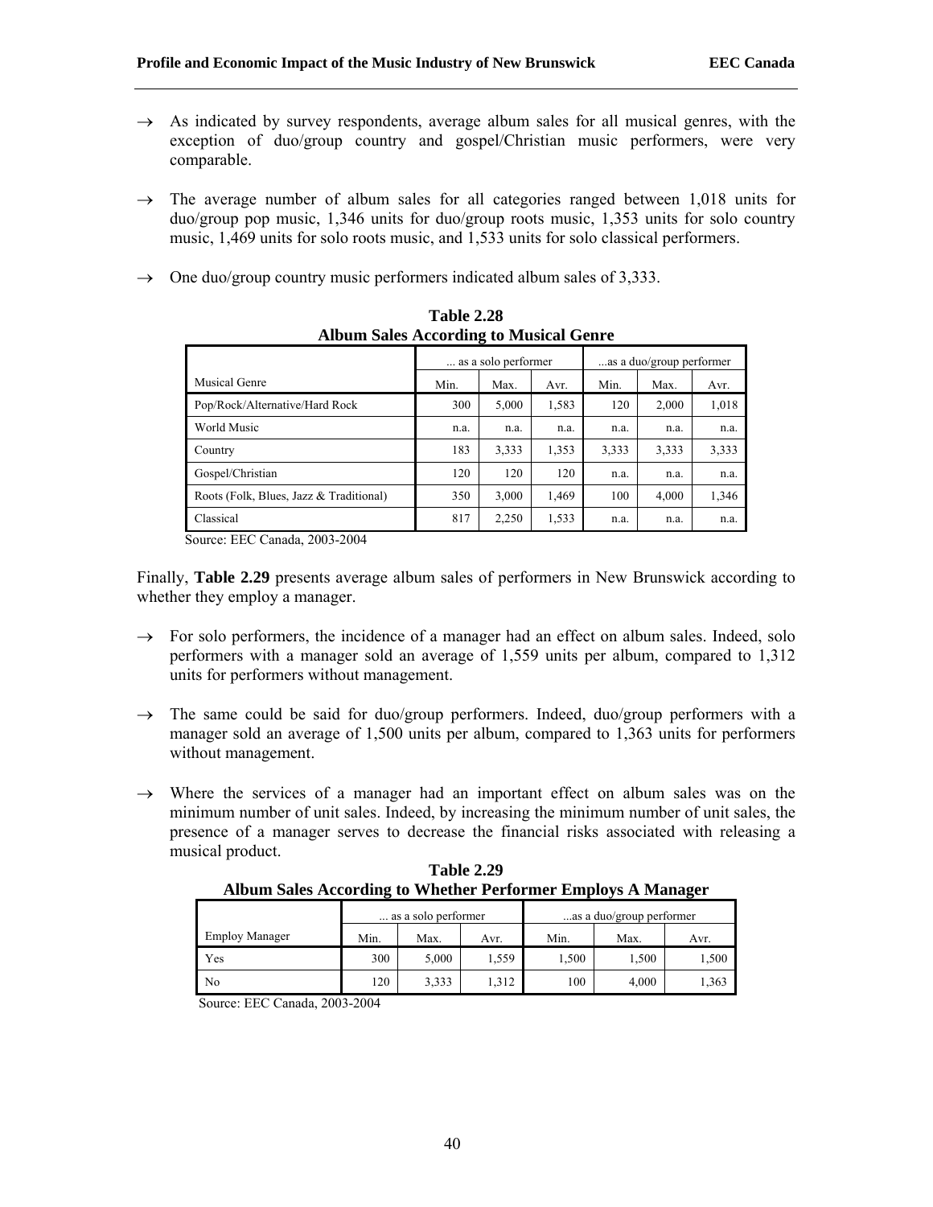→ As indicated by survey respondents, average album sales for all musical genres, with the exception of duo/group country and gospel/Christian music performers, were very comparable.

→ The average number of album sales for all categories ranged between 1,018 units for duo/group pop music, 1,346 units for duo/group roots music, 1,353 units for solo country music, 1,469 units for solo roots music, and 1,533 units for solo classical performers.

→ One duo/group country music performers indicated album sales of 3,333.

**Table 2.28**
**Album Sales According to Musical Genre**

| | ... as a solo performer | | | ...as a duo/group performer | | |
|---|---|---|---|---|---|---|
| Musical Genre | Min. | Max. | Avr. | Min. | Max. | Avr. |
| Pop/Rock/Alternative/Hard Rock | 300 | 5,000 | 1,583 | 120 | 2,000 | 1,018 |
| World Music | n.a. | n.a. | n.a. | n.a. | n.a. | n.a. |
| Country | 183 | 3,333 | 1,353 | 3,333 | 3,333 | 3,333 |
| Gospel/Christian | 120 | 120 | 120 | n.a. | n.a. | n.a. |
| Roots (Folk, Blues, Jazz & Traditional) | 350 | 3,000 | 1,469 | 100 | 4,000 | 1,346 |
| Classical | 817 | 2,250 | 1,533 | n.a. | n.a. | n.a. |

Source: EEC Canada, 2003-2004

Finally, **Table 2.29** presents average album sales of performers in New Brunswick according to whether they employ a manager.

→ For solo performers, the incidence of a manager had an effect on album sales. Indeed, solo performers with a manager sold an average of 1,559 units per album, compared to 1,312 units for performers without management.

→ The same could be said for duo/group performers. Indeed, duo/group performers with a manager sold an average of 1,500 units per album, compared to 1,363 units for performers without management.

→ Where the services of a manager had an important effect on album sales was on the minimum number of unit sales. Indeed, by increasing the minimum number of unit sales, the presence of a manager serves to decrease the financial risks associated with releasing a musical product.

**Table 2.29**
**Album Sales According to Whether Performer Employs A Manager**

| | ... as a solo performer | | | ...as a duo/group performer | | |
|---|---|---|---|---|---|---|
| Employ Manager | Min. | Max. | Avr. | Min. | Max. | Avr. |
| Yes | 300 | 5,000 | 1,559 | 1,500 | 1,500 | 1,500 |
| No | 120 | 3,333 | 1,312 | 100 | 4,000 | 1,363 |

Source: EEC Canada, 2003-2004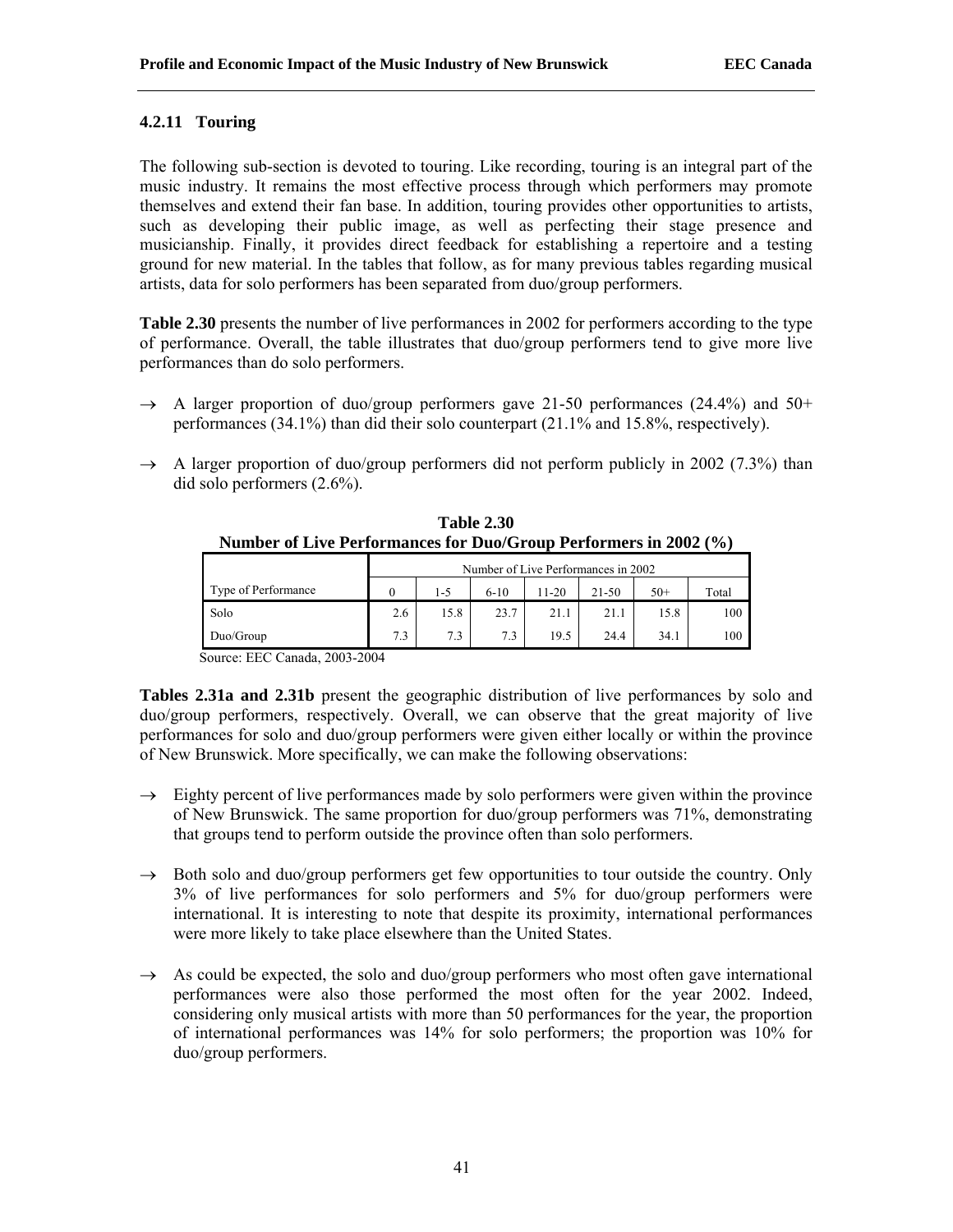### 4.2.11 Touring

The following sub-section is devoted to touring. Like recording, touring is an integral part of the music industry. It remains the most effective process through which performers may promote themselves and extend their fan base. In addition, touring provides other opportunities to artists, such as developing their public image, as well as perfecting their stage presence and musicianship. Finally, it provides direct feedback for establishing a repertoire and a testing ground for new material. In the tables that follow, as for many previous tables regarding musical artists, data for solo performers has been separated from duo/group performers.

**Table 2.30** presents the number of live performances in 2002 for performers according to the type of performance. Overall, the table illustrates that duo/group performers tend to give more live performances than do solo performers.

- → A larger proportion of duo/group performers gave 21-50 performances (24.4%) and 50+ performances (34.1%) than did their solo counterpart (21.1% and 15.8%, respectively).
- → A larger proportion of duo/group performers did not perform publicly in 2002 (7.3%) than did solo performers (2.6%).

**Table 2.30**
**Number of Live Performances for Duo/Group Performers in 2002 (%)**

| | Number of Live Performances in 2002 | | | | | | |
|---|---|---|---|---|---|---|---|
| Type of Performance | 0 | 1-5 | 6-10 | 11-20 | 21-50 | 50+ | Total |
| Solo | 2.6 | 15.8 | 23.7 | 21.1 | 21.1 | 15.8 | 100 |
| Duo/Group | 7.3 | 7.3 | 7.3 | 19.5 | 24.4 | 34.1 | 100 |

Source: EEC Canada, 2003-2004

**Tables 2.31a and 2.31b** present the geographic distribution of live performances by solo and duo/group performers, respectively. Overall, we can observe that the great majority of live performances for solo and duo/group performers were given either locally or within the province of New Brunswick. More specifically, we can make the following observations:

- → Eighty percent of live performances made by solo performers were given within the province of New Brunswick. The same proportion for duo/group performers was 71%, demonstrating that groups tend to perform outside the province often than solo performers.
- → Both solo and duo/group performers get few opportunities to tour outside the country. Only 3% of live performances for solo performers and 5% for duo/group performers were international. It is interesting to note that despite its proximity, international performances were more likely to take place elsewhere than the United States.
- → As could be expected, the solo and duo/group performers who most often gave international performances were also those performed the most often for the year 2002. Indeed, considering only musical artists with more than 50 performances for the year, the proportion of international performances was 14% for solo performers; the proportion was 10% for duo/group performers.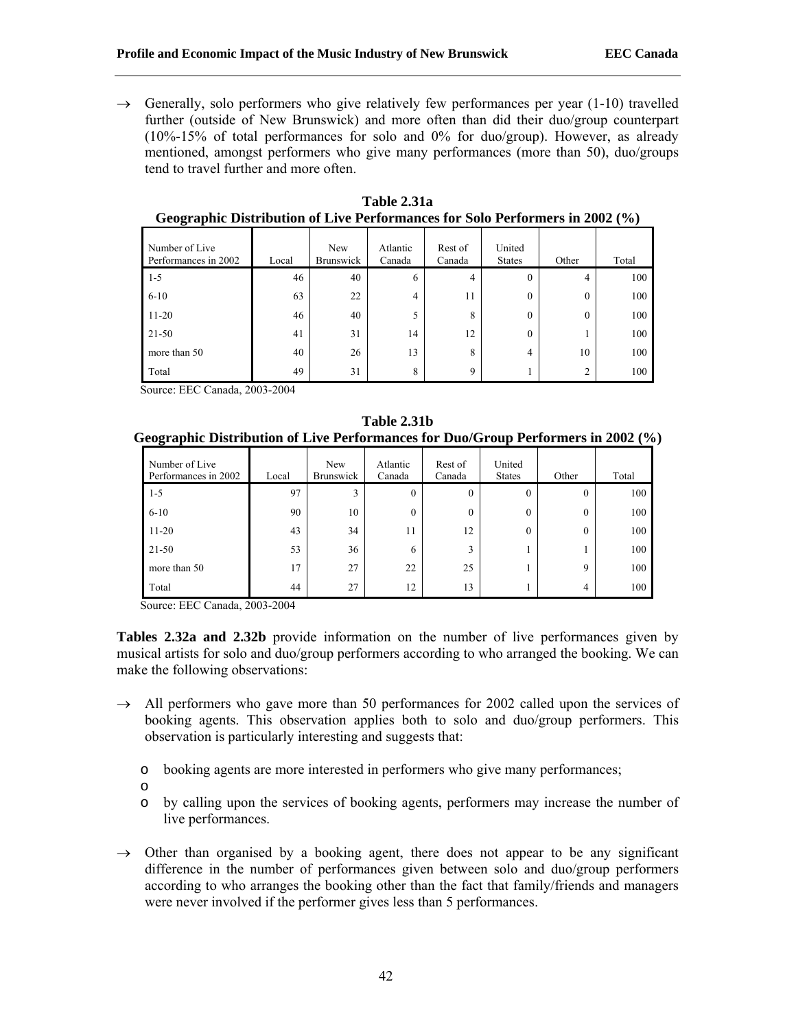→ Generally, solo performers who give relatively few performances per year (1-10) travelled further (outside of New Brunswick) and more often than did their duo/group counterpart (10%-15% of total performances for solo and 0% for duo/group). However, as already mentioned, amongst performers who give many performances (more than 50), duo/groups tend to travel further and more often.

**Table 2.31a**
**Geographic Distribution of Live Performances for Solo Performers in 2002 (%)**

| Number of Live Performances in 2002 | Local | New Brunswick | Atlantic Canada | Rest of Canada | United States | Other | Total |
|---|---|---|---|---|---|---|---|
| 1-5 | 46 | 40 | 6 | 4 | 0 | 4 | 100 |
| 6-10 | 63 | 22 | 4 | 11 | 0 | 0 | 100 |
| 11-20 | 46 | 40 | 5 | 8 | 0 | 0 | 100 |
| 21-50 | 41 | 31 | 14 | 12 | 0 | 1 | 100 |
| more than 50 | 40 | 26 | 13 | 8 | 4 | 10 | 100 |
| Total | 49 | 31 | 8 | 9 | 1 | 2 | 100 |

Source: EEC Canada, 2003-2004

**Table 2.31b**
**Geographic Distribution of Live Performances for Duo/Group Performers in 2002 (%)**

| Number of Live Performances in 2002 | Local | New Brunswick | Atlantic Canada | Rest of Canada | United States | Other | Total |
|---|---|---|---|---|---|---|---|
| 1-5 | 97 | 3 | 0 | 0 | 0 | 0 | 100 |
| 6-10 | 90 | 10 | 0 | 0 | 0 | 0 | 100 |
| 11-20 | 43 | 34 | 11 | 12 | 0 | 0 | 100 |
| 21-50 | 53 | 36 | 6 | 3 | 1 | 1 | 100 |
| more than 50 | 17 | 27 | 22 | 25 | 1 | 9 | 100 |
| Total | 44 | 27 | 12 | 13 | 1 | 4 | 100 |

Source: EEC Canada, 2003-2004

**Tables 2.32a and 2.32b** provide information on the number of live performances given by musical artists for solo and duo/group performers according to who arranged the booking. We can make the following observations:

→ All performers who gave more than 50 performances for 2002 called upon the services of booking agents. This observation applies both to solo and duo/group performers. This observation is particularly interesting and suggests that:

- booking agents are more interested in performers who give many performances;
- 
- by calling upon the services of booking agents, performers may increase the number of live performances.

→ Other than organised by a booking agent, there does not appear to be any significant difference in the number of performances given between solo and duo/group performers according to who arranges the booking other than the fact that family/friends and managers were never involved if the performer gives less than 5 performances.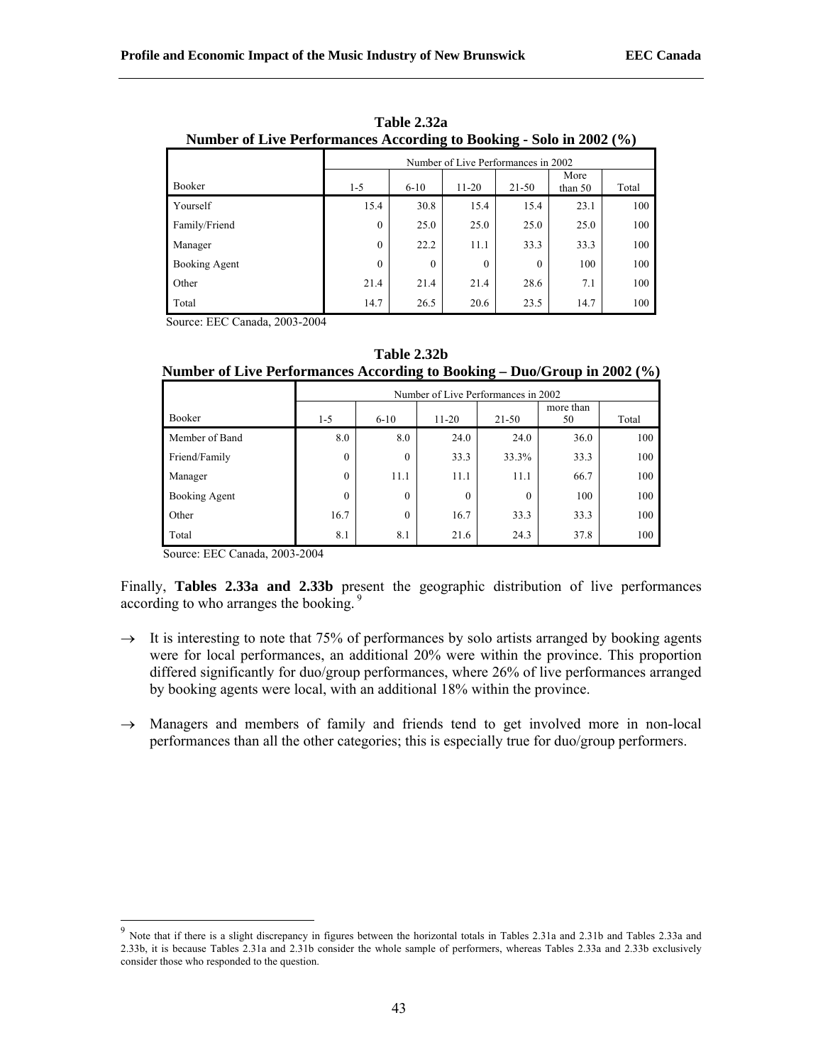**Table 2.32a**
**Number of Live Performances According to Booking - Solo in 2002 (%)**

| | Number of Live Performances in 2002 | | | | | |
|---|---|---|---|---|---|---|
| Booker | 1-5 | 6-10 | 11-20 | 21-50 | More than 50 | Total |
| Yourself | 15.4 | 30.8 | 15.4 | 15.4 | 23.1 | 100 |
| Family/Friend | 0 | 25.0 | 25.0 | 25.0 | 25.0 | 100 |
| Manager | 0 | 22.2 | 11.1 | 33.3 | 33.3 | 100 |
| Booking Agent | 0 | 0 | 0 | 0 | 100 | 100 |
| Other | 21.4 | 21.4 | 21.4 | 28.6 | 7.1 | 100 |
| Total | 14.7 | 26.5 | 20.6 | 23.5 | 14.7 | 100 |

Source: EEC Canada, 2003-2004

**Table 2.32b**
**Number of Live Performances According to Booking – Duo/Group in 2002 (%)**

| | Number of Live Performances in 2002 | | | | | |
|---|---|---|---|---|---|---|
| Booker | 1-5 | 6-10 | 11-20 | 21-50 | more than 50 | Total |
| Member of Band | 8.0 | 8.0 | 24.0 | 24.0 | 36.0 | 100 |
| Friend/Family | 0 | 0 | 33.3 | 33.3% | 33.3 | 100 |
| Manager | 0 | 11.1 | 11.1 | 11.1 | 66.7 | 100 |
| Booking Agent | 0 | 0 | 0 | 0 | 100 | 100 |
| Other | 16.7 | 0 | 16.7 | 33.3 | 33.3 | 100 |
| Total | 8.1 | 8.1 | 21.6 | 24.3 | 37.8 | 100 |

Source: EEC Canada, 2003-2004

Finally, **Tables 2.33a and 2.33b** present the geographic distribution of live performances according to who arranges the booking.[9]

→ It is interesting to note that 75% of performances by solo artists arranged by booking agents were for local performances, an additional 20% were within the province. This proportion differed significantly for duo/group performances, where 26% of live performances arranged by booking agents were local, with an additional 18% within the province.

→ Managers and members of family and friends tend to get involved more in non-local performances than all the other categories; this is especially true for duo/group performers.

[9] Note that if there is a slight discrepancy in figures between the horizontal totals in Tables 2.31a and 2.31b and Tables 2.33a and 2.33b, it is because Tables 2.31a and 2.31b consider the whole sample of performers, whereas Tables 2.33a and 2.33b exclusively consider those who responded to the question.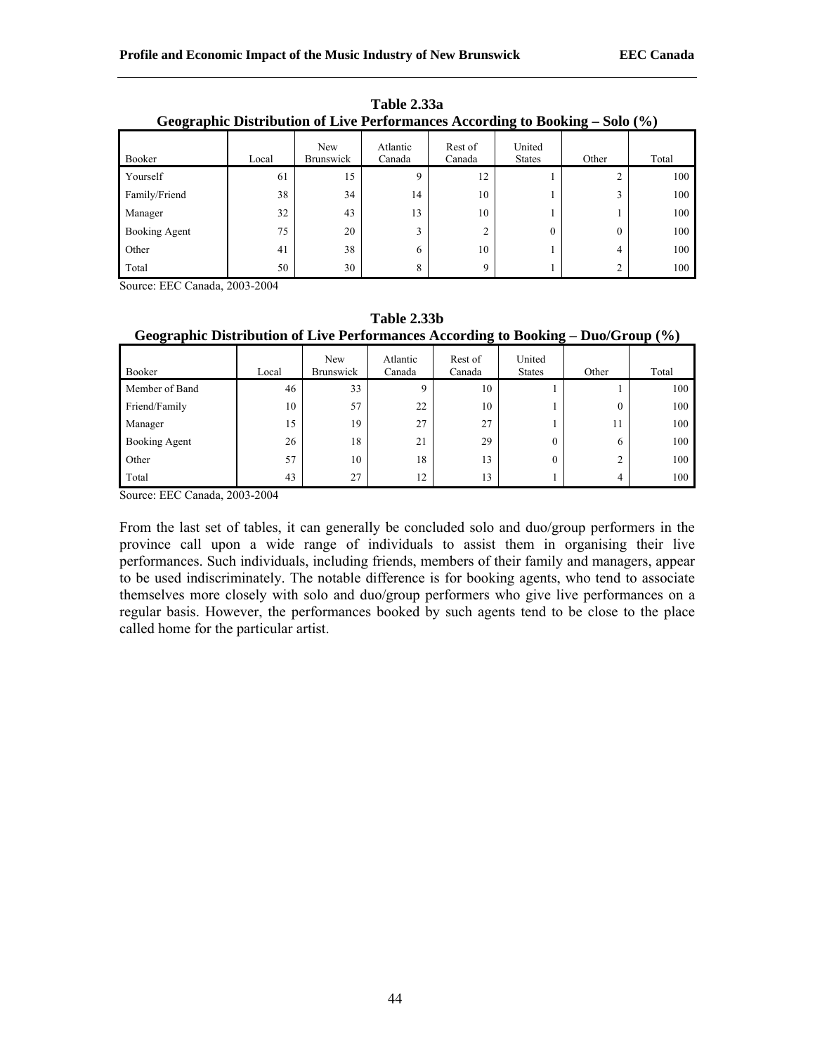**Table 2.33a**
**Geographic Distribution of Live Performances According to Booking – Solo (%)**

| Booker | Local | New Brunswick | Atlantic Canada | Rest of Canada | United States | Other | Total |
|---|---|---|---|---|---|---|---|
| Yourself | 61 | 15 | 9 | 12 | 1 | 2 | 100 |
| Family/Friend | 38 | 34 | 14 | 10 | 1 | 3 | 100 |
| Manager | 32 | 43 | 13 | 10 | 1 | 1 | 100 |
| Booking Agent | 75 | 20 | 3 | 2 | 0 | 0 | 100 |
| Other | 41 | 38 | 6 | 10 | 1 | 4 | 100 |
| Total | 50 | 30 | 8 | 9 | 1 | 2 | 100 |

Source: EEC Canada, 2003-2004

**Table 2.33b**
**Geographic Distribution of Live Performances According to Booking – Duo/Group (%)**

| Booker | Local | New Brunswick | Atlantic Canada | Rest of Canada | United States | Other | Total |
|---|---|---|---|---|---|---|---|
| Member of Band | 46 | 33 | 9 | 10 | 1 | 1 | 100 |
| Friend/Family | 10 | 57 | 22 | 10 | 1 | 0 | 100 |
| Manager | 15 | 19 | 27 | 27 | 1 | 11 | 100 |
| Booking Agent | 26 | 18 | 21 | 29 | 0 | 6 | 100 |
| Other | 57 | 10 | 18 | 13 | 0 | 2 | 100 |
| Total | 43 | 27 | 12 | 13 | 1 | 4 | 100 |

Source: EEC Canada, 2003-2004

From the last set of tables, it can generally be concluded solo and duo/group performers in the province call upon a wide range of individuals to assist them in organising their live performances. Such individuals, including friends, members of their family and managers, appear to be used indiscriminately. The notable difference is for booking agents, who tend to associate themselves more closely with solo and duo/group performers who give live performances on a regular basis. However, the performances booked by such agents tend to be close to the place called home for the particular artist.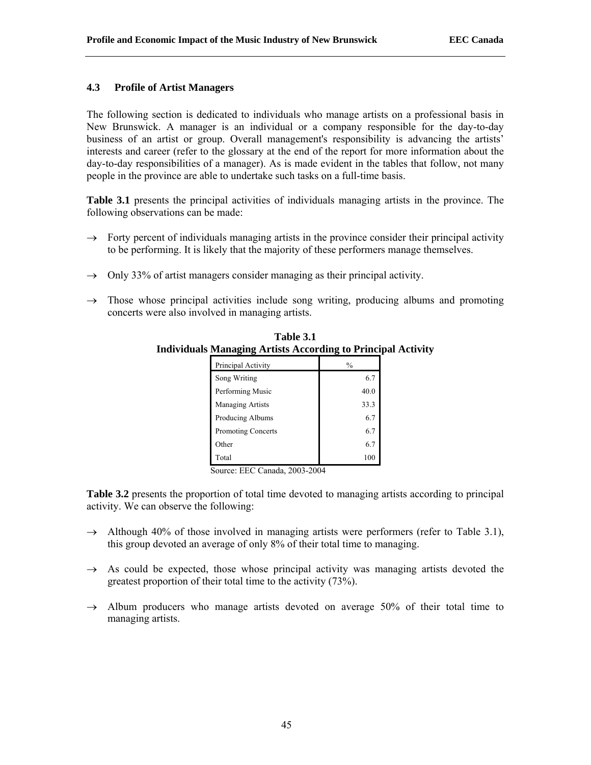### 4.3 Profile of Artist Managers

The following section is dedicated to individuals who manage artists on a professional basis in New Brunswick. A manager is an individual or a company responsible for the day-to-day business of an artist or group. Overall management's responsibility is advancing the artists' interests and career (refer to the glossary at the end of the report for more information about the day-to-day responsibilities of a manager). As is made evident in the tables that follow, not many people in the province are able to undertake such tasks on a full-time basis.

**Table 3.1** presents the principal activities of individuals managing artists in the province. The following observations can be made:

→ Forty percent of individuals managing artists in the province consider their principal activity to be performing. It is likely that the majority of these performers manage themselves.

→ Only 33% of artist managers consider managing as their principal activity.

→ Those whose principal activities include song writing, producing albums and promoting concerts were also involved in managing artists.

**Table 3.1**
**Individuals Managing Artists According to Principal Activity**

| Principal Activity | % |
|---|---|
| Song Writing | 6.7 |
| Performing Music | 40.0 |
| Managing Artists | 33.3 |
| Producing Albums | 6.7 |
| Promoting Concerts | 6.7 |
| Other | 6.7 |
| Total | 100 |

Source: EEC Canada, 2003-2004

**Table 3.2** presents the proportion of total time devoted to managing artists according to principal activity. We can observe the following:

→ Although 40% of those involved in managing artists were performers (refer to Table 3.1), this group devoted an average of only 8% of their total time to managing.

→ As could be expected, those whose principal activity was managing artists devoted the greatest proportion of their total time to the activity (73%).

→ Album producers who manage artists devoted on average 50% of their total time to managing artists.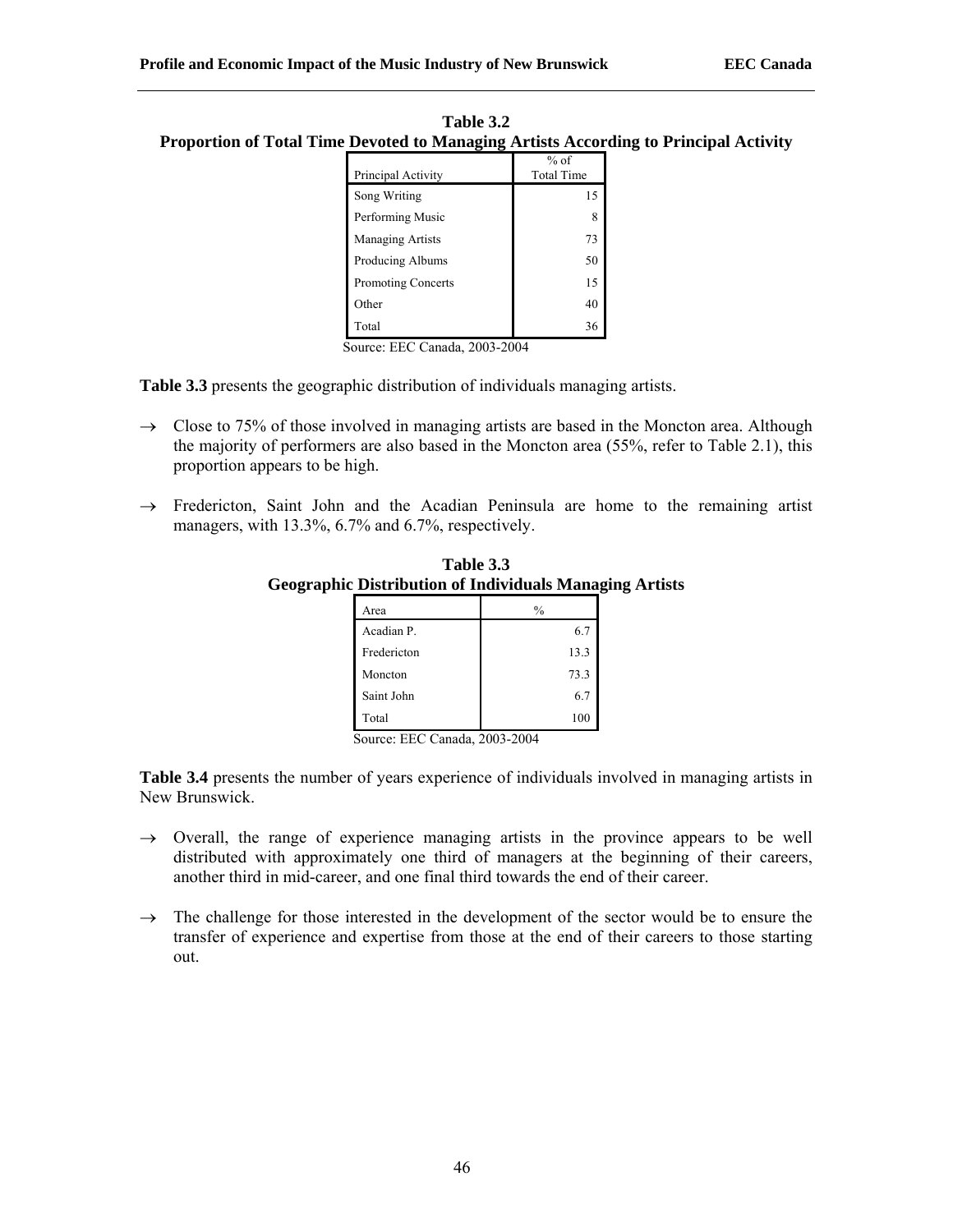**Table 3.2**
**Proportion of Total Time Devoted to Managing Artists According to Principal Activity**

| Principal Activity | % of Total Time |
|---|---|
| Song Writing | 15 |
| Performing Music | 8 |
| Managing Artists | 73 |
| Producing Albums | 50 |
| Promoting Concerts | 15 |
| Other | 40 |
| Total | 36 |

Source: EEC Canada, 2003-2004

**Table 3.3** presents the geographic distribution of individuals managing artists.

→ Close to 75% of those involved in managing artists are based in the Moncton area. Although the majority of performers are also based in the Moncton area (55%, refer to Table 2.1), this proportion appears to be high.

→ Fredericton, Saint John and the Acadian Peninsula are home to the remaining artist managers, with 13.3%, 6.7% and 6.7%, respectively.

**Table 3.3**
**Geographic Distribution of Individuals Managing Artists**

| Area | % |
|---|---|
| Acadian P. | 6.7 |
| Fredericton | 13.3 |
| Moncton | 73.3 |
| Saint John | 6.7 |
| Total | 100 |

Source: EEC Canada, 2003-2004

**Table 3.4** presents the number of years experience of individuals involved in managing artists in New Brunswick.

→ Overall, the range of experience managing artists in the province appears to be well distributed with approximately one third of managers at the beginning of their careers, another third in mid-career, and one final third towards the end of their career.

→ The challenge for those interested in the development of the sector would be to ensure the transfer of experience and expertise from those at the end of their careers to those starting out.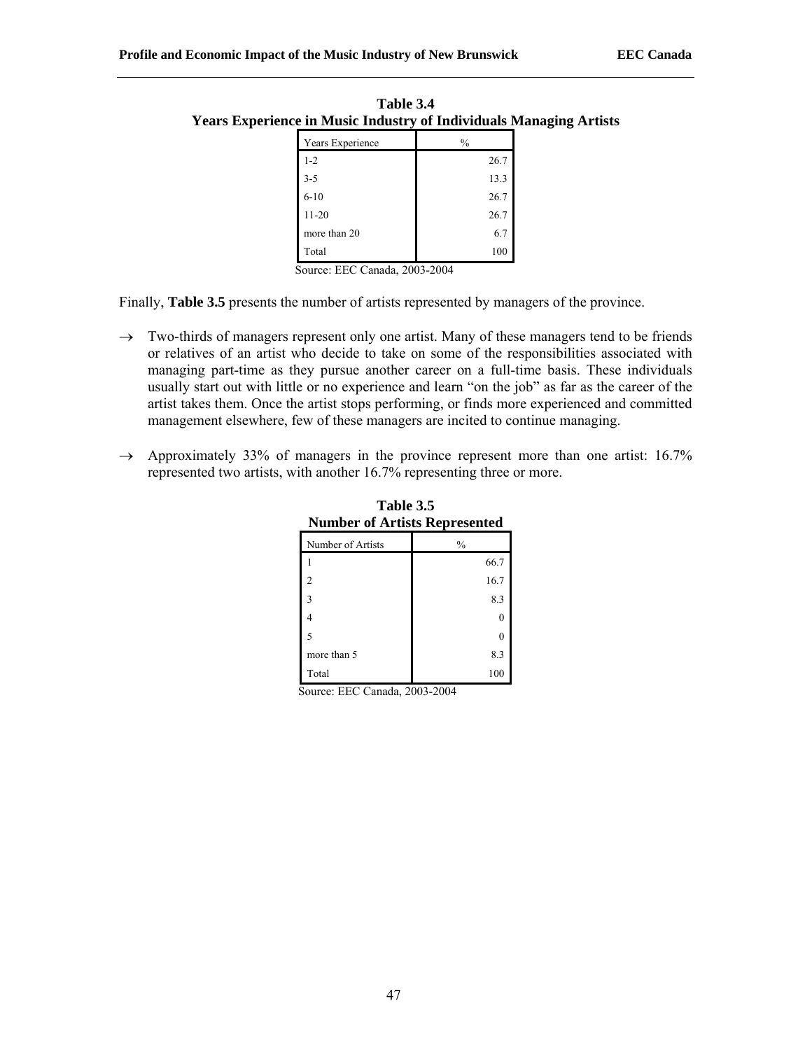**Table 3.4**
**Years Experience in Music Industry of Individuals Managing Artists**

| Years Experience | % |
|---|---|
| 1-2 | 26.7 |
| 3-5 | 13.3 |
| 6-10 | 26.7 |
| 11-20 | 26.7 |
| more than 20 | 6.7 |
| Total | 100 |

Source: EEC Canada, 2003-2004

Finally, **Table 3.5** presents the number of artists represented by managers of the province.

→ Two-thirds of managers represent only one artist. Many of these managers tend to be friends or relatives of an artist who decide to take on some of the responsibilities associated with managing part-time as they pursue another career on a full-time basis. These individuals usually start out with little or no experience and learn "on the job" as far as the career of the artist takes them. Once the artist stops performing, or finds more experienced and committed management elsewhere, few of these managers are incited to continue managing.

→ Approximately 33% of managers in the province represent more than one artist: 16.7% represented two artists, with another 16.7% representing three or more.

**Table 3.5**
**Number of Artists Represented**

| Number of Artists | % |
|---|---|
| 1 | 66.7 |
| 2 | 16.7 |
| 3 | 8.3 |
| 4 | 0 |
| 5 | 0 |
| more than 5 | 8.3 |
| Total | 100 |

Source: EEC Canada, 2003-2004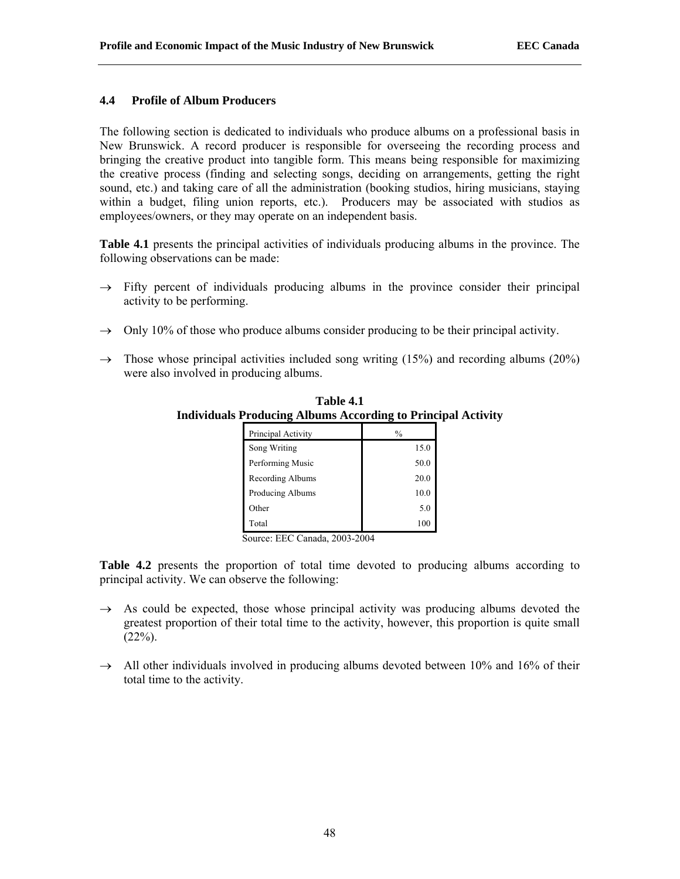### 4.4 Profile of Album Producers

The following section is dedicated to individuals who produce albums on a professional basis in New Brunswick. A record producer is responsible for overseeing the recording process and bringing the creative product into tangible form. This means being responsible for maximizing the creative process (finding and selecting songs, deciding on arrangements, getting the right sound, etc.) and taking care of all the administration (booking studios, hiring musicians, staying within a budget, filing union reports, etc.). Producers may be associated with studios as employees/owners, or they may operate on an independent basis.

**Table 4.1** presents the principal activities of individuals producing albums in the province. The following observations can be made:

→ Fifty percent of individuals producing albums in the province consider their principal activity to be performing.

→ Only 10% of those who produce albums consider producing to be their principal activity.

→ Those whose principal activities included song writing (15%) and recording albums (20%) were also involved in producing albums.

**Table 4.1**
**Individuals Producing Albums According to Principal Activity**

| Principal Activity | % |
|---|---|
| Song Writing | 15.0 |
| Performing Music | 50.0 |
| Recording Albums | 20.0 |
| Producing Albums | 10.0 |
| Other | 5.0 |
| Total | 100 |

Source: EEC Canada, 2003-2004

**Table 4.2** presents the proportion of total time devoted to producing albums according to principal activity. We can observe the following:

→ As could be expected, those whose principal activity was producing albums devoted the greatest proportion of their total time to the activity, however, this proportion is quite small (22%).

→ All other individuals involved in producing albums devoted between 10% and 16% of their total time to the activity.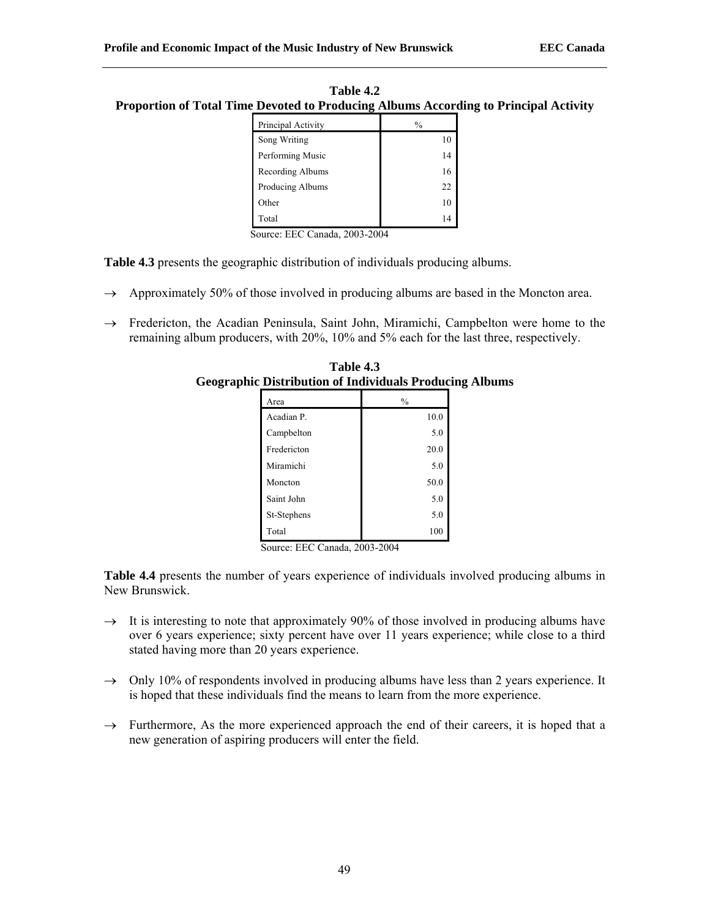**Table 4.2**
**Proportion of Total Time Devoted to Producing Albums According to Principal Activity**

| Principal Activity | % |
|---|---|
| Song Writing | 10 |
| Performing Music | 14 |
| Recording Albums | 16 |
| Producing Albums | 22 |
| Other | 10 |
| Total | 14 |

Source: EEC Canada, 2003-2004

**Table 4.3** presents the geographic distribution of individuals producing albums.

→ Approximately 50% of those involved in producing albums are based in the Moncton area.

→ Fredericton, the Acadian Peninsula, Saint John, Miramichi, Campbelton were home to the remaining album producers, with 20%, 10% and 5% each for the last three, respectively.

**Table 4.3**
**Geographic Distribution of Individuals Producing Albums**

| Area | % |
|---|---|
| Acadian P. | 10.0 |
| Campbelton | 5.0 |
| Fredericton | 20.0 |
| Miramichi | 5.0 |
| Moncton | 50.0 |
| Saint John | 5.0 |
| St-Stephens | 5.0 |
| Total | 100 |

Source: EEC Canada, 2003-2004

**Table 4.4** presents the number of years experience of individuals involved producing albums in New Brunswick.

→ It is interesting to note that approximately 90% of those involved in producing albums have over 6 years experience; sixty percent have over 11 years experience; while close to a third stated having more than 20 years experience.

→ Only 10% of respondents involved in producing albums have less than 2 years experience. It is hoped that these individuals find the means to learn from the more experience.

→ Furthermore, As the more experienced approach the end of their careers, it is hoped that a new generation of aspiring producers will enter the field.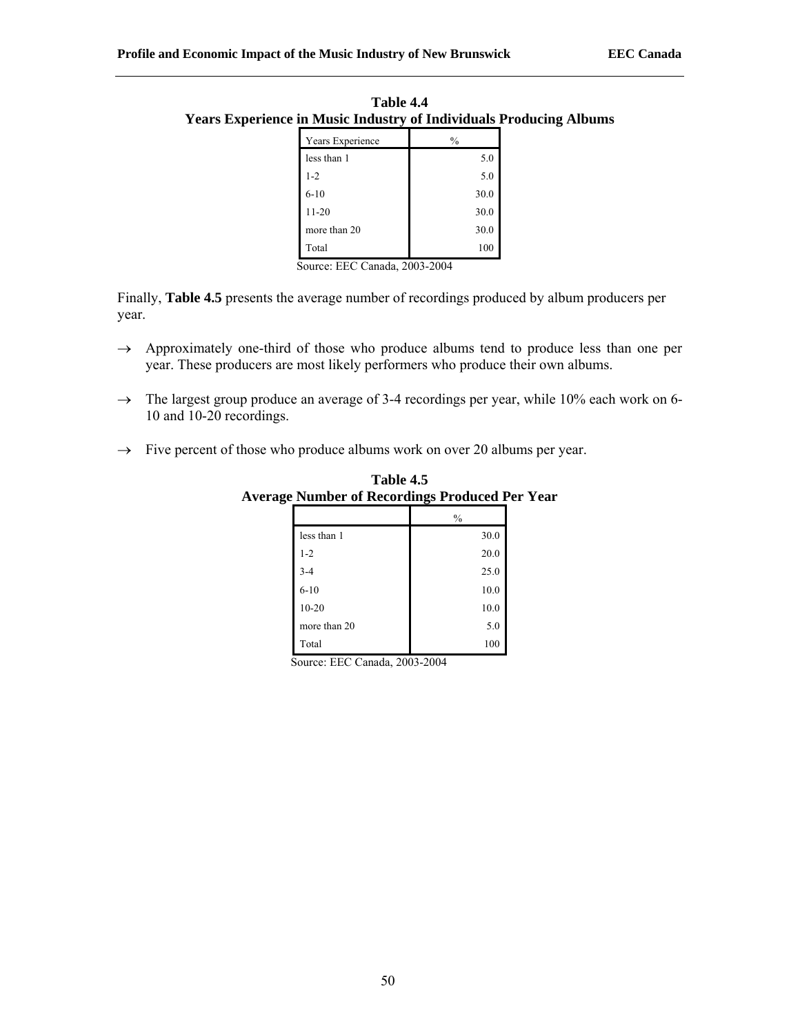**Table 4.4**
**Years Experience in Music Industry of Individuals Producing Albums**

| Years Experience | % |
|---|---|
| less than 1 | 5.0 |
| 1-2 | 5.0 |
| 6-10 | 30.0 |
| 11-20 | 30.0 |
| more than 20 | 30.0 |
| Total | 100 |

Source: EEC Canada, 2003-2004

Finally, **Table 4.5** presents the average number of recordings produced by album producers per year.

→ Approximately one-third of those who produce albums tend to produce less than one per year. These producers are most likely performers who produce their own albums.

→ The largest group produce an average of 3-4 recordings per year, while 10% each work on 6-10 and 10-20 recordings.

→ Five percent of those who produce albums work on over 20 albums per year.

**Table 4.5**
**Average Number of Recordings Produced Per Year**

| | % |
|---|---|
| less than 1 | 30.0 |
| 1-2 | 20.0 |
| 3-4 | 25.0 |
| 6-10 | 10.0 |
| 10-20 | 10.0 |
| more than 20 | 5.0 |
| Total | 100 |

Source: EEC Canada, 2003-2004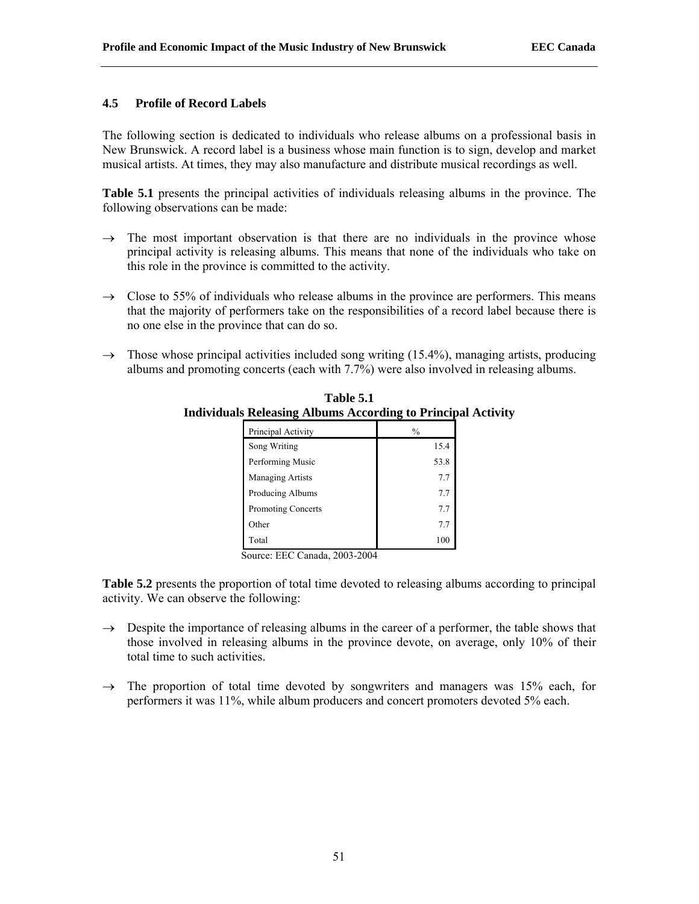### 4.5 Profile of Record Labels

The following section is dedicated to individuals who release albums on a professional basis in New Brunswick. A record label is a business whose main function is to sign, develop and market musical artists. At times, they may also manufacture and distribute musical recordings as well.

**Table 5.1** presents the principal activities of individuals releasing albums in the province. The following observations can be made:

- → The most important observation is that there are no individuals in the province whose principal activity is releasing albums. This means that none of the individuals who take on this role in the province is committed to the activity.
- → Close to 55% of individuals who release albums in the province are performers. This means that the majority of performers take on the responsibilities of a record label because there is no one else in the province that can do so.
- → Those whose principal activities included song writing (15.4%), managing artists, producing albums and promoting concerts (each with 7.7%) were also involved in releasing albums.

**Table 5.1**
**Individuals Releasing Albums According to Principal Activity**

| Principal Activity | % |
|---|---|
| Song Writing | 15.4 |
| Performing Music | 53.8 |
| Managing Artists | 7.7 |
| Producing Albums | 7.7 |
| Promoting Concerts | 7.7 |
| Other | 7.7 |
| Total | 100 |

Source: EEC Canada, 2003-2004

**Table 5.2** presents the proportion of total time devoted to releasing albums according to principal activity. We can observe the following:

- → Despite the importance of releasing albums in the career of a performer, the table shows that those involved in releasing albums in the province devote, on average, only 10% of their total time to such activities.
- → The proportion of total time devoted by songwriters and managers was 15% each, for performers it was 11%, while album producers and concert promoters devoted 5% each.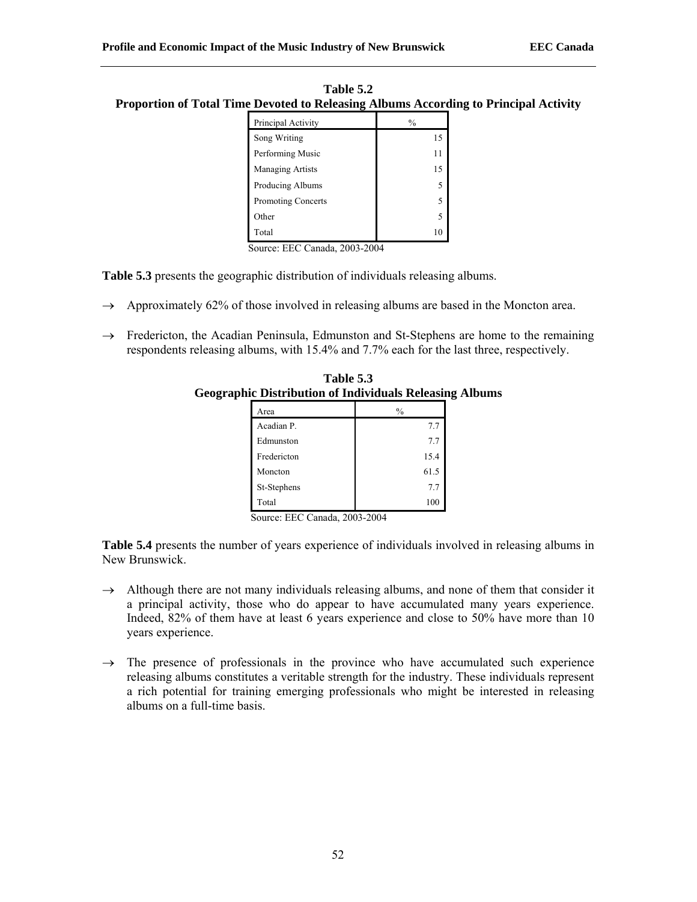**Table 5.2**
**Proportion of Total Time Devoted to Releasing Albums According to Principal Activity**

| Principal Activity | % |
|---|---|
| Song Writing | 15 |
| Performing Music | 11 |
| Managing Artists | 15 |
| Producing Albums | 5 |
| Promoting Concerts | 5 |
| Other | 5 |
| Total | 10 |

Source: EEC Canada, 2003-2004

**Table 5.3** presents the geographic distribution of individuals releasing albums.

→ Approximately 62% of those involved in releasing albums are based in the Moncton area.

→ Fredericton, the Acadian Peninsula, Edmunston and St-Stephens are home to the remaining respondents releasing albums, with 15.4% and 7.7% each for the last three, respectively.

**Table 5.3**
**Geographic Distribution of Individuals Releasing Albums**

| Area | % |
|---|---|
| Acadian P. | 7.7 |
| Edmunston | 7.7 |
| Fredericton | 15.4 |
| Moncton | 61.5 |
| St-Stephens | 7.7 |
| Total | 100 |

Source: EEC Canada, 2003-2004

**Table 5.4** presents the number of years experience of individuals involved in releasing albums in New Brunswick.

→ Although there are not many individuals releasing albums, and none of them that consider it a principal activity, those who do appear to have accumulated many years experience. Indeed, 82% of them have at least 6 years experience and close to 50% have more than 10 years experience.

→ The presence of professionals in the province who have accumulated such experience releasing albums constitutes a veritable strength for the industry. These individuals represent a rich potential for training emerging professionals who might be interested in releasing albums on a full-time basis.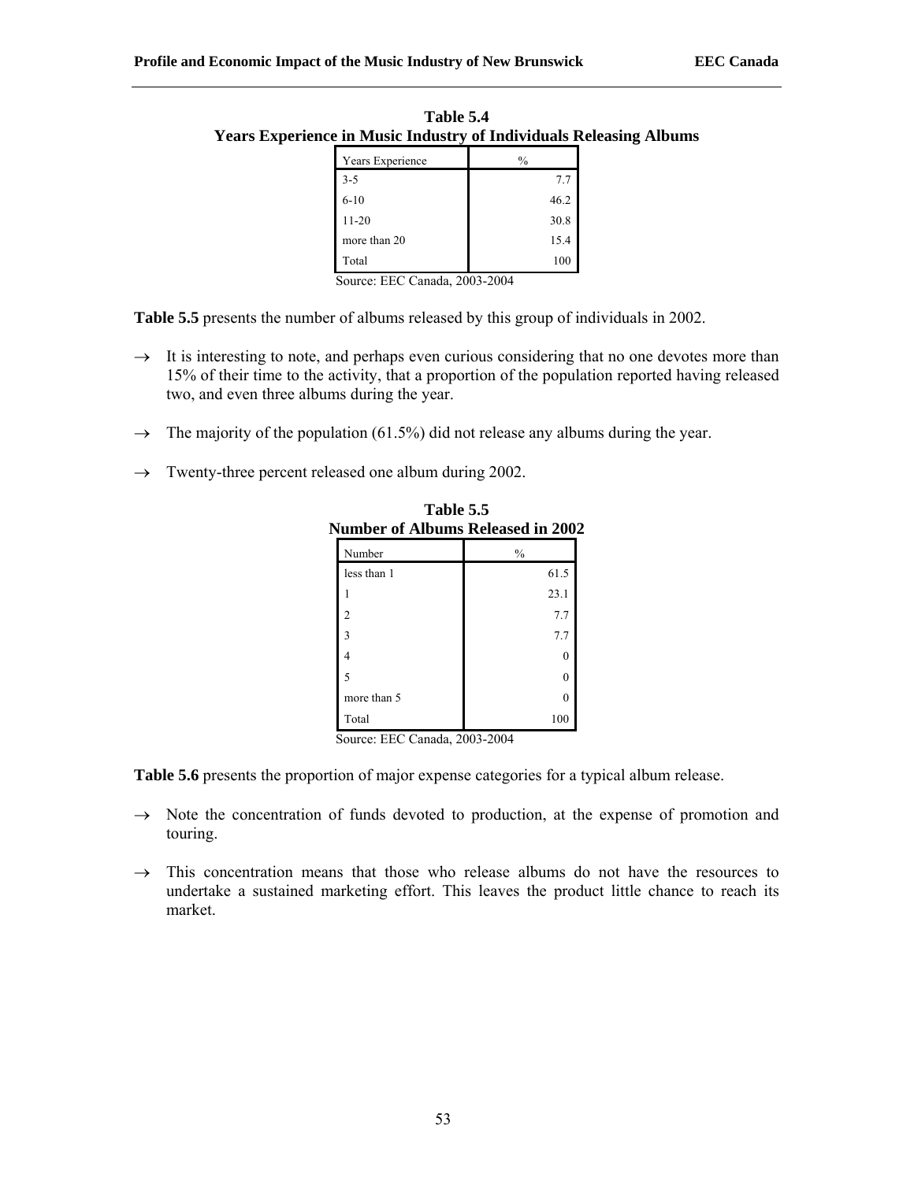**Table 5.4**
**Years Experience in Music Industry of Individuals Releasing Albums**

| Years Experience | % |
|---|---|
| 3-5 | 7.7 |
| 6-10 | 46.2 |
| 11-20 | 30.8 |
| more than 20 | 15.4 |
| Total | 100 |

Source: EEC Canada, 2003-2004

**Table 5.5** presents the number of albums released by this group of individuals in 2002.

→ It is interesting to note, and perhaps even curious considering that no one devotes more than 15% of their time to the activity, that a proportion of the population reported having released two, and even three albums during the year.

→ The majority of the population (61.5%) did not release any albums during the year.

→ Twenty-three percent released one album during 2002.

**Table 5.5**
**Number of Albums Released in 2002**

| Number | % |
|---|---|
| less than 1 | 61.5 |
| 1 | 23.1 |
| 2 | 7.7 |
| 3 | 7.7 |
| 4 | 0 |
| 5 | 0 |
| more than 5 | 0 |
| Total | 100 |

Source: EEC Canada, 2003-2004

**Table 5.6** presents the proportion of major expense categories for a typical album release.

→ Note the concentration of funds devoted to production, at the expense of promotion and touring.

→ This concentration means that those who release albums do not have the resources to undertake a sustained marketing effort. This leaves the product little chance to reach its market.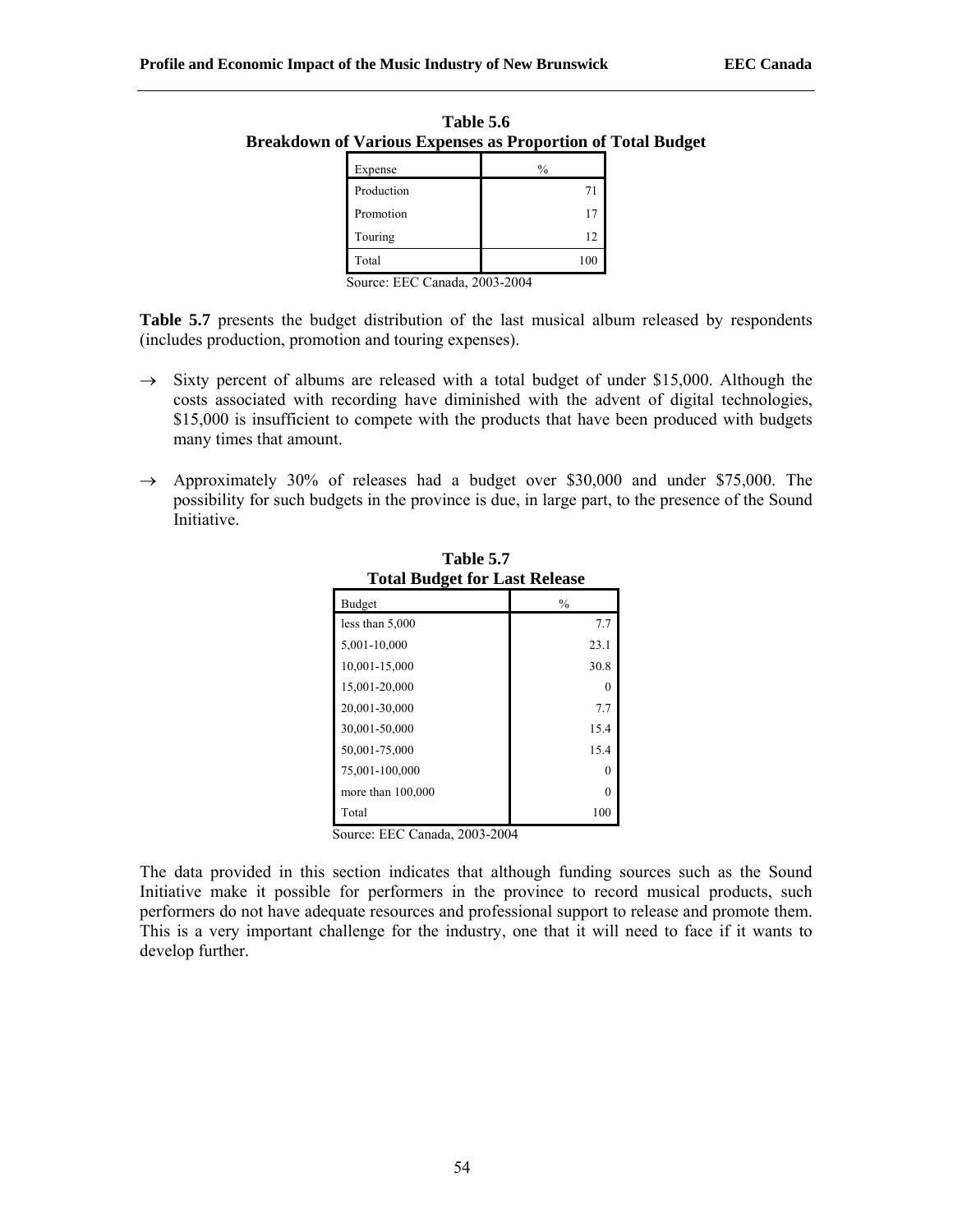**Table 5.6**
**Breakdown of Various Expenses as Proportion of Total Budget**

| Expense | % |
|---|---|
| Production | 71 |
| Promotion | 17 |
| Touring | 12 |
| Total | 100 |

Source: EEC Canada, 2003-2004

**Table 5.7** presents the budget distribution of the last musical album released by respondents (includes production, promotion and touring expenses).

→ Sixty percent of albums are released with a total budget of under $15,000. Although the costs associated with recording have diminished with the advent of digital technologies, $15,000 is insufficient to compete with the products that have been produced with budgets many times that amount.

→ Approximately 30% of releases had a budget over $30,000 and under $75,000. The possibility for such budgets in the province is due, in large part, to the presence of the Sound Initiative.

**Table 5.7**
**Total Budget for Last Release**

| Budget | % |
|---|---|
| less than 5,000 | 7.7 |
| 5,001-10,000 | 23.1 |
| 10,001-15,000 | 30.8 |
| 15,001-20,000 | 0 |
| 20,001-30,000 | 7.7 |
| 30,001-50,000 | 15.4 |
| 50,001-75,000 | 15.4 |
| 75,001-100,000 | 0 |
| more than 100,000 | 0 |
| Total | 100 |

Source: EEC Canada, 2003-2004

The data provided in this section indicates that although funding sources such as the Sound Initiative make it possible for performers in the province to record musical products, such performers do not have adequate resources and professional support to release and promote them. This is a very important challenge for the industry, one that it will need to face if it wants to develop further.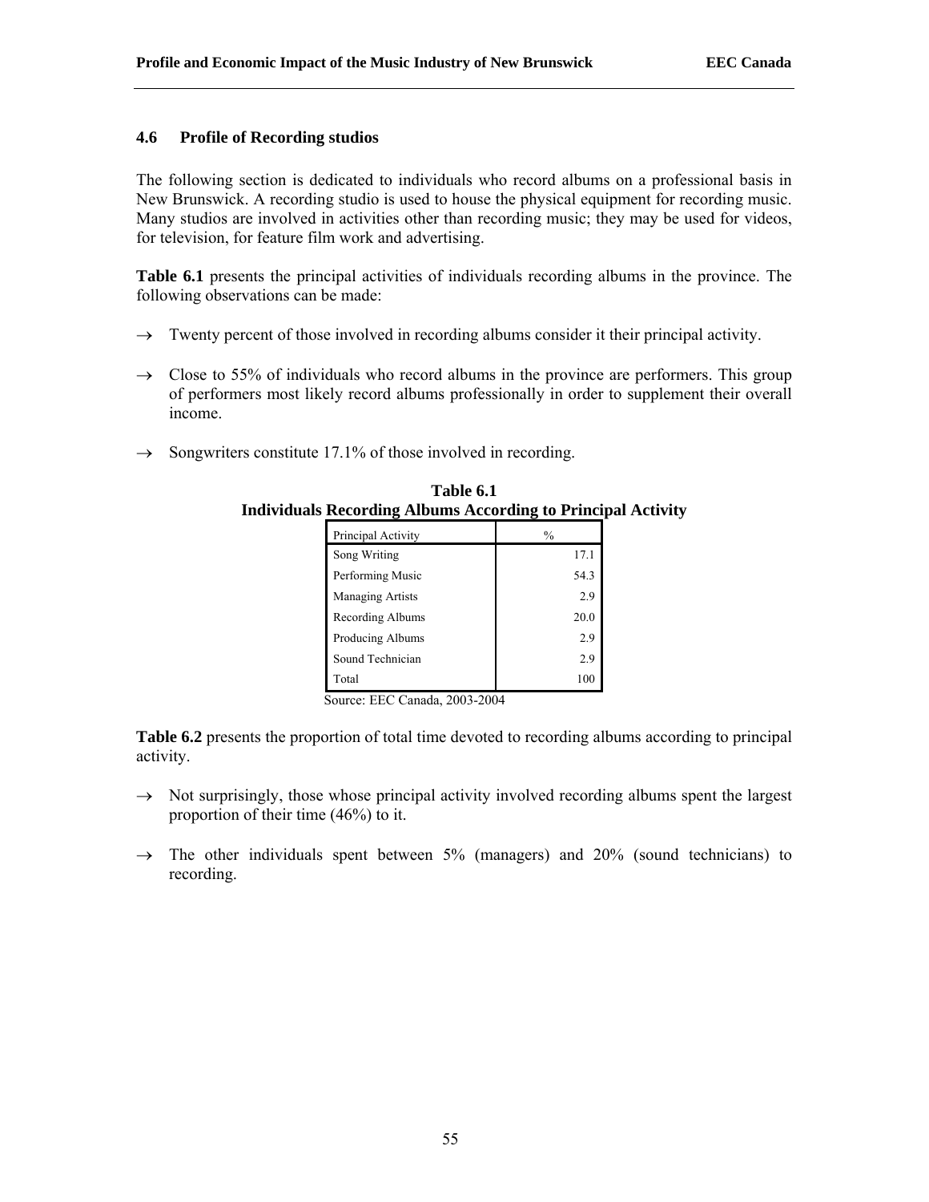### 4.6 Profile of Recording studios

The following section is dedicated to individuals who record albums on a professional basis in New Brunswick. A recording studio is used to house the physical equipment for recording music. Many studios are involved in activities other than recording music; they may be used for videos, for television, for feature film work and advertising.

**Table 6.1** presents the principal activities of individuals recording albums in the province. The following observations can be made:

- → Twenty percent of those involved in recording albums consider it their principal activity.
- → Close to 55% of individuals who record albums in the province are performers. This group of performers most likely record albums professionally in order to supplement their overall income.
- → Songwriters constitute 17.1% of those involved in recording.

**Table 6.1**
**Individuals Recording Albums According to Principal Activity**

| Principal Activity | % |
|---|---|
| Song Writing | 17.1 |
| Performing Music | 54.3 |
| Managing Artists | 2.9 |
| Recording Albums | 20.0 |
| Producing Albums | 2.9 |
| Sound Technician | 2.9 |
| Total | 100 |

Source: EEC Canada, 2003-2004

**Table 6.2** presents the proportion of total time devoted to recording albums according to principal activity.

- → Not surprisingly, those whose principal activity involved recording albums spent the largest proportion of their time (46%) to it.
- → The other individuals spent between 5% (managers) and 20% (sound technicians) to recording.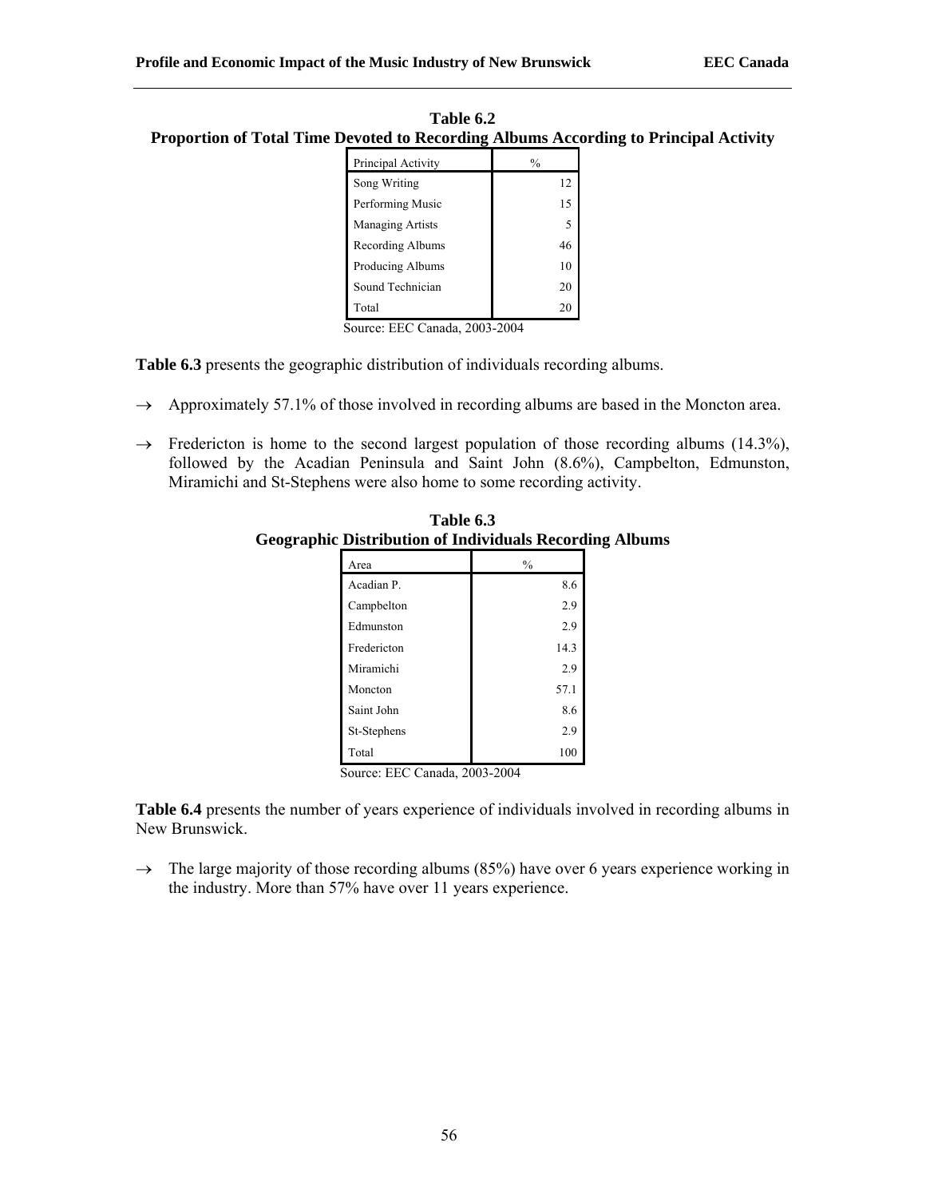**Table 6.2**
**Proportion of Total Time Devoted to Recording Albums According to Principal Activity**

| Principal Activity | % |
|---|---|
| Song Writing | 12 |
| Performing Music | 15 |
| Managing Artists | 5 |
| Recording Albums | 46 |
| Producing Albums | 10 |
| Sound Technician | 20 |
| Total | 20 |

Source: EEC Canada, 2003-2004

**Table 6.3** presents the geographic distribution of individuals recording albums.

→ Approximately 57.1% of those involved in recording albums are based in the Moncton area.

→ Fredericton is home to the second largest population of those recording albums (14.3%), followed by the Acadian Peninsula and Saint John (8.6%), Campbelton, Edmunston, Miramichi and St-Stephens were also home to some recording activity.

**Table 6.3**
**Geographic Distribution of Individuals Recording Albums**

| Area | % |
|---|---|
| Acadian P. | 8.6 |
| Campbelton | 2.9 |
| Edmunston | 2.9 |
| Fredericton | 14.3 |
| Miramichi | 2.9 |
| Moncton | 57.1 |
| Saint John | 8.6 |
| St-Stephens | 2.9 |
| Total | 100 |

Source: EEC Canada, 2003-2004

**Table 6.4** presents the number of years experience of individuals involved in recording albums in New Brunswick.

→ The large majority of those recording albums (85%) have over 6 years experience working in the industry. More than 57% have over 11 years experience.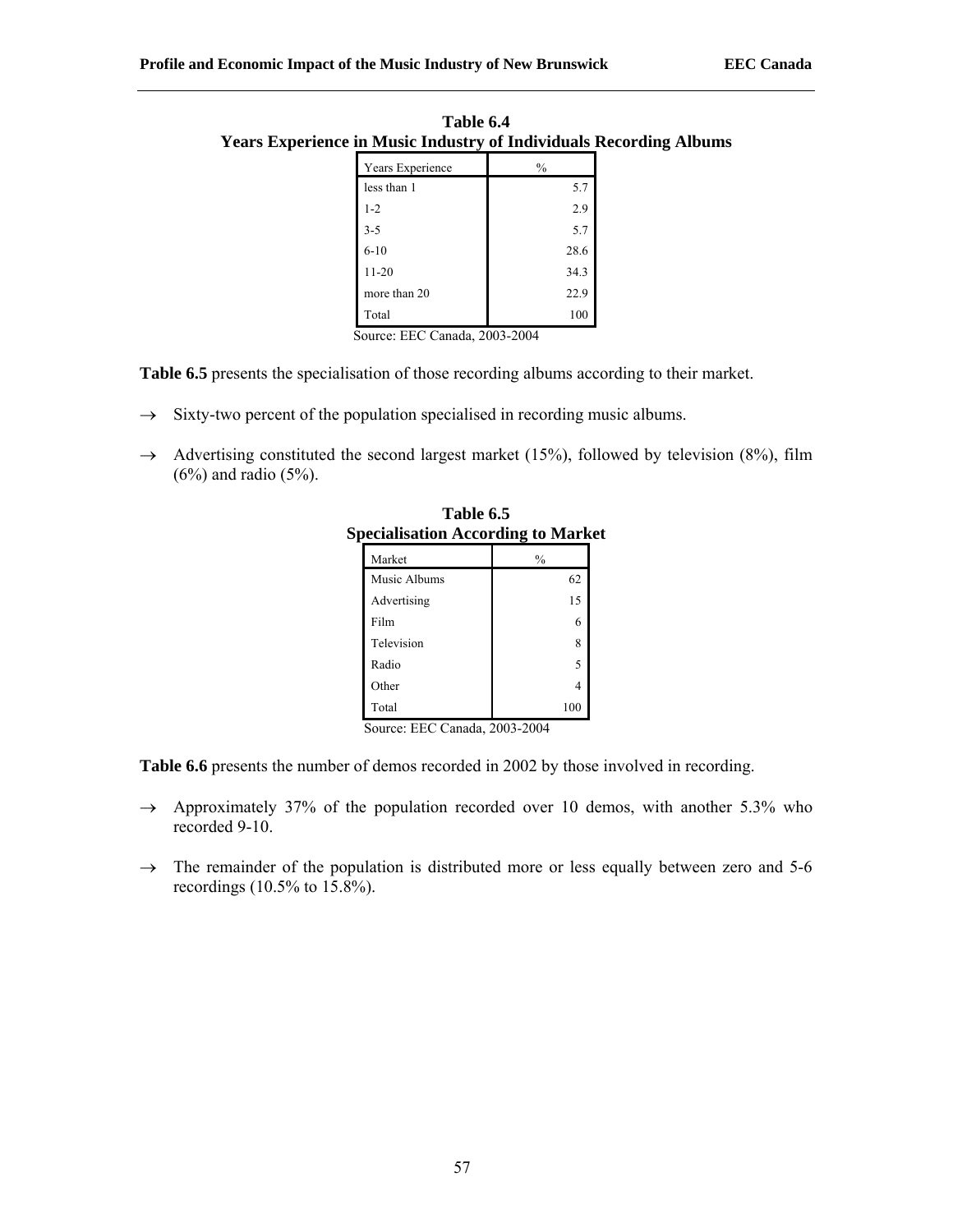**Table 6.4**
**Years Experience in Music Industry of Individuals Recording Albums**

| Years Experience | % |
|---|---|
| less than 1 | 5.7 |
| 1-2 | 2.9 |
| 3-5 | 5.7 |
| 6-10 | 28.6 |
| 11-20 | 34.3 |
| more than 20 | 22.9 |
| Total | 100 |

Source: EEC Canada, 2003-2004

**Table 6.5** presents the specialisation of those recording albums according to their market.

→ Sixty-two percent of the population specialised in recording music albums.

→ Advertising constituted the second largest market (15%), followed by television (8%), film (6%) and radio (5%).

**Table 6.5**
**Specialisation According to Market**

| Market | % |
|---|---|
| Music Albums | 62 |
| Advertising | 15 |
| Film | 6 |
| Television | 8 |
| Radio | 5 |
| Other | 4 |
| Total | 100 |

Source: EEC Canada, 2003-2004

**Table 6.6** presents the number of demos recorded in 2002 by those involved in recording.

→ Approximately 37% of the population recorded over 10 demos, with another 5.3% who recorded 9-10.

→ The remainder of the population is distributed more or less equally between zero and 5-6 recordings (10.5% to 15.8%).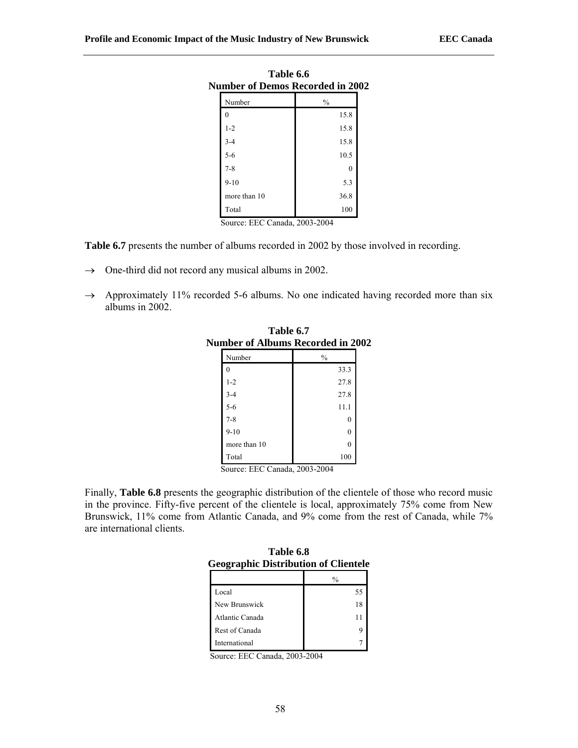**Table 6.6**
**Number of Demos Recorded in 2002**

| Number | % |
|---|---|
| 0 | 15.8 |
| 1-2 | 15.8 |
| 3-4 | 15.8 |
| 5-6 | 10.5 |
| 7-8 | 0 |
| 9-10 | 5.3 |
| more than 10 | 36.8 |
| Total | 100 |

Source: EEC Canada, 2003-2004

**Table 6.7** presents the number of albums recorded in 2002 by those involved in recording.

→ One-third did not record any musical albums in 2002.

→ Approximately 11% recorded 5-6 albums. No one indicated having recorded more than six albums in 2002.

**Table 6.7**
**Number of Albums Recorded in 2002**

| Number | % |
|---|---|
| 0 | 33.3 |
| 1-2 | 27.8 |
| 3-4 | 27.8 |
| 5-6 | 11.1 |
| 7-8 | 0 |
| 9-10 | 0 |
| more than 10 | 0 |
| Total | 100 |

Source: EEC Canada, 2003-2004

Finally, **Table 6.8** presents the geographic distribution of the clientele of those who record music in the province. Fifty-five percent of the clientele is local, approximately 75% come from New Brunswick, 11% come from Atlantic Canada, and 9% come from the rest of Canada, while 7% are international clients.

**Table 6.8**
**Geographic Distribution of Clientele**

| | % |
|---|---|
| Local | 55 |
| New Brunswick | 18 |
| Atlantic Canada | 11 |
| Rest of Canada | 9 |
| International | 7 |

Source: EEC Canada, 2003-2004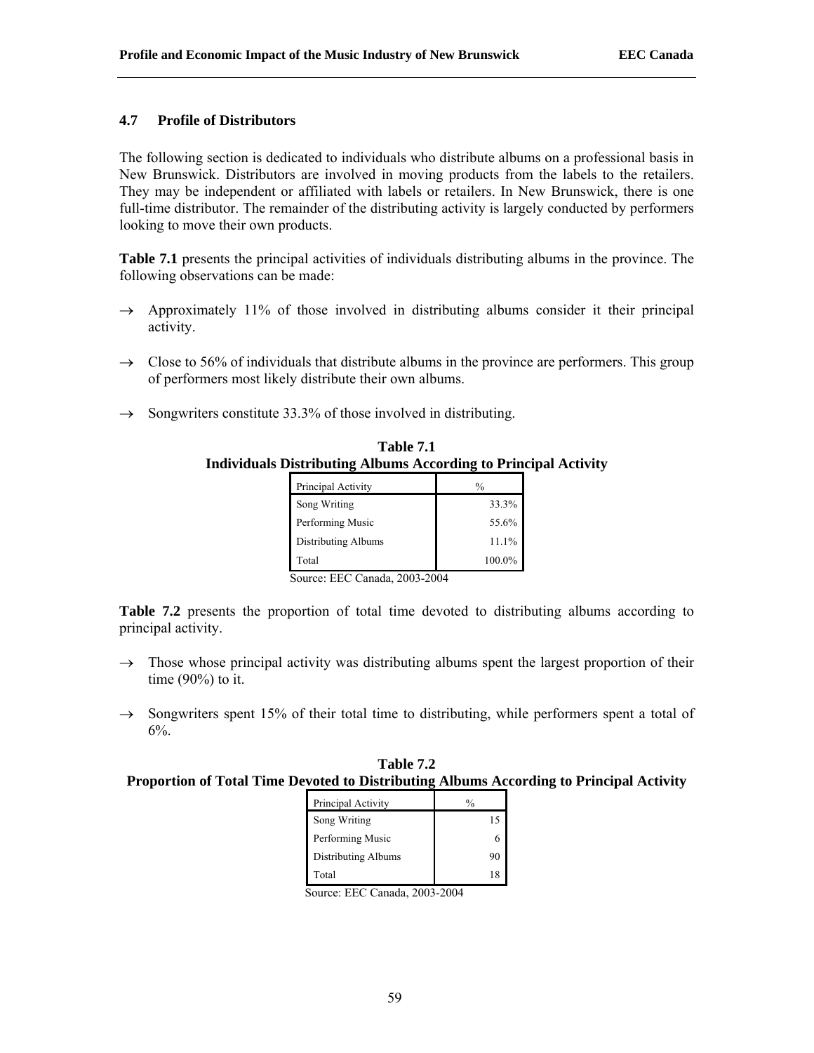### 4.7 Profile of Distributors

The following section is dedicated to individuals who distribute albums on a professional basis in New Brunswick. Distributors are involved in moving products from the labels to the retailers. They may be independent or affiliated with labels or retailers. In New Brunswick, there is one full-time distributor. The remainder of the distributing activity is largely conducted by performers looking to move their own products.

**Table 7.1** presents the principal activities of individuals distributing albums in the province. The following observations can be made:

→ Approximately 11% of those involved in distributing albums consider it their principal activity.

→ Close to 56% of individuals that distribute albums in the province are performers. This group of performers most likely distribute their own albums.

→ Songwriters constitute 33.3% of those involved in distributing.

**Table 7.1**
**Individuals Distributing Albums According to Principal Activity**

| Principal Activity | % |
|---|---|
| Song Writing | 33.3% |
| Performing Music | 55.6% |
| Distributing Albums | 11.1% |
| Total | 100.0% |

Source: EEC Canada, 2003-2004

**Table 7.2** presents the proportion of total time devoted to distributing albums according to principal activity.

→ Those whose principal activity was distributing albums spent the largest proportion of their time (90%) to it.

→ Songwriters spent 15% of their total time to distributing, while performers spent a total of 6%.

**Table 7.2**
**Proportion of Total Time Devoted to Distributing Albums According to Principal Activity**

| Principal Activity | % |
|---|---|
| Song Writing | 15 |
| Performing Music | 6 |
| Distributing Albums | 90 |
| Total | 18 |

Source: EEC Canada, 2003-2004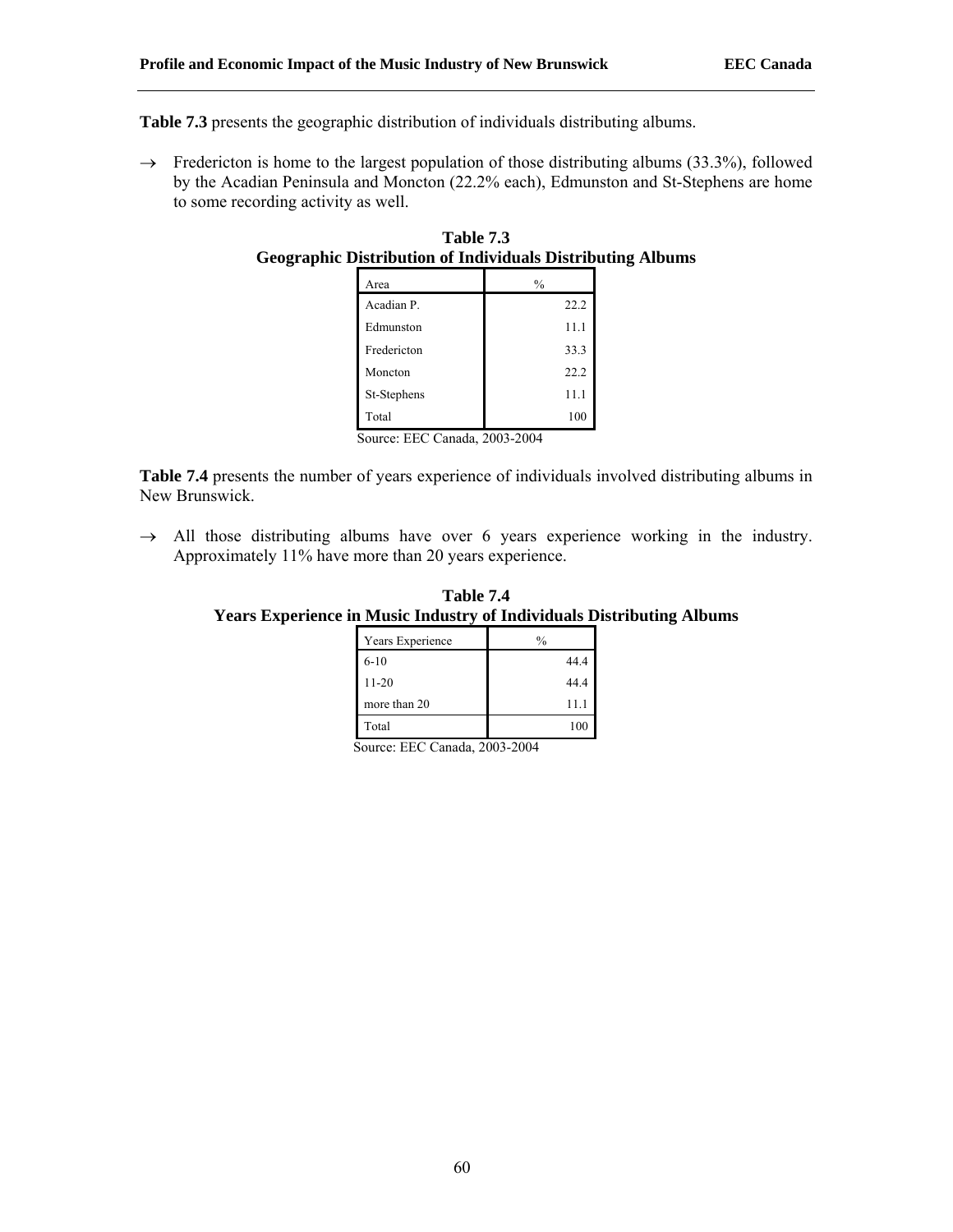**Table 7.3** presents the geographic distribution of individuals distributing albums.

→ Fredericton is home to the largest population of those distributing albums (33.3%), followed by the Acadian Peninsula and Moncton (22.2% each), Edmunston and St-Stephens are home to some recording activity as well.

**Table 7.3**
**Geographic Distribution of Individuals Distributing Albums**

| Area | % |
|---|---|
| Acadian P. | 22.2 |
| Edmunston | 11.1 |
| Fredericton | 33.3 |
| Moncton | 22.2 |
| St-Stephens | 11.1 |
| Total | 100 |

Source: EEC Canada, 2003-2004

**Table 7.4** presents the number of years experience of individuals involved distributing albums in New Brunswick.

→ All those distributing albums have over 6 years experience working in the industry. Approximately 11% have more than 20 years experience.

**Table 7.4**
**Years Experience in Music Industry of Individuals Distributing Albums**

| Years Experience | % |
|---|---|
| 6-10 | 44.4 |
| 11-20 | 44.4 |
| more than 20 | 11.1 |
| Total | 100 |

Source: EEC Canada, 2003-2004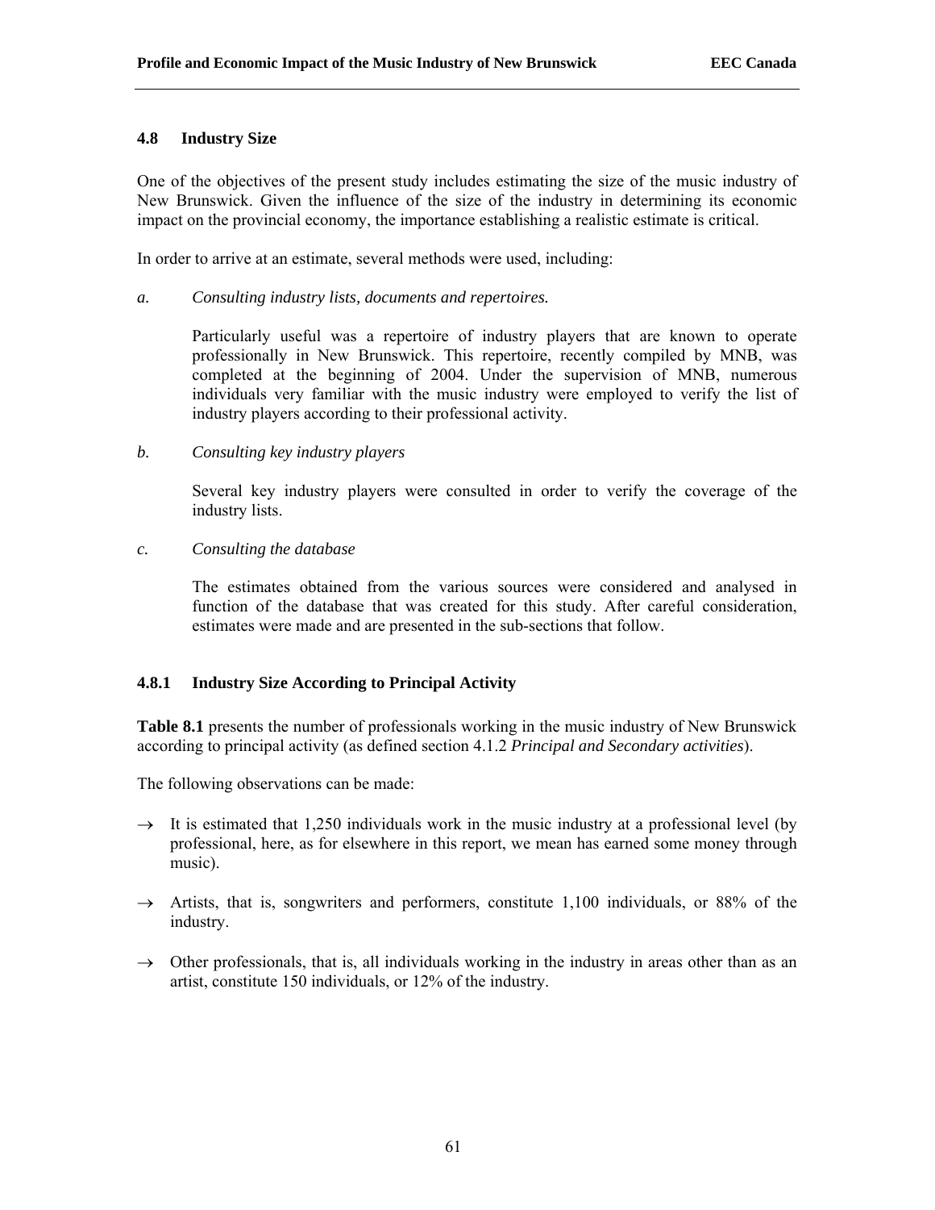### 4.8 Industry Size

One of the objectives of the present study includes estimating the size of the music industry of New Brunswick. Given the influence of the size of the industry in determining its economic impact on the provincial economy, the importance establishing a realistic estimate is critical.

In order to arrive at an estimate, several methods were used, including:

*a. Consulting industry lists, documents and repertoires.*

Particularly useful was a repertoire of industry players that are known to operate professionally in New Brunswick. This repertoire, recently compiled by MNB, was completed at the beginning of 2004. Under the supervision of MNB, numerous individuals very familiar with the music industry were employed to verify the list of industry players according to their professional activity.

*b. Consulting key industry players*

Several key industry players were consulted in order to verify the coverage of the industry lists.

*c. Consulting the database*

The estimates obtained from the various sources were considered and analysed in function of the database that was created for this study. After careful consideration, estimates were made and are presented in the sub-sections that follow.

#### 4.8.1 Industry Size According to Principal Activity

**Table 8.1** presents the number of professionals working in the music industry of New Brunswick according to principal activity (as defined section 4.1.2 *Principal and Secondary activities*).

The following observations can be made:

→ It is estimated that 1,250 individuals work in the music industry at a professional level (by professional, here, as for elsewhere in this report, we mean has earned some money through music).

→ Artists, that is, songwriters and performers, constitute 1,100 individuals, or 88% of the industry.

→ Other professionals, that is, all individuals working in the industry in areas other than as an artist, constitute 150 individuals, or 12% of the industry.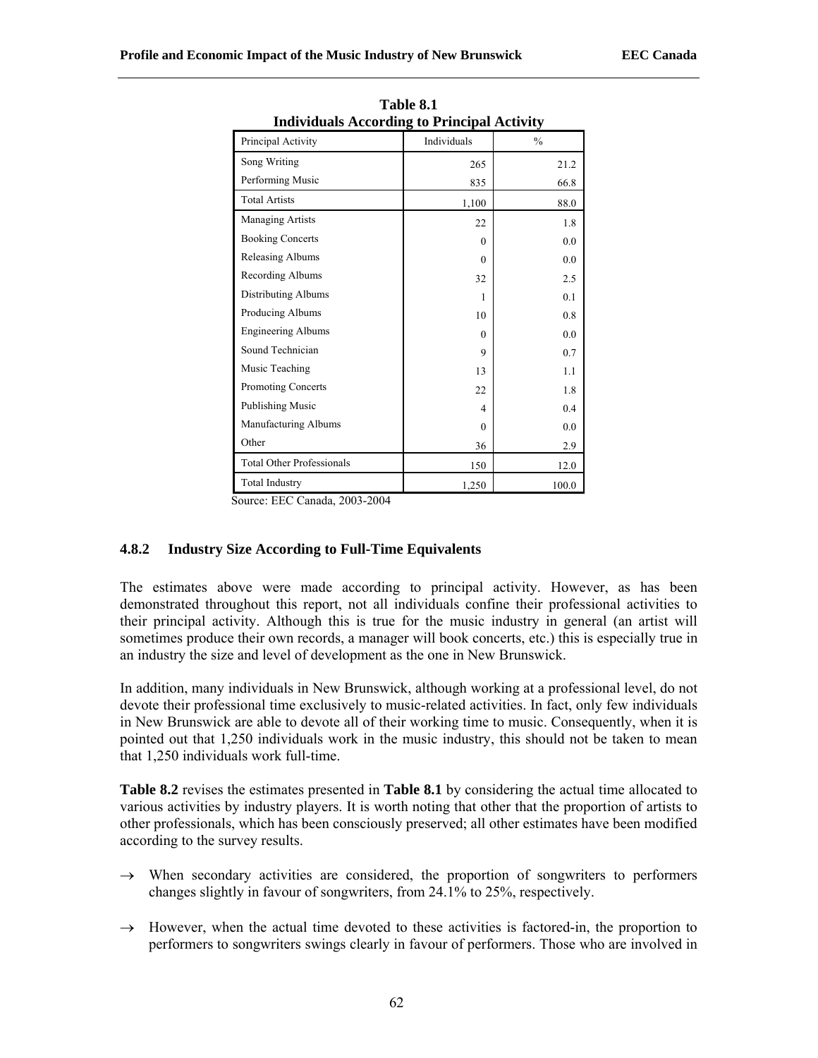**Table 8.1**
**Individuals According to Principal Activity**

| Principal Activity | Individuals | % |
|---|---|---|
| Song Writing | 265 | 21.2 |
| Performing Music | 835 | 66.8 |
| Total Artists | 1,100 | 88.0 |
| Managing Artists | 22 | 1.8 |
| Booking Concerts | 0 | 0.0 |
| Releasing Albums | 0 | 0.0 |
| Recording Albums | 32 | 2.5 |
| Distributing Albums | 1 | 0.1 |
| Producing Albums | 10 | 0.8 |
| Engineering Albums | 0 | 0.0 |
| Sound Technician | 9 | 0.7 |
| Music Teaching | 13 | 1.1 |
| Promoting Concerts | 22 | 1.8 |
| Publishing Music | 4 | 0.4 |
| Manufacturing Albums | 0 | 0.0 |
| Other | 36 | 2.9 |
| Total Other Professionals | 150 | 12.0 |
| Total Industry | 1,250 | 100.0 |

Source: EEC Canada, 2003-2004

### 4.8.2 Industry Size According to Full-Time Equivalents

The estimates above were made according to principal activity. However, as has been demonstrated throughout this report, not all individuals confine their professional activities to their principal activity. Although this is true for the music industry in general (an artist will sometimes produce their own records, a manager will book concerts, etc.) this is especially true in an industry the size and level of development as the one in New Brunswick.

In addition, many individuals in New Brunswick, although working at a professional level, do not devote their professional time exclusively to music-related activities. In fact, only few individuals in New Brunswick are able to devote all of their working time to music. Consequently, when it is pointed out that 1,250 individuals work in the music industry, this should not be taken to mean that 1,250 individuals work full-time.

**Table 8.2** revises the estimates presented in **Table 8.1** by considering the actual time allocated to various activities by industry players. It is worth noting that other that the proportion of artists to other professionals, which has been consciously preserved; all other estimates have been modified according to the survey results.

- → When secondary activities are considered, the proportion of songwriters to performers changes slightly in favour of songwriters, from 24.1% to 25%, respectively.
- → However, when the actual time devoted to these activities is factored-in, the proportion to performers to songwriters swings clearly in favour of performers. Those who are involved in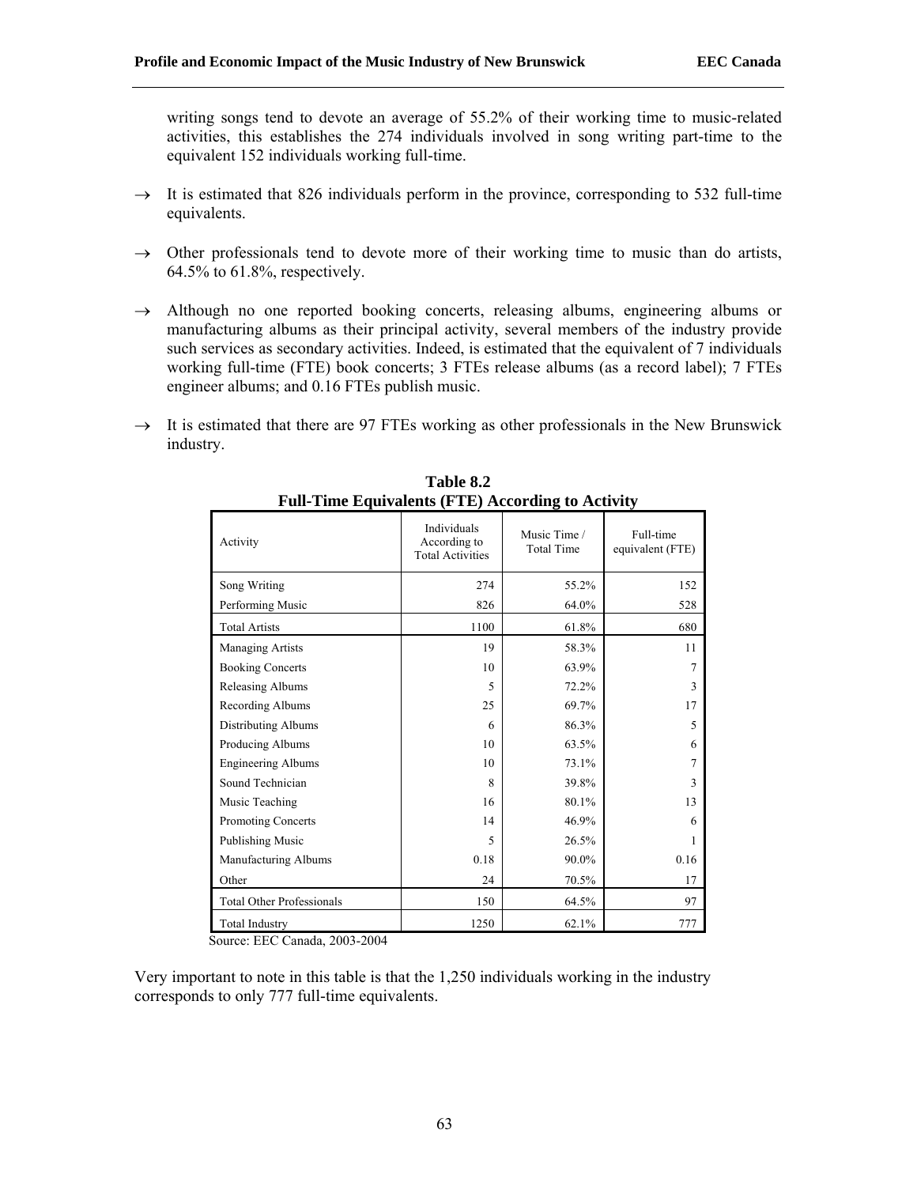writing songs tend to devote an average of 55.2% of their working time to music-related activities, this establishes the 274 individuals involved in song writing part-time to the equivalent 152 individuals working full-time.

→ It is estimated that 826 individuals perform in the province, corresponding to 532 full-time equivalents.

→ Other professionals tend to devote more of their working time to music than do artists, 64.5% to 61.8%, respectively.

→ Although no one reported booking concerts, releasing albums, engineering albums or manufacturing albums as their principal activity, several members of the industry provide such services as secondary activities. Indeed, is estimated that the equivalent of 7 individuals working full-time (FTE) book concerts; 3 FTEs release albums (as a record label); 7 FTEs engineer albums; and 0.16 FTEs publish music.

→ It is estimated that there are 97 FTEs working as other professionals in the New Brunswick industry.

**Table 8.2**
**Full-Time Equivalents (FTE) According to Activity**

| Activity | Individuals According to Total Activities | Music Time / Total Time | Full-time equivalent (FTE) |
|---|---|---|---|
| Song Writing | 274 | 55.2% | 152 |
| Performing Music | 826 | 64.0% | 528 |
| Total Artists | 1100 | 61.8% | 680 |
| Managing Artists | 19 | 58.3% | 11 |
| Booking Concerts | 10 | 63.9% | 7 |
| Releasing Albums | 5 | 72.2% | 3 |
| Recording Albums | 25 | 69.7% | 17 |
| Distributing Albums | 6 | 86.3% | 5 |
| Producing Albums | 10 | 63.5% | 6 |
| Engineering Albums | 10 | 73.1% | 7 |
| Sound Technician | 8 | 39.8% | 3 |
| Music Teaching | 16 | 80.1% | 13 |
| Promoting Concerts | 14 | 46.9% | 6 |
| Publishing Music | 5 | 26.5% | 1 |
| Manufacturing Albums | 0.18 | 90.0% | 0.16 |
| Other | 24 | 70.5% | 17 |
| Total Other Professionals | 150 | 64.5% | 97 |
| Total Industry | 1250 | 62.1% | 777 |

Source: EEC Canada, 2003-2004

Very important to note in this table is that the 1,250 individuals working in the industry corresponds to only 777 full-time equivalents.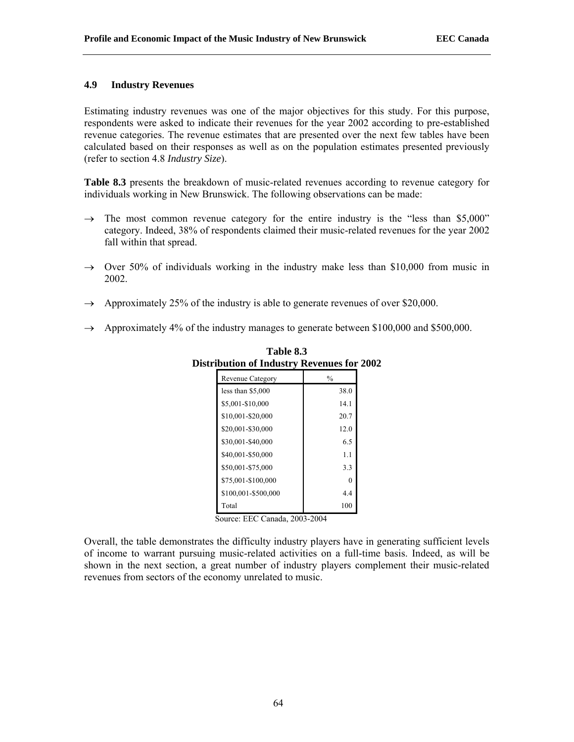### 4.9 Industry Revenues

Estimating industry revenues was one of the major objectives for this study. For this purpose, respondents were asked to indicate their revenues for the year 2002 according to pre-established revenue categories. The revenue estimates that are presented over the next few tables have been calculated based on their responses as well as on the population estimates presented previously (refer to section 4.8 *Industry Size*).

**Table 8.3** presents the breakdown of music-related revenues according to revenue category for individuals working in New Brunswick. The following observations can be made:

- → The most common revenue category for the entire industry is the "less than $5,000" category. Indeed, 38% of respondents claimed their music-related revenues for the year 2002 fall within that spread.
- → Over 50% of individuals working in the industry make less than $10,000 from music in 2002.
- → Approximately 25% of the industry is able to generate revenues of over $20,000.
- → Approximately 4% of the industry manages to generate between $100,000 and $500,000.

**Table 8.3**
**Distribution of Industry Revenues for 2002**

| Revenue Category | % |
|---|---|
| less than $5,000 | 38.0 |
| $5,001-$10,000 | 14.1 |
| $10,001-$20,000 | 20.7 |
| $20,001-$30,000 | 12.0 |
| $30,001-$40,000 | 6.5 |
| $40,001-$50,000 | 1.1 |
| $50,001-$75,000 | 3.3 |
| $75,001-$100,000 | 0 |
| $100,001-$500,000 | 4.4 |
| Total | 100 |

Source: EEC Canada, 2003-2004

Overall, the table demonstrates the difficulty industry players have in generating sufficient levels of income to warrant pursuing music-related activities on a full-time basis. Indeed, as will be shown in the next section, a great number of industry players complement their music-related revenues from sectors of the economy unrelated to music.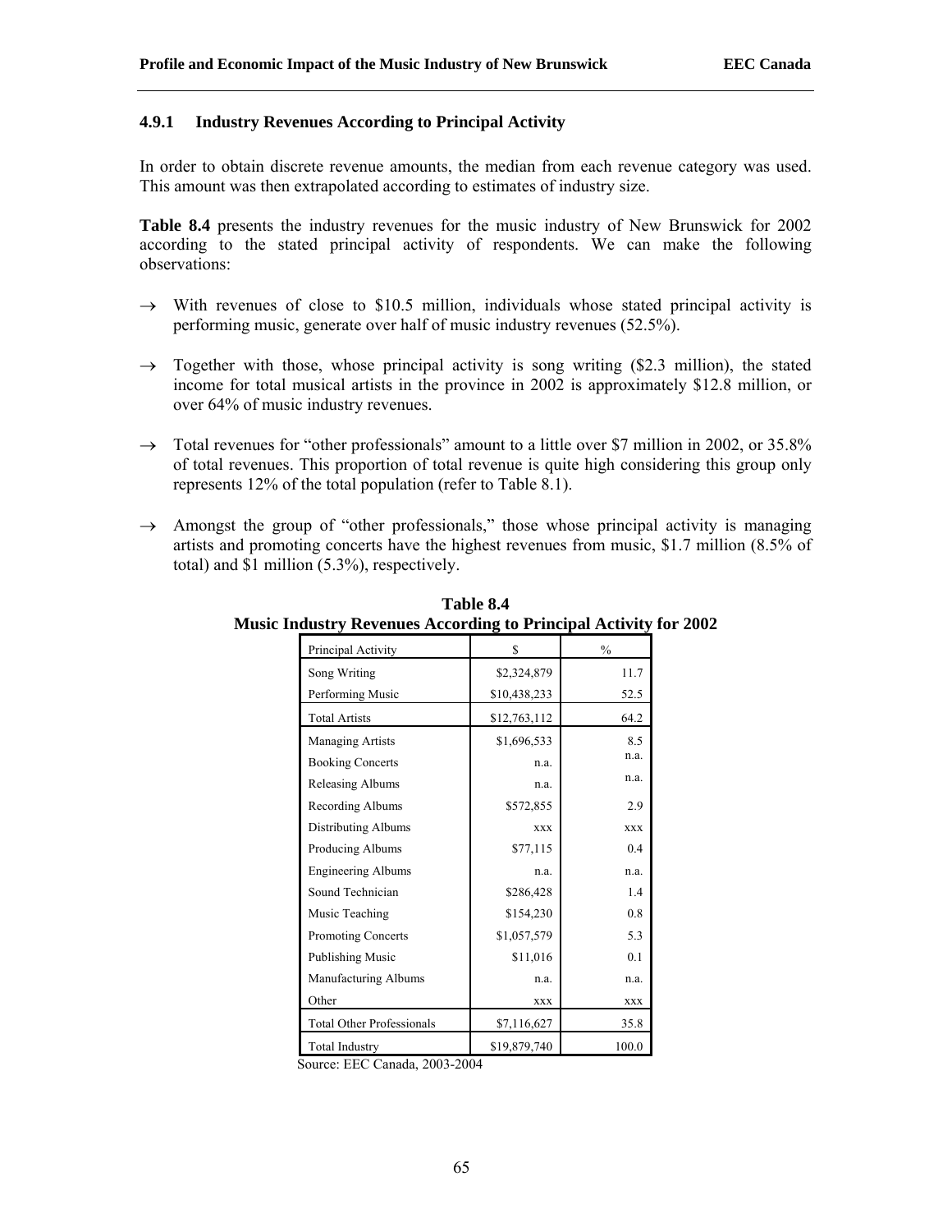### 4.9.1 Industry Revenues According to Principal Activity

In order to obtain discrete revenue amounts, the median from each revenue category was used. This amount was then extrapolated according to estimates of industry size.

**Table 8.4** presents the industry revenues for the music industry of New Brunswick for 2002 according to the stated principal activity of respondents. We can make the following observations:

→ With revenues of close to $10.5 million, individuals whose stated principal activity is performing music, generate over half of music industry revenues (52.5%).

→ Together with those, whose principal activity is song writing ($2.3 million), the stated income for total musical artists in the province in 2002 is approximately $12.8 million, or over 64% of music industry revenues.

→ Total revenues for "other professionals" amount to a little over $7 million in 2002, or 35.8% of total revenues. This proportion of total revenue is quite high considering this group only represents 12% of the total population (refer to Table 8.1).

→ Amongst the group of "other professionals," those whose principal activity is managing artists and promoting concerts have the highest revenues from music, $1.7 million (8.5% of total) and $1 million (5.3%), respectively.

**Table 8.4**
**Music Industry Revenues According to Principal Activity for 2002**

| Principal Activity | $ | % |
|---|---|---|
| Song Writing | $2,324,879 | 11.7 |
| Performing Music | $10,438,233 | 52.5 |
| Total Artists | $12,763,112 | 64.2 |
| Managing Artists | $1,696,533 | 8.5 |
| Booking Concerts | n.a. | n.a. |
| Releasing Albums | n.a. | n.a. |
| Recording Albums | $572,855 | 2.9 |
| Distributing Albums | xxx | xxx |
| Producing Albums | $77,115 | 0.4 |
| Engineering Albums | n.a. | n.a. |
| Sound Technician | $286,428 | 1.4 |
| Music Teaching | $154,230 | 0.8 |
| Promoting Concerts | $1,057,579 | 5.3 |
| Publishing Music | $11,016 | 0.1 |
| Manufacturing Albums | n.a. | n.a. |
| Other | xxx | xxx |
| Total Other Professionals | $7,116,627 | 35.8 |
| Total Industry | $19,879,740 | 100.0 |

Source: EEC Canada, 2003-2004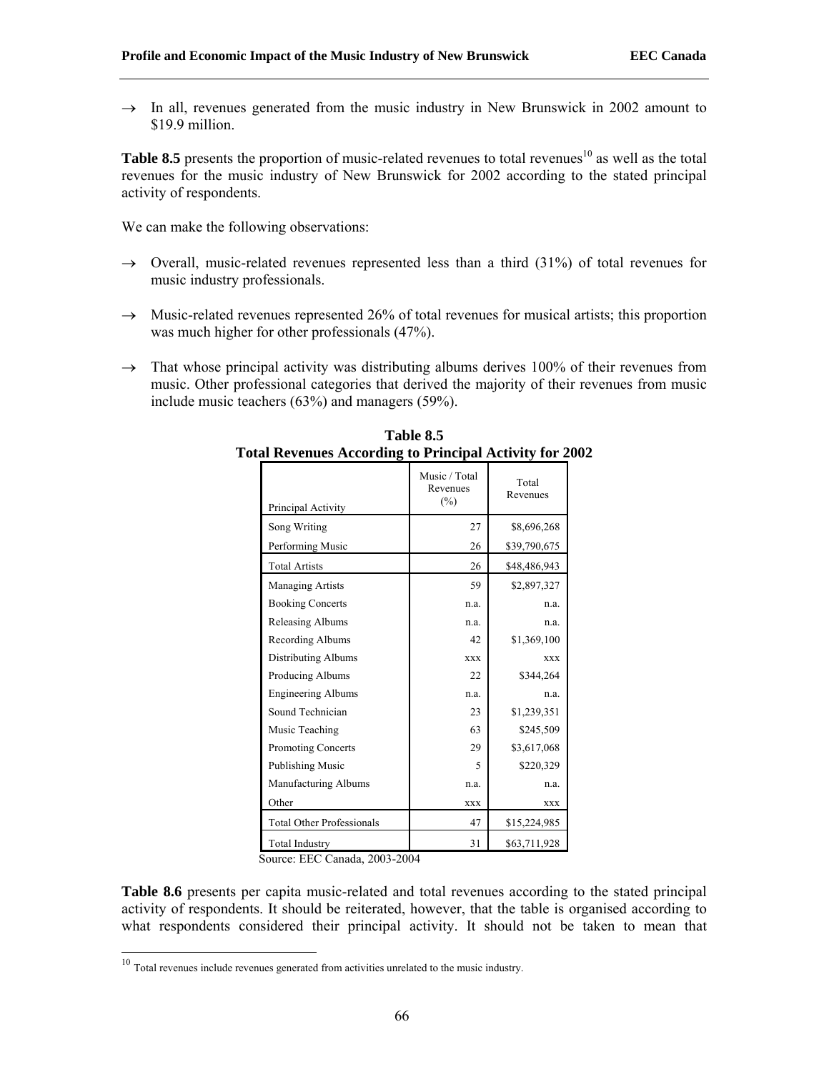→ In all, revenues generated from the music industry in New Brunswick in 2002 amount to \$19.9 million.

**Table 8.5** presents the proportion of music-related revenues to total revenues[10] as well as the total revenues for the music industry of New Brunswick for 2002 according to the stated principal activity of respondents.

We can make the following observations:

→ Overall, music-related revenues represented less than a third (31%) of total revenues for music industry professionals.

→ Music-related revenues represented 26% of total revenues for musical artists; this proportion was much higher for other professionals (47%).

→ That whose principal activity was distributing albums derives 100% of their revenues from music. Other professional categories that derived the majority of their revenues from music include music teachers (63%) and managers (59%).

**Table 8.5**
**Total Revenues According to Principal Activity for 2002**

| Principal Activity | Music / Total Revenues (%) | Total Revenues |
|---|---|---|
| Song Writing | 27 | $8,696,268 |
| Performing Music | 26 | $39,790,675 |
| Total Artists | 26 | $48,486,943 |
| Managing Artists | 59 | $2,897,327 |
| Booking Concerts | n.a. | n.a. |
| Releasing Albums | n.a. | n.a. |
| Recording Albums | 42 | $1,369,100 |
| Distributing Albums | xxx | xxx |
| Producing Albums | 22 | $344,264 |
| Engineering Albums | n.a. | n.a. |
| Sound Technician | 23 | $1,239,351 |
| Music Teaching | 63 | $245,509 |
| Promoting Concerts | 29 | $3,617,068 |
| Publishing Music | 5 | $220,329 |
| Manufacturing Albums | n.a. | n.a. |
| Other | xxx | xxx |
| Total Other Professionals | 47 | $15,224,985 |
| Total Industry | 31 | $63,711,928 |

Source: EEC Canada, 2003-2004

**Table 8.6** presents per capita music-related and total revenues according to the stated principal activity of respondents. It should be reiterated, however, that the table is organised according to what respondents considered their principal activity. It should not be taken to mean that

[10] Total revenues include revenues generated from activities unrelated to the music industry.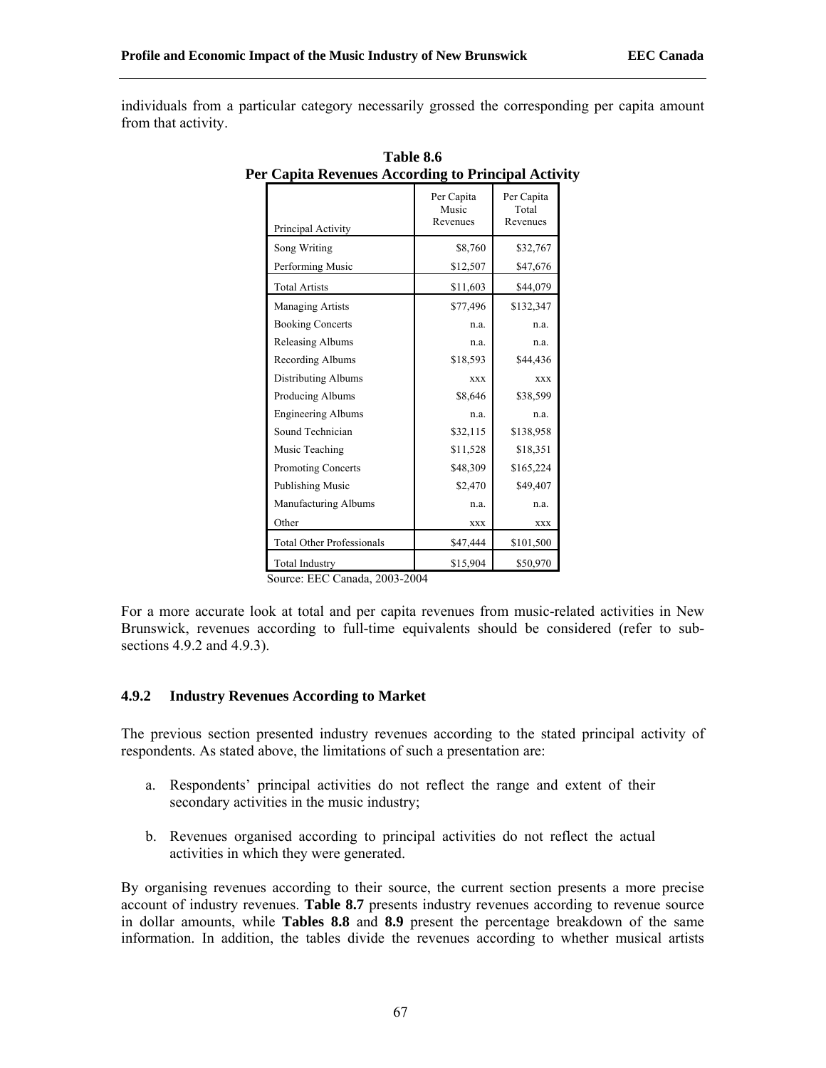individuals from a particular category necessarily grossed the corresponding per capita amount from that activity.

**Table 8.6**
**Per Capita Revenues According to Principal Activity**

| Principal Activity | Per Capita Music Revenues | Per Capita Total Revenues |
|---|---|---|
| Song Writing | $8,760 | $32,767 |
| Performing Music | $12,507 | $47,676 |
| Total Artists | $11,603 | $44,079 |
| Managing Artists | $77,496 | $132,347 |
| Booking Concerts | n.a. | n.a. |
| Releasing Albums | n.a. | n.a. |
| Recording Albums | $18,593 | $44,436 |
| Distributing Albums | xxx | xxx |
| Producing Albums | $8,646 | $38,599 |
| Engineering Albums | n.a. | n.a. |
| Sound Technician | $32,115 | $138,958 |
| Music Teaching | $11,528 | $18,351 |
| Promoting Concerts | $48,309 | $165,224 |
| Publishing Music | $2,470 | $49,407 |
| Manufacturing Albums | n.a. | n.a. |
| Other | xxx | xxx |
| Total Other Professionals | $47,444 | $101,500 |
| Total Industry | $15,904 | $50,970 |

Source: EEC Canada, 2003-2004

For a more accurate look at total and per capita revenues from music-related activities in New Brunswick, revenues according to full-time equivalents should be considered (refer to sub-sections 4.9.2 and 4.9.3).

### 4.9.2 Industry Revenues According to Market

The previous section presented industry revenues according to the stated principal activity of respondents. As stated above, the limitations of such a presentation are:

a. Respondents' principal activities do not reflect the range and extent of their secondary activities in the music industry;

b. Revenues organised according to principal activities do not reflect the actual activities in which they were generated.

By organising revenues according to their source, the current section presents a more precise account of industry revenues. **Table 8.7** presents industry revenues according to revenue source in dollar amounts, while **Tables 8.8** and **8.9** present the percentage breakdown of the same information. In addition, the tables divide the revenues according to whether musical artists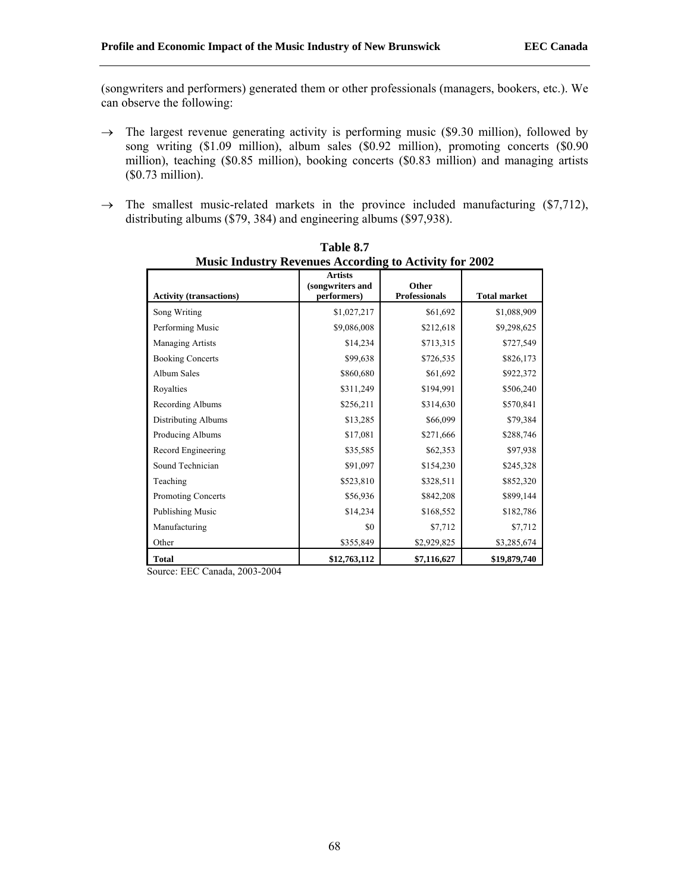(songwriters and performers) generated them or other professionals (managers, bookers, etc.). We can observe the following:

→ The largest revenue generating activity is performing music ($9.30 million), followed by song writing ($1.09 million), album sales ($0.92 million), promoting concerts ($0.90 million), teaching ($0.85 million), booking concerts ($0.83 million) and managing artists ($0.73 million).

→ The smallest music-related markets in the province included manufacturing ($7,712), distributing albums ($79, 384) and engineering albums ($97,938).

**Table 8.7**
**Music Industry Revenues According to Activity for 2002**

| Activity (transactions) | Artists (songwriters and performers) | Other Professionals | Total market |
|---|---|---|---|
| Song Writing | $1,027,217 | $61,692 | $1,088,909 |
| Performing Music | $9,086,008 | $212,618 | $9,298,625 |
| Managing Artists | $14,234 | $713,315 | $727,549 |
| Booking Concerts | $99,638 | $726,535 | $826,173 |
| Album Sales | $860,680 | $61,692 | $922,372 |
| Royalties | $311,249 | $194,991 | $506,240 |
| Recording Albums | $256,211 | $314,630 | $570,841 |
| Distributing Albums | $13,285 | $66,099 | $79,384 |
| Producing Albums | $17,081 | $271,666 | $288,746 |
| Record Engineering | $35,585 | $62,353 | $97,938 |
| Sound Technician | $91,097 | $154,230 | $245,328 |
| Teaching | $523,810 | $328,511 | $852,320 |
| Promoting Concerts | $56,936 | $842,208 | $899,144 |
| Publishing Music | $14,234 | $168,552 | $182,786 |
| Manufacturing | $0 | $7,712 | $7,712 |
| Other | $355,849 | $2,929,825 | $3,285,674 |
| **Total** | **$12,763,112** | **$7,116,627** | **$19,879,740** |

Source: EEC Canada, 2003-2004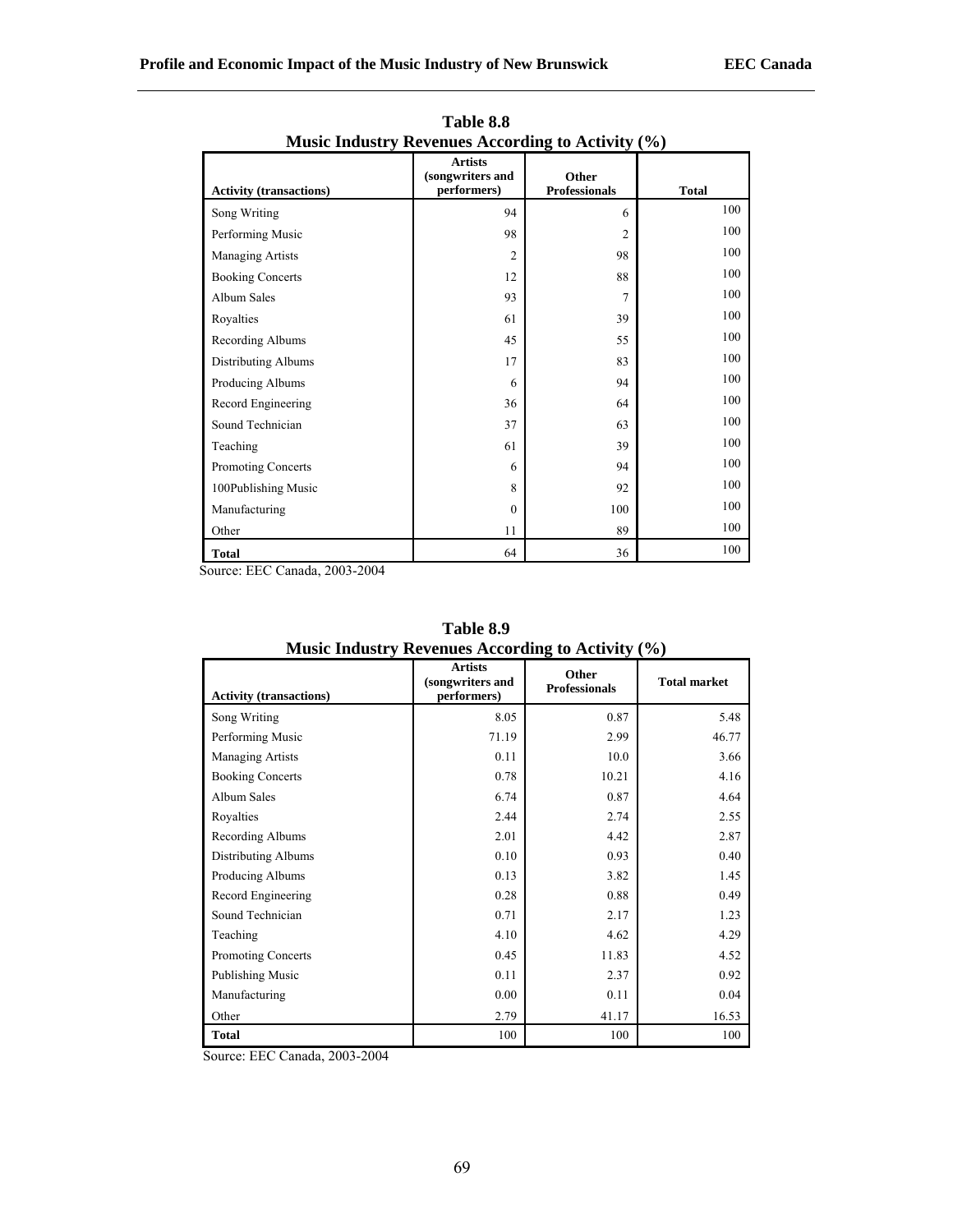**Table 8.8**
**Music Industry Revenues According to Activity (%)**

| Activity (transactions) | Artists (songwriters and performers) | Other Professionals | Total |
|---|---|---|---|
| Song Writing | 94 | 6 | 100 |
| Performing Music | 98 | 2 | 100 |
| Managing Artists | 2 | 98 | 100 |
| Booking Concerts | 12 | 88 | 100 |
| Album Sales | 93 | 7 | 100 |
| Royalties | 61 | 39 | 100 |
| Recording Albums | 45 | 55 | 100 |
| Distributing Albums | 17 | 83 | 100 |
| Producing Albums | 6 | 94 | 100 |
| Record Engineering | 36 | 64 | 100 |
| Sound Technician | 37 | 63 | 100 |
| Teaching | 61 | 39 | 100 |
| Promoting Concerts | 6 | 94 | 100 |
| 100Publishing Music | 8 | 92 | 100 |
| Manufacturing | 0 | 100 | 100 |
| Other | 11 | 89 | 100 |
| **Total** | 64 | 36 | 100 |

Source: EEC Canada, 2003-2004

**Table 8.9**
**Music Industry Revenues According to Activity (%)**

| Activity (transactions) | Artists (songwriters and performers) | Other Professionals | Total market |
|---|---|---|---|
| Song Writing | 8.05 | 0.87 | 5.48 |
| Performing Music | 71.19 | 2.99 | 46.77 |
| Managing Artists | 0.11 | 10.0 | 3.66 |
| Booking Concerts | 0.78 | 10.21 | 4.16 |
| Album Sales | 6.74 | 0.87 | 4.64 |
| Royalties | 2.44 | 2.74 | 2.55 |
| Recording Albums | 2.01 | 4.42 | 2.87 |
| Distributing Albums | 0.10 | 0.93 | 0.40 |
| Producing Albums | 0.13 | 3.82 | 1.45 |
| Record Engineering | 0.28 | 0.88 | 0.49 |
| Sound Technician | 0.71 | 2.17 | 1.23 |
| Teaching | 4.10 | 4.62 | 4.29 |
| Promoting Concerts | 0.45 | 11.83 | 4.52 |
| Publishing Music | 0.11 | 2.37 | 0.92 |
| Manufacturing | 0.00 | 0.11 | 0.04 |
| Other | 2.79 | 41.17 | 16.53 |
| **Total** | 100 | 100 | 100 |

Source: EEC Canada, 2003-2004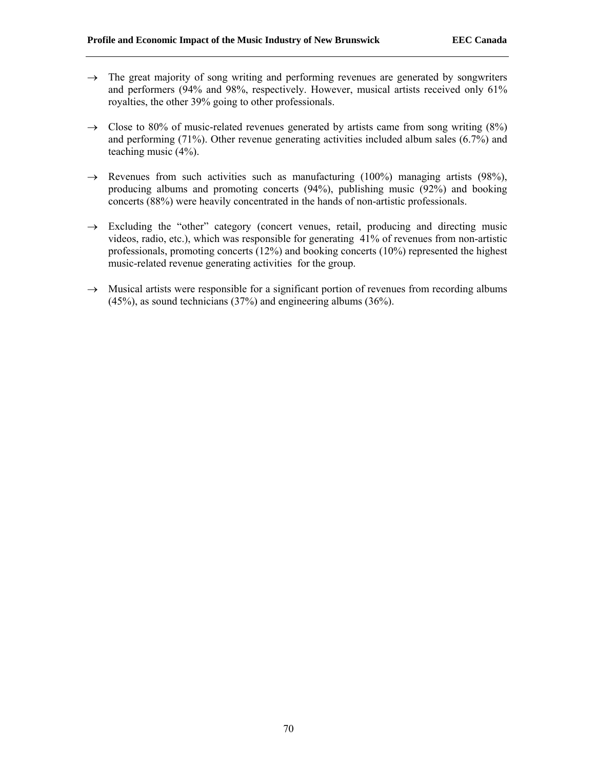- → The great majority of song writing and performing revenues are generated by songwriters and performers (94% and 98%, respectively. However, musical artists received only 61% royalties, the other 39% going to other professionals.

- → Close to 80% of music-related revenues generated by artists came from song writing (8%) and performing (71%). Other revenue generating activities included album sales (6.7%) and teaching music (4%).

- → Revenues from such activities such as manufacturing (100%) managing artists (98%), producing albums and promoting concerts (94%), publishing music (92%) and booking concerts (88%) were heavily concentrated in the hands of non-artistic professionals.

- → Excluding the "other" category (concert venues, retail, producing and directing music videos, radio, etc.), which was responsible for generating 41% of revenues from non-artistic professionals, promoting concerts (12%) and booking concerts (10%) represented the highest music-related revenue generating activities for the group.

- → Musical artists were responsible for a significant portion of revenues from recording albums (45%), as sound technicians (37%) and engineering albums (36%).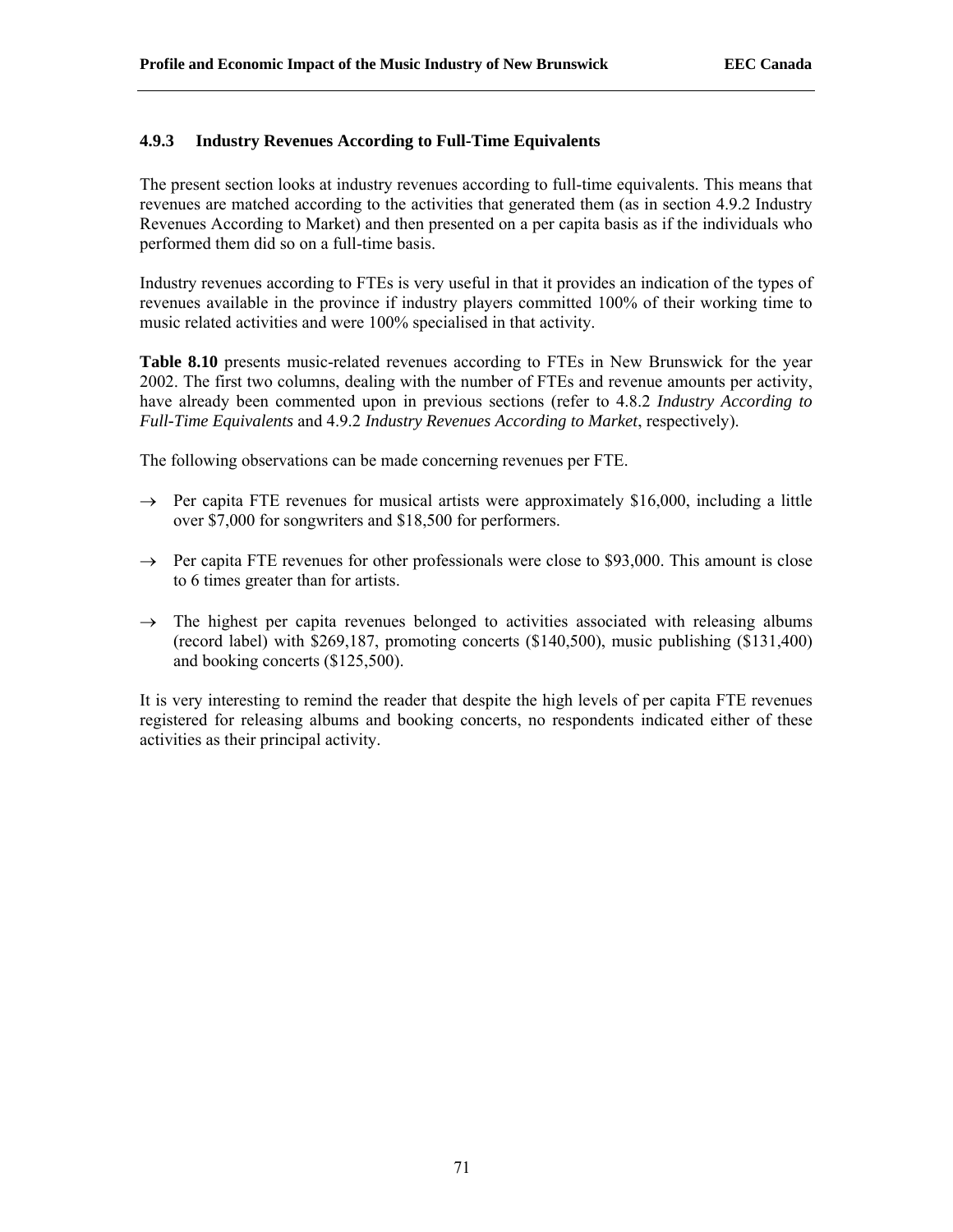### 4.9.3 Industry Revenues According to Full-Time Equivalents

The present section looks at industry revenues according to full-time equivalents. This means that revenues are matched according to the activities that generated them (as in section 4.9.2 Industry Revenues According to Market) and then presented on a per capita basis as if the individuals who performed them did so on a full-time basis.

Industry revenues according to FTEs is very useful in that it provides an indication of the types of revenues available in the province if industry players committed 100% of their working time to music related activities and were 100% specialised in that activity.

**Table 8.10** presents music-related revenues according to FTEs in New Brunswick for the year 2002. The first two columns, dealing with the number of FTEs and revenue amounts per activity, have already been commented upon in previous sections (refer to 4.8.2 *Industry According to Full-Time Equivalents* and 4.9.2 *Industry Revenues According to Market*, respectively).

The following observations can be made concerning revenues per FTE.

→ Per capita FTE revenues for musical artists were approximately $16,000, including a little over $7,000 for songwriters and $18,500 for performers.

→ Per capita FTE revenues for other professionals were close to $93,000. This amount is close to 6 times greater than for artists.

→ The highest per capita revenues belonged to activities associated with releasing albums (record label) with $269,187, promoting concerts ($140,500), music publishing ($131,400) and booking concerts ($125,500).

It is very interesting to remind the reader that despite the high levels of per capita FTE revenues registered for releasing albums and booking concerts, no respondents indicated either of these activities as their principal activity.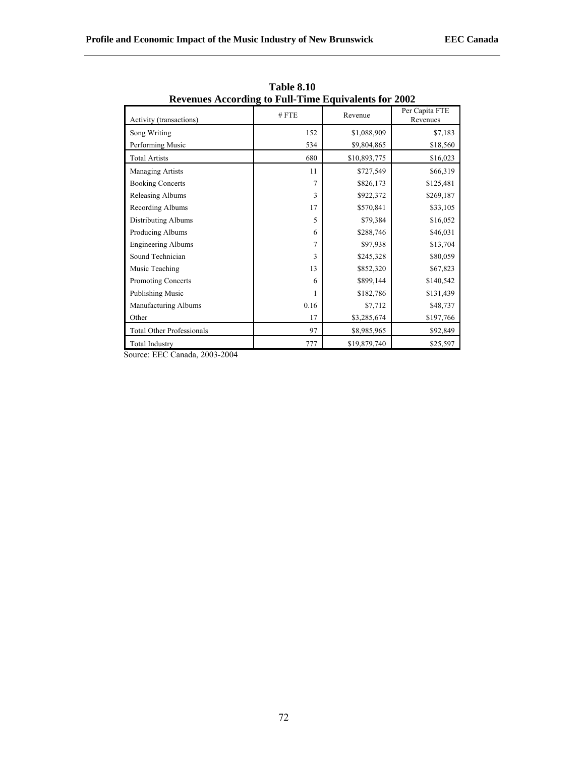**Table 8.10**
**Revenues According to Full-Time Equivalents for 2002**

| Activity (transactions) | # FTE | Revenue | Per Capita FTE Revenues |
|---|---|---|---|
| Song Writing | 152 | $1,088,909 | $7,183 |
| Performing Music | 534 | $9,804,865 | $18,560 |
| Total Artists | 680 | $10,893,775 | $16,023 |
| Managing Artists | 11 | $727,549 | $66,319 |
| Booking Concerts | 7 | $826,173 | $125,481 |
| Releasing Albums | 3 | $922,372 | $269,187 |
| Recording Albums | 17 | $570,841 | $33,105 |
| Distributing Albums | 5 | $79,384 | $16,052 |
| Producing Albums | 6 | $288,746 | $46,031 |
| Engineering Albums | 7 | $97,938 | $13,704 |
| Sound Technician | 3 | $245,328 | $80,059 |
| Music Teaching | 13 | $852,320 | $67,823 |
| Promoting Concerts | 6 | $899,144 | $140,542 |
| Publishing Music | 1 | $182,786 | $131,439 |
| Manufacturing Albums | 0.16 | $7,712 | $48,737 |
| Other | 17 | $3,285,674 | $197,766 |
| Total Other Professionals | 97 | $8,985,965 | $92,849 |
| Total Industry | 777 | $19,879,740 | $25,597 |

Source: EEC Canada, 2003-2004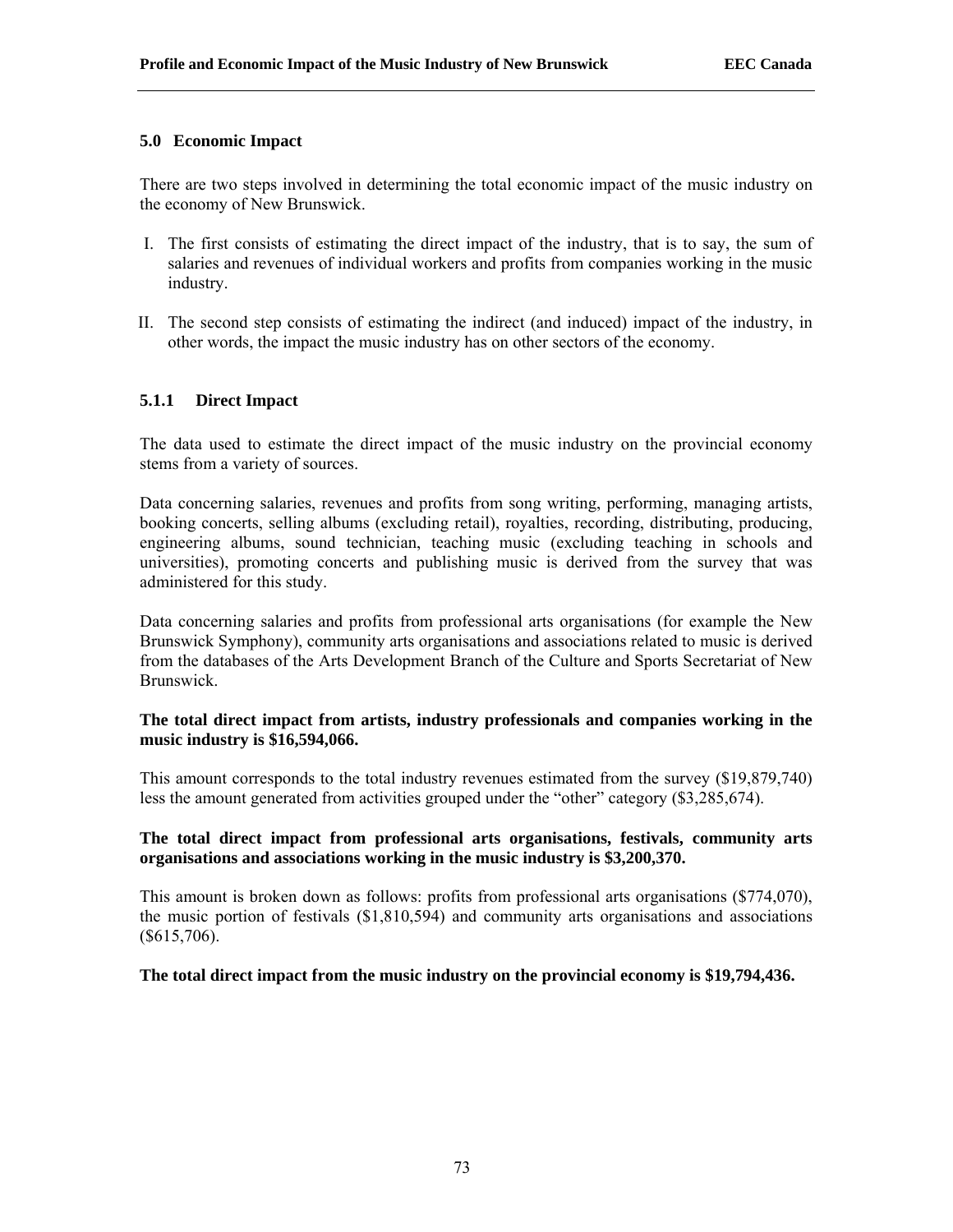## 5.0 Economic Impact

There are two steps involved in determining the total economic impact of the music industry on the economy of New Brunswick.

I. The first consists of estimating the direct impact of the industry, that is to say, the sum of salaries and revenues of individual workers and profits from companies working in the music industry.

II. The second step consists of estimating the indirect (and induced) impact of the industry, in other words, the impact the music industry has on other sectors of the economy.

### 5.1.1 Direct Impact

The data used to estimate the direct impact of the music industry on the provincial economy stems from a variety of sources.

Data concerning salaries, revenues and profits from song writing, performing, managing artists, booking concerts, selling albums (excluding retail), royalties, recording, distributing, producing, engineering albums, sound technician, teaching music (excluding teaching in schools and universities), promoting concerts and publishing music is derived from the survey that was administered for this study.

Data concerning salaries and profits from professional arts organisations (for example the New Brunswick Symphony), community arts organisations and associations related to music is derived from the databases of the Arts Development Branch of the Culture and Sports Secretariat of New Brunswick.

**The total direct impact from artists, industry professionals and companies working in the music industry is $16,594,066.**

This amount corresponds to the total industry revenues estimated from the survey ($19,879,740) less the amount generated from activities grouped under the "other" category ($3,285,674).

**The total direct impact from professional arts organisations, festivals, community arts organisations and associations working in the music industry is $3,200,370.**

This amount is broken down as follows: profits from professional arts organisations ($774,070), the music portion of festivals ($1,810,594) and community arts organisations and associations ($615,706).

**The total direct impact from the music industry on the provincial economy is $19,794,436.**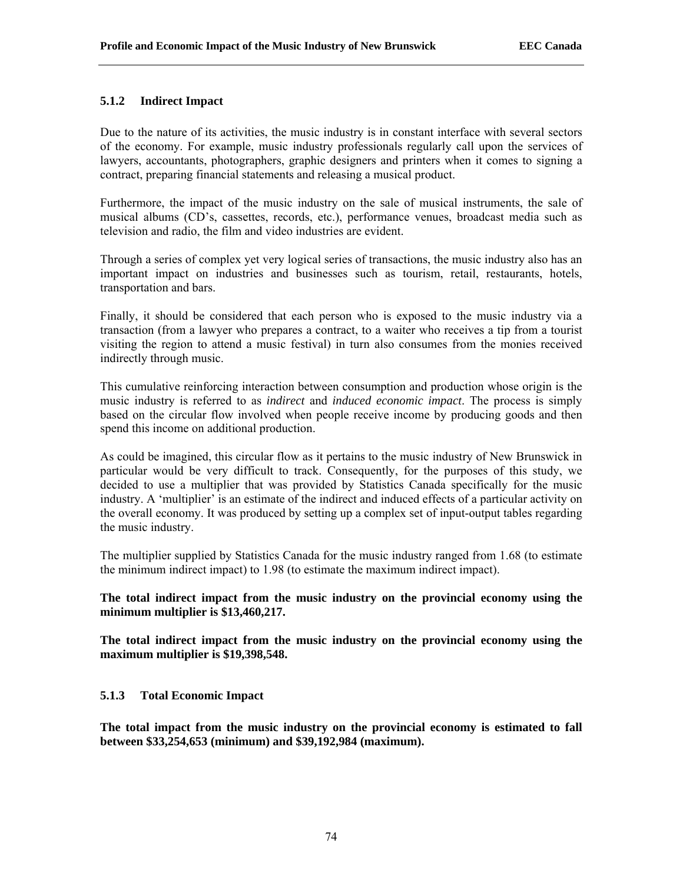### 5.1.2 Indirect Impact

Due to the nature of its activities, the music industry is in constant interface with several sectors of the economy. For example, music industry professionals regularly call upon the services of lawyers, accountants, photographers, graphic designers and printers when it comes to signing a contract, preparing financial statements and releasing a musical product.

Furthermore, the impact of the music industry on the sale of musical instruments, the sale of musical albums (CD's, cassettes, records, etc.), performance venues, broadcast media such as television and radio, the film and video industries are evident.

Through a series of complex yet very logical series of transactions, the music industry also has an important impact on industries and businesses such as tourism, retail, restaurants, hotels, transportation and bars.

Finally, it should be considered that each person who is exposed to the music industry via a transaction (from a lawyer who prepares a contract, to a waiter who receives a tip from a tourist visiting the region to attend a music festival) in turn also consumes from the monies received indirectly through music.

This cumulative reinforcing interaction between consumption and production whose origin is the music industry is referred to as *indirect* and *induced economic impact*. The process is simply based on the circular flow involved when people receive income by producing goods and then spend this income on additional production.

As could be imagined, this circular flow as it pertains to the music industry of New Brunswick in particular would be very difficult to track. Consequently, for the purposes of this study, we decided to use a multiplier that was provided by Statistics Canada specifically for the music industry. A 'multiplier' is an estimate of the indirect and induced effects of a particular activity on the overall economy. It was produced by setting up a complex set of input-output tables regarding the music industry.

The multiplier supplied by Statistics Canada for the music industry ranged from 1.68 (to estimate the minimum indirect impact) to 1.98 (to estimate the maximum indirect impact).

**The total indirect impact from the music industry on the provincial economy using the minimum multiplier is $13,460,217.**

**The total indirect impact from the music industry on the provincial economy using the maximum multiplier is $19,398,548.**

### 5.1.3 Total Economic Impact

**The total impact from the music industry on the provincial economy is estimated to fall between $33,254,653 (minimum) and $39,192,984 (maximum).**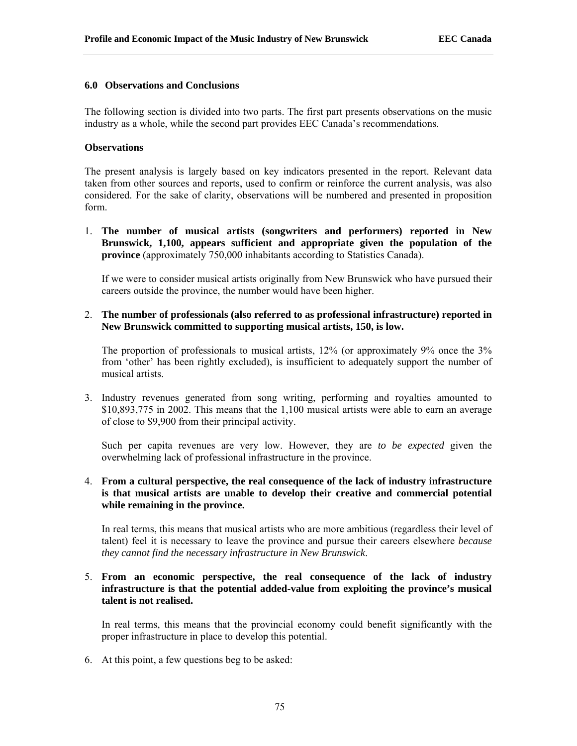## 6.0 Observations and Conclusions

The following section is divided into two parts. The first part presents observations on the music industry as a whole, while the second part provides EEC Canada's recommendations.

### Observations

The present analysis is largely based on key indicators presented in the report. Relevant data taken from other sources and reports, used to confirm or reinforce the current analysis, was also considered. For the sake of clarity, observations will be numbered and presented in proposition form.

1. **The number of musical artists (songwriters and performers) reported in New Brunswick, 1,100, appears sufficient and appropriate given the population of the province** (approximately 750,000 inhabitants according to Statistics Canada).

   If we were to consider musical artists originally from New Brunswick who have pursued their careers outside the province, the number would have been higher.

2. **The number of professionals (also referred to as professional infrastructure) reported in New Brunswick committed to supporting musical artists, 150, is low.**

   The proportion of professionals to musical artists, 12% (or approximately 9% once the 3% from 'other' has been rightly excluded), is insufficient to adequately support the number of musical artists.

3. Industry revenues generated from song writing, performing and royalties amounted to $10,893,775 in 2002. This means that the 1,100 musical artists were able to earn an average of close to $9,900 from their principal activity.

   Such per capita revenues are very low. However, they are *to be expected* given the overwhelming lack of professional infrastructure in the province.

4. **From a cultural perspective, the real consequence of the lack of industry infrastructure is that musical artists are unable to develop their creative and commercial potential while remaining in the province.**

   In real terms, this means that musical artists who are more ambitious (regardless their level of talent) feel it is necessary to leave the province and pursue their careers elsewhere *because they cannot find the necessary infrastructure in New Brunswick*.

5. **From an economic perspective, the real consequence of the lack of industry infrastructure is that the potential added-value from exploiting the province's musical talent is not realised.**

   In real terms, this means that the provincial economy could benefit significantly with the proper infrastructure in place to develop this potential.

6. At this point, a few questions beg to be asked: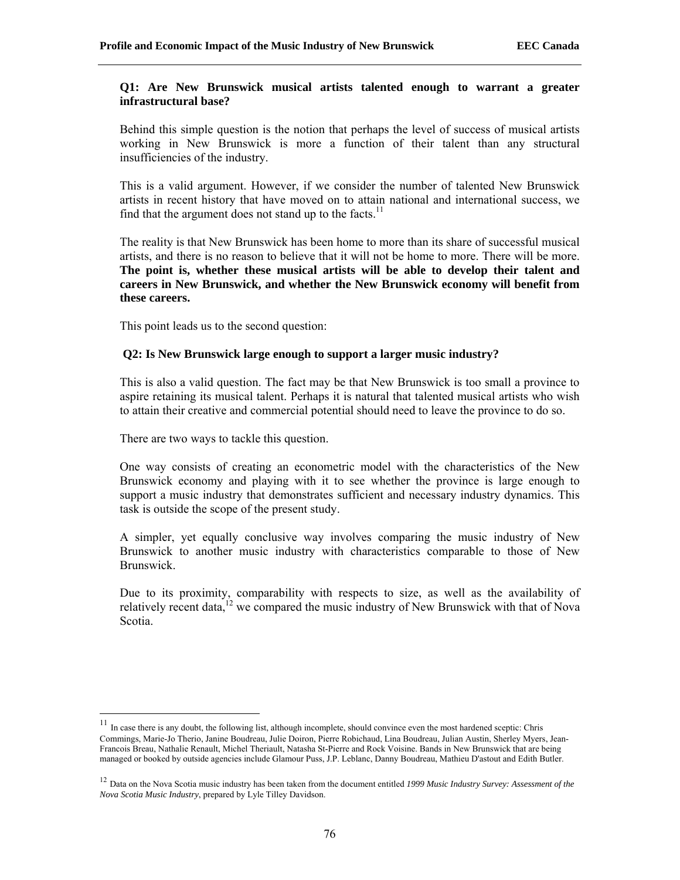**Q1: Are New Brunswick musical artists talented enough to warrant a greater infrastructural base?**

Behind this simple question is the notion that perhaps the level of success of musical artists working in New Brunswick is more a function of their talent than any structural insufficiencies of the industry.

This is a valid argument. However, if we consider the number of talented New Brunswick artists in recent history that have moved on to attain national and international success, we find that the argument does not stand up to the facts.[11]

The reality is that New Brunswick has been home to more than its share of successful musical artists, and there is no reason to believe that it will not be home to more. There will be more. **The point is, whether these musical artists will be able to develop their talent and careers in New Brunswick, and whether the New Brunswick economy will benefit from these careers.**

This point leads us to the second question:

**Q2: Is New Brunswick large enough to support a larger music industry?**

This is also a valid question. The fact may be that New Brunswick is too small a province to aspire retaining its musical talent. Perhaps it is natural that talented musical artists who wish to attain their creative and commercial potential should need to leave the province to do so.

There are two ways to tackle this question.

One way consists of creating an econometric model with the characteristics of the New Brunswick economy and playing with it to see whether the province is large enough to support a music industry that demonstrates sufficient and necessary industry dynamics. This task is outside the scope of the present study.

A simpler, yet equally conclusive way involves comparing the music industry of New Brunswick to another music industry with characteristics comparable to those of New Brunswick.

Due to its proximity, comparability with respects to size, as well as the availability of relatively recent data,[12] we compared the music industry of New Brunswick with that of Nova Scotia.

---

[11] In case there is any doubt, the following list, although incomplete, should convince even the most hardened sceptic: Chris Commings, Marie-Jo Therio, Janine Boudreau, Julie Doiron, Pierre Robichaud, Lina Boudreau, Julian Austin, Sherley Myers, Jean-Francois Breau, Nathalie Renault, Michel Theriault, Natasha St-Pierre and Rock Voisine. Bands in New Brunswick that are being managed or booked by outside agencies include Glamour Puss, J.P. Leblanc, Danny Boudreau, Mathieu D'astout and Edith Butler.

[12] Data on the Nova Scotia music industry has been taken from the document entitled *1999 Music Industry Survey: Assessment of the Nova Scotia Music Industry*, prepared by Lyle Tilley Davidson.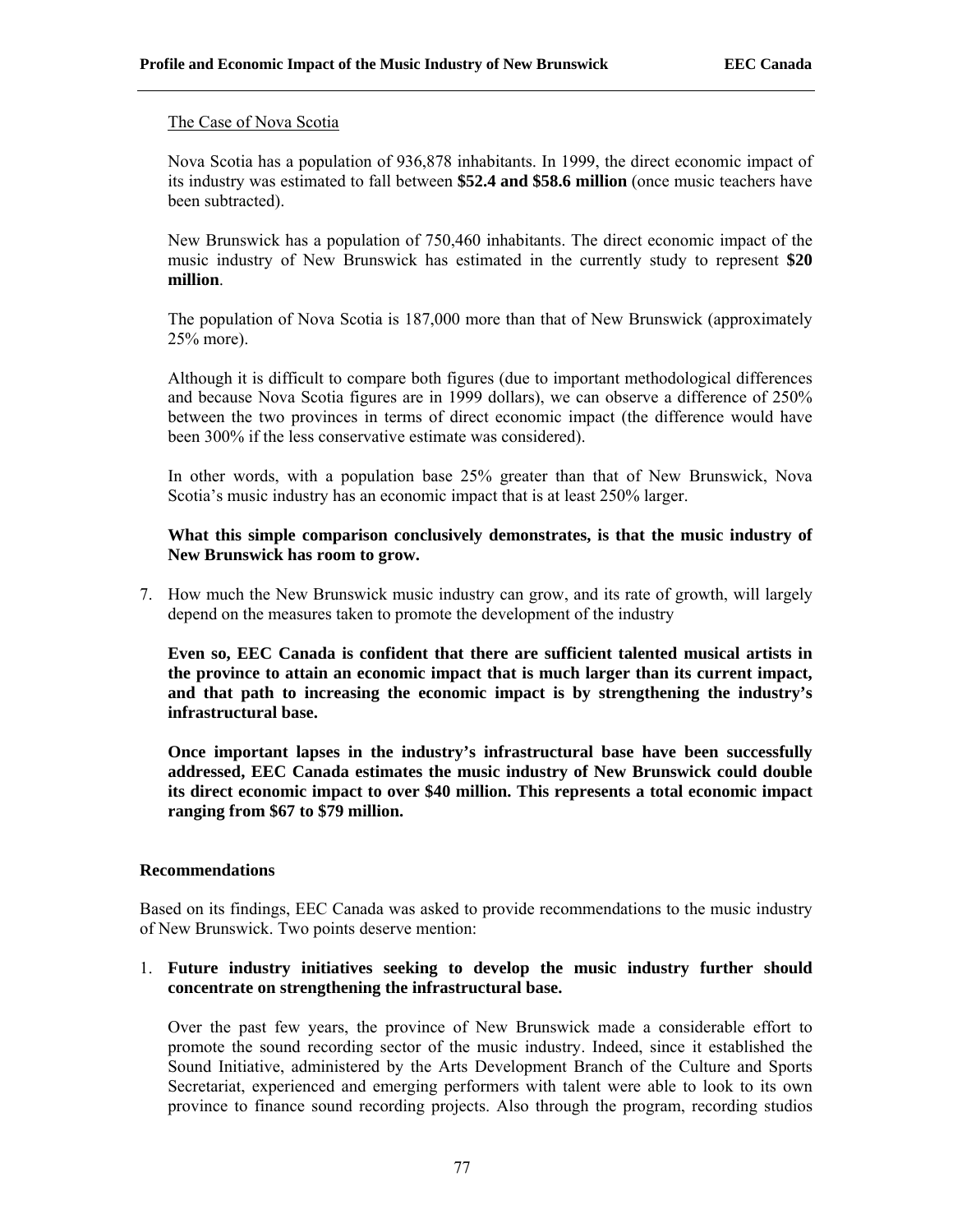The Case of Nova Scotia

Nova Scotia has a population of 936,878 inhabitants. In 1999, the direct economic impact of its industry was estimated to fall between **$52.4 and $58.6 million** (once music teachers have been subtracted).

New Brunswick has a population of 750,460 inhabitants. The direct economic impact of the music industry of New Brunswick has estimated in the currently study to represent **$20 million**.

The population of Nova Scotia is 187,000 more than that of New Brunswick (approximately 25% more).

Although it is difficult to compare both figures (due to important methodological differences and because Nova Scotia figures are in 1999 dollars), we can observe a difference of 250% between the two provinces in terms of direct economic impact (the difference would have been 300% if the less conservative estimate was considered).

In other words, with a population base 25% greater than that of New Brunswick, Nova Scotia's music industry has an economic impact that is at least 250% larger.

**What this simple comparison conclusively demonstrates, is that the music industry of New Brunswick has room to grow.**

7. How much the New Brunswick music industry can grow, and its rate of growth, will largely depend on the measures taken to promote the development of the industry

   **Even so, EEC Canada is confident that there are sufficient talented musical artists in the province to attain an economic impact that is much larger than its current impact, and that path to increasing the economic impact is by strengthening the industry's infrastructural base.**

   **Once important lapses in the industry's infrastructural base have been successfully addressed, EEC Canada estimates the music industry of New Brunswick could double its direct economic impact to over $40 million. This represents a total economic impact ranging from $67 to $79 million.**

### Recommendations

Based on its findings, EEC Canada was asked to provide recommendations to the music industry of New Brunswick. Two points deserve mention:

1. **Future industry initiatives seeking to develop the music industry further should concentrate on strengthening the infrastructural base.**

   Over the past few years, the province of New Brunswick made a considerable effort to promote the sound recording sector of the music industry. Indeed, since it established the Sound Initiative, administered by the Arts Development Branch of the Culture and Sports Secretariat, experienced and emerging performers with talent were able to look to its own province to finance sound recording projects. Also through the program, recording studios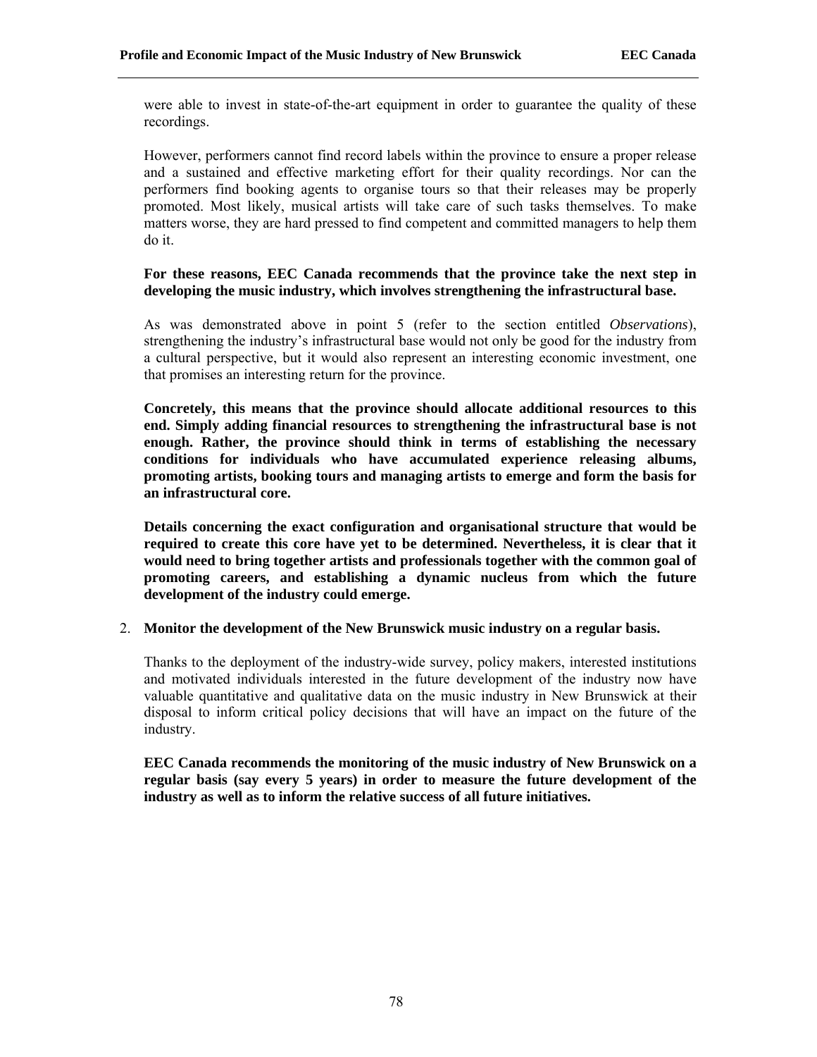were able to invest in state-of-the-art equipment in order to guarantee the quality of these recordings.

However, performers cannot find record labels within the province to ensure a proper release and a sustained and effective marketing effort for their quality recordings. Nor can the performers find booking agents to organise tours so that their releases may be properly promoted. Most likely, musical artists will take care of such tasks themselves. To make matters worse, they are hard pressed to find competent and committed managers to help them do it.

**For these reasons, EEC Canada recommends that the province take the next step in developing the music industry, which involves strengthening the infrastructural base.**

As was demonstrated above in point 5 (refer to the section entitled *Observations*), strengthening the industry's infrastructural base would not only be good for the industry from a cultural perspective, but it would also represent an interesting economic investment, one that promises an interesting return for the province.

**Concretely, this means that the province should allocate additional resources to this end. Simply adding financial resources to strengthening the infrastructural base is not enough. Rather, the province should think in terms of establishing the necessary conditions for individuals who have accumulated experience releasing albums, promoting artists, booking tours and managing artists to emerge and form the basis for an infrastructural core.**

**Details concerning the exact configuration and organisational structure that would be required to create this core have yet to be determined. Nevertheless, it is clear that it would need to bring together artists and professionals together with the common goal of promoting careers, and establishing a dynamic nucleus from which the future development of the industry could emerge.**

2. **Monitor the development of the New Brunswick music industry on a regular basis.**

   Thanks to the deployment of the industry-wide survey, policy makers, interested institutions and motivated individuals interested in the future development of the industry now have valuable quantitative and qualitative data on the music industry in New Brunswick at their disposal to inform critical policy decisions that will have an impact on the future of the industry.

   **EEC Canada recommends the monitoring of the music industry of New Brunswick on a regular basis (say every 5 years) in order to measure the future development of the industry as well as to inform the relative success of all future initiatives.**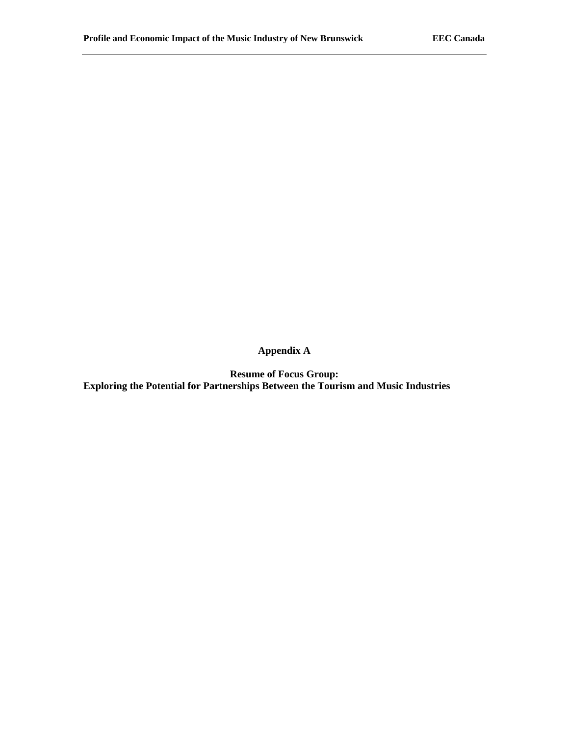# Appendix A

## Resume of Focus Group: Exploring the Potential for Partnerships Between the Tourism and Music Industries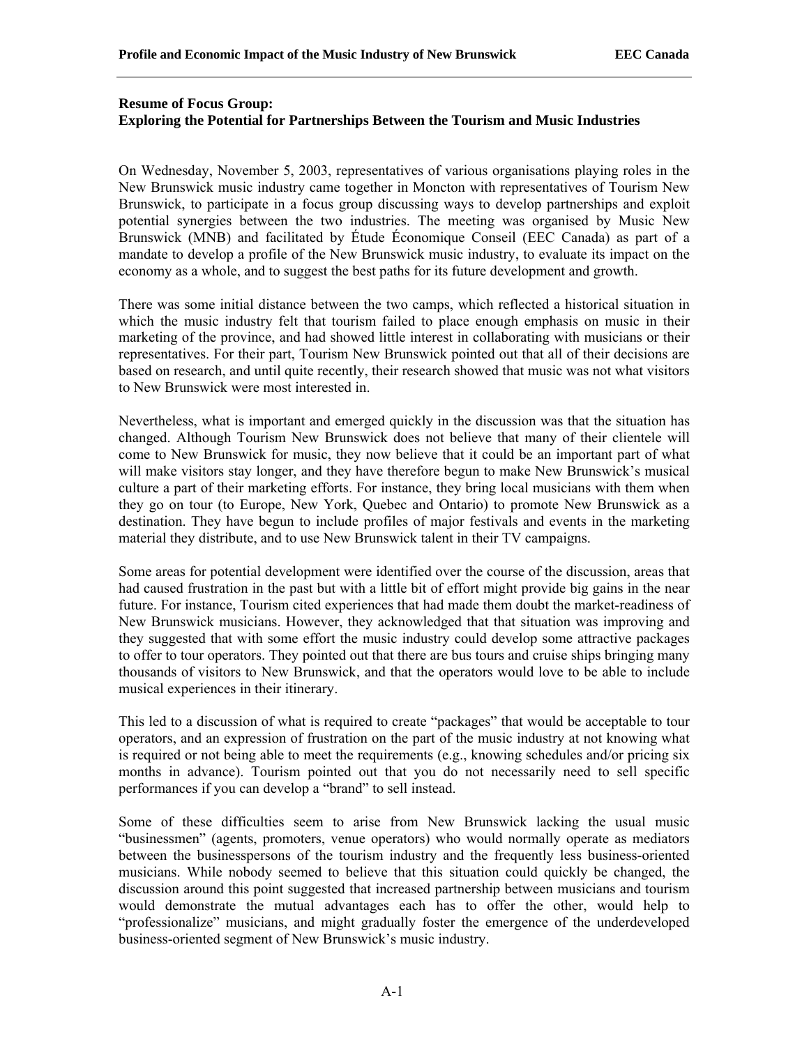**Resume of Focus Group:**
**Exploring the Potential for Partnerships Between the Tourism and Music Industries**

On Wednesday, November 5, 2003, representatives of various organisations playing roles in the New Brunswick music industry came together in Moncton with representatives of Tourism New Brunswick, to participate in a focus group discussing ways to develop partnerships and exploit potential synergies between the two industries. The meeting was organised by Music New Brunswick (MNB) and facilitated by Étude Économique Conseil (EEC Canada) as part of a mandate to develop a profile of the New Brunswick music industry, to evaluate its impact on the economy as a whole, and to suggest the best paths for its future development and growth.

There was some initial distance between the two camps, which reflected a historical situation in which the music industry felt that tourism failed to place enough emphasis on music in their marketing of the province, and had showed little interest in collaborating with musicians or their representatives. For their part, Tourism New Brunswick pointed out that all of their decisions are based on research, and until quite recently, their research showed that music was not what visitors to New Brunswick were most interested in.

Nevertheless, what is important and emerged quickly in the discussion was that the situation has changed. Although Tourism New Brunswick does not believe that many of their clientele will come to New Brunswick for music, they now believe that it could be an important part of what will make visitors stay longer, and they have therefore begun to make New Brunswick's musical culture a part of their marketing efforts. For instance, they bring local musicians with them when they go on tour (to Europe, New York, Quebec and Ontario) to promote New Brunswick as a destination. They have begun to include profiles of major festivals and events in the marketing material they distribute, and to use New Brunswick talent in their TV campaigns.

Some areas for potential development were identified over the course of the discussion, areas that had caused frustration in the past but with a little bit of effort might provide big gains in the near future. For instance, Tourism cited experiences that had made them doubt the market-readiness of New Brunswick musicians. However, they acknowledged that that situation was improving and they suggested that with some effort the music industry could develop some attractive packages to offer to tour operators. They pointed out that there are bus tours and cruise ships bringing many thousands of visitors to New Brunswick, and that the operators would love to be able to include musical experiences in their itinerary.

This led to a discussion of what is required to create "packages" that would be acceptable to tour operators, and an expression of frustration on the part of the music industry at not knowing what is required or not being able to meet the requirements (e.g., knowing schedules and/or pricing six months in advance). Tourism pointed out that you do not necessarily need to sell specific performances if you can develop a "brand" to sell instead.

Some of these difficulties seem to arise from New Brunswick lacking the usual music "businessmen" (agents, promoters, venue operators) who would normally operate as mediators between the businesspersons of the tourism industry and the frequently less business-oriented musicians. While nobody seemed to believe that this situation could quickly be changed, the discussion around this point suggested that increased partnership between musicians and tourism would demonstrate the mutual advantages each has to offer the other, would help to "professionalize" musicians, and might gradually foster the emergence of the underdeveloped business-oriented segment of New Brunswick's music industry.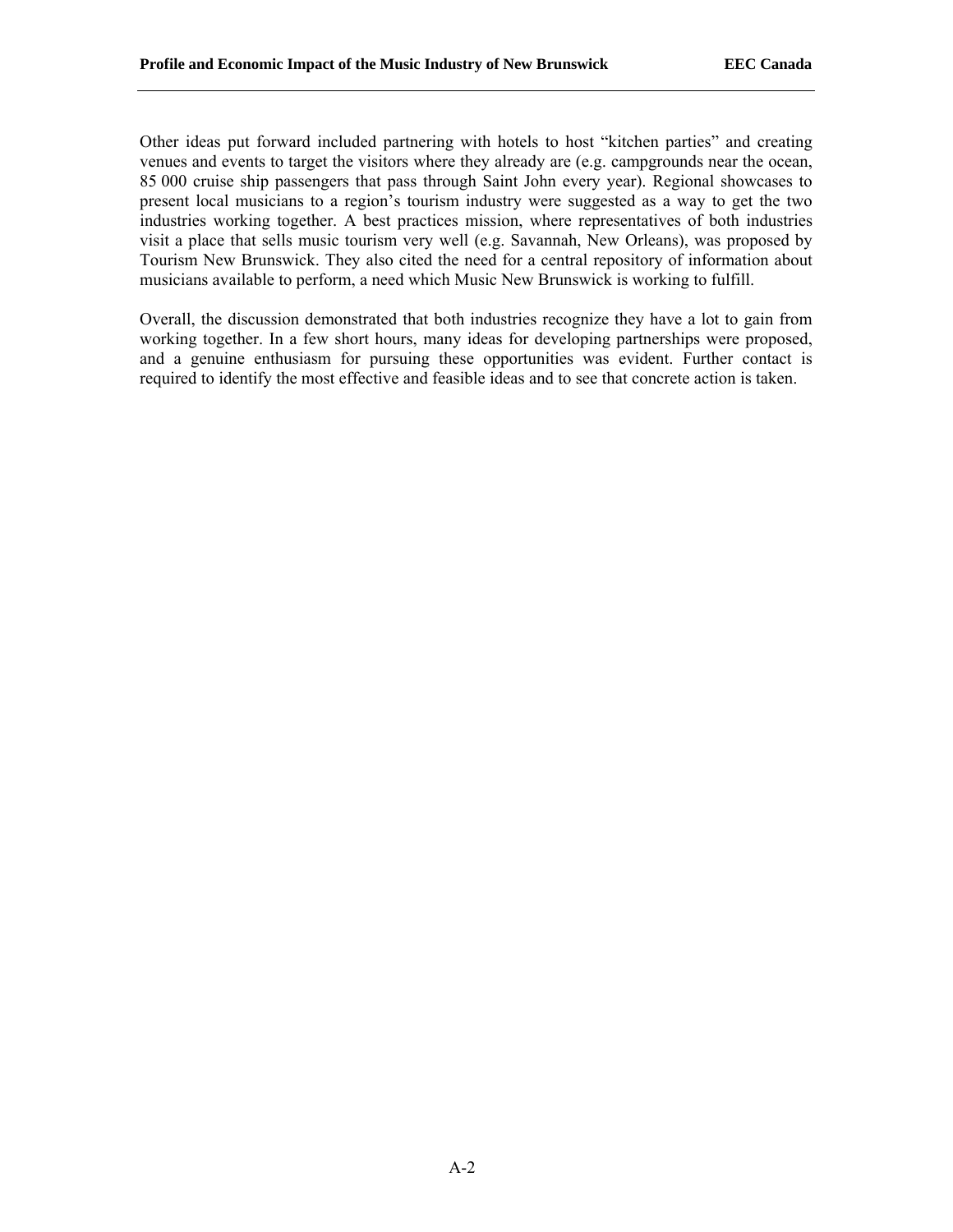Other ideas put forward included partnering with hotels to host “kitchen parties” and creating venues and events to target the visitors where they already are (e.g. campgrounds near the ocean, 85 000 cruise ship passengers that pass through Saint John every year). Regional showcases to present local musicians to a region’s tourism industry were suggested as a way to get the two industries working together. A best practices mission, where representatives of both industries visit a place that sells music tourism very well (e.g. Savannah, New Orleans), was proposed by Tourism New Brunswick. They also cited the need for a central repository of information about musicians available to perform, a need which Music New Brunswick is working to fulfill.

Overall, the discussion demonstrated that both industries recognize they have a lot to gain from working together. In a few short hours, many ideas for developing partnerships were proposed, and a genuine enthusiasm for pursuing these opportunities was evident. Further contact is required to identify the most effective and feasible ideas and to see that concrete action is taken.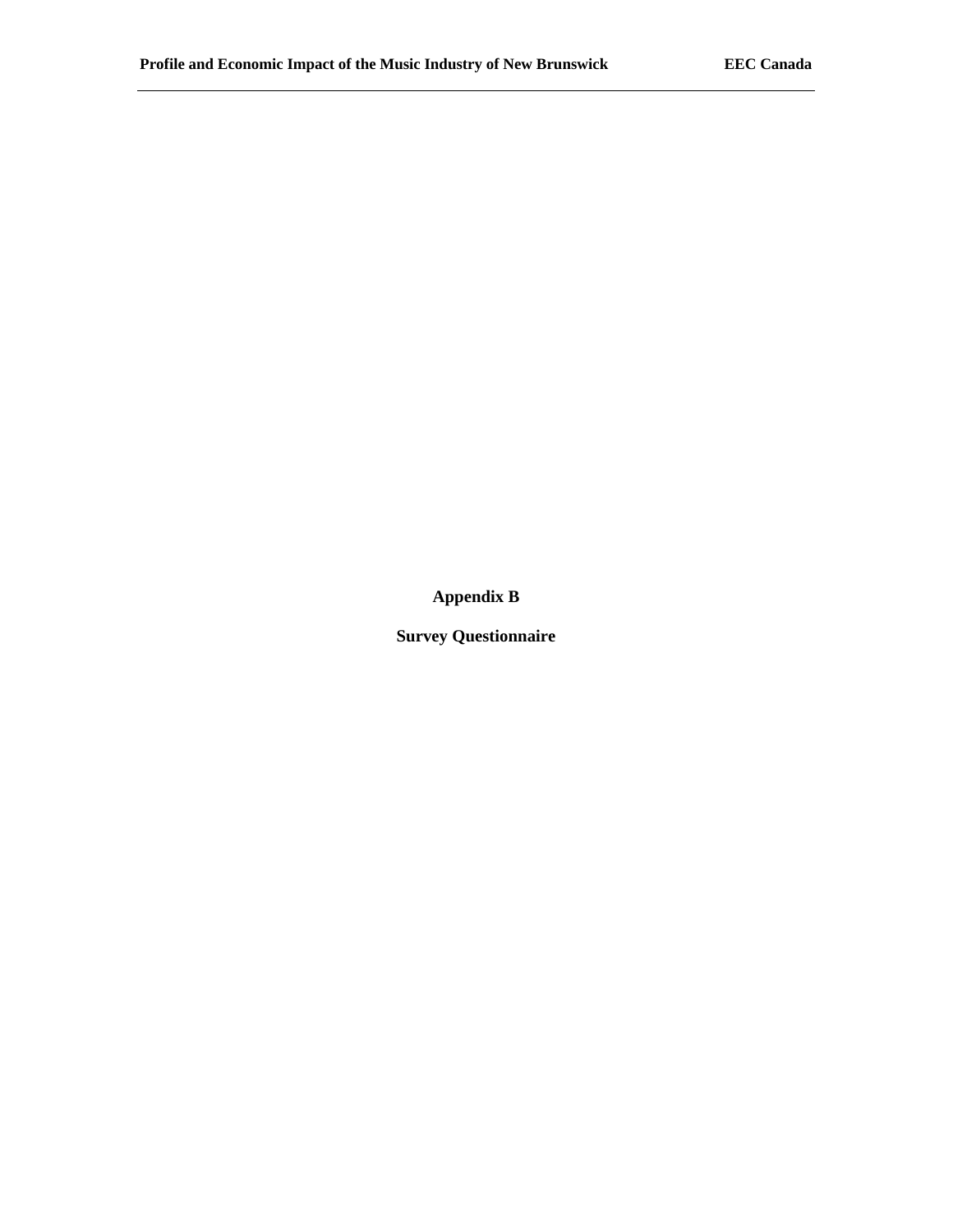# Appendix B

## Survey Questionnaire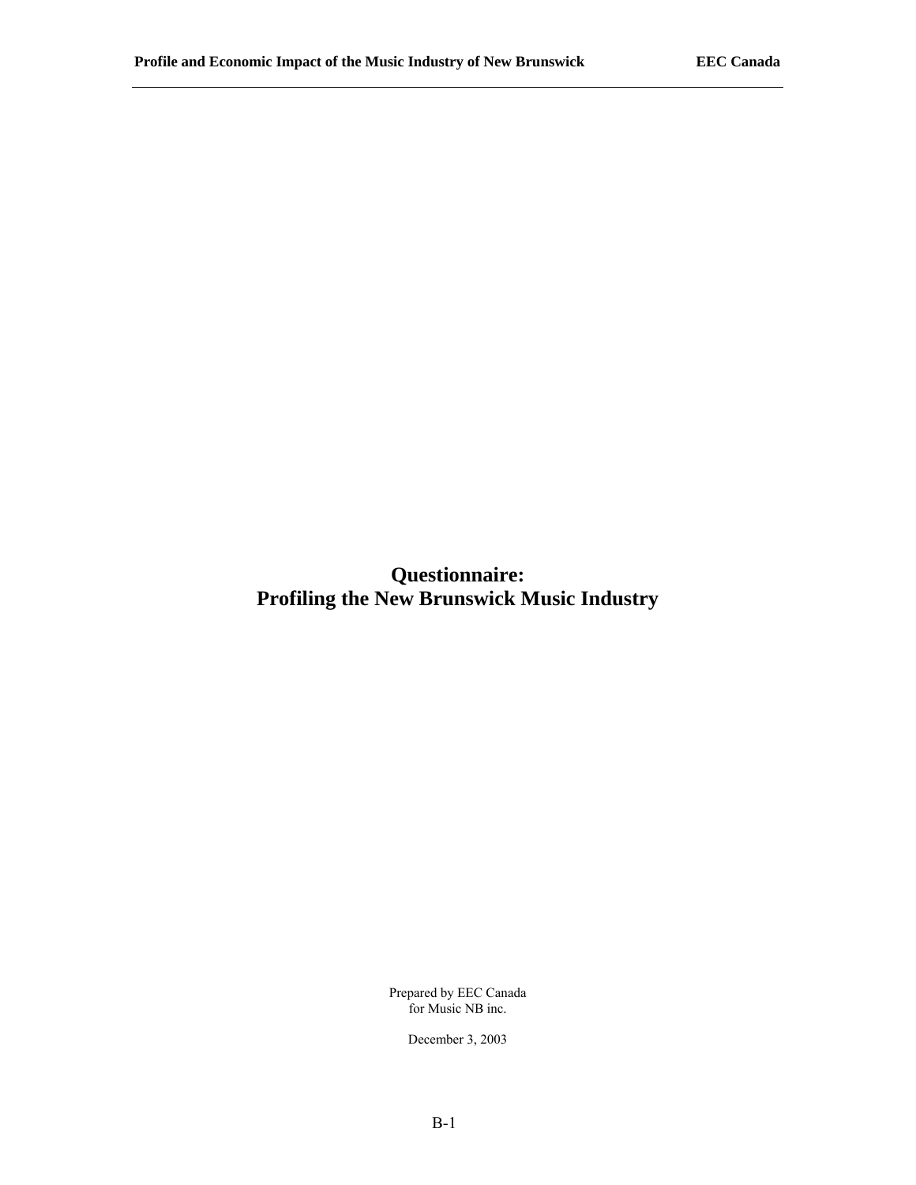# Questionnaire:
# Profiling the New Brunswick Music Industry

Prepared by EEC Canada
for Music NB inc.

December 3, 2003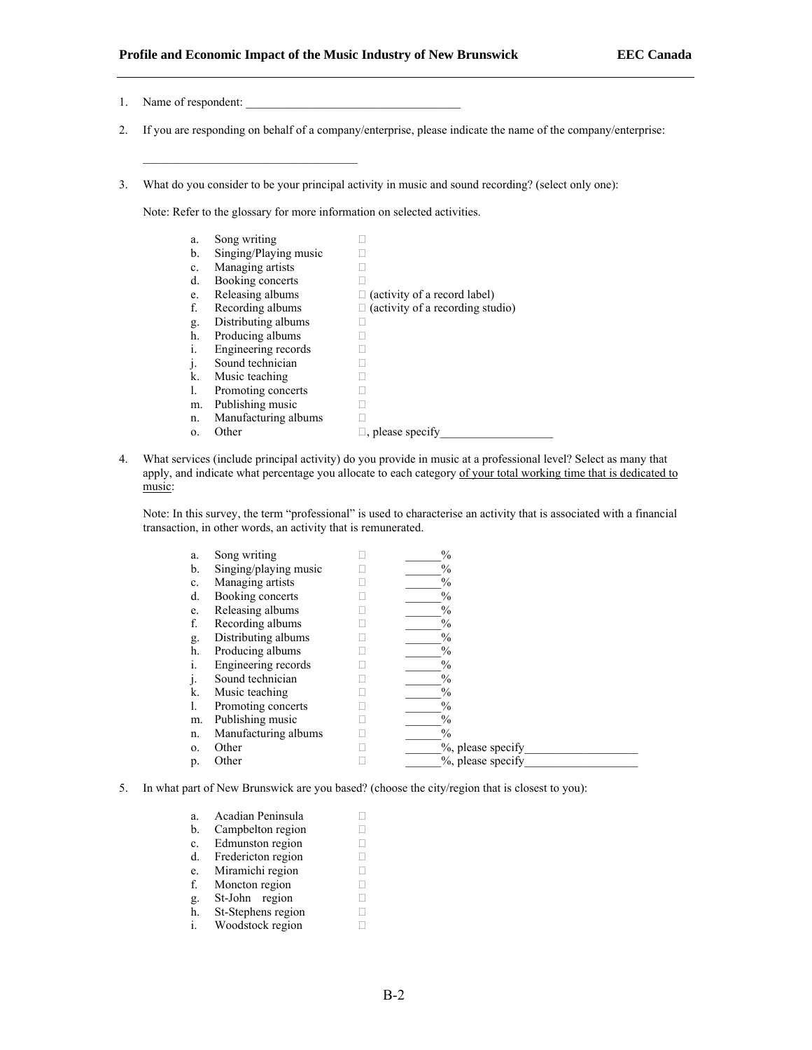1. Name of respondent: ___________________________________

2. If you are responding on behalf of a company/enterprise, please indicate the name of the company/enterprise:

   ___________________________________

3. What do you consider to be your principal activity in music and sound recording? (select only one):

   Note: Refer to the glossary for more information on selected activities.

   a. Song writing ☐
   b. Singing/Playing music ☐
   c. Managing artists ☐
   d. Booking concerts ☐
   e. Releasing albums ☐ (activity of a record label)
   f. Recording albums ☐ (activity of a recording studio)
   g. Distributing albums ☐
   h. Producing albums ☐
   i. Engineering records ☐
   j. Sound technician ☐
   k. Music teaching ☐
   l. Promoting concerts ☐
   m. Publishing music ☐
   n. Manufacturing albums ☐
   o. Other ☐, please specify__________________

4. What services (include principal activity) do you provide in music at a professional level? Select as many that apply, and indicate what percentage you allocate to each category <u>of your total working time that is dedicated to music</u>:

   Note: In this survey, the term "professional" is used to characterise an activity that is associated with a financial transaction, in other words, an activity that is remunerated.

   a. Song writing ☐ ______%
   b. Singing/playing music ☐ ______%
   c. Managing artists ☐ ______%
   d. Booking concerts ☐ ______%
   e. Releasing albums ☐ ______%
   f. Recording albums ☐ ______%
   g. Distributing albums ☐ ______%
   h. Producing albums ☐ ______%
   i. Engineering records ☐ ______%
   j. Sound technician ☐ ______%
   k. Music teaching ☐ ______%
   l. Promoting concerts ☐ ______%
   m. Publishing music ☐ ______%
   n. Manufacturing albums ☐ ______%
   o. Other ☐ ______%, please specify__________________
   p. Other ☐ ______%, please specify__________________

5. In what part of New Brunswick are you based? (choose the city/region that is closest to you):

   a. Acadian Peninsula ☐
   b. Campbelton region ☐
   c. Edmunston region ☐
   d. Fredericton region ☐
   e. Miramichi region ☐
   f. Moncton region ☐
   g. St-John region ☐
   h. St-Stephens region ☐
   i. Woodstock region ☐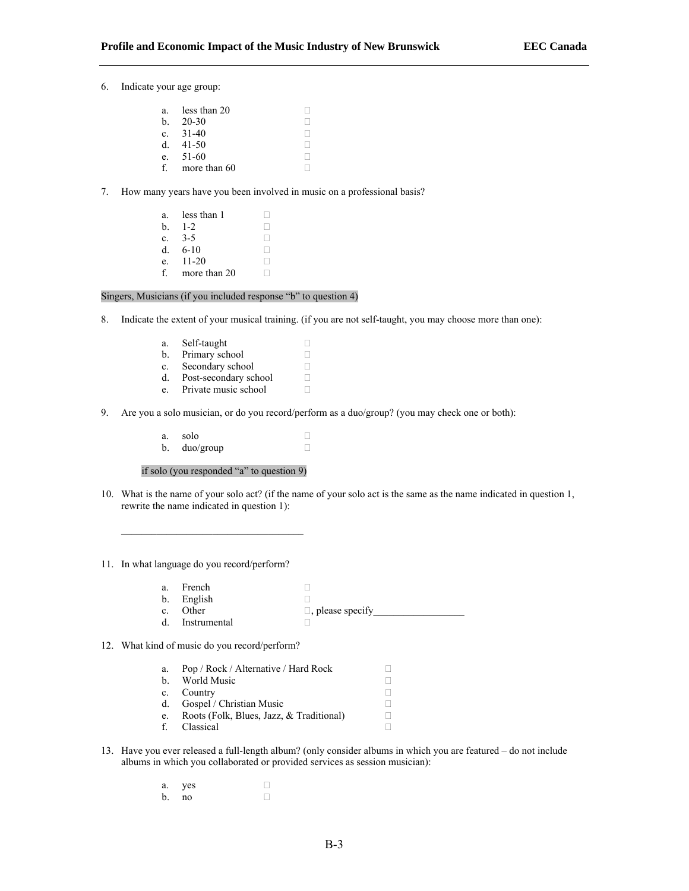6. Indicate your age group:

   a. less than 20 ☐
   b. 20-30 ☐
   c. 31-40 ☐
   d. 41-50 ☐
   e. 51-60 ☐
   f. more than 60 ☐

7. How many years have you been involved in music on a professional basis?

   a. less than 1 ☐
   b. 1-2 ☐
   c. 3-5 ☐
   d. 6-10 ☐
   e. 11-20 ☐
   f. more than 20 ☐

Singers, Musicians (if you included response "b" to question 4)

8. Indicate the extent of your musical training. (if you are not self-taught, you may choose more than one):

   a. Self-taught ☐
   b. Primary school ☐
   c. Secondary school ☐
   d. Post-secondary school ☐
   e. Private music school ☐

9. Are you a solo musician, or do you record/perform as a duo/group? (you may check one or both):

   a. solo ☐
   b. duo/group ☐

   if solo (you responded "a" to question 9)

10. What is the name of your solo act? (if the name of your solo act is the same as the name indicated in question 1, rewrite the name indicated in question 1):

    ___________________________________

11. In what language do you record/perform?

    a. French ☐
    b. English ☐
    c. Other ☐, please specify__________________
    d. Instrumental ☐

12. What kind of music do you record/perform?

    a. Pop / Rock / Alternative / Hard Rock ☐
    b. World Music ☐
    c. Country ☐
    d. Gospel / Christian Music ☐
    e. Roots (Folk, Blues, Jazz, & Traditional) ☐
    f. Classical ☐

13. Have you ever released a full-length album? (only consider albums in which you are featured – do not include albums in which you collaborated or provided services as session musician):

    a. yes ☐
    b. no ☐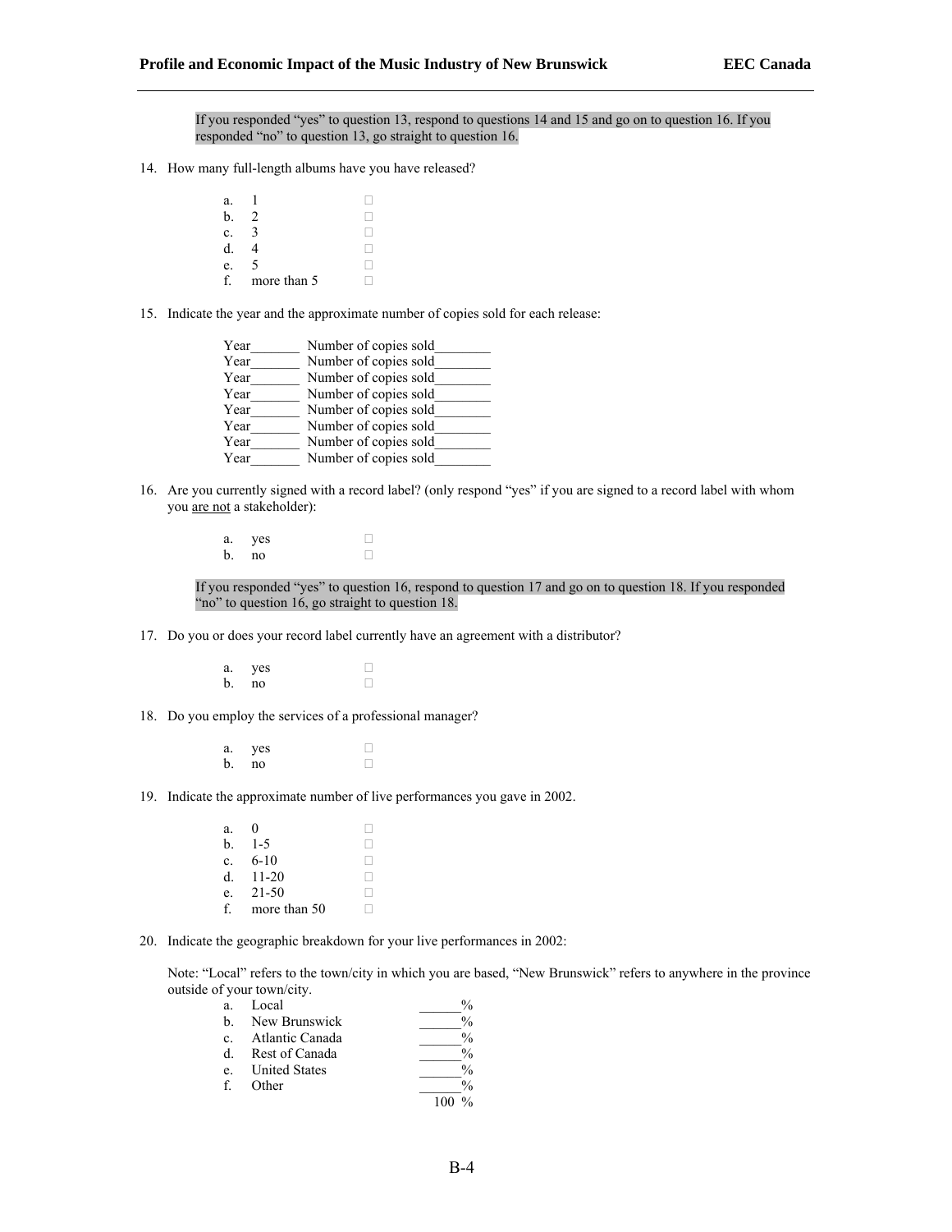If you responded "yes" to question 13, respond to questions 14 and 15 and go on to question 16. If you responded "no" to question 13, go straight to question 16.

14. How many full-length albums have you have released?

    a. 1 ☐
    b. 2 ☐
    c. 3 ☐
    d. 4 ☐
    e. 5 ☐
    f. more than 5 ☐

15. Indicate the year and the approximate number of copies sold for each release:

    Year_______ Number of copies sold________
    Year_______ Number of copies sold________
    Year_______ Number of copies sold________
    Year_______ Number of copies sold________
    Year_______ Number of copies sold________
    Year_______ Number of copies sold________
    Year_______ Number of copies sold________
    Year_______ Number of copies sold________

16. Are you currently signed with a record label? (only respond "yes" if you are signed to a record label with whom you are not a stakeholder):

    a. yes ☐
    b. no ☐

If you responded "yes" to question 16, respond to question 17 and go on to question 18. If you responded "no" to question 16, go straight to question 18.

17. Do you or does your record label currently have an agreement with a distributor?

    a. yes ☐
    b. no ☐

18. Do you employ the services of a professional manager?

    a. yes ☐
    b. no ☐

19. Indicate the approximate number of live performances you gave in 2002.

    a. 0 ☐
    b. 1-5 ☐
    c. 6-10 ☐
    d. 11-20 ☐
    e. 21-50 ☐
    f. more than 50 ☐

20. Indicate the geographic breakdown for your live performances in 2002:

    Note: "Local" refers to the town/city in which you are based, "New Brunswick" refers to anywhere in the province outside of your town/city.

    a. Local ______%
    b. New Brunswick ______%
    c. Atlantic Canada ______%
    d. Rest of Canada ______%
    e. United States ______%
    f. Other ______%

    100 %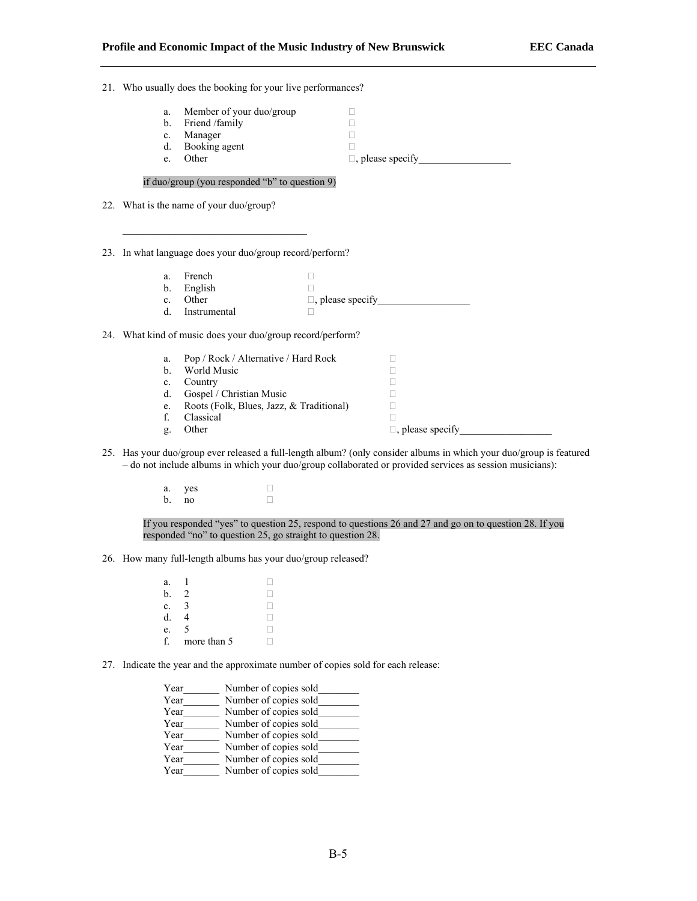21. Who usually does the booking for your live performances?

   a. Member of your duo/group ☐
   b. Friend /family ☐
   c. Manager ☐
   d. Booking agent ☐
   e. Other ☐, please specify_________________

if duo/group (you responded "b" to question 9)

22. What is the name of your duo/group?

   ___________________________________

23. In what language does your duo/group record/perform?

   a. French ☐
   b. English ☐
   c. Other ☐, please specify_________________
   d. Instrumental ☐

24. What kind of music does your duo/group record/perform?

   a. Pop / Rock / Alternative / Hard Rock ☐
   b. World Music ☐
   c. Country ☐
   d. Gospel / Christian Music ☐
   e. Roots (Folk, Blues, Jazz, & Traditional) ☐
   f. Classical ☐
   g. Other ☐, please specify_________________

25. Has your duo/group ever released a full-length album? (only consider albums in which your duo/group is featured – do not include albums in which your duo/group collaborated or provided services as session musicians):

   a. yes ☐
   b. no ☐

If you responded "yes" to question 25, respond to questions 26 and 27 and go on to question 28. If you responded "no" to question 25, go straight to question 28.

26. How many full-length albums has your duo/group released?

   a. 1 ☐
   b. 2 ☐
   c. 3 ☐
   d. 4 ☐
   e. 5 ☐
   f. more than 5 ☐

27. Indicate the year and the approximate number of copies sold for each release:

   Year_______ Number of copies sold________
   Year_______ Number of copies sold________
   Year_______ Number of copies sold________
   Year_______ Number of copies sold________
   Year_______ Number of copies sold________
   Year_______ Number of copies sold________
   Year_______ Number of copies sold________
   Year_______ Number of copies sold________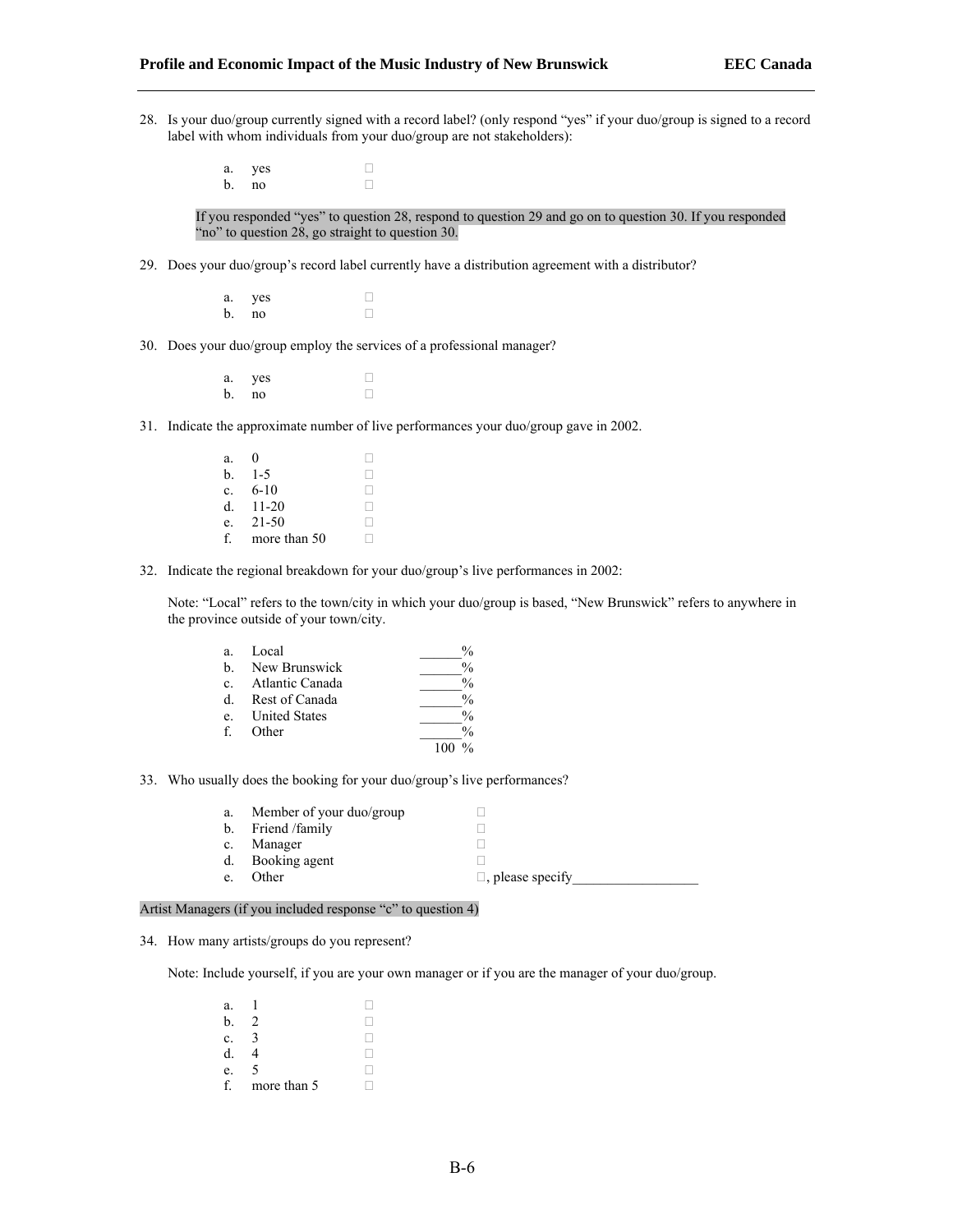28. Is your duo/group currently signed with a record label? (only respond "yes" if your duo/group is signed to a record label with whom individuals from your duo/group are not stakeholders):

    a. yes ☐
    b. no ☐

    If you responded "yes" to question 28, respond to question 29 and go on to question 30. If you responded "no" to question 28, go straight to question 30.

29. Does your duo/group's record label currently have a distribution agreement with a distributor?

    a. yes ☐
    b. no ☐

30. Does your duo/group employ the services of a professional manager?

    a. yes ☐
    b. no ☐

31. Indicate the approximate number of live performances your duo/group gave in 2002.

    a. 0 ☐
    b. 1-5 ☐
    c. 6-10 ☐
    d. 11-20 ☐
    e. 21-50 ☐
    f. more than 50 ☐

32. Indicate the regional breakdown for your duo/group's live performances in 2002:

    Note: "Local" refers to the town/city in which your duo/group is based, "New Brunswick" refers to anywhere in the province outside of your town/city.

    a. Local ______%
    b. New Brunswick ______%
    c. Atlantic Canada ______%
    d. Rest of Canada ______%
    e. United States ______%
    f. Other ______%

    100 %

33. Who usually does the booking for your duo/group's live performances?

    a. Member of your duo/group ☐
    b. Friend /family ☐
    c. Manager ☐
    d. Booking agent ☐
    e. Other ☐, please specify__________________

Artist Managers (if you included response "c" to question 4)

34. How many artists/groups do you represent?

    Note: Include yourself, if you are your own manager or if you are the manager of your duo/group.

    a. 1 ☐
    b. 2 ☐
    c. 3 ☐
    d. 4 ☐
    e. 5 ☐
    f. more than 5 ☐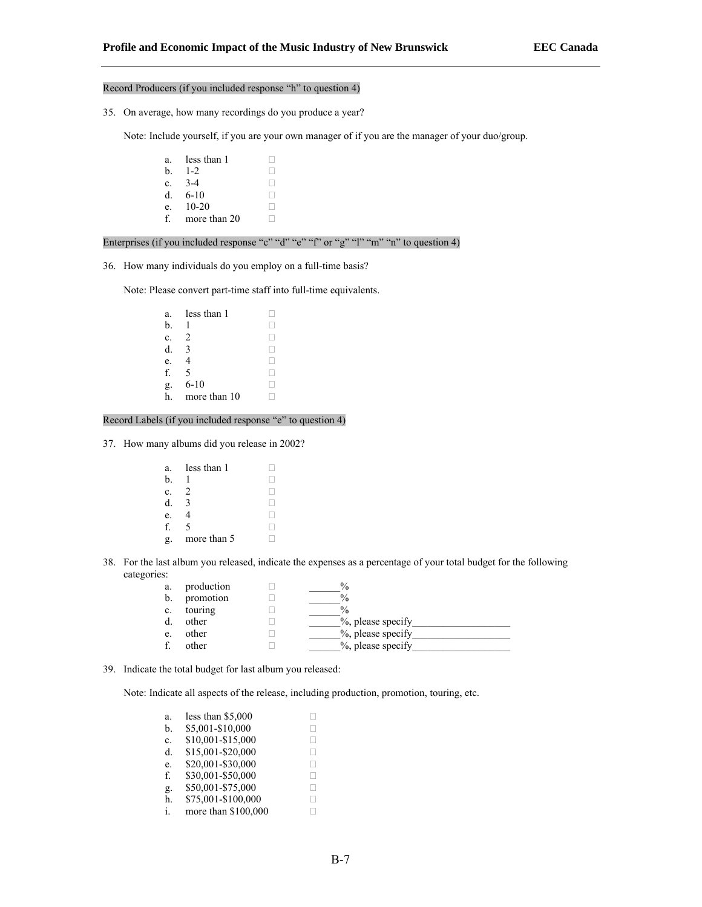Record Producers (if you included response “h” to question 4)

35. On average, how many recordings do you produce a year?

    Note: Include yourself, if you are your own manager of if you are the manager of your duo/group.

    a. less than 1 ☐
    b. 1-2 ☐
    c. 3-4 ☐
    d. 6-10 ☐
    e. 10-20 ☐
    f. more than 20 ☐

Enterprises (if you included response “c” “d” “e” “f” or “g” “l” “m” “n” to question 4)

36. How many individuals do you employ on a full-time basis?

    Note: Please convert part-time staff into full-time equivalents.

    a. less than 1 ☐
    b. 1 ☐
    c. 2 ☐
    d. 3 ☐
    e. 4 ☐
    f. 5 ☐
    g. 6-10 ☐
    h. more than 10 ☐

Record Labels (if you included response “e” to question 4)

37. How many albums did you release in 2002?

    a. less than 1 ☐
    b. 1 ☐
    c. 2 ☐
    d. 3 ☐
    e. 4 ☐
    f. 5 ☐
    g. more than 5 ☐

38. For the last album you released, indicate the expenses as a percentage of your total budget for the following categories:

    a. production ☐ ______%
    b. promotion ☐ ______%
    c. touring ☐ ______%
    d. other ☐ ______%, please specify__________________
    e. other ☐ ______%, please specify__________________
    f. other ☐ ______%, please specify__________________

39. Indicate the total budget for last album you released:

    Note: Indicate all aspects of the release, including production, promotion, touring, etc.

    a. less than $5,000 ☐
    b. $5,001-$10,000 ☐
    c. $10,001-$15,000 ☐
    d. $15,001-$20,000 ☐
    e. $20,001-$30,000 ☐
    f. $30,001-$50,000 ☐
    g. $50,001-$75,000 ☐
    h. $75,001-$100,000 ☐
    i. more than $100,000 ☐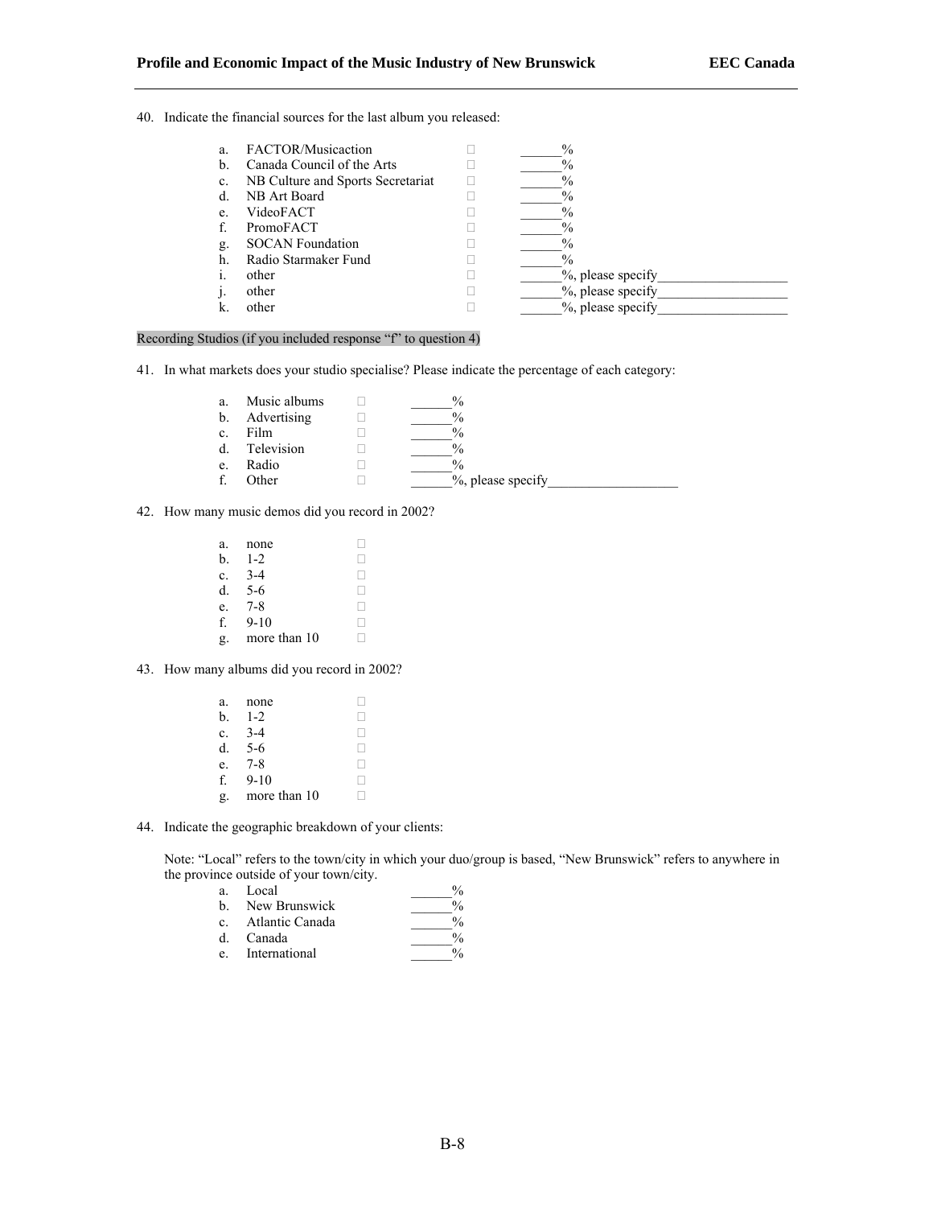40. Indicate the financial sources for the last album you released:

   a. FACTOR/Musicaction ☐ ______%
   b. Canada Council of the Arts ☐ ______%
   c. NB Culture and Sports Secretariat ☐ ______%
   d. NB Art Board ☐ ______%
   e. VideoFACT ☐ ______%
   f. PromoFACT ☐ ______%
   g. SOCAN Foundation ☐ ______%
   h. Radio Starmaker Fund ☐ ______%
   i. other ☐ ______%, please specify__________________
   j. other ☐ ______%, please specify__________________
   k. other ☐ ______%, please specify__________________

Recording Studios (if you included response "f" to question 4)

41. In what markets does your studio specialise? Please indicate the percentage of each category:

   a. Music albums ☐ ______%
   b. Advertising ☐ ______%
   c. Film ☐ ______%
   d. Television ☐ ______%
   e. Radio ☐ ______%
   f. Other ☐ ______%, please specify__________________

42. How many music demos did you record in 2002?

   a. none ☐
   b. 1-2 ☐
   c. 3-4 ☐
   d. 5-6 ☐
   e. 7-8 ☐
   f. 9-10 ☐
   g. more than 10 ☐

43. How many albums did you record in 2002?

   a. none ☐
   b. 1-2 ☐
   c. 3-4 ☐
   d. 5-6 ☐
   e. 7-8 ☐
   f. 9-10 ☐
   g. more than 10 ☐

44. Indicate the geographic breakdown of your clients:

   Note: "Local" refers to the town/city in which your duo/group is based, "New Brunswick" refers to anywhere in the province outside of your town/city.

   a. Local ______%
   b. New Brunswick ______%
   c. Atlantic Canada ______%
   d. Canada ______%
   e. International ______%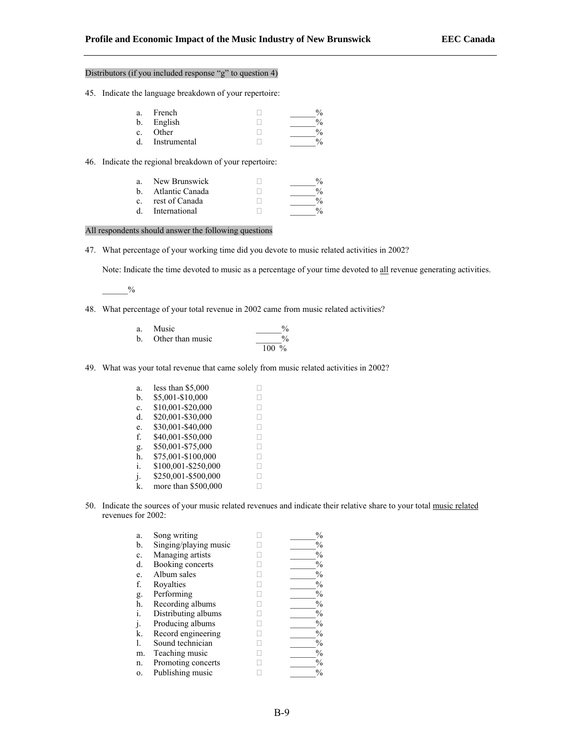Distributors (if you included response "g" to question 4)

45. Indicate the language breakdown of your repertoire:

| | | | |
|---|---|---|---|
| a. | French | ☐ | ______% |
| b. | English | ☐ | ______% |
| c. | Other | ☐ | ______% |
| d. | Instrumental | ☐ | ______% |

46. Indicate the regional breakdown of your repertoire:

| | | | |
|---|---|---|---|
| a. | New Brunswick | ☐ | ______% |
| b. | Atlantic Canada | ☐ | ______% |
| c. | rest of Canada | ☐ | ______% |
| d. | International | ☐ | ______% |

All respondents should answer the following questions

47. What percentage of your working time did you devote to music related activities in 2002?

    Note: Indicate the time devoted to music as a percentage of your time devoted to <u>all</u> revenue generating activities.

    ______%

48. What percentage of your total revenue in 2002 came from music related activities?

| | | |
|---|---|---|
| a. | Music | ______% |
| b. | Other than music | ______% |
| | | 100 % |

49. What was your total revenue that came solely from music related activities in 2002?

| | | |
|---|---|---|
| a. | less than $5,000 | ☐ |
| b. | $5,001-$10,000 | ☐ |
| c. | $10,001-$20,000 | ☐ |
| d. | $20,001-$30,000 | ☐ |
| e. | $30,001-$40,000 | ☐ |
| f. | $40,001-$50,000 | ☐ |
| g. | $50,001-$75,000 | ☐ |
| h. | $75,001-$100,000 | ☐ |
| i. | $100,001-$250,000 | ☐ |
| j. | $250,001-$500,000 | ☐ |
| k. | more than $500,000 | ☐ |

50. Indicate the sources of your music related revenues and indicate their relative share to your total <u>music related</u> revenues for 2002:

| | | | |
|---|---|---|---|
| a. | Song writing | ☐ | ______% |
| b. | Singing/playing music | ☐ | ______% |
| c. | Managing artists | ☐ | ______% |
| d. | Booking concerts | ☐ | ______% |
| e. | Album sales | ☐ | ______% |
| f. | Royalties | ☐ | ______% |
| g. | Performing | ☐ | ______% |
| h. | Recording albums | ☐ | ______% |
| i. | Distributing albums | ☐ | ______% |
| j. | Producing albums | ☐ | ______% |
| k. | Record engineering | ☐ | ______% |
| l. | Sound technician | ☐ | ______% |
| m. | Teaching music | ☐ | ______% |
| n. | Promoting concerts | ☐ | ______% |
| o. | Publishing music | ☐ | ______% |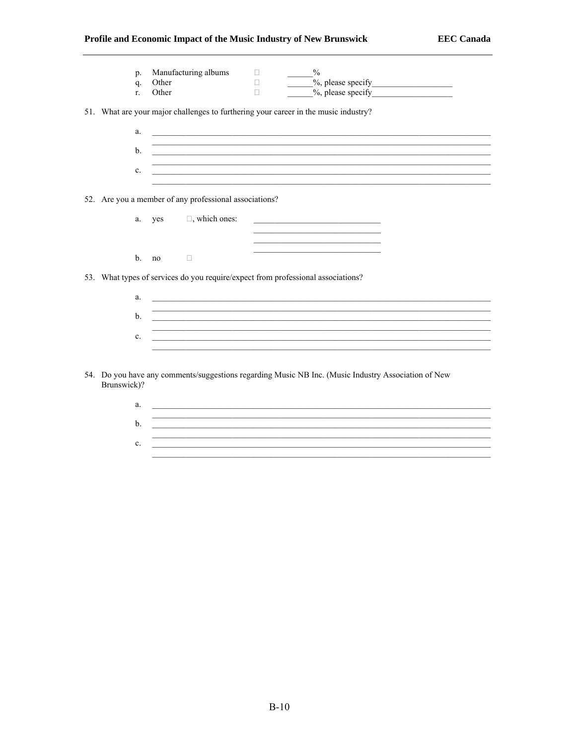p. Manufacturing albums ☐ ______%
q. Other ☐ ______%, please specify__________________
r. Other ☐ ______%, please specify__________________

51. What are your major challenges to furthering your career in the music industry?

 a. ______________________________________________________________________________
 ______________________________________________________________________________
 b. ______________________________________________________________________________
 ______________________________________________________________________________
 c. ______________________________________________________________________________
 ______________________________________________________________________________

52. Are you a member of any professional associations?

 a. yes ☐, which ones: ______________________________
 ______________________________
 ______________________________
 ______________________________
 b. no ☐

53. What types of services do you require/expect from professional associations?

 a. ______________________________________________________________________________
 ______________________________________________________________________________
 b. ______________________________________________________________________________
 ______________________________________________________________________________
 c. ______________________________________________________________________________
 ______________________________________________________________________________

54. Do you have any comments/suggestions regarding Music NB Inc. (Music Industry Association of New Brunswick)?

 a. ______________________________________________________________________________
 ______________________________________________________________________________
 b. ______________________________________________________________________________
 ______________________________________________________________________________
 c. ______________________________________________________________________________
 ______________________________________________________________________________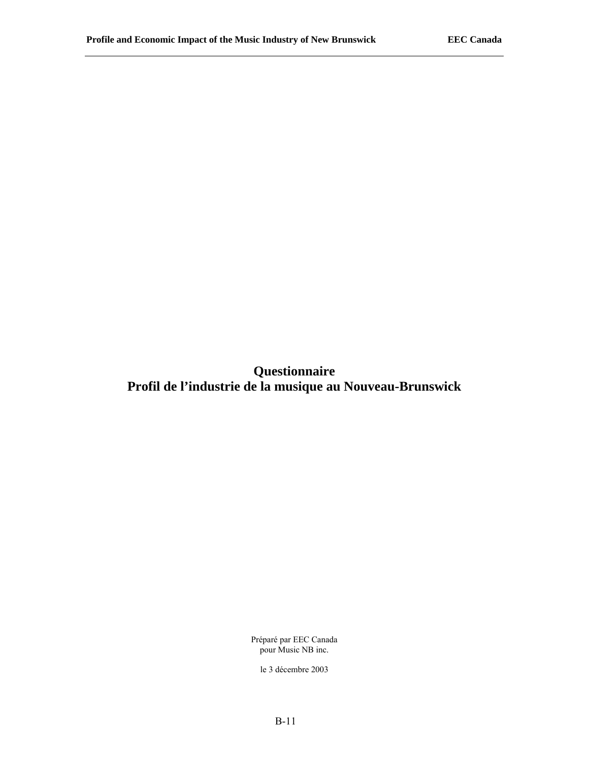# Questionnaire
# Profil de l'industrie de la musique au Nouveau-Brunswick

Préparé par EEC Canada
pour Music NB inc.

le 3 décembre 2003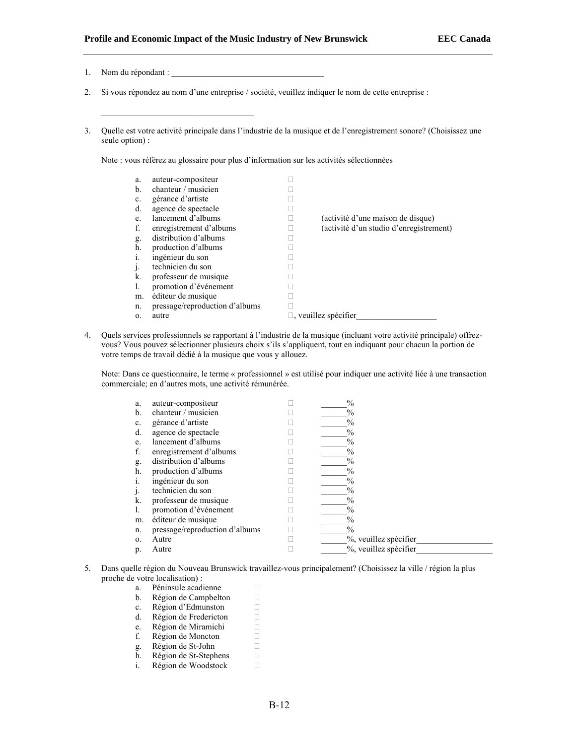1. Nom du répondant : ___________________________________

2. Si vous répondez au nom d'une entreprise / société, veuillez indiquer le nom de cette entreprise :

   ___________________________________

3. Quelle est votre activité principale dans l'industrie de la musique et de l'enregistrement sonore? (Choisissez une seule option) :

   Note : vous référez au glossaire pour plus d'information sur les activités sélectionnées

   a. auteur-compositeur ☐
   b. chanteur / musicien ☐
   c. gérance d'artiste ☐
   d. agence de spectacle ☐
   e. lancement d'albums ☐ (activité d'une maison de disque)
   f. enregistrement d'albums ☐ (activité d'un studio d'enregistrement)
   g. distribution d'albums ☐
   h. production d'albums ☐
   i. ingénieur du son ☐
   j. technicien du son ☐
   k. professeur de musique ☐
   l. promotion d'événement ☐
   m. éditeur de musique ☐
   n. pressage/reproduction d'albums ☐
   o. autre ☐, veuillez spécifier___________________

4. Quels services professionnels se rapportant à l'industrie de la musique (incluant votre activité principale) offrez-vous? Vous pouvez sélectionner plusieurs choix s'ils s'appliquent, tout en indiquant pour chacun la portion de votre temps de travail dédié à la musique que vous y allouez.

   Note: Dans ce questionnaire, le terme « professionnel » est utilisé pour indiquer une activité liée à une transaction commerciale; en d'autres mots, une activité rémunérée.

   a. auteur-compositeur ☐ ______%
   b. chanteur / musicien ☐ ______%
   c. gérance d'artiste ☐ ______%
   d. agence de spectacle ☐ ______%
   e. lancement d'albums ☐ ______%
   f. enregistrement d'albums ☐ ______%
   g. distribution d'albums ☐ ______%
   h. production d'albums ☐ ______%
   i. ingénieur du son ☐ ______%
   j. technicien du son ☐ ______%
   k. professeur de musique ☐ ______%
   l. promotion d'événement ☐ ______%
   m. éditeur de musique ☐ ______%
   n. pressage/reproduction d'albums ☐ ______%
   o. Autre ☐ ______%, veuillez spécifier__________________
   p. Autre ☐ ______%, veuillez spécifier__________________

5. Dans quelle région du Nouveau Brunswick travaillez-vous principalement? (Choisissez la ville / région la plus proche de votre localisation) :

   a. Péninsule acadienne ☐
   b. Région de Campbelton ☐
   c. Région d'Edmunston ☐
   d. Région de Fredericton ☐
   e. Région de Miramichi ☐
   f. Région de Moncton ☐
   g. Région de St-John ☐
   h. Région de St-Stephens ☐
   i. Région de Woodstock ☐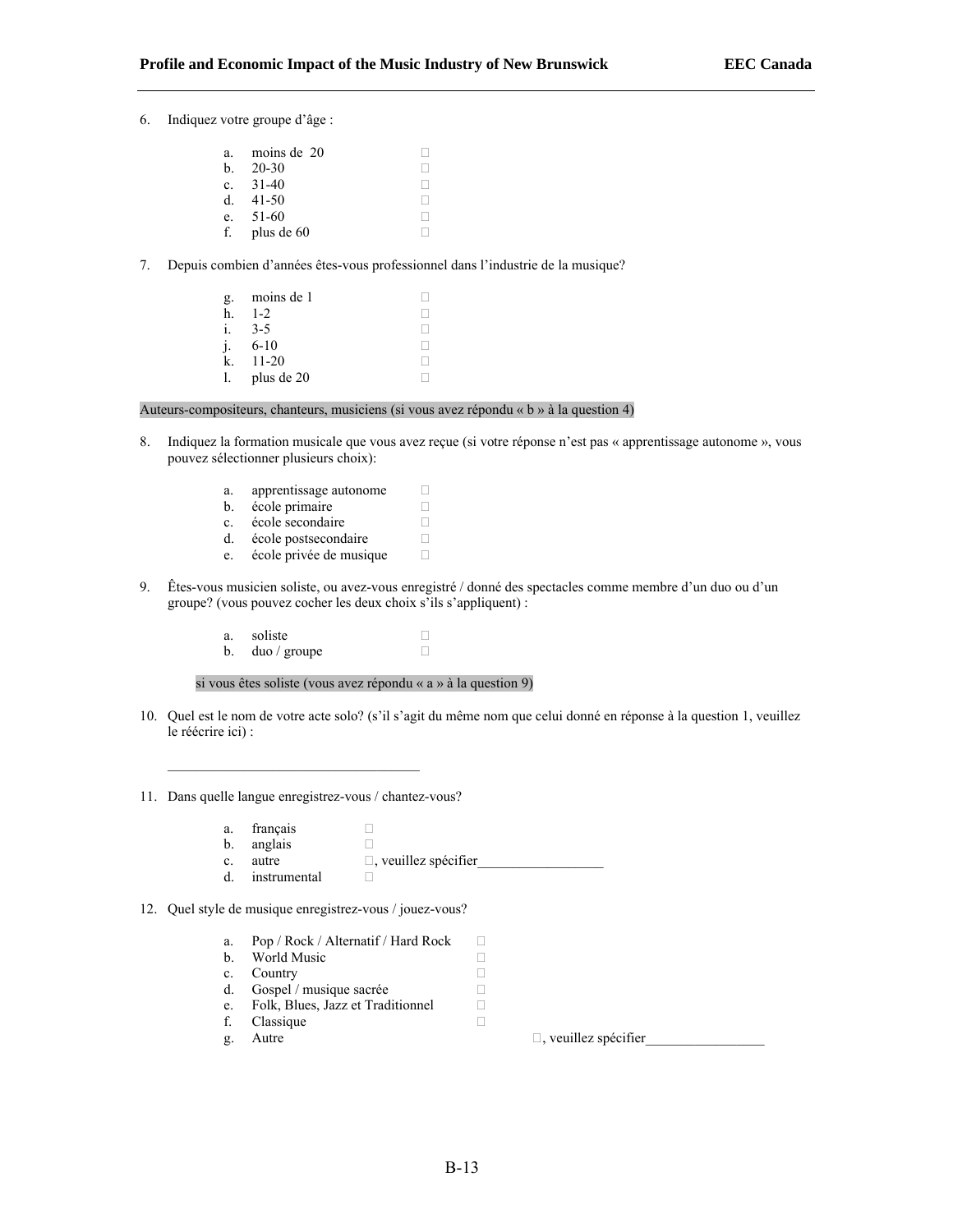6. Indiquez votre groupe d'âge :

   a. moins de 20 ☐
   b. 20-30 ☐
   c. 31-40 ☐
   d. 41-50 ☐
   e. 51-60 ☐
   f. plus de 60 ☐

7. Depuis combien d'années êtes-vous professionnel dans l'industrie de la musique?

   g. moins de 1 ☐
   h. 1-2 ☐
   i. 3-5 ☐
   j. 6-10 ☐
   k. 11-20 ☐
   l. plus de 20 ☐

Auteurs-compositeurs, chanteurs, musiciens (si vous avez répondu « b » à la question 4)

8. Indiquez la formation musicale que vous avez reçue (si votre réponse n'est pas « apprentissage autonome », vous pouvez sélectionner plusieurs choix):

   a. apprentissage autonome ☐
   b. école primaire ☐
   c. école secondaire ☐
   d. école postsecondaire ☐
   e. école privée de musique ☐

9. Êtes-vous musicien soliste, ou avez-vous enregistré / donné des spectacles comme membre d'un duo ou d'un groupe? (vous pouvez cocher les deux choix s'ils s'appliquent) :

   a. soliste ☐
   b. duo / groupe ☐

   si vous êtes soliste (vous avez répondu « a » à la question 9)

10. Quel est le nom de votre acte solo? (s'il s'agit du même nom que celui donné en réponse à la question 1, veuillez le réécrire ici) :

    ___________________________________

11. Dans quelle langue enregistrez-vous / chantez-vous?

    a. français ☐
    b. anglais ☐
    c. autre ☐, veuillez spécifier_________________
    d. instrumental ☐

12. Quel style de musique enregistrez-vous / jouez-vous?

    a. Pop / Rock / Alternatif / Hard Rock ☐
    b. World Music ☐
    c. Country ☐
    d. Gospel / musique sacrée ☐
    e. Folk, Blues, Jazz et Traditionnel ☐
    f. Classique ☐
    g. Autre ☐, veuillez spécifier________________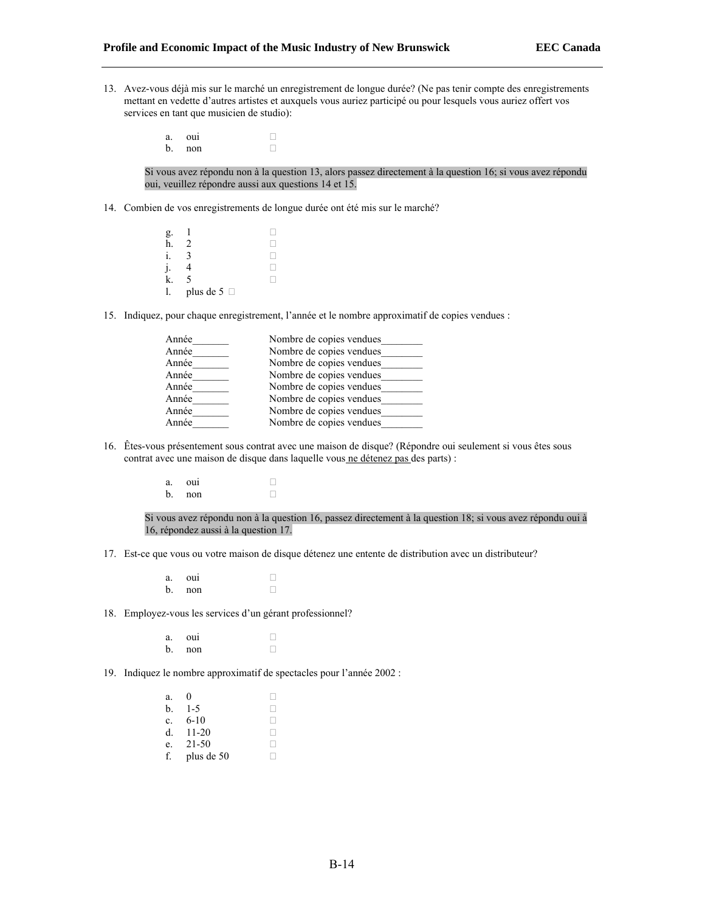13. Avez-vous déjà mis sur le marché un enregistrement de longue durée? (Ne pas tenir compte des enregistrements mettant en vedette d'autres artistes et auxquels vous auriez participé ou pour lesquels vous auriez offert vos services en tant que musicien de studio):

   a. oui ☐
   b. non ☐

   Si vous avez répondu non à la question 13, alors passez directement à la question 16; si vous avez répondu oui, veuillez répondre aussi aux questions 14 et 15.

14. Combien de vos enregistrements de longue durée ont été mis sur le marché?

   g. 1 ☐
   h. 2 ☐
   i. 3 ☐
   j. 4 ☐
   k. 5 ☐
   l. plus de 5 ☐

15. Indiquez, pour chaque enregistrement, l'année et le nombre approximatif de copies vendues :

   Année_______ Nombre de copies vendues________
   Année_______ Nombre de copies vendues________
   Année_______ Nombre de copies vendues________
   Année_______ Nombre de copies vendues________
   Année_______ Nombre de copies vendues________
   Année_______ Nombre de copies vendues________
   Année_______ Nombre de copies vendues________
   Année_______ Nombre de copies vendues________

16. Êtes-vous présentement sous contrat avec une maison de disque? (Répondre oui seulement si vous êtes sous contrat avec une maison de disque dans laquelle vous <u>ne détenez pas</u> des parts) :

   a. oui ☐
   b. non ☐

   Si vous avez répondu non à la question 16, passez directement à la question 18; si vous avez répondu oui à 16, répondez aussi à la question 17.

17. Est-ce que vous ou votre maison de disque détenez une entente de distribution avec un distributeur?

   a. oui ☐
   b. non ☐

18. Employez-vous les services d'un gérant professionnel?

   a. oui ☐
   b. non ☐

19. Indiquez le nombre approximatif de spectacles pour l'année 2002 :

   a. 0 ☐
   b. 1-5 ☐
   c. 6-10 ☐
   d. 11-20 ☐
   e. 21-50 ☐
   f. plus de 50 ☐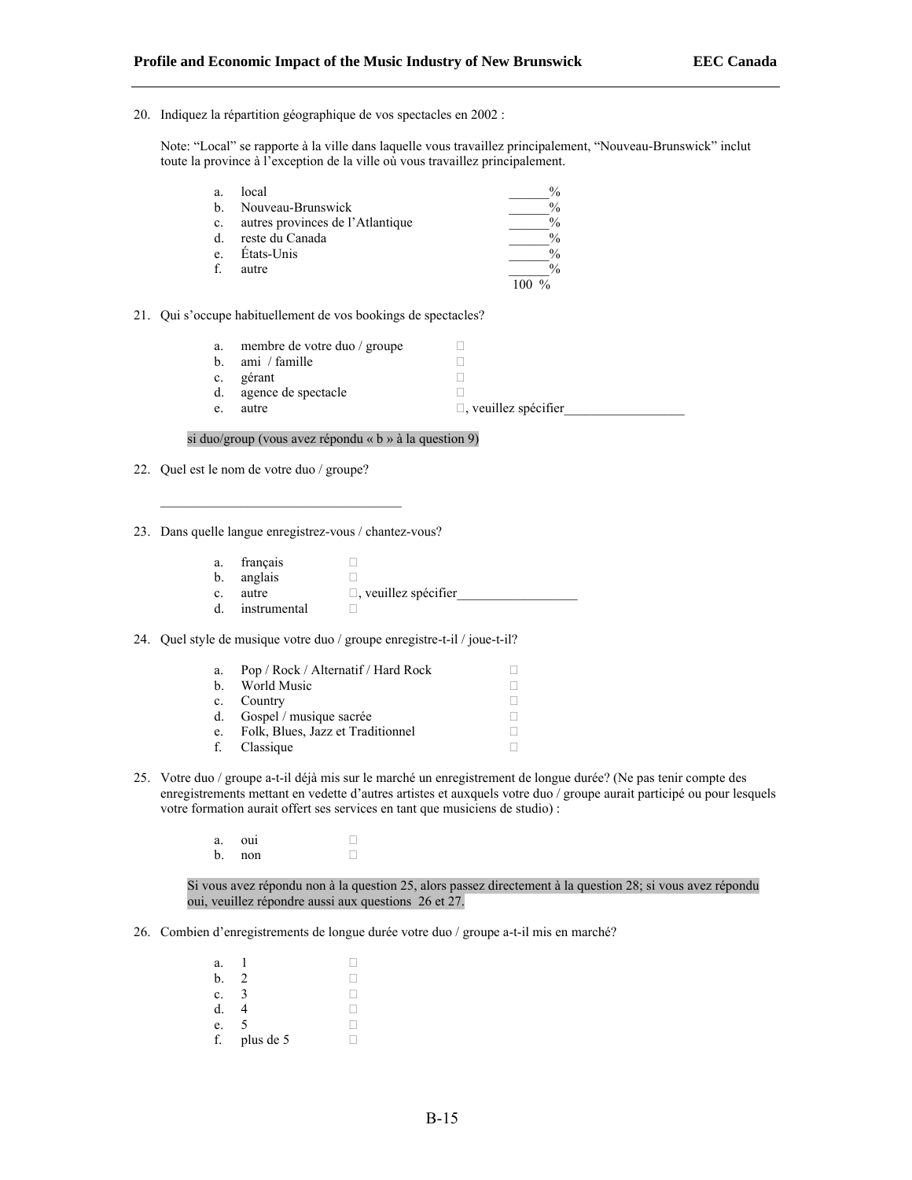20. Indiquez la répartition géographique de vos spectacles en 2002 :

    Note: "Local" se rapporte à la ville dans laquelle vous travaillez principalement, "Nouveau-Brunswick" inclut toute la province à l'exception de la ville où vous travaillez principalement.

    a. local ______%
    b. Nouveau-Brunswick ______%
    c. autres provinces de l'Atlantique ______%
    d. reste du Canada ______%
    e. États-Unis ______%
    f. autre ______%

    100 %

21. Qui s'occupe habituellement de vos bookings de spectacles?

    a. membre de votre duo / groupe ☐
    b. ami / famille ☐
    c. gérant ☐
    d. agence de spectacle ☐
    e. autre ☐, veuillez spécifier_________________

    si duo/group (vous avez répondu « b » à la question 9)

22. Quel est le nom de votre duo / groupe?

    ___________________________________

23. Dans quelle langue enregistrez-vous / chantez-vous?

    a. français ☐
    b. anglais ☐
    c. autre ☐, veuillez spécifier_________________
    d. instrumental ☐

24. Quel style de musique votre duo / groupe enregistre-t-il / joue-t-il?

    a. Pop / Rock / Alternatif / Hard Rock ☐
    b. World Music ☐
    c. Country ☐
    d. Gospel / musique sacrée ☐
    e. Folk, Blues, Jazz et Traditionnel ☐
    f. Classique ☐

25. Votre duo / groupe a-t-il déjà mis sur le marché un enregistrement de longue durée? (Ne pas tenir compte des enregistrements mettant en vedette d'autres artistes et auxquels votre duo / groupe aurait participé ou pour lesquels votre formation aurait offert ses services en tant que musiciens de studio) :

    a. oui ☐
    b. non ☐

    Si vous avez répondu non à la question 25, alors passez directement à la question 28; si vous avez répondu oui, veuillez répondre aussi aux questions 26 et 27.

26. Combien d'enregistrements de longue durée votre duo / groupe a-t-il mis en marché?

    a. 1 ☐
    b. 2 ☐
    c. 3 ☐
    d. 4 ☐
    e. 5 ☐
    f. plus de 5 ☐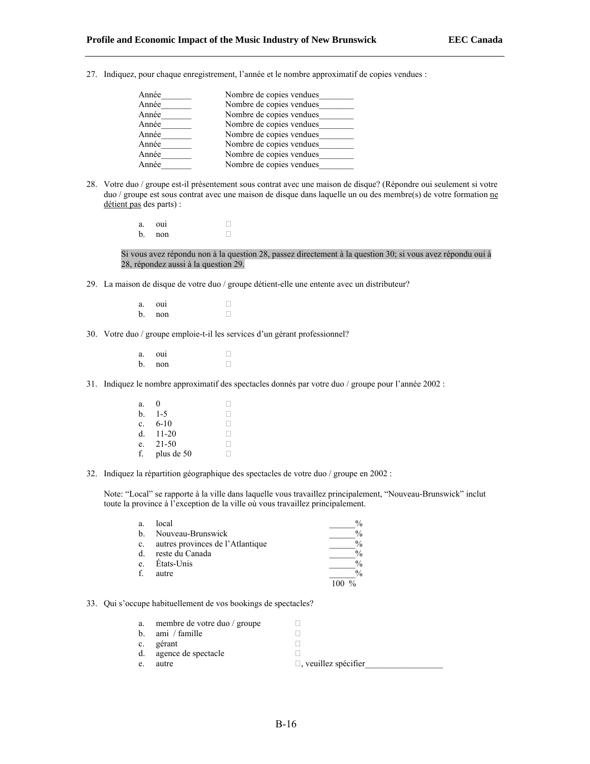27. Indiquez, pour chaque enregistrement, l'année et le nombre approximatif de copies vendues :

Année_______ Nombre de copies vendues________
Année_______ Nombre de copies vendues________
Année_______ Nombre de copies vendues________
Année_______ Nombre de copies vendues________
Année_______ Nombre de copies vendues________
Année_______ Nombre de copies vendues________
Année_______ Nombre de copies vendues________
Année_______ Nombre de copies vendues________

28. Votre duo / groupe est-il présentement sous contrat avec une maison de disque? (Répondre oui seulement si votre duo / groupe est sous contrat avec une maison de disque dans laquelle un ou des membre(s) de votre formation ne détient pas des parts) :

a. oui ☐
b. non ☐

Si vous avez répondu non à la question 28, passez directement à la question 30; si vous avez répondu oui à 28, répondez aussi à la question 29.

29. La maison de disque de votre duo / groupe détient-elle une entente avec un distributeur?

a. oui ☐
b. non ☐

30. Votre duo / groupe emploie-t-il les services d'un gérant professionnel?

a. oui ☐
b. non ☐

31. Indiquez le nombre approximatif des spectacles donnés par votre duo / groupe pour l'année 2002 :

a. 0 ☐
b. 1-5 ☐
c. 6-10 ☐
d. 11-20 ☐
e. 21-50 ☐
f. plus de 50 ☐

32. Indiquez la répartition géographique des spectacles de votre duo / groupe en 2002 :

Note: "Local" se rapporte à la ville dans laquelle vous travaillez principalement, "Nouveau-Brunswick" inclut toute la province à l'exception de la ville où vous travaillez principalement.

a. local ______%
b. Nouveau-Brunswick ______%
c. autres provinces de l'Atlantique ______%
d. reste du Canada ______%
e. États-Unis ______%
f. autre ______%

100 %

33. Qui s'occupe habituellement de vos bookings de spectacles?

a. membre de votre duo / groupe ☐
b. ami / famille ☐
c. gérant ☐
d. agence de spectacle ☐
e. autre ☐, veuillez spécifier_________________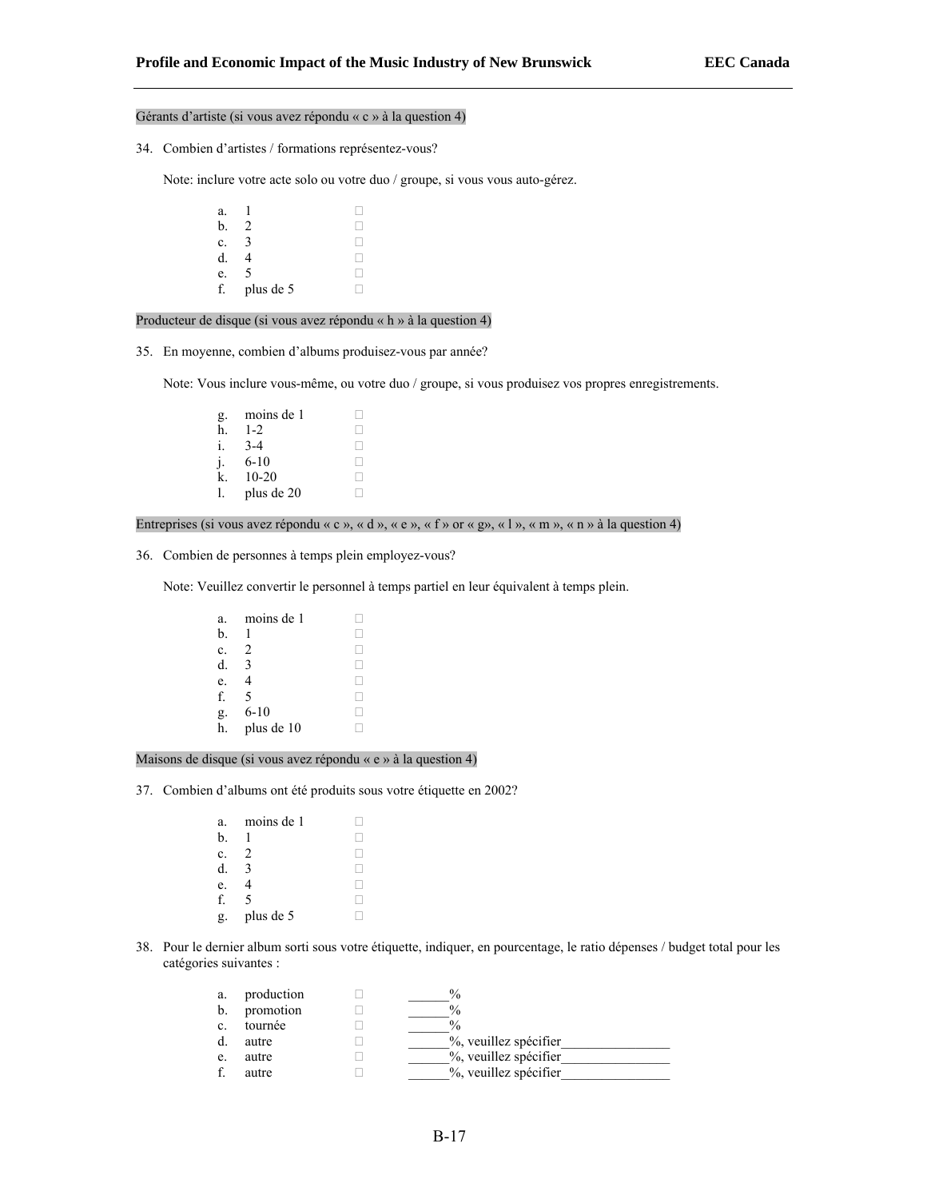Gérants d'artiste (si vous avez répondu « c » à la question 4)

34. Combien d'artistes / formations représentez-vous?

    Note: inclure votre acte solo ou votre duo / groupe, si vous vous auto-gérez.

    a. 1 ☐
    b. 2 ☐
    c. 3 ☐
    d. 4 ☐
    e. 5 ☐
    f. plus de 5 ☐

Producteur de disque (si vous avez répondu « h » à la question 4)

35. En moyenne, combien d'albums produisez-vous par année?

    Note: Vous inclure vous-même, ou votre duo / groupe, si vous produisez vos propres enregistrements.

    g. moins de 1 ☐
    h. 1-2 ☐
    i. 3-4 ☐
    j. 6-10 ☐
    k. 10-20 ☐
    l. plus de 20 ☐

Entreprises (si vous avez répondu « c », « d », « e », « f » or « g», « l », « m », « n » à la question 4)

36. Combien de personnes à temps plein employez-vous?

    Note: Veuillez convertir le personnel à temps partiel en leur équivalent à temps plein.

    a. moins de 1 ☐
    b. 1 ☐
    c. 2 ☐
    d. 3 ☐
    e. 4 ☐
    f. 5 ☐
    g. 6-10 ☐
    h. plus de 10 ☐

Maisons de disque (si vous avez répondu « e » à la question 4)

37. Combien d'albums ont été produits sous votre étiquette en 2002?

    a. moins de 1 ☐
    b. 1 ☐
    c. 2 ☐
    d. 3 ☐
    e. 4 ☐
    f. 5 ☐
    g. plus de 5 ☐

38. Pour le dernier album sorti sous votre étiquette, indiquer, en pourcentage, le ratio dépenses / budget total pour les catégories suivantes :

    a. production ☐ ______%
    b. promotion ☐ ______%
    c. tournée ☐ ______%
    d. autre ☐ ______%, veuillez spécifier________________
    e. autre ☐ ______%, veuillez spécifier________________
    f. autre ☐ ______%, veuillez spécifier________________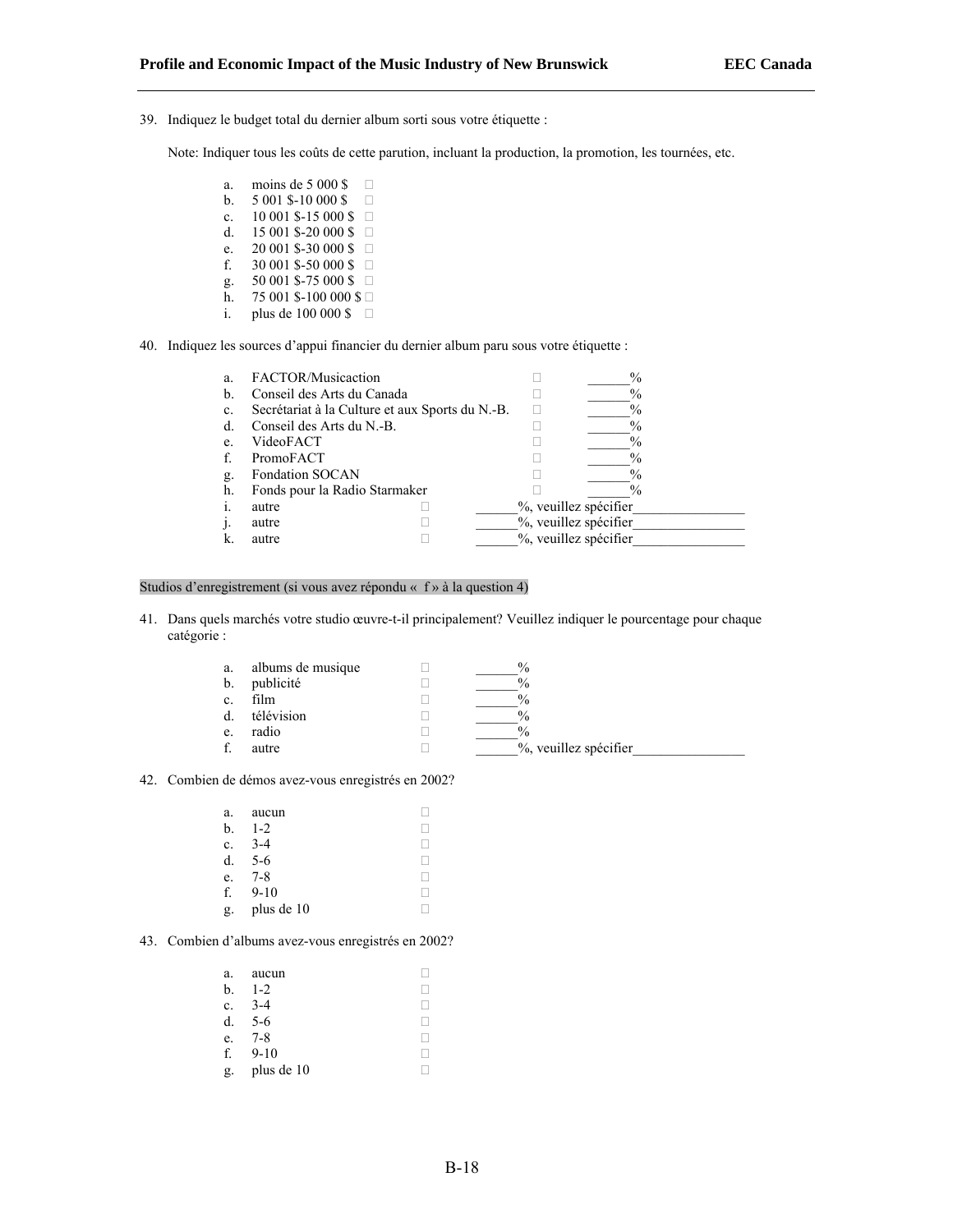39. Indiquez le budget total du dernier album sorti sous votre étiquette :

    Note: Indiquer tous les coûts de cette parution, incluant la production, la promotion, les tournées, etc.

    a. moins de 5 000 $ ☐
    b. 5 001 $-10 000 $ ☐
    c. 10 001 $-15 000 $ ☐
    d. 15 001 $-20 000 $ ☐
    e. 20 001 $-30 000 $ ☐
    f. 30 001 $-50 000 $ ☐
    g. 50 001 $-75 000 $ ☐
    h. 75 001 $-100 000 $ ☐
    i. plus de 100 000 $ ☐

40. Indiquez les sources d'appui financier du dernier album paru sous votre étiquette :

    a. FACTOR/Musicaction ☐ ______%
    b. Conseil des Arts du Canada ☐ ______%
    c. Secrétariat à la Culture et aux Sports du N.-B. ☐ ______%
    d. Conseil des Arts du N.-B. ☐ ______%
    e. VideoFACT ☐ ______%
    f. PromoFACT ☐ ______%
    g. Fondation SOCAN ☐ ______%
    h. Fonds pour la Radio Starmaker ☐ ______%
    i. autre ☐ ______%, veuillez spécifier________________
    j. autre ☐ ______%, veuillez spécifier________________
    k. autre ☐ ______%, veuillez spécifier________________

Studios d'enregistrement (si vous avez répondu « f » à la question 4)

41. Dans quels marchés votre studio œuvre-t-il principalement? Veuillez indiquer le pourcentage pour chaque catégorie :

    a. albums de musique ☐ ______%
    b. publicité ☐ ______%
    c. film ☐ ______%
    d. télévision ☐ ______%
    e. radio ☐ ______%
    f. autre ☐ ______%, veuillez spécifier________________

42. Combien de démos avez-vous enregistrés en 2002?

    a. aucun ☐
    b. 1-2 ☐
    c. 3-4 ☐
    d. 5-6 ☐
    e. 7-8 ☐
    f. 9-10 ☐
    g. plus de 10 ☐

43. Combien d'albums avez-vous enregistrés en 2002?

    a. aucun ☐
    b. 1-2 ☐
    c. 3-4 ☐
    d. 5-6 ☐
    e. 7-8 ☐
    f. 9-10 ☐
    g. plus de 10 ☐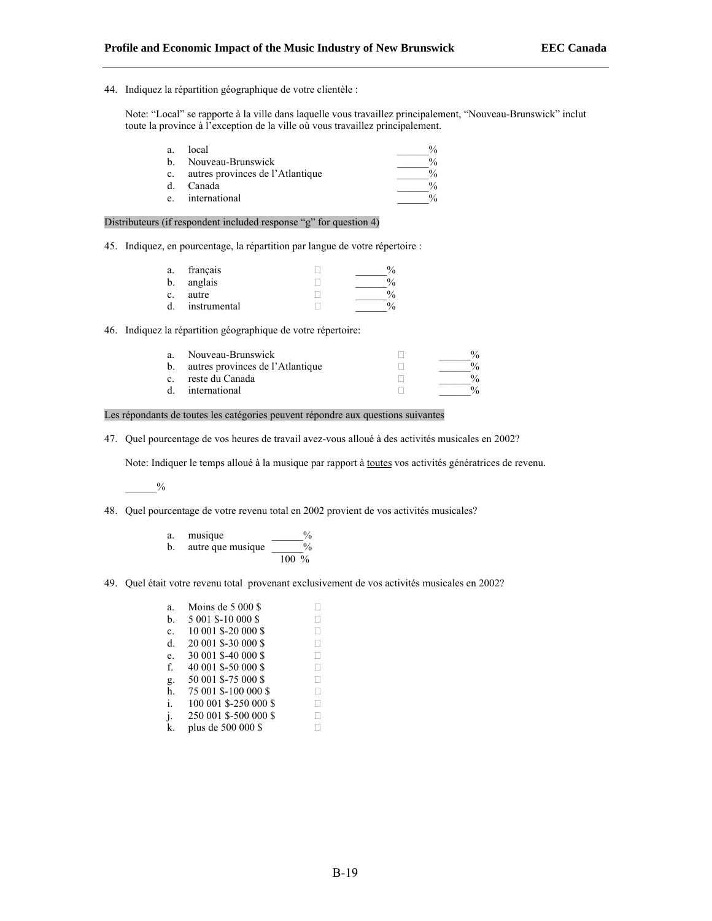44. Indiquez la répartition géographique de votre clientèle :

    Note: “Local” se rapporte à la ville dans laquelle vous travaillez principalement, “Nouveau-Brunswick” inclut toute la province à l’exception de la ville où vous travaillez principalement.

    a. local ______%
    b. Nouveau-Brunswick ______%
    c. autres provinces de l’Atlantique ______%
    d. Canada ______%
    e. international ______%

Distributeurs (if respondent included response “g” for question 4)

45. Indiquez, en pourcentage, la répartition par langue de votre répertoire :

    a. français ☐ ______%
    b. anglais ☐ ______%
    c. autre ☐ ______%
    d. instrumental ☐ ______%

46. Indiquez la répartition géographique de votre répertoire:

    a. Nouveau-Brunswick ☐ ______%
    b. autres provinces de l’Atlantique ☐ ______%
    c. reste du Canada ☐ ______%
    d. international ☐ ______%

Les répondants de toutes les catégories peuvent répondre aux questions suivantes

47. Quel pourcentage de vos heures de travail avez-vous alloué à des activités musicales en 2002?

    Note: Indiquer le temps alloué à la musique par rapport à toutes vos activités génératrices de revenu.

    ______%

48. Quel pourcentage de votre revenu total en 2002 provient de vos activités musicales?

    a. musique ______%
    b. autre que musique ______%
    100 %

49. Quel était votre revenu total provenant exclusivement de vos activités musicales en 2002?

    a. Moins de 5 000 $ ☐
    b. 5 001 $-10 000 $ ☐
    c. 10 001 $-20 000 $ ☐
    d. 20 001 $-30 000 $ ☐
    e. 30 001 $-40 000 $ ☐
    f. 40 001 $-50 000 $ ☐
    g. 50 001 $-75 000 $ ☐
    h. 75 001 $-100 000 $ ☐
    i. 100 001 $-250 000 $ ☐
    j. 250 001 $-500 000 $ ☐
    k. plus de 500 000 $ ☐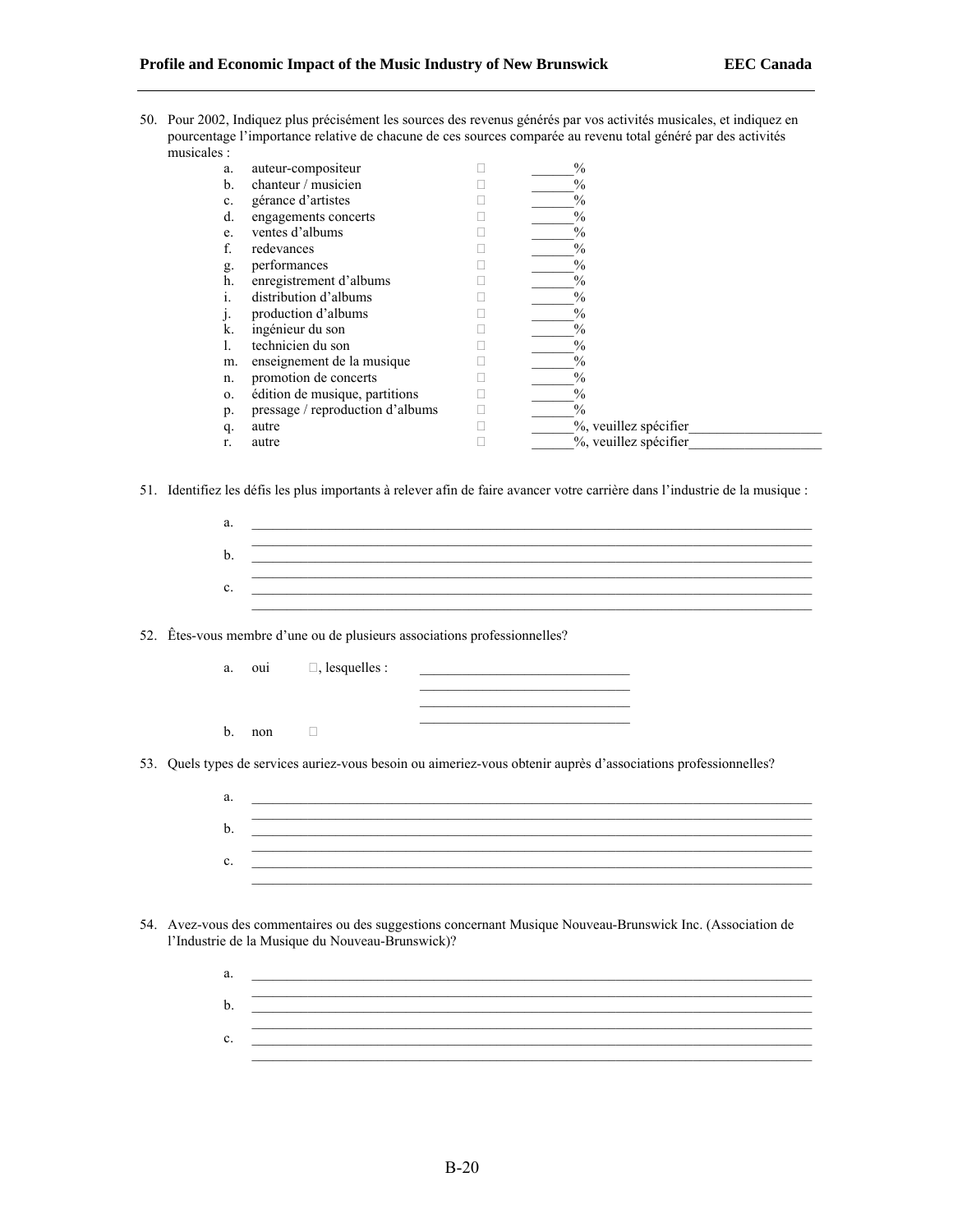50. Pour 2002, Indiquez plus précisément les sources des revenus générés par vos activités musicales, et indiquez en pourcentage l'importance relative de chacune de ces sources comparée au revenu total généré par des activités musicales :

    a. auteur-compositeur ☐ ______%
    b. chanteur / musicien ☐ ______%
    c. gérance d'artistes ☐ ______%
    d. engagements concerts ☐ ______%
    e. ventes d'albums ☐ ______%
    f. redevances ☐ ______%
    g. performances ☐ ______%
    h. enregistrement d'albums ☐ ______%
    i. distribution d'albums ☐ ______%
    j. production d'albums ☐ ______%
    k. ingénieur du son ☐ ______%
    l. technicien du son ☐ ______%
    m. enseignement de la musique ☐ ______%
    n. promotion de concerts ☐ ______%
    o. édition de musique, partitions ☐ ______%
    p. pressage / reproduction d'albums ☐ ______%
    q. autre ☐ ______%, veuillez spécifier___________________
    r. autre ☐ ______%, veuillez spécifier___________________

51. Identifiez les défis les plus importants à relever afin de faire avancer votre carrière dans l'industrie de la musique :

    a. ________________________________________________________________________________
    b. ________________________________________________________________________________
    c. ________________________________________________________________________________

52. Êtes-vous membre d'une ou de plusieurs associations professionnelles?

    a. oui ☐, lesquelles : ______________________________
    b. non ☐

53. Quels types de services auriez-vous besoin ou aimeriez-vous obtenir auprès d'associations professionnelles?

    a. ________________________________________________________________________________
    b. ________________________________________________________________________________
    c. ________________________________________________________________________________

54. Avez-vous des commentaires ou des suggestions concernant Musique Nouveau-Brunswick Inc. (Association de l'Industrie de la Musique du Nouveau-Brunswick)?

    a. ________________________________________________________________________________
    b. ________________________________________________________________________________
    c. ________________________________________________________________________________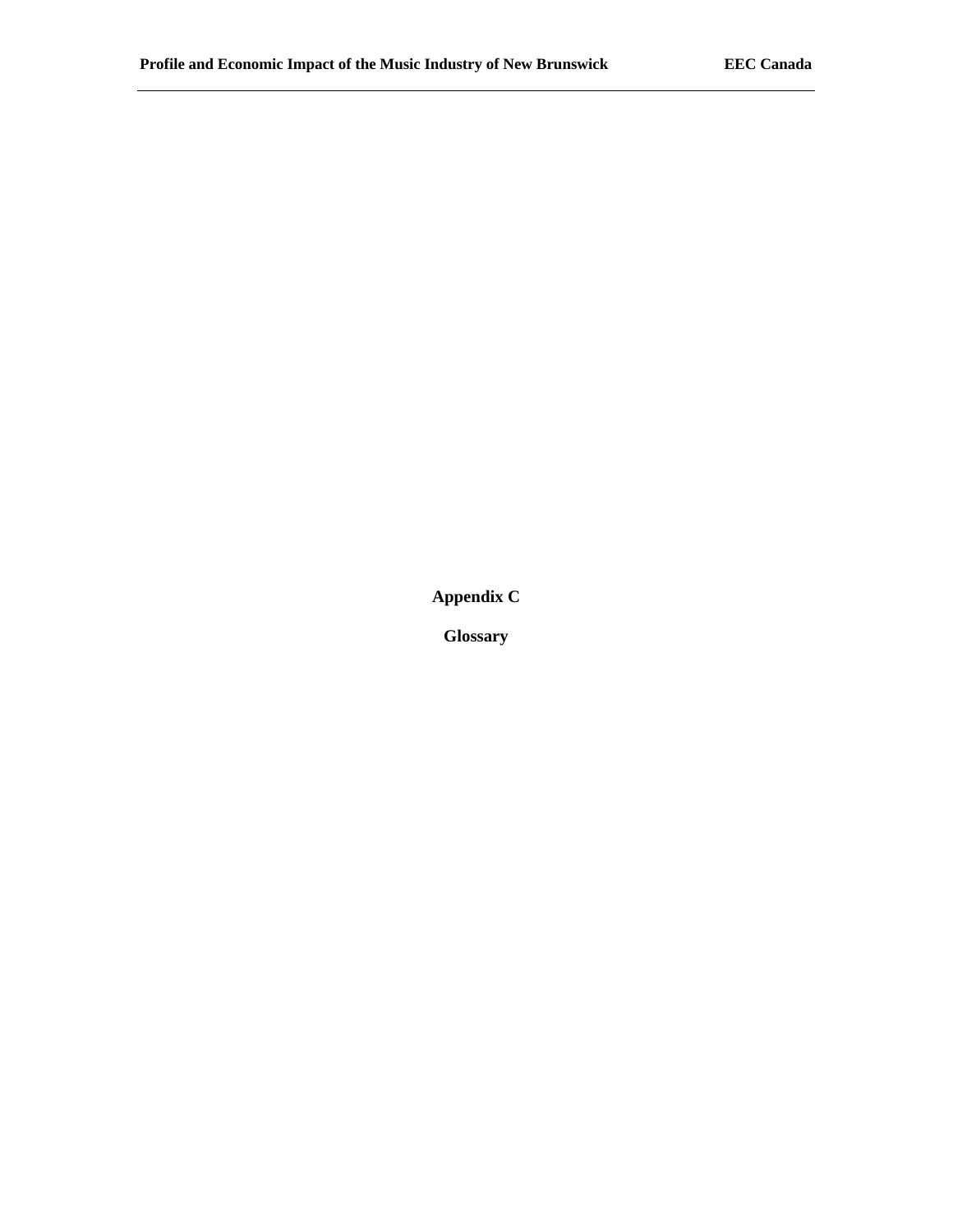# Appendix C

## Glossary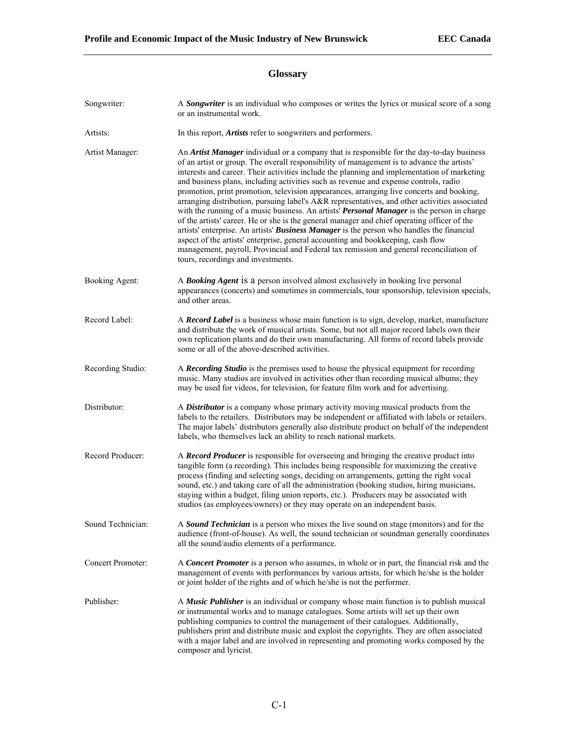# Glossary

| | |
|---|---|
| Songwriter: | A ***Songwriter*** is an individual who composes or writes the lyrics or musical score of a song or an instrumental work. |
| Artists: | In this report, ***Artists*** refer to songwriters and performers. |
| Artist Manager: | An ***Artist Manager*** individual or a company that is responsible for the day-to-day business of an artist or group. The overall responsibility of management is to advance the artists' interests and career. Their activities include the planning and implementation of marketing and business plans, including activities such as revenue and expense controls, radio promotion, print promotion, television appearances, arranging live concerts and booking, arranging distribution, pursuing label's A&R representatives, and other activities associated with the running of a music business. An artists' ***Personal Manager*** is the person in charge of the artists' career. He or she is the general manager and chief operating officer of the artists' enterprise. An artists' ***Business Manager*** is the person who handles the financial aspect of the artists' enterprise, general accounting and bookkeeping, cash flow management, payroll, Provincial and Federal tax remission and general reconciliation of tours, recordings and investments. |
| Booking Agent: | A ***Booking Agent*** is a person involved almost exclusively in booking live personal appearances (concerts) and sometimes in commercials, tour sponsorship, television specials, and other areas. |
| Record Label: | A ***Record Label*** is a business whose main function is to sign, develop, market, manufacture and distribute the work of musical artists. Some, but not all major record labels own their own replication plants and do their own manufacturing. All forms of record labels provide some or all of the above-described activities. |
| Recording Studio: | A ***Recording Studio*** is the premises used to house the physical equipment for recording music. Many studios are involved in activities other than recording musical albums; they may be used for videos, for television, for feature film work and for advertising. |
| Distributor: | A ***Distributor*** is a company whose primary activity moving musical products from the labels to the retailers. Distributors may be independent or affiliated with labels or retailers. The major labels' distributors generally also distribute product on behalf of the independent labels, who themselves lack an ability to reach national markets. |
| Record Producer: | A ***Record Producer*** is responsible for overseeing and bringing the creative product into tangible form (a recording). This includes being responsible for maximizing the creative process (finding and selecting songs, deciding on arrangements, getting the right vocal sound, etc.) and taking care of all the administration (booking studios, hiring musicians, staying within a budget, filing union reports, etc.). Producers may be associated with studios (as employees/owners) or they may operate on an independent basis. |
| Sound Technician: | A ***Sound Technician*** is a person who mixes the live sound on stage (monitors) and for the audience (front-of-house). As well, the sound technician or soundman generally coordinates all the sound/audio elements of a performance. |
| Concert Promoter: | A ***Concert Promoter*** is a person who assumes, in whole or in part, the financial risk and the management of events with performances by various artists, for which he/she is the holder or joint holder of the rights and of which he/she is not the performer. |
| Publisher: | A ***Music Publisher*** is an individual or company whose main function is to publish musical or instrumental works and to manage catalogues. Some artists will set up their own publishing companies to control the management of their catalogues. Additionally, publishers print and distribute music and exploit the copyrights. They are often associated with a major label and are involved in representing and promoting works composed by the composer and lyricist. |